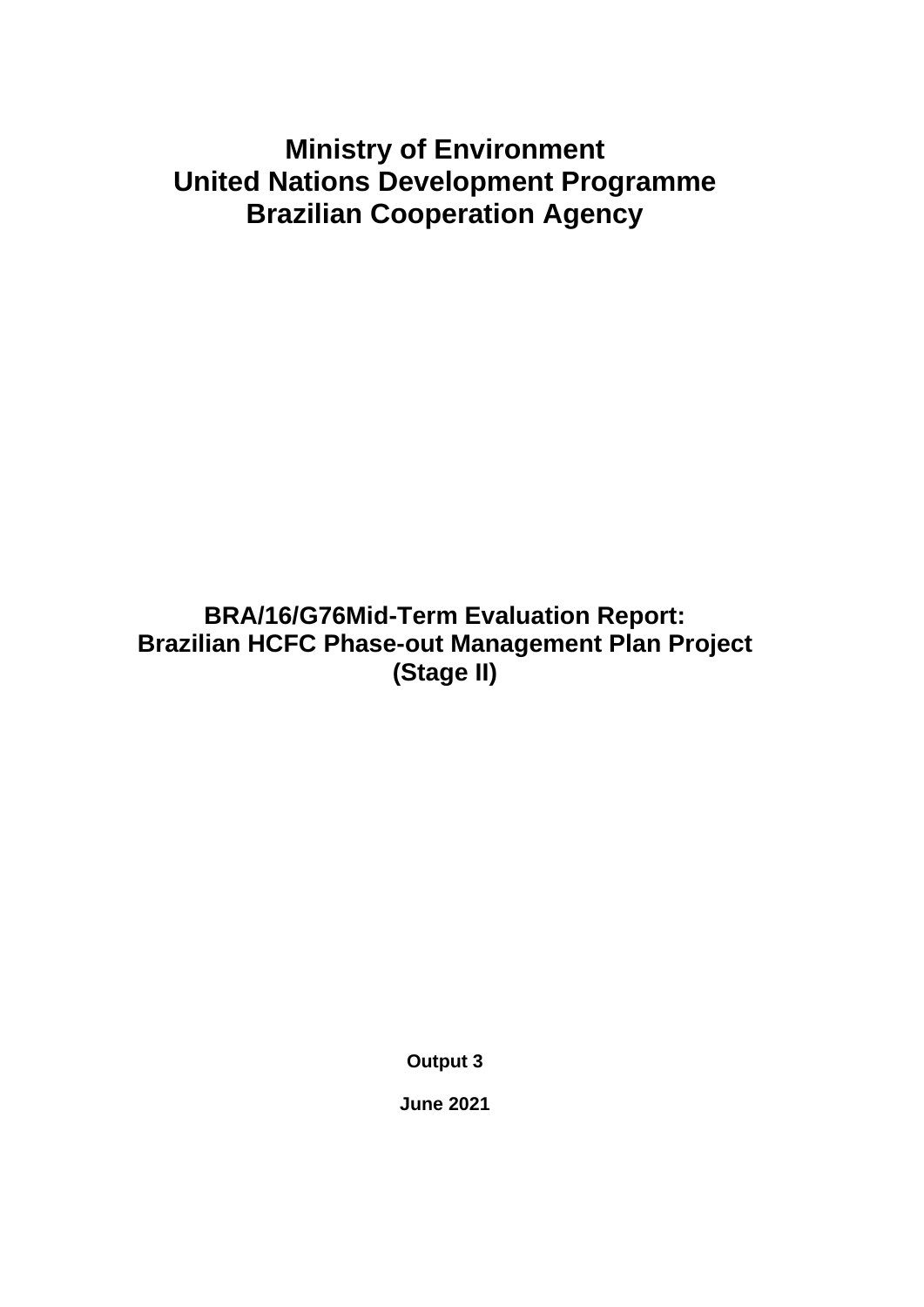# Ministry of Environment
# United Nations Development Programme
# Brazilian Cooperation Agency

## BRA/16/G76Mid-Term Evaluation Report: Brazilian HCFC Phase-out Management Plan Project (Stage II)

**Output 3**

**June 2021**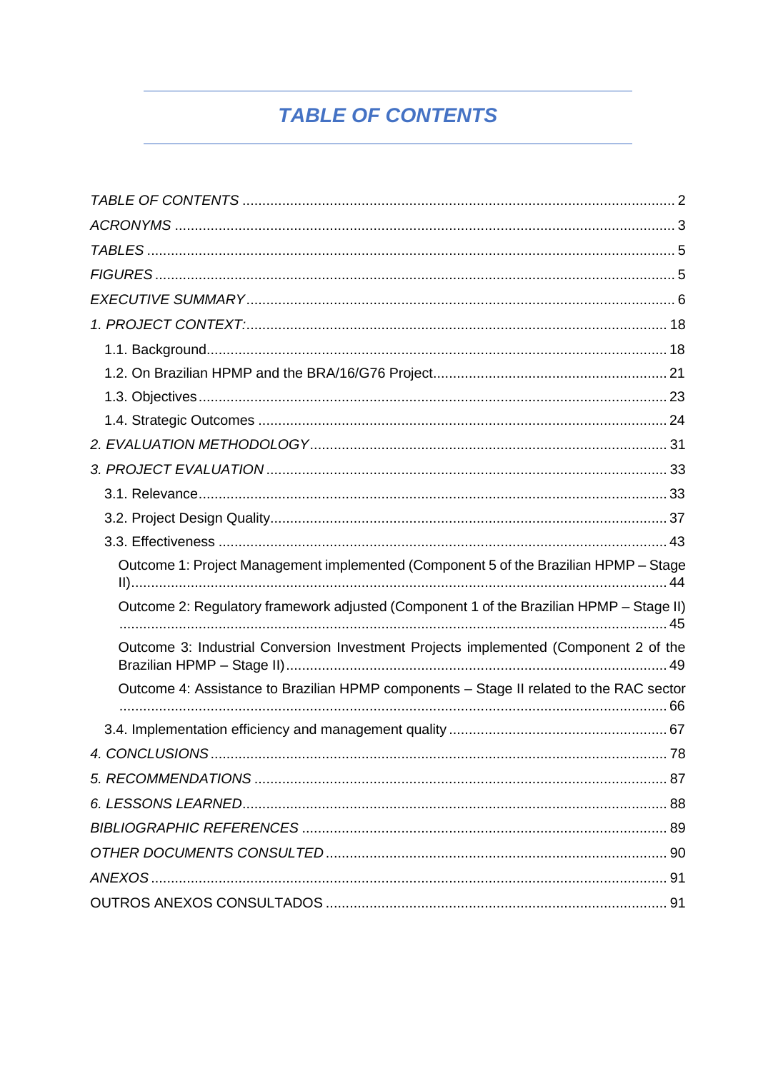# *TABLE OF CONTENTS*

*TABLE OF CONTENTS* ........ 2
*ACRONYMS* ........ 3
*TABLES* ........ 5
*FIGURES* ........ 5
*EXECUTIVE SUMMARY* ........ 6
*1. PROJECT CONTEXT:* ........ 18
- 1.1. Background ........ 18
- 1.2. On Brazilian HPMP and the BRA/16/G76 Project ........ 21
- 1.3. Objectives ........ 23
- 1.4. Strategic Outcomes ........ 24

*2. EVALUATION METHODOLOGY* ........ 31
*3. PROJECT EVALUATION* ........ 33
- 3.1. Relevance ........ 33
- 3.2. Project Design Quality ........ 37
- 3.3. Effectiveness ........ 43
  - Outcome 1: Project Management implemented (Component 5 of the Brazilian HPMP – Stage II) ........ 44
  - Outcome 2: Regulatory framework adjusted (Component 1 of the Brazilian HPMP – Stage II) ........ 45
  - Outcome 3: Industrial Conversion Investment Projects implemented (Component 2 of the Brazilian HPMP – Stage II) ........ 49
  - Outcome 4: Assistance to Brazilian HPMP components – Stage II related to the RAC sector ........ 66
- 3.4. Implementation efficiency and management quality ........ 67

*4. CONCLUSIONS* ........ 78
*5. RECOMMENDATIONS* ........ 87
*6. LESSONS LEARNED* ........ 88
*BIBLIOGRAPHIC REFERENCES* ........ 89
*OTHER DOCUMENTS CONSULTED* ........ 90
*ANEXOS* ........ 91
OUTROS ANEXOS CONSULTADOS ........ 91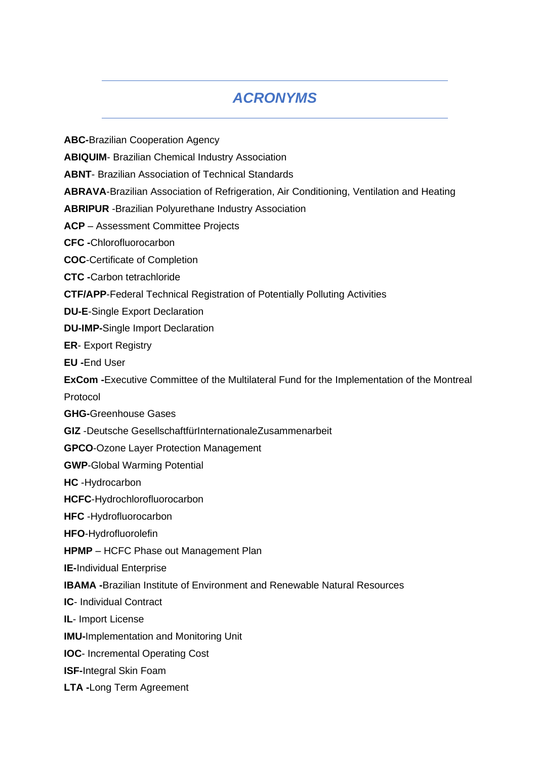# *ACRONYMS*

**ABC-**Brazilian Cooperation Agency

**ABIQUIM**- Brazilian Chemical Industry Association

**ABNT**- Brazilian Association of Technical Standards

**ABRAVA**-Brazilian Association of Refrigeration, Air Conditioning, Ventilation and Heating

**ABRIPUR** -Brazilian Polyurethane Industry Association

**ACP** – Assessment Committee Projects

**CFC -**Chlorofluorocarbon

**COC**-Certificate of Completion

**CTC -**Carbon tetrachloride

**CTF/APP**-Federal Technical Registration of Potentially Polluting Activities

**DU-E**-Single Export Declaration

**DU-IMP-**Single Import Declaration

**ER**- Export Registry

**EU -**End User

**ExCom -**Executive Committee of the Multilateral Fund for the Implementation of the Montreal Protocol

**GHG-**Greenhouse Gases

**GIZ** -Deutsche GesellschaftfürInternationaleZusammenarbeit

**GPCO**-Ozone Layer Protection Management

**GWP**-Global Warming Potential

**HC** -Hydrocarbon

**HCFC**-Hydrochlorofluorocarbon

**HFC** -Hydrofluorocarbon

**HFO**-Hydrofluorolefin

**HPMP** – HCFC Phase out Management Plan

**IE-**Individual Enterprise

**IBAMA -**Brazilian Institute of Environment and Renewable Natural Resources

**IC**- Individual Contract

**IL**- Import License

**IMU-**Implementation and Monitoring Unit

**IOC**- Incremental Operating Cost

**ISF-**Integral Skin Foam

**LTA -**Long Term Agreement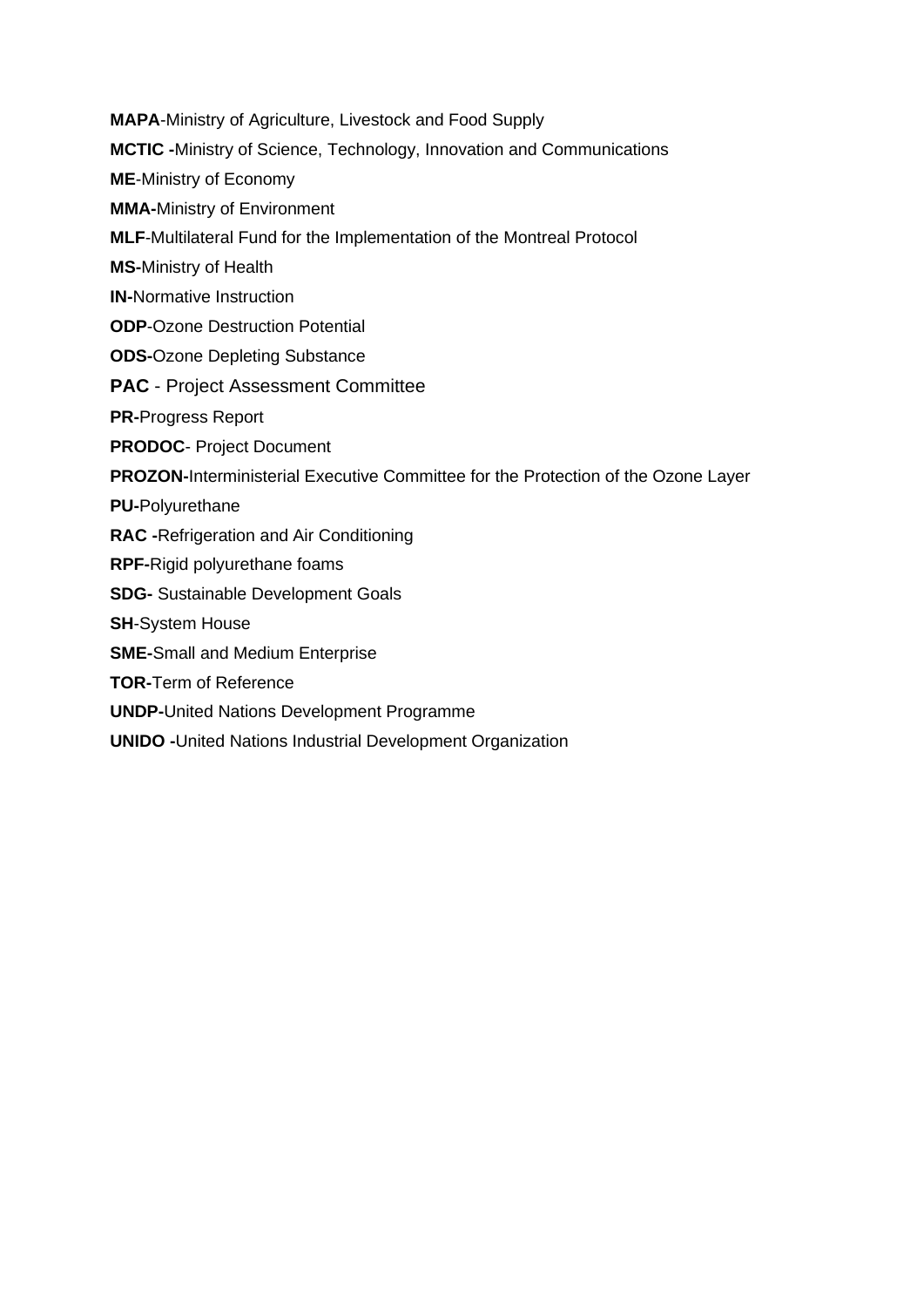**MAPA**-Ministry of Agriculture, Livestock and Food Supply

**MCTIC -**Ministry of Science, Technology, Innovation and Communications

**ME**-Ministry of Economy

**MMA-**Ministry of Environment

**MLF**-Multilateral Fund for the Implementation of the Montreal Protocol

**MS-**Ministry of Health

**IN-**Normative Instruction

**ODP**-Ozone Destruction Potential

**ODS-**Ozone Depleting Substance

**PAC** - Project Assessment Committee

**PR-**Progress Report

**PRODOC**- Project Document

**PROZON-**Interministerial Executive Committee for the Protection of the Ozone Layer

**PU-**Polyurethane

**RAC -**Refrigeration and Air Conditioning

**RPF-**Rigid polyurethane foams

**SDG-** Sustainable Development Goals

**SH**-System House

**SME-**Small and Medium Enterprise

**TOR-**Term of Reference

**UNDP-**United Nations Development Programme

**UNIDO -**United Nations Industrial Development Organization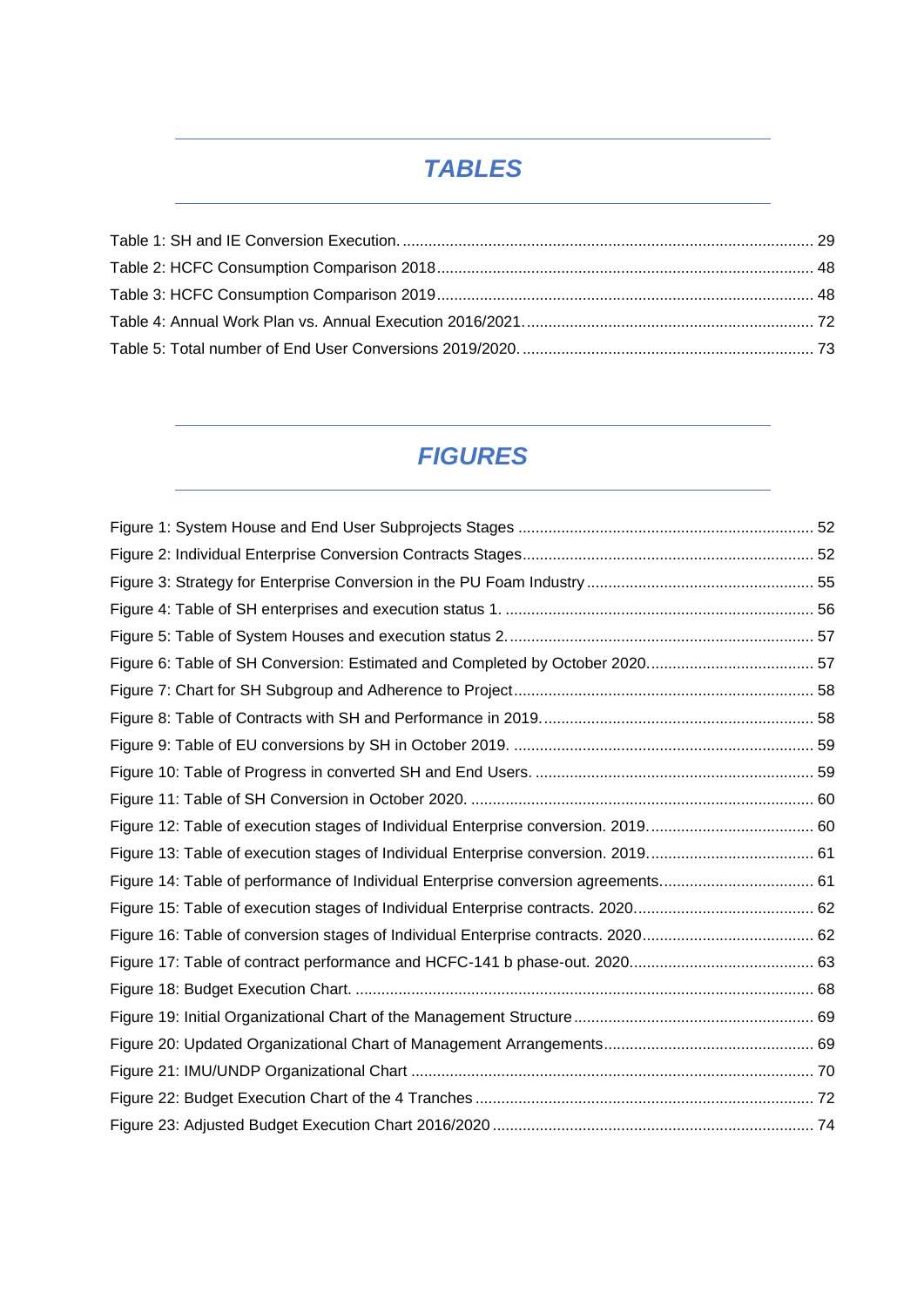## *TABLES*

Table 1: SH and IE Conversion Execution. ............................................................................................... 29
Table 2: HCFC Consumption Comparison 2018....................................................................................... 48
Table 3: HCFC Consumption Comparison 2019....................................................................................... 48
Table 4: Annual Work Plan vs. Annual Execution 2016/2021.................................................................. 72
Table 5: Total number of End User Conversions 2019/2020. .................................................................. 73

## *FIGURES*

Figure 1: System House and End User Subprojects Stages .................................................................... 52
Figure 2: Individual Enterprise Conversion Contracts Stages................................................................... 52
Figure 3: Strategy for Enterprise Conversion in the PU Foam Industry .................................................... 55
Figure 4: Table of SH enterprises and execution status 1. ....................................................................... 56
Figure 5: Table of System Houses and execution status 2....................................................................... 57
Figure 6: Table of SH Conversion: Estimated and Completed by October 2020...................................... 57
Figure 7: Chart for SH Subgroup and Adherence to Project..................................................................... 58
Figure 8: Table of Contracts with SH and Performance in 2019.............................................................. 58
Figure 9: Table of EU conversions by SH in October 2019. ..................................................................... 59
Figure 10: Table of Progress in converted SH and End Users. ................................................................ 59
Figure 11: Table of SH Conversion in October 2020. ............................................................................... 60
Figure 12: Table of execution stages of Individual Enterprise conversion. 2019...................................... 60
Figure 13: Table of execution stages of Individual Enterprise conversion. 2019...................................... 61
Figure 14: Table of performance of Individual Enterprise conversion agreements................................... 61
Figure 15: Table of execution stages of Individual Enterprise contracts. 2020......................................... 62
Figure 16: Table of conversion stages of Individual Enterprise contracts. 2020....................................... 62
Figure 17: Table of contract performance and HCFC-141 b phase-out. 2020.......................................... 63
Figure 18: Budget Execution Chart. .......................................................................................................... 68
Figure 19: Initial Organizational Chart of the Management Structure....................................................... 69
Figure 20: Updated Organizational Chart of Management Arrangements................................................ 69
Figure 21: IMU/UNDP Organizational Chart ............................................................................................. 70
Figure 22: Budget Execution Chart of the 4 Tranches .............................................................................. 72
Figure 23: Adjusted Budget Execution Chart 2016/2020 .......................................................................... 74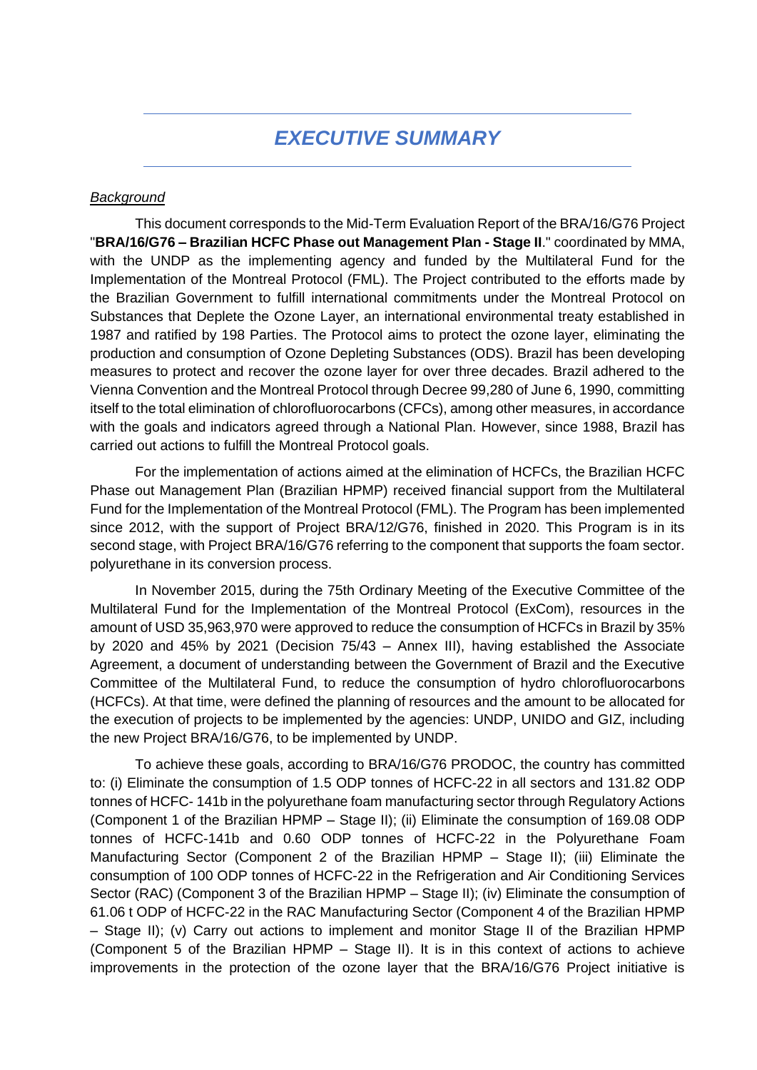# *EXECUTIVE SUMMARY*

*Background*

This document corresponds to the Mid-Term Evaluation Report of the BRA/16/G76 Project "**BRA/16/G76 – Brazilian HCFC Phase out Management Plan - Stage II**." coordinated by MMA, with the UNDP as the implementing agency and funded by the Multilateral Fund for the Implementation of the Montreal Protocol (FML). The Project contributed to the efforts made by the Brazilian Government to fulfill international commitments under the Montreal Protocol on Substances that Deplete the Ozone Layer, an international environmental treaty established in 1987 and ratified by 198 Parties. The Protocol aims to protect the ozone layer, eliminating the production and consumption of Ozone Depleting Substances (ODS). Brazil has been developing measures to protect and recover the ozone layer for over three decades. Brazil adhered to the Vienna Convention and the Montreal Protocol through Decree 99,280 of June 6, 1990, committing itself to the total elimination of chlorofluorocarbons (CFCs), among other measures, in accordance with the goals and indicators agreed through a National Plan. However, since 1988, Brazil has carried out actions to fulfill the Montreal Protocol goals.

For the implementation of actions aimed at the elimination of HCFCs, the Brazilian HCFC Phase out Management Plan (Brazilian HPMP) received financial support from the Multilateral Fund for the Implementation of the Montreal Protocol (FML). The Program has been implemented since 2012, with the support of Project BRA/12/G76, finished in 2020. This Program is in its second stage, with Project BRA/16/G76 referring to the component that supports the foam sector. polyurethane in its conversion process.

In November 2015, during the 75th Ordinary Meeting of the Executive Committee of the Multilateral Fund for the Implementation of the Montreal Protocol (ExCom), resources in the amount of USD 35,963,970 were approved to reduce the consumption of HCFCs in Brazil by 35% by 2020 and 45% by 2021 (Decision 75/43 – Annex III), having established the Associate Agreement, a document of understanding between the Government of Brazil and the Executive Committee of the Multilateral Fund, to reduce the consumption of hydro chlorofluorocarbons (HCFCs). At that time, were defined the planning of resources and the amount to be allocated for the execution of projects to be implemented by the agencies: UNDP, UNIDO and GIZ, including the new Project BRA/16/G76, to be implemented by UNDP.

To achieve these goals, according to BRA/16/G76 PRODOC, the country has committed to: (i) Eliminate the consumption of 1.5 ODP tonnes of HCFC-22 in all sectors and 131.82 ODP tonnes of HCFC- 141b in the polyurethane foam manufacturing sector through Regulatory Actions (Component 1 of the Brazilian HPMP – Stage II); (ii) Eliminate the consumption of 169.08 ODP tonnes of HCFC-141b and 0.60 ODP tonnes of HCFC-22 in the Polyurethane Foam Manufacturing Sector (Component 2 of the Brazilian HPMP – Stage II); (iii) Eliminate the consumption of 100 ODP tonnes of HCFC-22 in the Refrigeration and Air Conditioning Services Sector (RAC) (Component 3 of the Brazilian HPMP – Stage II); (iv) Eliminate the consumption of 61.06 t ODP of HCFC-22 in the RAC Manufacturing Sector (Component 4 of the Brazilian HPMP – Stage II); (v) Carry out actions to implement and monitor Stage II of the Brazilian HPMP (Component 5 of the Brazilian HPMP – Stage II). It is in this context of actions to achieve improvements in the protection of the ozone layer that the BRA/16/G76 Project initiative is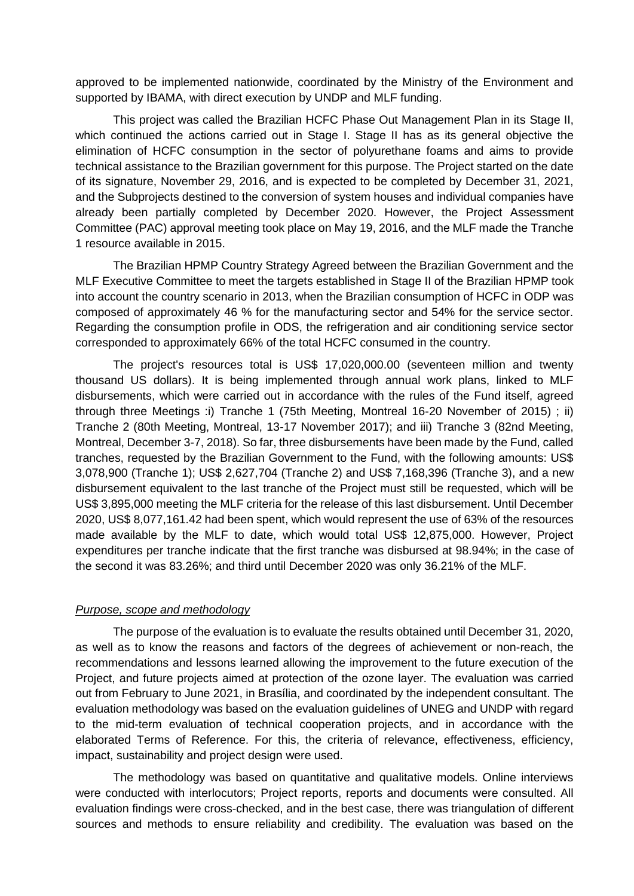approved to be implemented nationwide, coordinated by the Ministry of the Environment and supported by IBAMA, with direct execution by UNDP and MLF funding.

This project was called the Brazilian HCFC Phase Out Management Plan in its Stage II, which continued the actions carried out in Stage I. Stage II has as its general objective the elimination of HCFC consumption in the sector of polyurethane foams and aims to provide technical assistance to the Brazilian government for this purpose. The Project started on the date of its signature, November 29, 2016, and is expected to be completed by December 31, 2021, and the Subprojects destined to the conversion of system houses and individual companies have already been partially completed by December 2020. However, the Project Assessment Committee (PAC) approval meeting took place on May 19, 2016, and the MLF made the Tranche 1 resource available in 2015.

The Brazilian HPMP Country Strategy Agreed between the Brazilian Government and the MLF Executive Committee to meet the targets established in Stage II of the Brazilian HPMP took into account the country scenario in 2013, when the Brazilian consumption of HCFC in ODP was composed of approximately 46 % for the manufacturing sector and 54% for the service sector. Regarding the consumption profile in ODS, the refrigeration and air conditioning service sector corresponded to approximately 66% of the total HCFC consumed in the country.

The project's resources total is US$ 17,020,000.00 (seventeen million and twenty thousand US dollars). It is being implemented through annual work plans, linked to MLF disbursements, which were carried out in accordance with the rules of the Fund itself, agreed through three Meetings :i) Tranche 1 (75th Meeting, Montreal 16-20 November of 2015) ; ii) Tranche 2 (80th Meeting, Montreal, 13-17 November 2017); and iii) Tranche 3 (82nd Meeting, Montreal, December 3-7, 2018). So far, three disbursements have been made by the Fund, called tranches, requested by the Brazilian Government to the Fund, with the following amounts: US$ 3,078,900 (Tranche 1); US$ 2,627,704 (Tranche 2) and US$ 7,168,396 (Tranche 3), and a new disbursement equivalent to the last tranche of the Project must still be requested, which will be US$ 3,895,000 meeting the MLF criteria for the release of this last disbursement. Until December 2020, US$ 8,077,161.42 had been spent, which would represent the use of 63% of the resources made available by the MLF to date, which would total US$ 12,875,000. However, Project expenditures per tranche indicate that the first tranche was disbursed at 98.94%; in the case of the second it was 83.26%; and third until December 2020 was only 36.21% of the MLF.

*Purpose, scope and methodology*

The purpose of the evaluation is to evaluate the results obtained until December 31, 2020, as well as to know the reasons and factors of the degrees of achievement or non-reach, the recommendations and lessons learned allowing the improvement to the future execution of the Project, and future projects aimed at protection of the ozone layer. The evaluation was carried out from February to June 2021, in Brasília, and coordinated by the independent consultant. The evaluation methodology was based on the evaluation guidelines of UNEG and UNDP with regard to the mid-term evaluation of technical cooperation projects, and in accordance with the elaborated Terms of Reference. For this, the criteria of relevance, effectiveness, efficiency, impact, sustainability and project design were used.

The methodology was based on quantitative and qualitative models. Online interviews were conducted with interlocutors; Project reports, reports and documents were consulted. All evaluation findings were cross-checked, and in the best case, there was triangulation of different sources and methods to ensure reliability and credibility. The evaluation was based on the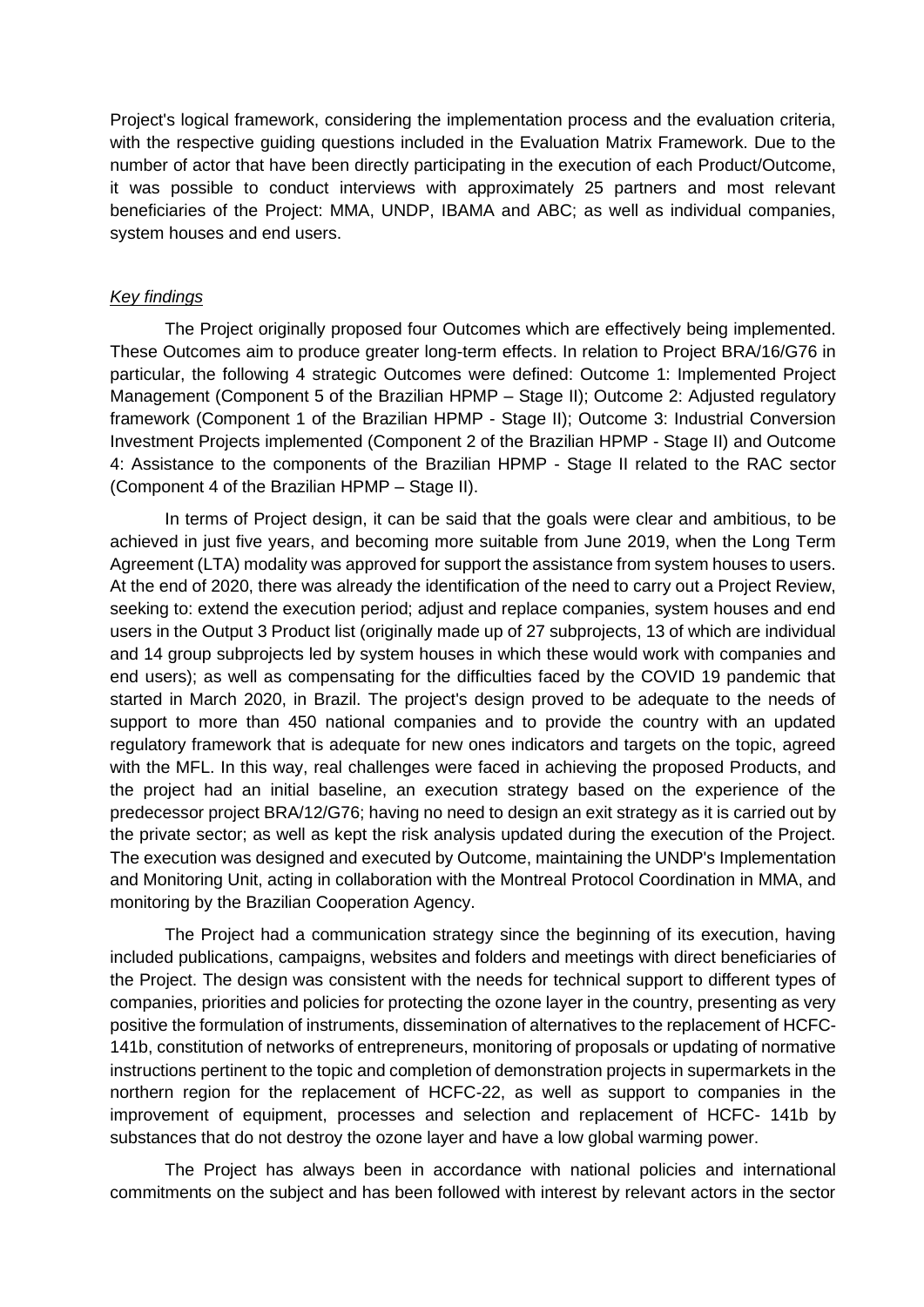Project's logical framework, considering the implementation process and the evaluation criteria, with the respective guiding questions included in the Evaluation Matrix Framework. Due to the number of actor that have been directly participating in the execution of each Product/Outcome, it was possible to conduct interviews with approximately 25 partners and most relevant beneficiaries of the Project: MMA, UNDP, IBAMA and ABC; as well as individual companies, system houses and end users.

*Key findings*

The Project originally proposed four Outcomes which are effectively being implemented. These Outcomes aim to produce greater long-term effects. In relation to Project BRA/16/G76 in particular, the following 4 strategic Outcomes were defined: Outcome 1: Implemented Project Management (Component 5 of the Brazilian HPMP – Stage II); Outcome 2: Adjusted regulatory framework (Component 1 of the Brazilian HPMP - Stage II); Outcome 3: Industrial Conversion Investment Projects implemented (Component 2 of the Brazilian HPMP - Stage II) and Outcome 4: Assistance to the components of the Brazilian HPMP - Stage II related to the RAC sector (Component 4 of the Brazilian HPMP – Stage II).

In terms of Project design, it can be said that the goals were clear and ambitious, to be achieved in just five years, and becoming more suitable from June 2019, when the Long Term Agreement (LTA) modality was approved for support the assistance from system houses to users. At the end of 2020, there was already the identification of the need to carry out a Project Review, seeking to: extend the execution period; adjust and replace companies, system houses and end users in the Output 3 Product list (originally made up of 27 subprojects, 13 of which are individual and 14 group subprojects led by system houses in which these would work with companies and end users); as well as compensating for the difficulties faced by the COVID 19 pandemic that started in March 2020, in Brazil. The project's design proved to be adequate to the needs of support to more than 450 national companies and to provide the country with an updated regulatory framework that is adequate for new ones indicators and targets on the topic, agreed with the MFL. In this way, real challenges were faced in achieving the proposed Products, and the project had an initial baseline, an execution strategy based on the experience of the predecessor project BRA/12/G76; having no need to design an exit strategy as it is carried out by the private sector; as well as kept the risk analysis updated during the execution of the Project. The execution was designed and executed by Outcome, maintaining the UNDP's Implementation and Monitoring Unit, acting in collaboration with the Montreal Protocol Coordination in MMA, and monitoring by the Brazilian Cooperation Agency.

The Project had a communication strategy since the beginning of its execution, having included publications, campaigns, websites and folders and meetings with direct beneficiaries of the Project. The design was consistent with the needs for technical support to different types of companies, priorities and policies for protecting the ozone layer in the country, presenting as very positive the formulation of instruments, dissemination of alternatives to the replacement of HCFC-141b, constitution of networks of entrepreneurs, monitoring of proposals or updating of normative instructions pertinent to the topic and completion of demonstration projects in supermarkets in the northern region for the replacement of HCFC-22, as well as support to companies in the improvement of equipment, processes and selection and replacement of HCFC- 141b by substances that do not destroy the ozone layer and have a low global warming power.

The Project has always been in accordance with national policies and international commitments on the subject and has been followed with interest by relevant actors in the sector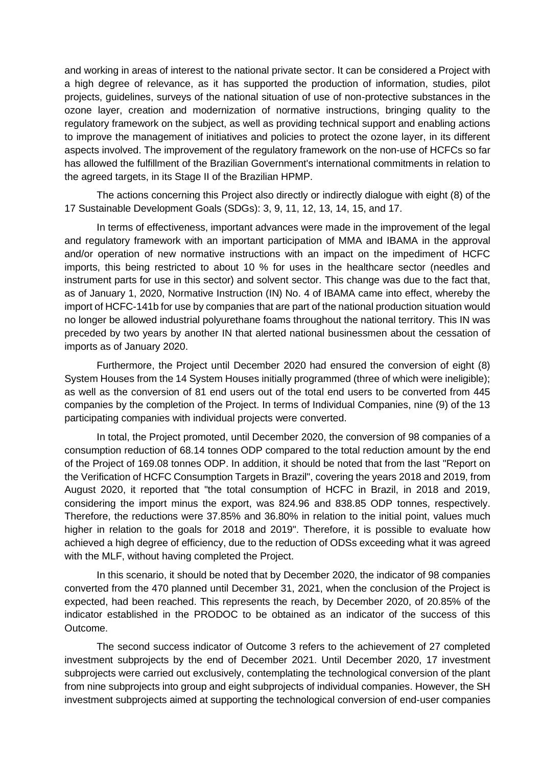and working in areas of interest to the national private sector. It can be considered a Project with a high degree of relevance, as it has supported the production of information, studies, pilot projects, guidelines, surveys of the national situation of use of non-protective substances in the ozone layer, creation and modernization of normative instructions, bringing quality to the regulatory framework on the subject, as well as providing technical support and enabling actions to improve the management of initiatives and policies to protect the ozone layer, in its different aspects involved. The improvement of the regulatory framework on the non-use of HCFCs so far has allowed the fulfillment of the Brazilian Government's international commitments in relation to the agreed targets, in its Stage II of the Brazilian HPMP.

The actions concerning this Project also directly or indirectly dialogue with eight (8) of the 17 Sustainable Development Goals (SDGs): 3, 9, 11, 12, 13, 14, 15, and 17.

In terms of effectiveness, important advances were made in the improvement of the legal and regulatory framework with an important participation of MMA and IBAMA in the approval and/or operation of new normative instructions with an impact on the impediment of HCFC imports, this being restricted to about 10 % for uses in the healthcare sector (needles and instrument parts for use in this sector) and solvent sector. This change was due to the fact that, as of January 1, 2020, Normative Instruction (IN) No. 4 of IBAMA came into effect, whereby the import of HCFC-141b for use by companies that are part of the national production situation would no longer be allowed industrial polyurethane foams throughout the national territory. This IN was preceded by two years by another IN that alerted national businessmen about the cessation of imports as of January 2020.

Furthermore, the Project until December 2020 had ensured the conversion of eight (8) System Houses from the 14 System Houses initially programmed (three of which were ineligible); as well as the conversion of 81 end users out of the total end users to be converted from 445 companies by the completion of the Project. In terms of Individual Companies, nine (9) of the 13 participating companies with individual projects were converted.

In total, the Project promoted, until December 2020, the conversion of 98 companies of a consumption reduction of 68.14 tonnes ODP compared to the total reduction amount by the end of the Project of 169.08 tonnes ODP. In addition, it should be noted that from the last "Report on the Verification of HCFC Consumption Targets in Brazil", covering the years 2018 and 2019, from August 2020, it reported that "the total consumption of HCFC in Brazil, in 2018 and 2019, considering the import minus the export, was 824.96 and 838.85 ODP tonnes, respectively. Therefore, the reductions were 37.85% and 36.80% in relation to the initial point, values much higher in relation to the goals for 2018 and 2019". Therefore, it is possible to evaluate how achieved a high degree of efficiency, due to the reduction of ODSs exceeding what it was agreed with the MLF, without having completed the Project.

In this scenario, it should be noted that by December 2020, the indicator of 98 companies converted from the 470 planned until December 31, 2021, when the conclusion of the Project is expected, had been reached. This represents the reach, by December 2020, of 20.85% of the indicator established in the PRODOC to be obtained as an indicator of the success of this Outcome.

The second success indicator of Outcome 3 refers to the achievement of 27 completed investment subprojects by the end of December 2021. Until December 2020, 17 investment subprojects were carried out exclusively, contemplating the technological conversion of the plant from nine subprojects into group and eight subprojects of individual companies. However, the SH investment subprojects aimed at supporting the technological conversion of end-user companies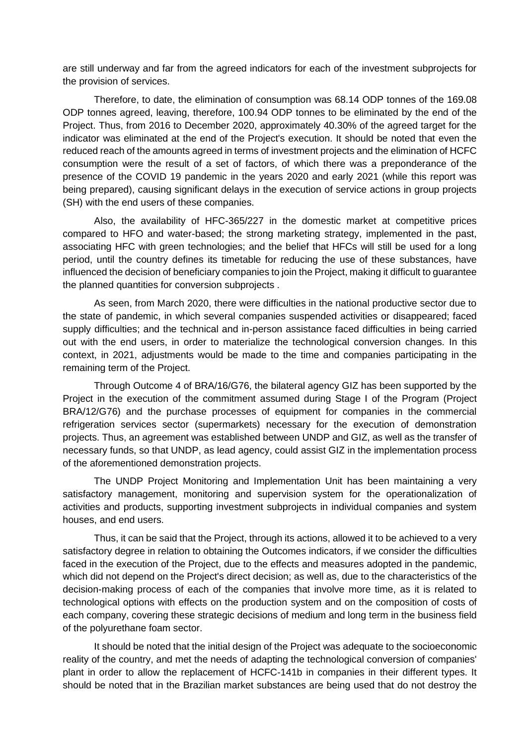are still underway and far from the agreed indicators for each of the investment subprojects for the provision of services.

Therefore, to date, the elimination of consumption was 68.14 ODP tonnes of the 169.08 ODP tonnes agreed, leaving, therefore, 100.94 ODP tonnes to be eliminated by the end of the Project. Thus, from 2016 to December 2020, approximately 40.30% of the agreed target for the indicator was eliminated at the end of the Project's execution. It should be noted that even the reduced reach of the amounts agreed in terms of investment projects and the elimination of HCFC consumption were the result of a set of factors, of which there was a preponderance of the presence of the COVID 19 pandemic in the years 2020 and early 2021 (while this report was being prepared), causing significant delays in the execution of service actions in group projects (SH) with the end users of these companies.

Also, the availability of HFC-365/227 in the domestic market at competitive prices compared to HFO and water-based; the strong marketing strategy, implemented in the past, associating HFC with green technologies; and the belief that HFCs will still be used for a long period, until the country defines its timetable for reducing the use of these substances, have influenced the decision of beneficiary companies to join the Project, making it difficult to guarantee the planned quantities for conversion subprojects .

As seen, from March 2020, there were difficulties in the national productive sector due to the state of pandemic, in which several companies suspended activities or disappeared; faced supply difficulties; and the technical and in-person assistance faced difficulties in being carried out with the end users, in order to materialize the technological conversion changes. In this context, in 2021, adjustments would be made to the time and companies participating in the remaining term of the Project.

Through Outcome 4 of BRA/16/G76, the bilateral agency GIZ has been supported by the Project in the execution of the commitment assumed during Stage I of the Program (Project BRA/12/G76) and the purchase processes of equipment for companies in the commercial refrigeration services sector (supermarkets) necessary for the execution of demonstration projects. Thus, an agreement was established between UNDP and GIZ, as well as the transfer of necessary funds, so that UNDP, as lead agency, could assist GIZ in the implementation process of the aforementioned demonstration projects.

The UNDP Project Monitoring and Implementation Unit has been maintaining a very satisfactory management, monitoring and supervision system for the operationalization of activities and products, supporting investment subprojects in individual companies and system houses, and end users.

Thus, it can be said that the Project, through its actions, allowed it to be achieved to a very satisfactory degree in relation to obtaining the Outcomes indicators, if we consider the difficulties faced in the execution of the Project, due to the effects and measures adopted in the pandemic, which did not depend on the Project's direct decision; as well as, due to the characteristics of the decision-making process of each of the companies that involve more time, as it is related to technological options with effects on the production system and on the composition of costs of each company, covering these strategic decisions of medium and long term in the business field of the polyurethane foam sector.

It should be noted that the initial design of the Project was adequate to the socioeconomic reality of the country, and met the needs of adapting the technological conversion of companies' plant in order to allow the replacement of HCFC-141b in companies in their different types. It should be noted that in the Brazilian market substances are being used that do not destroy the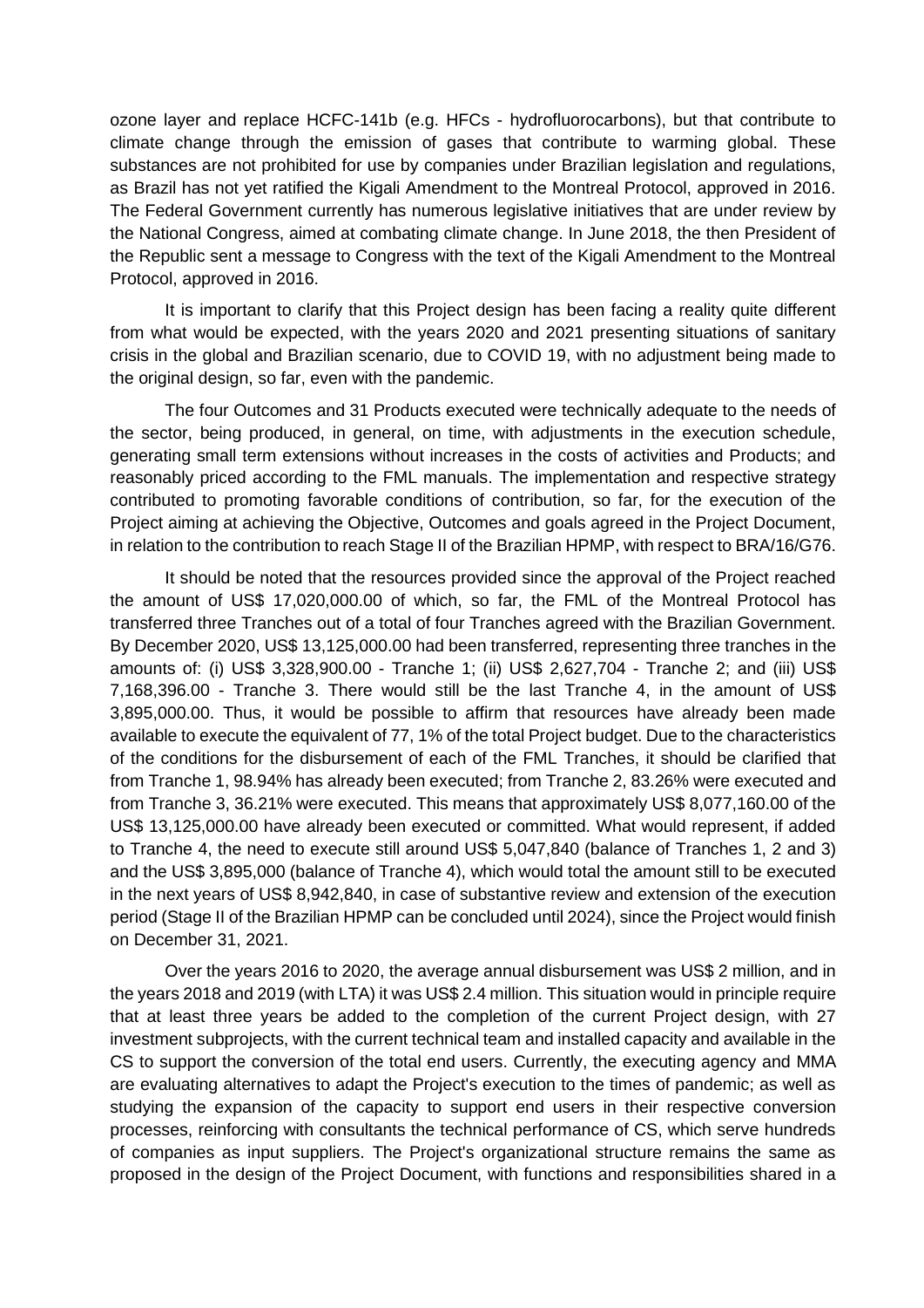ozone layer and replace HCFC-141b (e.g. HFCs - hydrofluorocarbons), but that contribute to climate change through the emission of gases that contribute to warming global. These substances are not prohibited for use by companies under Brazilian legislation and regulations, as Brazil has not yet ratified the Kigali Amendment to the Montreal Protocol, approved in 2016. The Federal Government currently has numerous legislative initiatives that are under review by the National Congress, aimed at combating climate change. In June 2018, the then President of the Republic sent a message to Congress with the text of the Kigali Amendment to the Montreal Protocol, approved in 2016.

It is important to clarify that this Project design has been facing a reality quite different from what would be expected, with the years 2020 and 2021 presenting situations of sanitary crisis in the global and Brazilian scenario, due to COVID 19, with no adjustment being made to the original design, so far, even with the pandemic.

The four Outcomes and 31 Products executed were technically adequate to the needs of the sector, being produced, in general, on time, with adjustments in the execution schedule, generating small term extensions without increases in the costs of activities and Products; and reasonably priced according to the FML manuals. The implementation and respective strategy contributed to promoting favorable conditions of contribution, so far, for the execution of the Project aiming at achieving the Objective, Outcomes and goals agreed in the Project Document, in relation to the contribution to reach Stage II of the Brazilian HPMP, with respect to BRA/16/G76.

It should be noted that the resources provided since the approval of the Project reached the amount of US$ 17,020,000.00 of which, so far, the FML of the Montreal Protocol has transferred three Tranches out of a total of four Tranches agreed with the Brazilian Government. By December 2020, US$ 13,125,000.00 had been transferred, representing three tranches in the amounts of: (i) US$ 3,328,900.00 - Tranche 1; (ii) US$ 2,627,704 - Tranche 2; and (iii) US$ 7,168,396.00 - Tranche 3. There would still be the last Tranche 4, in the amount of US$ 3,895,000.00. Thus, it would be possible to affirm that resources have already been made available to execute the equivalent of 77, 1% of the total Project budget. Due to the characteristics of the conditions for the disbursement of each of the FML Tranches, it should be clarified that from Tranche 1, 98.94% has already been executed; from Tranche 2, 83.26% were executed and from Tranche 3, 36.21% were executed. This means that approximately US$ 8,077,160.00 of the US$ 13,125,000.00 have already been executed or committed. What would represent, if added to Tranche 4, the need to execute still around US$ 5,047,840 (balance of Tranches 1, 2 and 3) and the US$ 3,895,000 (balance of Tranche 4), which would total the amount still to be executed in the next years of US$ 8,942,840, in case of substantive review and extension of the execution period (Stage II of the Brazilian HPMP can be concluded until 2024), since the Project would finish on December 31, 2021.

Over the years 2016 to 2020, the average annual disbursement was US$ 2 million, and in the years 2018 and 2019 (with LTA) it was US$ 2.4 million. This situation would in principle require that at least three years be added to the completion of the current Project design, with 27 investment subprojects, with the current technical team and installed capacity and available in the CS to support the conversion of the total end users. Currently, the executing agency and MMA are evaluating alternatives to adapt the Project's execution to the times of pandemic; as well as studying the expansion of the capacity to support end users in their respective conversion processes, reinforcing with consultants the technical performance of CS, which serve hundreds of companies as input suppliers. The Project's organizational structure remains the same as proposed in the design of the Project Document, with functions and responsibilities shared in a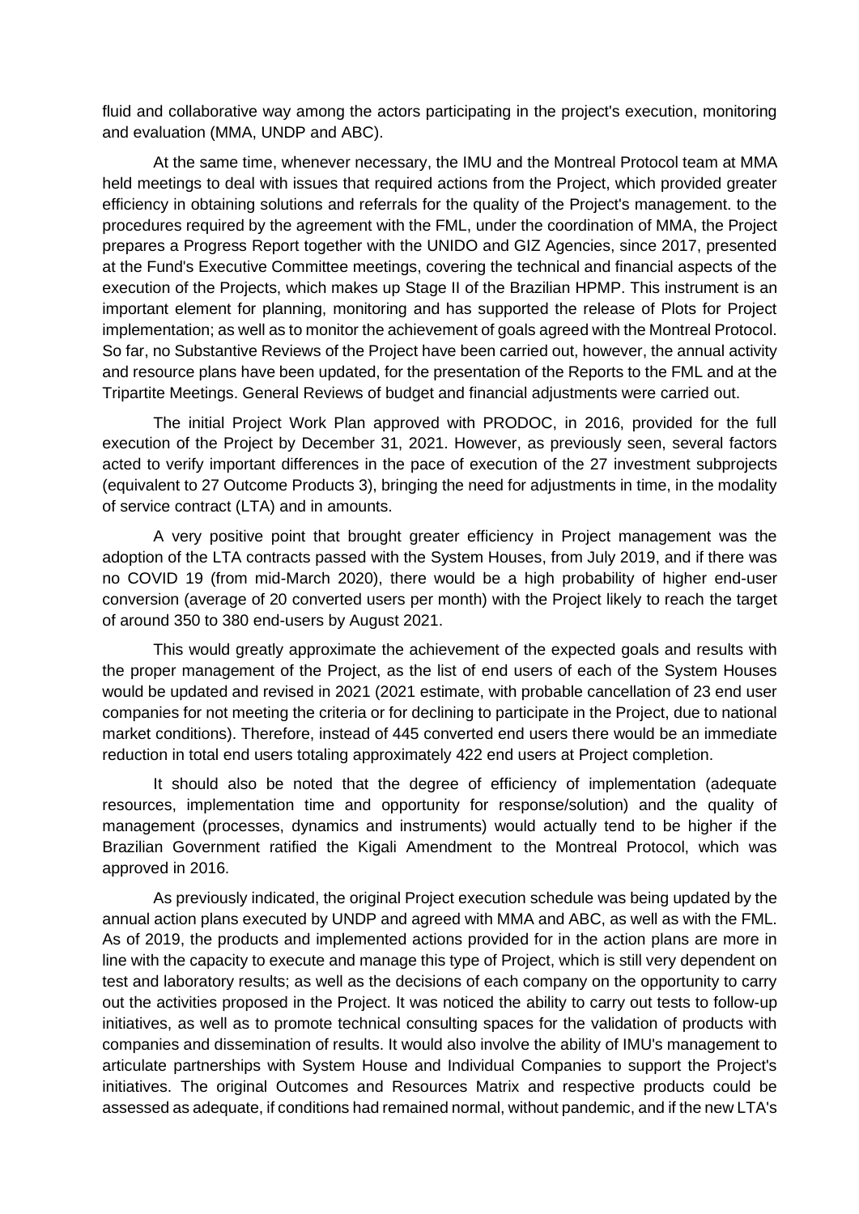fluid and collaborative way among the actors participating in the project's execution, monitoring and evaluation (MMA, UNDP and ABC).

At the same time, whenever necessary, the IMU and the Montreal Protocol team at MMA held meetings to deal with issues that required actions from the Project, which provided greater efficiency in obtaining solutions and referrals for the quality of the Project's management. to the procedures required by the agreement with the FML, under the coordination of MMA, the Project prepares a Progress Report together with the UNIDO and GIZ Agencies, since 2017, presented at the Fund's Executive Committee meetings, covering the technical and financial aspects of the execution of the Projects, which makes up Stage II of the Brazilian HPMP. This instrument is an important element for planning, monitoring and has supported the release of Plots for Project implementation; as well as to monitor the achievement of goals agreed with the Montreal Protocol. So far, no Substantive Reviews of the Project have been carried out, however, the annual activity and resource plans have been updated, for the presentation of the Reports to the FML and at the Tripartite Meetings. General Reviews of budget and financial adjustments were carried out.

The initial Project Work Plan approved with PRODOC, in 2016, provided for the full execution of the Project by December 31, 2021. However, as previously seen, several factors acted to verify important differences in the pace of execution of the 27 investment subprojects (equivalent to 27 Outcome Products 3), bringing the need for adjustments in time, in the modality of service contract (LTA) and in amounts.

A very positive point that brought greater efficiency in Project management was the adoption of the LTA contracts passed with the System Houses, from July 2019, and if there was no COVID 19 (from mid-March 2020), there would be a high probability of higher end-user conversion (average of 20 converted users per month) with the Project likely to reach the target of around 350 to 380 end-users by August 2021.

This would greatly approximate the achievement of the expected goals and results with the proper management of the Project, as the list of end users of each of the System Houses would be updated and revised in 2021 (2021 estimate, with probable cancellation of 23 end user companies for not meeting the criteria or for declining to participate in the Project, due to national market conditions). Therefore, instead of 445 converted end users there would be an immediate reduction in total end users totaling approximately 422 end users at Project completion.

It should also be noted that the degree of efficiency of implementation (adequate resources, implementation time and opportunity for response/solution) and the quality of management (processes, dynamics and instruments) would actually tend to be higher if the Brazilian Government ratified the Kigali Amendment to the Montreal Protocol, which was approved in 2016.

As previously indicated, the original Project execution schedule was being updated by the annual action plans executed by UNDP and agreed with MMA and ABC, as well as with the FML. As of 2019, the products and implemented actions provided for in the action plans are more in line with the capacity to execute and manage this type of Project, which is still very dependent on test and laboratory results; as well as the decisions of each company on the opportunity to carry out the activities proposed in the Project. It was noticed the ability to carry out tests to follow-up initiatives, as well as to promote technical consulting spaces for the validation of products with companies and dissemination of results. It would also involve the ability of IMU's management to articulate partnerships with System House and Individual Companies to support the Project's initiatives. The original Outcomes and Resources Matrix and respective products could be assessed as adequate, if conditions had remained normal, without pandemic, and if the new LTA's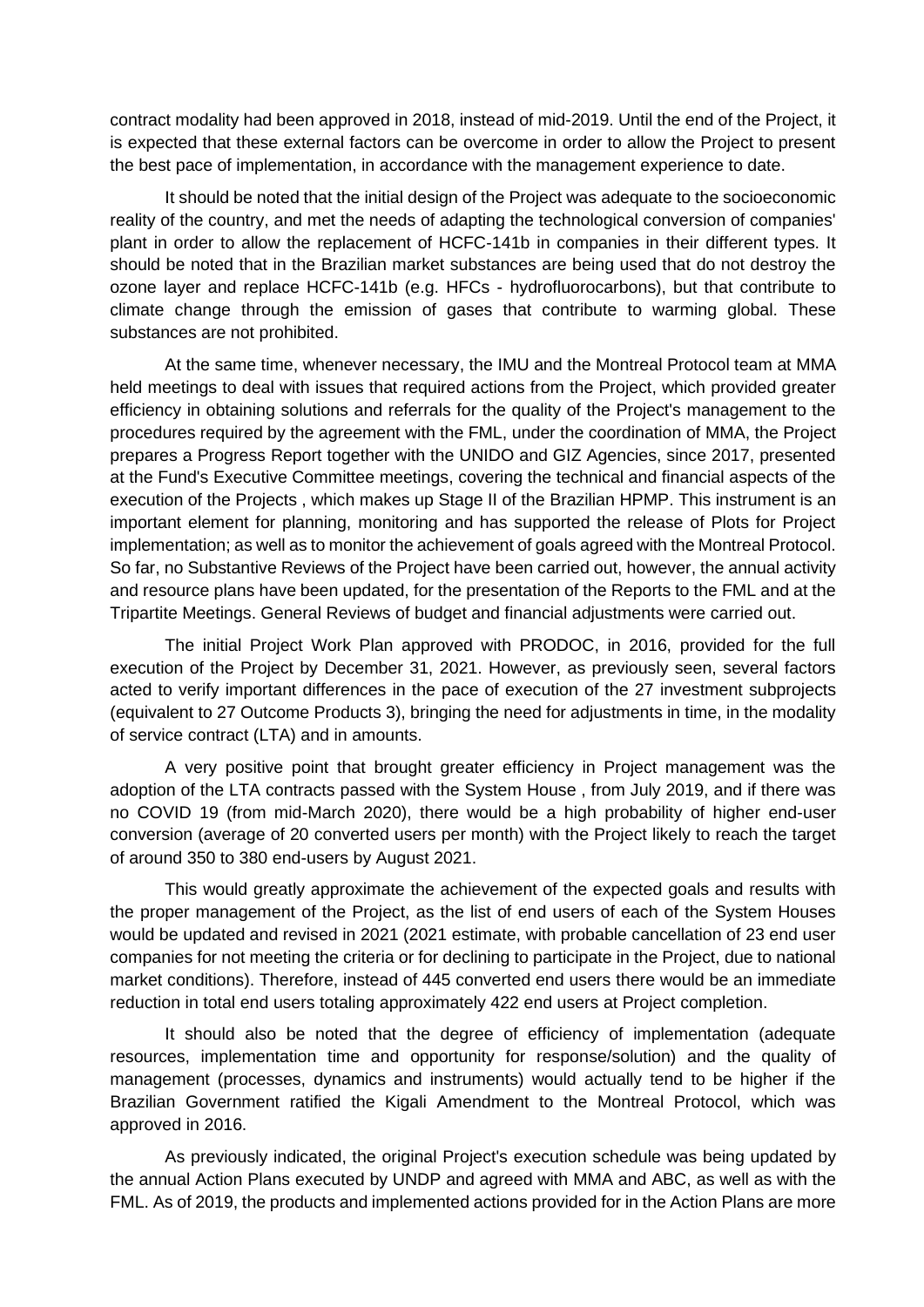contract modality had been approved in 2018, instead of mid-2019. Until the end of the Project, it is expected that these external factors can be overcome in order to allow the Project to present the best pace of implementation, in accordance with the management experience to date.

It should be noted that the initial design of the Project was adequate to the socioeconomic reality of the country, and met the needs of adapting the technological conversion of companies' plant in order to allow the replacement of HCFC-141b in companies in their different types. It should be noted that in the Brazilian market substances are being used that do not destroy the ozone layer and replace HCFC-141b (e.g. HFCs - hydrofluorocarbons), but that contribute to climate change through the emission of gases that contribute to warming global. These substances are not prohibited.

At the same time, whenever necessary, the IMU and the Montreal Protocol team at MMA held meetings to deal with issues that required actions from the Project, which provided greater efficiency in obtaining solutions and referrals for the quality of the Project's management to the procedures required by the agreement with the FML, under the coordination of MMA, the Project prepares a Progress Report together with the UNIDO and GIZ Agencies, since 2017, presented at the Fund's Executive Committee meetings, covering the technical and financial aspects of the execution of the Projects , which makes up Stage II of the Brazilian HPMP. This instrument is an important element for planning, monitoring and has supported the release of Plots for Project implementation; as well as to monitor the achievement of goals agreed with the Montreal Protocol. So far, no Substantive Reviews of the Project have been carried out, however, the annual activity and resource plans have been updated, for the presentation of the Reports to the FML and at the Tripartite Meetings. General Reviews of budget and financial adjustments were carried out.

The initial Project Work Plan approved with PRODOC, in 2016, provided for the full execution of the Project by December 31, 2021. However, as previously seen, several factors acted to verify important differences in the pace of execution of the 27 investment subprojects (equivalent to 27 Outcome Products 3), bringing the need for adjustments in time, in the modality of service contract (LTA) and in amounts.

A very positive point that brought greater efficiency in Project management was the adoption of the LTA contracts passed with the System House , from July 2019, and if there was no COVID 19 (from mid-March 2020), there would be a high probability of higher end-user conversion (average of 20 converted users per month) with the Project likely to reach the target of around 350 to 380 end-users by August 2021.

This would greatly approximate the achievement of the expected goals and results with the proper management of the Project, as the list of end users of each of the System Houses would be updated and revised in 2021 (2021 estimate, with probable cancellation of 23 end user companies for not meeting the criteria or for declining to participate in the Project, due to national market conditions). Therefore, instead of 445 converted end users there would be an immediate reduction in total end users totaling approximately 422 end users at Project completion.

It should also be noted that the degree of efficiency of implementation (adequate resources, implementation time and opportunity for response/solution) and the quality of management (processes, dynamics and instruments) would actually tend to be higher if the Brazilian Government ratified the Kigali Amendment to the Montreal Protocol, which was approved in 2016.

As previously indicated, the original Project's execution schedule was being updated by the annual Action Plans executed by UNDP and agreed with MMA and ABC, as well as with the FML. As of 2019, the products and implemented actions provided for in the Action Plans are more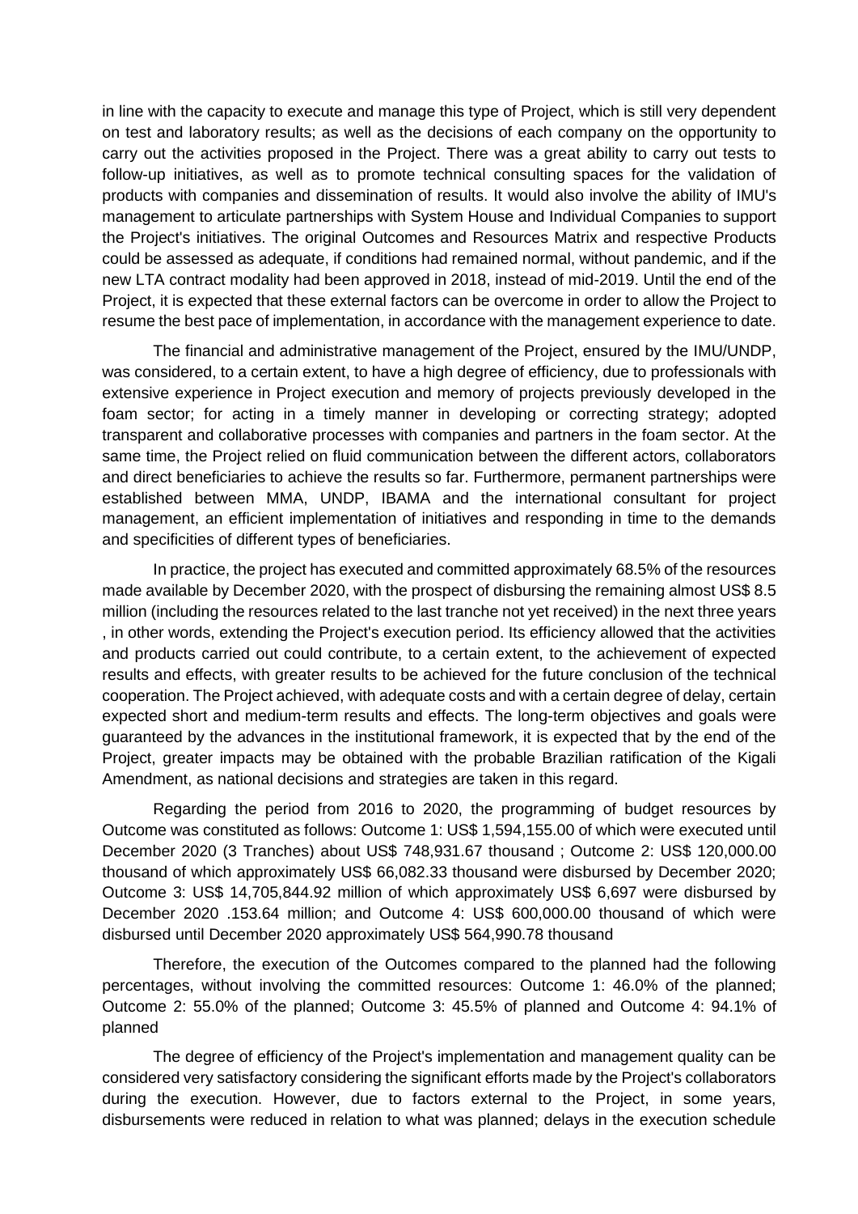in line with the capacity to execute and manage this type of Project, which is still very dependent on test and laboratory results; as well as the decisions of each company on the opportunity to carry out the activities proposed in the Project. There was a great ability to carry out tests to follow-up initiatives, as well as to promote technical consulting spaces for the validation of products with companies and dissemination of results. It would also involve the ability of IMU's management to articulate partnerships with System House and Individual Companies to support the Project's initiatives. The original Outcomes and Resources Matrix and respective Products could be assessed as adequate, if conditions had remained normal, without pandemic, and if the new LTA contract modality had been approved in 2018, instead of mid-2019. Until the end of the Project, it is expected that these external factors can be overcome in order to allow the Project to resume the best pace of implementation, in accordance with the management experience to date.

The financial and administrative management of the Project, ensured by the IMU/UNDP, was considered, to a certain extent, to have a high degree of efficiency, due to professionals with extensive experience in Project execution and memory of projects previously developed in the foam sector; for acting in a timely manner in developing or correcting strategy; adopted transparent and collaborative processes with companies and partners in the foam sector. At the same time, the Project relied on fluid communication between the different actors, collaborators and direct beneficiaries to achieve the results so far. Furthermore, permanent partnerships were established between MMA, UNDP, IBAMA and the international consultant for project management, an efficient implementation of initiatives and responding in time to the demands and specificities of different types of beneficiaries.

In practice, the project has executed and committed approximately 68.5% of the resources made available by December 2020, with the prospect of disbursing the remaining almost US$ 8.5 million (including the resources related to the last tranche not yet received) in the next three years , in other words, extending the Project's execution period. Its efficiency allowed that the activities and products carried out could contribute, to a certain extent, to the achievement of expected results and effects, with greater results to be achieved for the future conclusion of the technical cooperation. The Project achieved, with adequate costs and with a certain degree of delay, certain expected short and medium-term results and effects. The long-term objectives and goals were guaranteed by the advances in the institutional framework, it is expected that by the end of the Project, greater impacts may be obtained with the probable Brazilian ratification of the Kigali Amendment, as national decisions and strategies are taken in this regard.

Regarding the period from 2016 to 2020, the programming of budget resources by Outcome was constituted as follows: Outcome 1: US$ 1,594,155.00 of which were executed until December 2020 (3 Tranches) about US$ 748,931.67 thousand ; Outcome 2: US$ 120,000.00 thousand of which approximately US$ 66,082.33 thousand were disbursed by December 2020; Outcome 3: US$ 14,705,844.92 million of which approximately US$ 6,697 were disbursed by December 2020 .153.64 million; and Outcome 4: US$ 600,000.00 thousand of which were disbursed until December 2020 approximately US$ 564,990.78 thousand

Therefore, the execution of the Outcomes compared to the planned had the following percentages, without involving the committed resources: Outcome 1: 46.0% of the planned; Outcome 2: 55.0% of the planned; Outcome 3: 45.5% of planned and Outcome 4: 94.1% of planned

The degree of efficiency of the Project's implementation and management quality can be considered very satisfactory considering the significant efforts made by the Project's collaborators during the execution. However, due to factors external to the Project, in some years, disbursements were reduced in relation to what was planned; delays in the execution schedule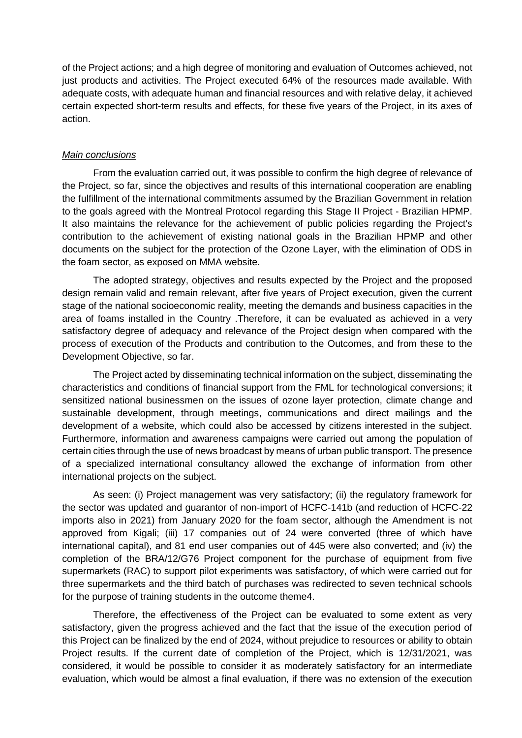of the Project actions; and a high degree of monitoring and evaluation of Outcomes achieved, not just products and activities. The Project executed 64% of the resources made available. With adequate costs, with adequate human and financial resources and with relative delay, it achieved certain expected short-term results and effects, for these five years of the Project, in its axes of action.

*Main conclusions*

From the evaluation carried out, it was possible to confirm the high degree of relevance of the Project, so far, since the objectives and results of this international cooperation are enabling the fulfillment of the international commitments assumed by the Brazilian Government in relation to the goals agreed with the Montreal Protocol regarding this Stage II Project - Brazilian HPMP. It also maintains the relevance for the achievement of public policies regarding the Project's contribution to the achievement of existing national goals in the Brazilian HPMP and other documents on the subject for the protection of the Ozone Layer, with the elimination of ODS in the foam sector, as exposed on MMA website.

The adopted strategy, objectives and results expected by the Project and the proposed design remain valid and remain relevant, after five years of Project execution, given the current stage of the national socioeconomic reality, meeting the demands and business capacities in the area of foams installed in the Country .Therefore, it can be evaluated as achieved in a very satisfactory degree of adequacy and relevance of the Project design when compared with the process of execution of the Products and contribution to the Outcomes, and from these to the Development Objective, so far.

The Project acted by disseminating technical information on the subject, disseminating the characteristics and conditions of financial support from the FML for technological conversions; it sensitized national businessmen on the issues of ozone layer protection, climate change and sustainable development, through meetings, communications and direct mailings and the development of a website, which could also be accessed by citizens interested in the subject. Furthermore, information and awareness campaigns were carried out among the population of certain cities through the use of news broadcast by means of urban public transport. The presence of a specialized international consultancy allowed the exchange of information from other international projects on the subject.

As seen: (i) Project management was very satisfactory; (ii) the regulatory framework for the sector was updated and guarantor of non-import of HCFC-141b (and reduction of HCFC-22 imports also in 2021) from January 2020 for the foam sector, although the Amendment is not approved from Kigali; (iii) 17 companies out of 24 were converted (three of which have international capital), and 81 end user companies out of 445 were also converted; and (iv) the completion of the BRA/12/G76 Project component for the purchase of equipment from five supermarkets (RAC) to support pilot experiments was satisfactory, of which were carried out for three supermarkets and the third batch of purchases was redirected to seven technical schools for the purpose of training students in the outcome theme4.

Therefore, the effectiveness of the Project can be evaluated to some extent as very satisfactory, given the progress achieved and the fact that the issue of the execution period of this Project can be finalized by the end of 2024, without prejudice to resources or ability to obtain Project results. If the current date of completion of the Project, which is 12/31/2021, was considered, it would be possible to consider it as moderately satisfactory for an intermediate evaluation, which would be almost a final evaluation, if there was no extension of the execution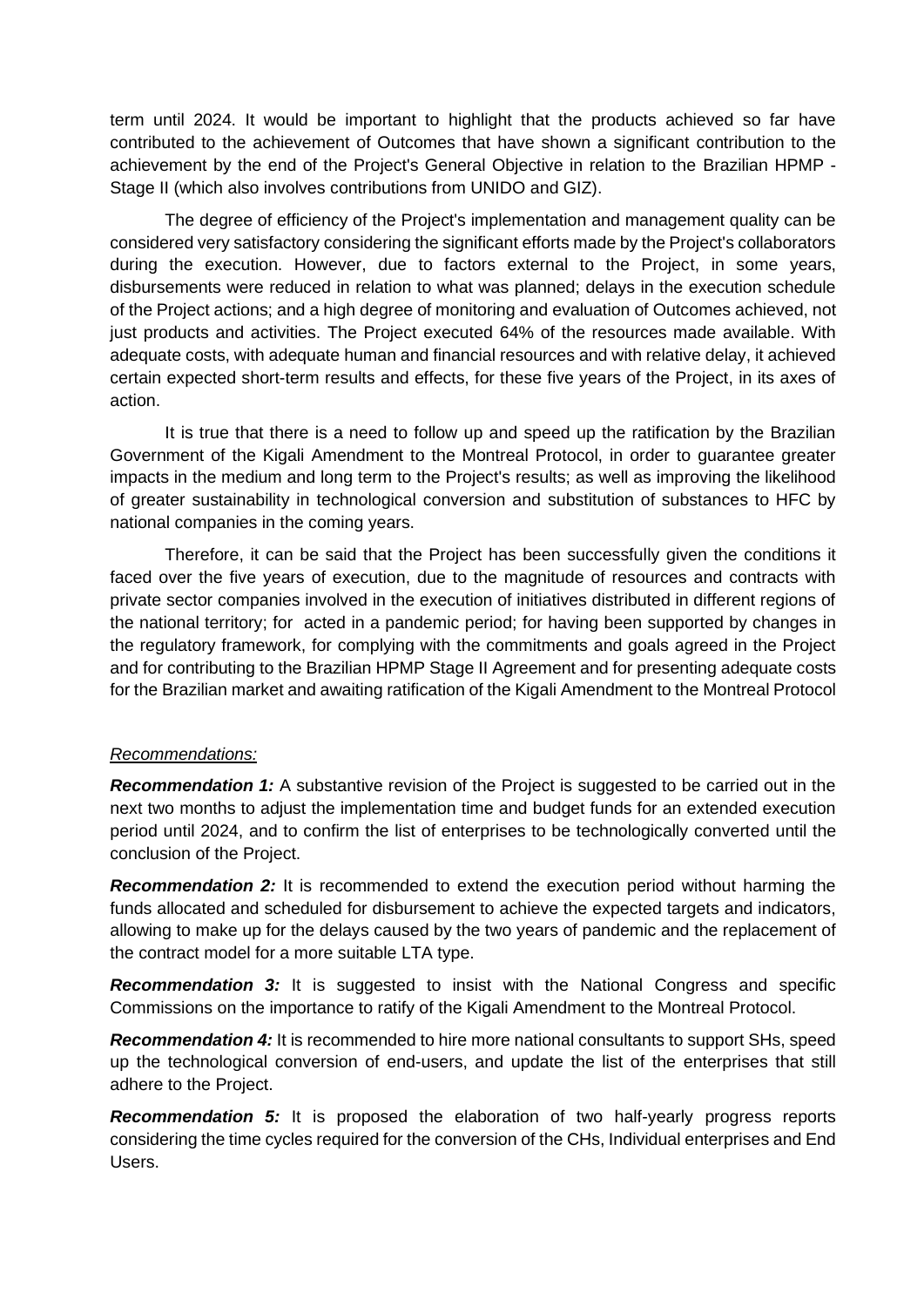term until 2024. It would be important to highlight that the products achieved so far have contributed to the achievement of Outcomes that have shown a significant contribution to the achievement by the end of the Project's General Objective in relation to the Brazilian HPMP - Stage II (which also involves contributions from UNIDO and GIZ).

The degree of efficiency of the Project's implementation and management quality can be considered very satisfactory considering the significant efforts made by the Project's collaborators during the execution. However, due to factors external to the Project, in some years, disbursements were reduced in relation to what was planned; delays in the execution schedule of the Project actions; and a high degree of monitoring and evaluation of Outcomes achieved, not just products and activities. The Project executed 64% of the resources made available. With adequate costs, with adequate human and financial resources and with relative delay, it achieved certain expected short-term results and effects, for these five years of the Project, in its axes of action.

It is true that there is a need to follow up and speed up the ratification by the Brazilian Government of the Kigali Amendment to the Montreal Protocol, in order to guarantee greater impacts in the medium and long term to the Project's results; as well as improving the likelihood of greater sustainability in technological conversion and substitution of substances to HFC by national companies in the coming years.

Therefore, it can be said that the Project has been successfully given the conditions it faced over the five years of execution, due to the magnitude of resources and contracts with private sector companies involved in the execution of initiatives distributed in different regions of the national territory; for acted in a pandemic period; for having been supported by changes in the regulatory framework, for complying with the commitments and goals agreed in the Project and for contributing to the Brazilian HPMP Stage II Agreement and for presenting adequate costs for the Brazilian market and awaiting ratification of the Kigali Amendment to the Montreal Protocol

*Recommendations:*

***Recommendation 1:*** A substantive revision of the Project is suggested to be carried out in the next two months to adjust the implementation time and budget funds for an extended execution period until 2024, and to confirm the list of enterprises to be technologically converted until the conclusion of the Project.

***Recommendation 2:*** It is recommended to extend the execution period without harming the funds allocated and scheduled for disbursement to achieve the expected targets and indicators, allowing to make up for the delays caused by the two years of pandemic and the replacement of the contract model for a more suitable LTA type.

***Recommendation 3:*** It is suggested to insist with the National Congress and specific Commissions on the importance to ratify of the Kigali Amendment to the Montreal Protocol.

***Recommendation 4:*** It is recommended to hire more national consultants to support SHs, speed up the technological conversion of end-users, and update the list of the enterprises that still adhere to the Project.

***Recommendation 5:*** It is proposed the elaboration of two half-yearly progress reports considering the time cycles required for the conversion of the CHs, Individual enterprises and End Users.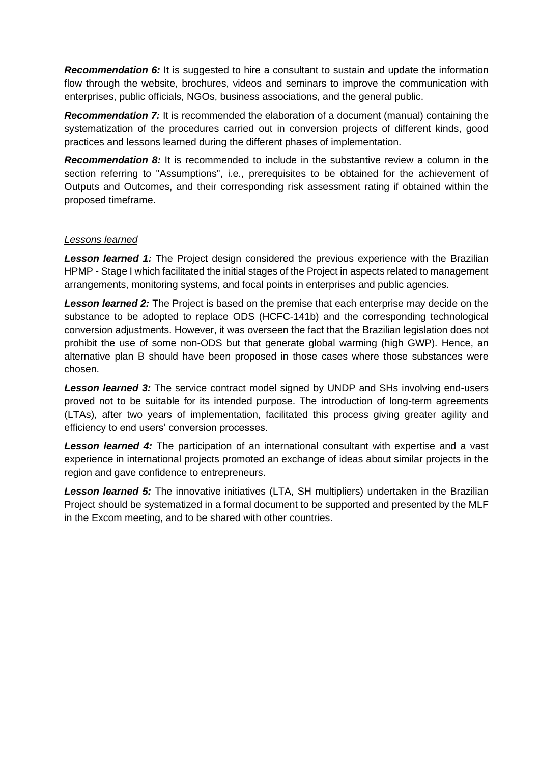***Recommendation 6:*** It is suggested to hire a consultant to sustain and update the information flow through the website, brochures, videos and seminars to improve the communication with enterprises, public officials, NGOs, business associations, and the general public.

***Recommendation 7:*** It is recommended the elaboration of a document (manual) containing the systematization of the procedures carried out in conversion projects of different kinds, good practices and lessons learned during the different phases of implementation.

***Recommendation 8:*** It is recommended to include in the substantive review a column in the section referring to "Assumptions", i.e., prerequisites to be obtained for the achievement of Outputs and Outcomes, and their corresponding risk assessment rating if obtained within the proposed timeframe.

*Lessons learned*

***Lesson learned 1:*** The Project design considered the previous experience with the Brazilian HPMP - Stage I which facilitated the initial stages of the Project in aspects related to management arrangements, monitoring systems, and focal points in enterprises and public agencies.

***Lesson learned 2:*** The Project is based on the premise that each enterprise may decide on the substance to be adopted to replace ODS (HCFC-141b) and the corresponding technological conversion adjustments. However, it was overseen the fact that the Brazilian legislation does not prohibit the use of some non-ODS but that generate global warming (high GWP). Hence, an alternative plan B should have been proposed in those cases where those substances were chosen.

***Lesson learned 3:*** The service contract model signed by UNDP and SHs involving end-users proved not to be suitable for its intended purpose. The introduction of long-term agreements (LTAs), after two years of implementation, facilitated this process giving greater agility and efficiency to end users' conversion processes.

***Lesson learned 4:*** The participation of an international consultant with expertise and a vast experience in international projects promoted an exchange of ideas about similar projects in the region and gave confidence to entrepreneurs.

***Lesson learned 5:*** The innovative initiatives (LTA, SH multipliers) undertaken in the Brazilian Project should be systematized in a formal document to be supported and presented by the MLF in the Excom meeting, and to be shared with other countries.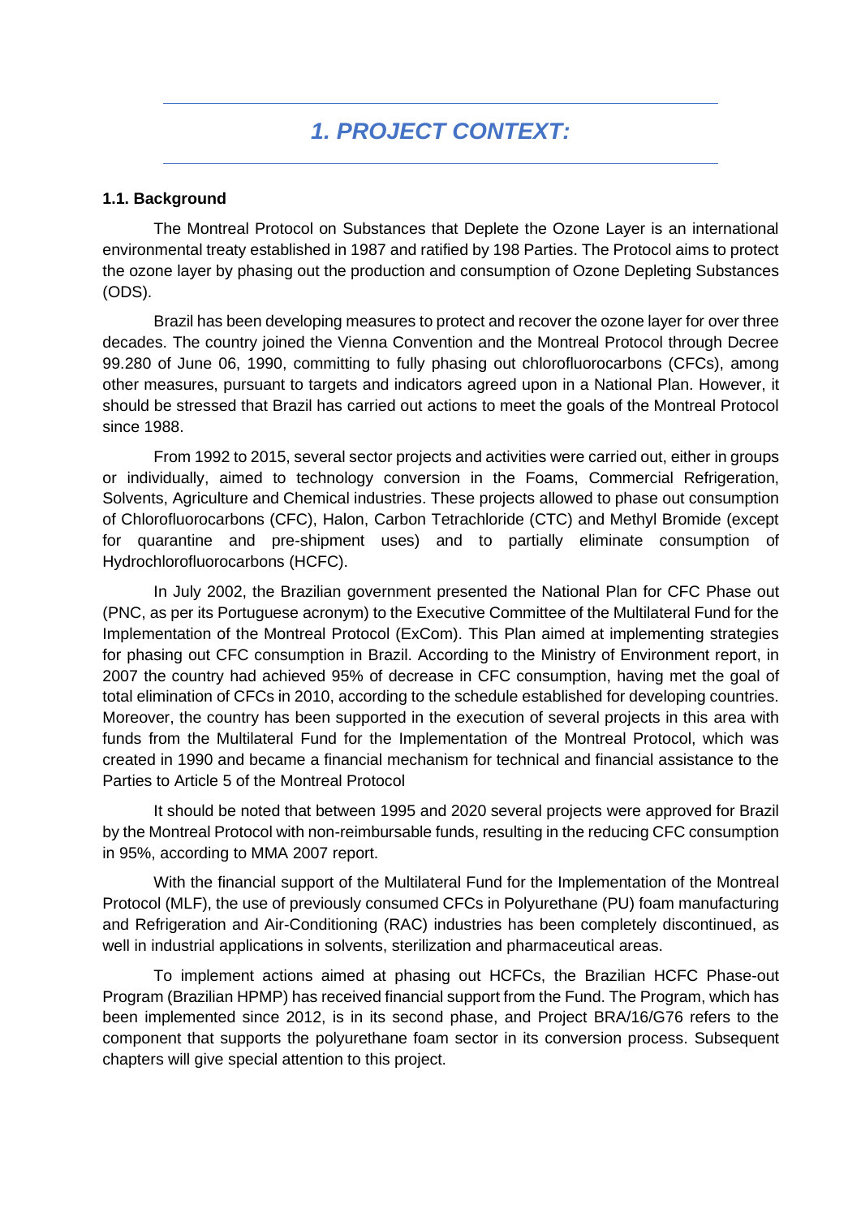# *1. PROJECT CONTEXT:*

### 1.1. Background

The Montreal Protocol on Substances that Deplete the Ozone Layer is an international environmental treaty established in 1987 and ratified by 198 Parties. The Protocol aims to protect the ozone layer by phasing out the production and consumption of Ozone Depleting Substances (ODS).

Brazil has been developing measures to protect and recover the ozone layer for over three decades. The country joined the Vienna Convention and the Montreal Protocol through Decree 99.280 of June 06, 1990, committing to fully phasing out chlorofluorocarbons (CFCs), among other measures, pursuant to targets and indicators agreed upon in a National Plan. However, it should be stressed that Brazil has carried out actions to meet the goals of the Montreal Protocol since 1988.

From 1992 to 2015, several sector projects and activities were carried out, either in groups or individually, aimed to technology conversion in the Foams, Commercial Refrigeration, Solvents, Agriculture and Chemical industries. These projects allowed to phase out consumption of Chlorofluorocarbons (CFC), Halon, Carbon Tetrachloride (CTC) and Methyl Bromide (except for quarantine and pre-shipment uses) and to partially eliminate consumption of Hydrochlorofluorocarbons (HCFC).

In July 2002, the Brazilian government presented the National Plan for CFC Phase out (PNC, as per its Portuguese acronym) to the Executive Committee of the Multilateral Fund for the Implementation of the Montreal Protocol (ExCom). This Plan aimed at implementing strategies for phasing out CFC consumption in Brazil. According to the Ministry of Environment report, in 2007 the country had achieved 95% of decrease in CFC consumption, having met the goal of total elimination of CFCs in 2010, according to the schedule established for developing countries. Moreover, the country has been supported in the execution of several projects in this area with funds from the Multilateral Fund for the Implementation of the Montreal Protocol, which was created in 1990 and became a financial mechanism for technical and financial assistance to the Parties to Article 5 of the Montreal Protocol

It should be noted that between 1995 and 2020 several projects were approved for Brazil by the Montreal Protocol with non-reimbursable funds, resulting in the reducing CFC consumption in 95%, according to MMA 2007 report.

With the financial support of the Multilateral Fund for the Implementation of the Montreal Protocol (MLF), the use of previously consumed CFCs in Polyurethane (PU) foam manufacturing and Refrigeration and Air-Conditioning (RAC) industries has been completely discontinued, as well in industrial applications in solvents, sterilization and pharmaceutical areas.

To implement actions aimed at phasing out HCFCs, the Brazilian HCFC Phase-out Program (Brazilian HPMP) has received financial support from the Fund. The Program, which has been implemented since 2012, is in its second phase, and Project BRA/16/G76 refers to the component that supports the polyurethane foam sector in its conversion process. Subsequent chapters will give special attention to this project.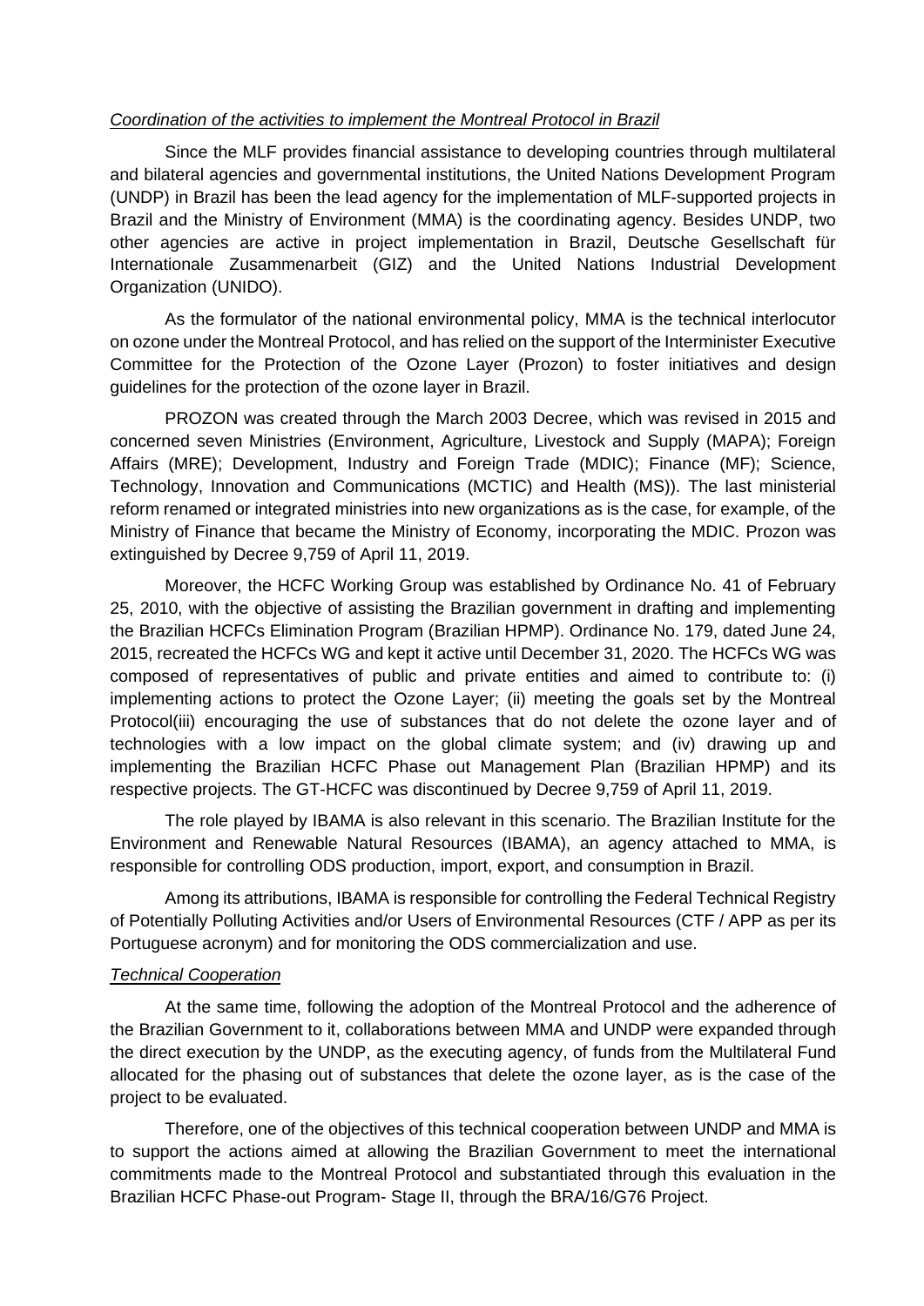*Coordination of the activities to implement the Montreal Protocol in Brazil*

Since the MLF provides financial assistance to developing countries through multilateral and bilateral agencies and governmental institutions, the United Nations Development Program (UNDP) in Brazil has been the lead agency for the implementation of MLF-supported projects in Brazil and the Ministry of Environment (MMA) is the coordinating agency. Besides UNDP, two other agencies are active in project implementation in Brazil, Deutsche Gesellschaft für Internationale Zusammenarbeit (GIZ) and the United Nations Industrial Development Organization (UNIDO).

As the formulator of the national environmental policy, MMA is the technical interlocutor on ozone under the Montreal Protocol, and has relied on the support of the Interminister Executive Committee for the Protection of the Ozone Layer (Prozon) to foster initiatives and design guidelines for the protection of the ozone layer in Brazil.

PROZON was created through the March 2003 Decree, which was revised in 2015 and concerned seven Ministries (Environment, Agriculture, Livestock and Supply (MAPA); Foreign Affairs (MRE); Development, Industry and Foreign Trade (MDIC); Finance (MF); Science, Technology, Innovation and Communications (MCTIC) and Health (MS)). The last ministerial reform renamed or integrated ministries into new organizations as is the case, for example, of the Ministry of Finance that became the Ministry of Economy, incorporating the MDIC. Prozon was extinguished by Decree 9,759 of April 11, 2019.

Moreover, the HCFC Working Group was established by Ordinance No. 41 of February 25, 2010, with the objective of assisting the Brazilian government in drafting and implementing the Brazilian HCFCs Elimination Program (Brazilian HPMP). Ordinance No. 179, dated June 24, 2015, recreated the HCFCs WG and kept it active until December 31, 2020. The HCFCs WG was composed of representatives of public and private entities and aimed to contribute to: (i) implementing actions to protect the Ozone Layer; (ii) meeting the goals set by the Montreal Protocol(iii) encouraging the use of substances that do not delete the ozone layer and of technologies with a low impact on the global climate system; and (iv) drawing up and implementing the Brazilian HCFC Phase out Management Plan (Brazilian HPMP) and its respective projects. The GT-HCFC was discontinued by Decree 9,759 of April 11, 2019.

The role played by IBAMA is also relevant in this scenario. The Brazilian Institute for the Environment and Renewable Natural Resources (IBAMA), an agency attached to MMA, is responsible for controlling ODS production, import, export, and consumption in Brazil.

Among its attributions, IBAMA is responsible for controlling the Federal Technical Registry of Potentially Polluting Activities and/or Users of Environmental Resources (CTF / APP as per its Portuguese acronym) and for monitoring the ODS commercialization and use.

*Technical Cooperation*

At the same time, following the adoption of the Montreal Protocol and the adherence of the Brazilian Government to it, collaborations between MMA and UNDP were expanded through the direct execution by the UNDP, as the executing agency, of funds from the Multilateral Fund allocated for the phasing out of substances that delete the ozone layer, as is the case of the project to be evaluated.

Therefore, one of the objectives of this technical cooperation between UNDP and MMA is to support the actions aimed at allowing the Brazilian Government to meet the international commitments made to the Montreal Protocol and substantiated through this evaluation in the Brazilian HCFC Phase-out Program- Stage II, through the BRA/16/G76 Project.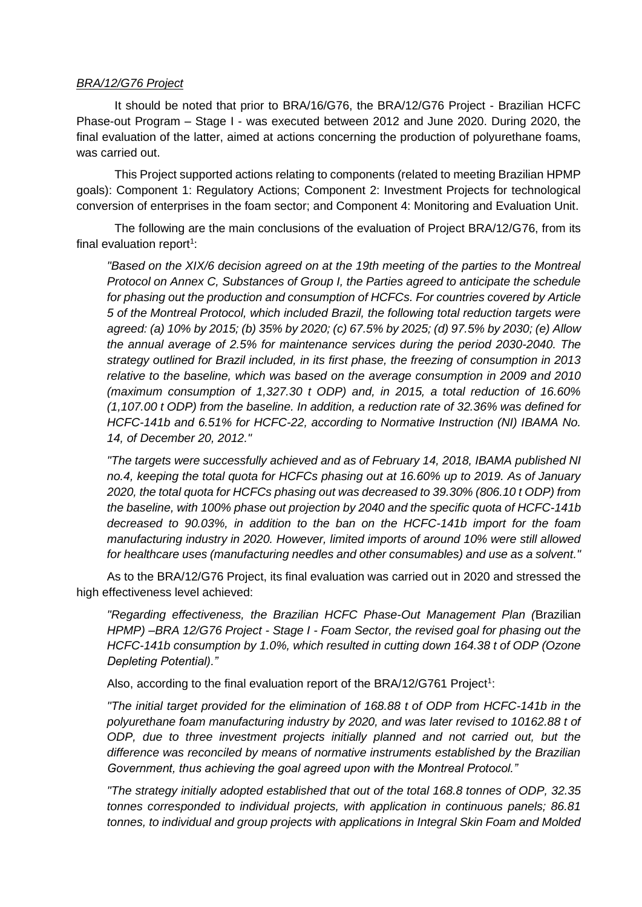*BRA/12/G76 Project*

It should be noted that prior to BRA/16/G76, the BRA/12/G76 Project - Brazilian HCFC Phase-out Program – Stage I - was executed between 2012 and June 2020. During 2020, the final evaluation of the latter, aimed at actions concerning the production of polyurethane foams, was carried out.

This Project supported actions relating to components (related to meeting Brazilian HPMP goals): Component 1: Regulatory Actions; Component 2: Investment Projects for technological conversion of enterprises in the foam sector; and Component 4: Monitoring and Evaluation Unit.

The following are the main conclusions of the evaluation of Project BRA/12/G76, from its final evaluation report[1]:

*"Based on the XIX/6 decision agreed on at the 19th meeting of the parties to the Montreal Protocol on Annex C, Substances of Group I, the Parties agreed to anticipate the schedule for phasing out the production and consumption of HCFCs. For countries covered by Article 5 of the Montreal Protocol, which included Brazil, the following total reduction targets were agreed: (a) 10% by 2015; (b) 35% by 2020; (c) 67.5% by 2025; (d) 97.5% by 2030; (e) Allow the annual average of 2.5% for maintenance services during the period 2030-2040. The strategy outlined for Brazil included, in its first phase, the freezing of consumption in 2013 relative to the baseline, which was based on the average consumption in 2009 and 2010 (maximum consumption of 1,327.30 t ODP) and, in 2015, a total reduction of 16.60% (1,107.00 t ODP) from the baseline. In addition, a reduction rate of 32.36% was defined for HCFC-141b and 6.51% for HCFC-22, according to Normative Instruction (NI) IBAMA No. 14, of December 20, 2012."*

*"The targets were successfully achieved and as of February 14, 2018, IBAMA published NI no.4, keeping the total quota for HCFCs phasing out at 16.60% up to 2019. As of January 2020, the total quota for HCFCs phasing out was decreased to 39.30% (806.10 t ODP) from the baseline, with 100% phase out projection by 2040 and the specific quota of HCFC-141b decreased to 90.03%, in addition to the ban on the HCFC-141b import for the foam manufacturing industry in 2020. However, limited imports of around 10% were still allowed for healthcare uses (manufacturing needles and other consumables) and use as a solvent."*

As to the BRA/12/G76 Project, its final evaluation was carried out in 2020 and stressed the high effectiveness level achieved:

*"Regarding effectiveness, the Brazilian HCFC Phase-Out Management Plan (*Brazilian *HPMP) –BRA 12/G76 Project - Stage I - Foam Sector, the revised goal for phasing out the HCFC-141b consumption by 1.0%, which resulted in cutting down 164.38 t of ODP (Ozone Depleting Potential)."*

Also, according to the final evaluation report of the BRA/12/G761 Project[1]:

*"The initial target provided for the elimination of 168.88 t of ODP from HCFC-141b in the polyurethane foam manufacturing industry by 2020, and was later revised to 10162.88 t of ODP, due to three investment projects initially planned and not carried out, but the difference was reconciled by means of normative instruments established by the Brazilian Government, thus achieving the goal agreed upon with the Montreal Protocol."*

*"The strategy initially adopted established that out of the total 168.8 tonnes of ODP, 32.35 tonnes corresponded to individual projects, with application in continuous panels; 86.81 tonnes, to individual and group projects with applications in Integral Skin Foam and Molded*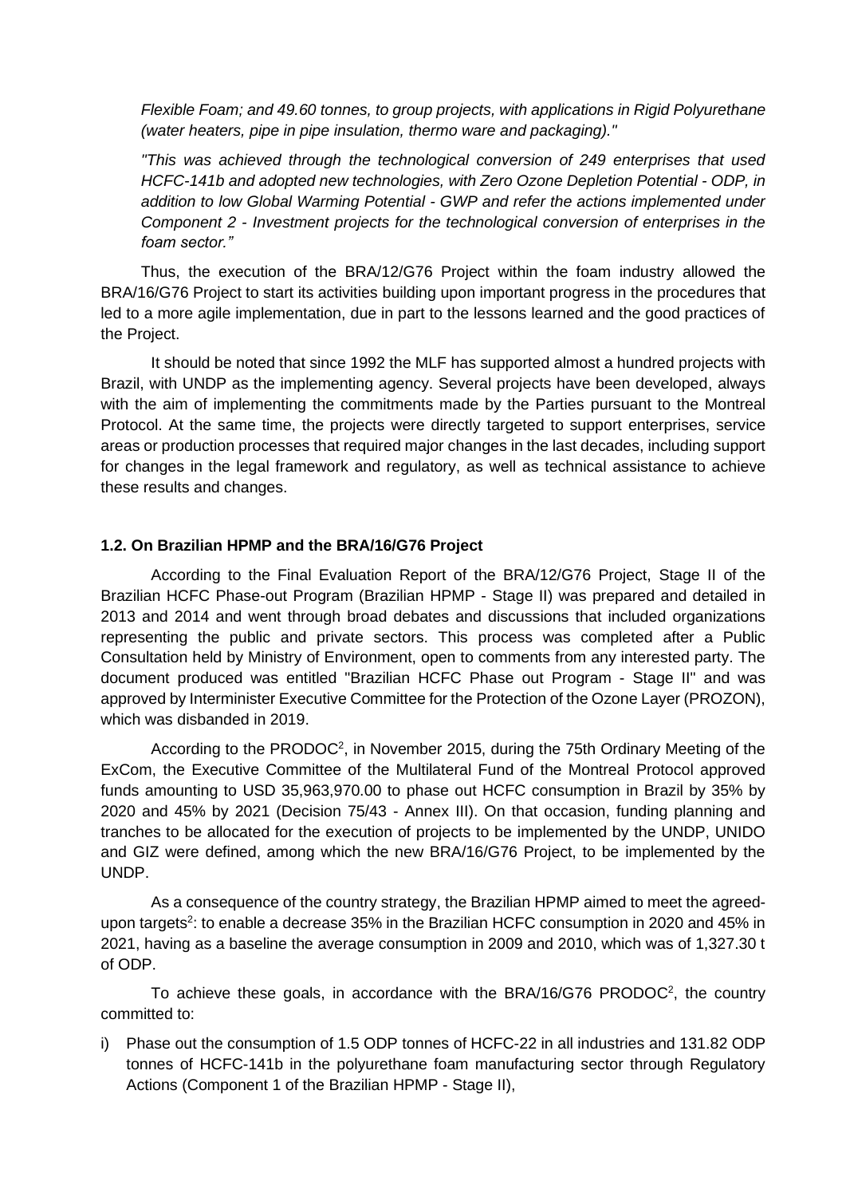*Flexible Foam; and 49.60 tonnes, to group projects, with applications in Rigid Polyurethane (water heaters, pipe in pipe insulation, thermo ware and packaging)."*

*"This was achieved through the technological conversion of 249 enterprises that used HCFC-141b and adopted new technologies, with Zero Ozone Depletion Potential - ODP, in addition to low Global Warming Potential - GWP and refer the actions implemented under Component 2 - Investment projects for the technological conversion of enterprises in the foam sector."*

Thus, the execution of the BRA/12/G76 Project within the foam industry allowed the BRA/16/G76 Project to start its activities building upon important progress in the procedures that led to a more agile implementation, due in part to the lessons learned and the good practices of the Project.

It should be noted that since 1992 the MLF has supported almost a hundred projects with Brazil, with UNDP as the implementing agency. Several projects have been developed, always with the aim of implementing the commitments made by the Parties pursuant to the Montreal Protocol. At the same time, the projects were directly targeted to support enterprises, service areas or production processes that required major changes in the last decades, including support for changes in the legal framework and regulatory, as well as technical assistance to achieve these results and changes.

### 1.2. On Brazilian HPMP and the BRA/16/G76 Project

According to the Final Evaluation Report of the BRA/12/G76 Project, Stage II of the Brazilian HCFC Phase-out Program (Brazilian HPMP - Stage II) was prepared and detailed in 2013 and 2014 and went through broad debates and discussions that included organizations representing the public and private sectors. This process was completed after a Public Consultation held by Ministry of Environment, open to comments from any interested party. The document produced was entitled "Brazilian HCFC Phase out Program - Stage II" and was approved by Interminister Executive Committee for the Protection of the Ozone Layer (PROZON), which was disbanded in 2019.

According to the PRODOC[2], in November 2015, during the 75th Ordinary Meeting of the ExCom, the Executive Committee of the Multilateral Fund of the Montreal Protocol approved funds amounting to USD 35,963,970.00 to phase out HCFC consumption in Brazil by 35% by 2020 and 45% by 2021 (Decision 75/43 - Annex III). On that occasion, funding planning and tranches to be allocated for the execution of projects to be implemented by the UNDP, UNIDO and GIZ were defined, among which the new BRA/16/G76 Project, to be implemented by the UNDP.

As a consequence of the country strategy, the Brazilian HPMP aimed to meet the agreed-upon targets[2]: to enable a decrease 35% in the Brazilian HCFC consumption in 2020 and 45% in 2021, having as a baseline the average consumption in 2009 and 2010, which was of 1,327.30 t of ODP.

To achieve these goals, in accordance with the BRA/16/G76 PRODOC[2], the country committed to:

i) Phase out the consumption of 1.5 ODP tonnes of HCFC-22 in all industries and 131.82 ODP tonnes of HCFC-141b in the polyurethane foam manufacturing sector through Regulatory Actions (Component 1 of the Brazilian HPMP - Stage II),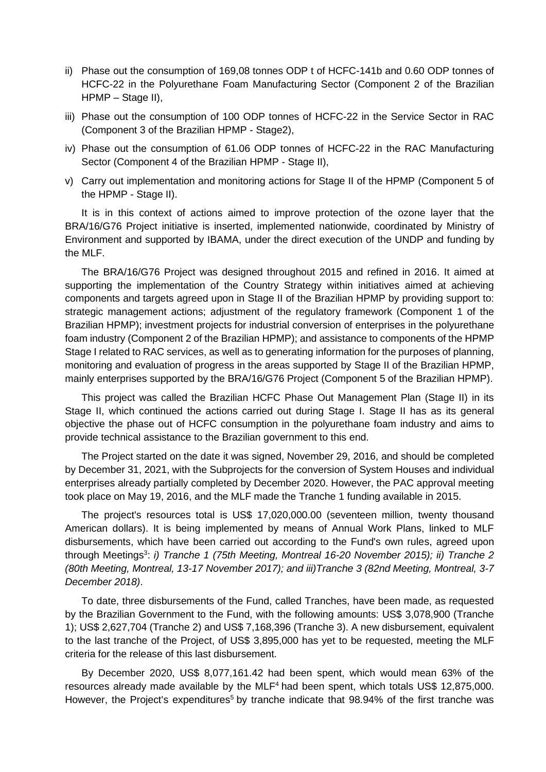ii) Phase out the consumption of 169,08 tonnes ODP t of HCFC-141b and 0.60 ODP tonnes of HCFC-22 in the Polyurethane Foam Manufacturing Sector (Component 2 of the Brazilian HPMP – Stage II),

iii) Phase out the consumption of 100 ODP tonnes of HCFC-22 in the Service Sector in RAC (Component 3 of the Brazilian HPMP - Stage2),

iv) Phase out the consumption of 61.06 ODP tonnes of HCFC-22 in the RAC Manufacturing Sector (Component 4 of the Brazilian HPMP - Stage II),

v) Carry out implementation and monitoring actions for Stage II of the HPMP (Component 5 of the HPMP - Stage II).

It is in this context of actions aimed to improve protection of the ozone layer that the BRA/16/G76 Project initiative is inserted, implemented nationwide, coordinated by Ministry of Environment and supported by IBAMA, under the direct execution of the UNDP and funding by the MLF.

The BRA/16/G76 Project was designed throughout 2015 and refined in 2016. It aimed at supporting the implementation of the Country Strategy within initiatives aimed at achieving components and targets agreed upon in Stage II of the Brazilian HPMP by providing support to: strategic management actions; adjustment of the regulatory framework (Component 1 of the Brazilian HPMP); investment projects for industrial conversion of enterprises in the polyurethane foam industry (Component 2 of the Brazilian HPMP); and assistance to components of the HPMP Stage I related to RAC services, as well as to generating information for the purposes of planning, monitoring and evaluation of progress in the areas supported by Stage II of the Brazilian HPMP, mainly enterprises supported by the BRA/16/G76 Project (Component 5 of the Brazilian HPMP).

This project was called the Brazilian HCFC Phase Out Management Plan (Stage II) in its Stage II, which continued the actions carried out during Stage I. Stage II has as its general objective the phase out of HCFC consumption in the polyurethane foam industry and aims to provide technical assistance to the Brazilian government to this end.

The Project started on the date it was signed, November 29, 2016, and should be completed by December 31, 2021, with the Subprojects for the conversion of System Houses and individual enterprises already partially completed by December 2020. However, the PAC approval meeting took place on May 19, 2016, and the MLF made the Tranche 1 funding available in 2015.

The project's resources total is US$ 17,020,000.00 (seventeen million, twenty thousand American dollars). It is being implemented by means of Annual Work Plans, linked to MLF disbursements, which have been carried out according to the Fund's own rules, agreed upon through Meetings[3]: *i) Tranche 1 (75th Meeting, Montreal 16-20 November 2015); ii) Tranche 2 (80th Meeting, Montreal, 13-17 November 2017); and iii)Tranche 3 (82nd Meeting, Montreal, 3-7 December 2018)*.

To date, three disbursements of the Fund, called Tranches, have been made, as requested by the Brazilian Government to the Fund, with the following amounts: US$ 3,078,900 (Tranche 1); US$ 2,627,704 (Tranche 2) and US$ 7,168,396 (Tranche 3). A new disbursement, equivalent to the last tranche of the Project, of US$ 3,895,000 has yet to be requested, meeting the MLF criteria for the release of this last disbursement.

By December 2020, US$ 8,077,161.42 had been spent, which would mean 63% of the resources already made available by the MLF[4] had been spent, which totals US$ 12,875,000. However, the Project's expenditures[5] by tranche indicate that 98.94% of the first tranche was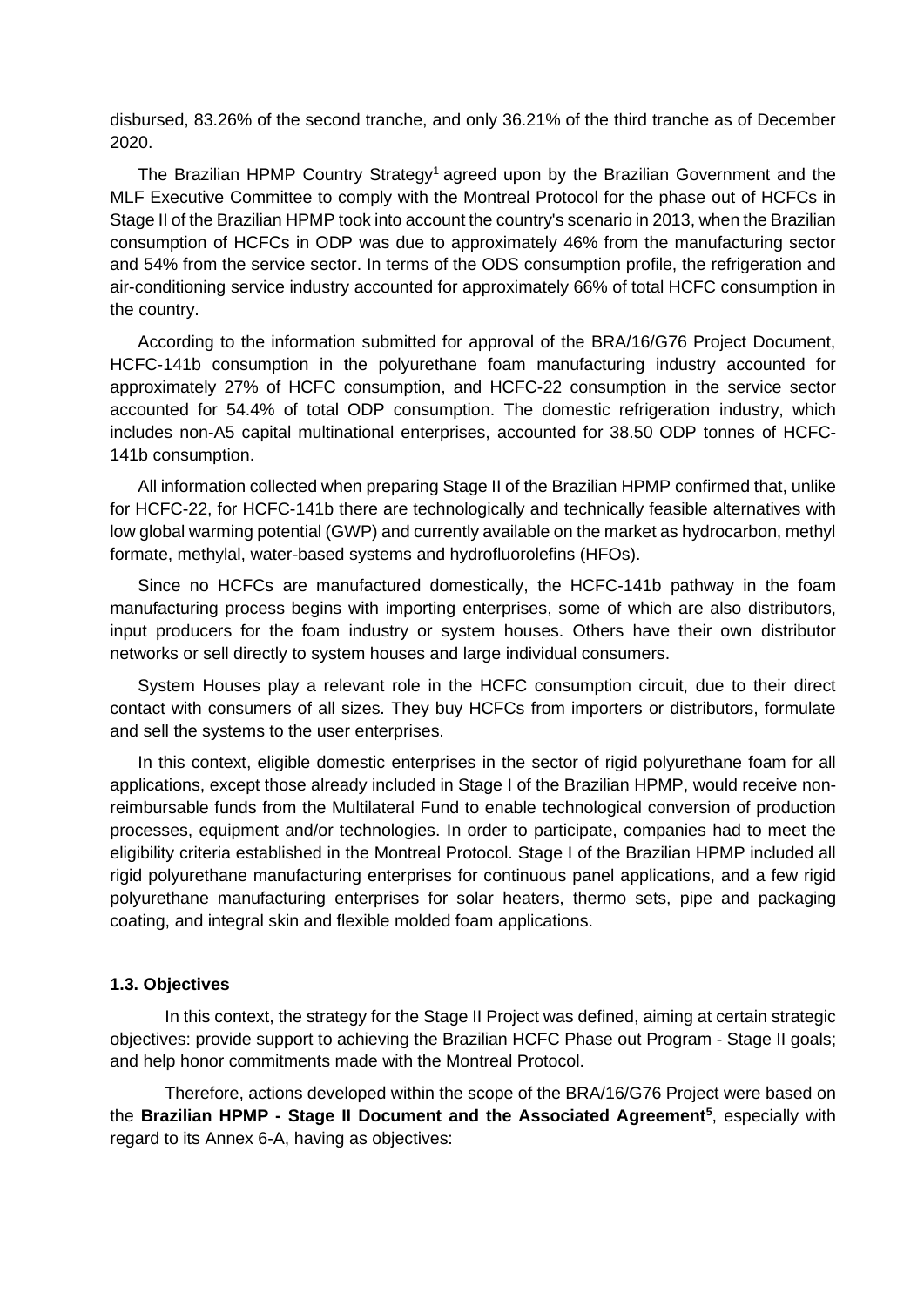disbursed, 83.26% of the second tranche, and only 36.21% of the third tranche as of December 2020.

The Brazilian HPMP Country Strategy[1] agreed upon by the Brazilian Government and the MLF Executive Committee to comply with the Montreal Protocol for the phase out of HCFCs in Stage II of the Brazilian HPMP took into account the country's scenario in 2013, when the Brazilian consumption of HCFCs in ODP was due to approximately 46% from the manufacturing sector and 54% from the service sector. In terms of the ODS consumption profile, the refrigeration and air-conditioning service industry accounted for approximately 66% of total HCFC consumption in the country.

According to the information submitted for approval of the BRA/16/G76 Project Document, HCFC-141b consumption in the polyurethane foam manufacturing industry accounted for approximately 27% of HCFC consumption, and HCFC-22 consumption in the service sector accounted for 54.4% of total ODP consumption. The domestic refrigeration industry, which includes non-A5 capital multinational enterprises, accounted for 38.50 ODP tonnes of HCFC-141b consumption.

All information collected when preparing Stage II of the Brazilian HPMP confirmed that, unlike for HCFC-22, for HCFC-141b there are technologically and technically feasible alternatives with low global warming potential (GWP) and currently available on the market as hydrocarbon, methyl formate, methylal, water-based systems and hydrofluorolefins (HFOs).

Since no HCFCs are manufactured domestically, the HCFC-141b pathway in the foam manufacturing process begins with importing enterprises, some of which are also distributors, input producers for the foam industry or system houses. Others have their own distributor networks or sell directly to system houses and large individual consumers.

System Houses play a relevant role in the HCFC consumption circuit, due to their direct contact with consumers of all sizes. They buy HCFCs from importers or distributors, formulate and sell the systems to the user enterprises.

In this context, eligible domestic enterprises in the sector of rigid polyurethane foam for all applications, except those already included in Stage I of the Brazilian HPMP, would receive non-reimbursable funds from the Multilateral Fund to enable technological conversion of production processes, equipment and/or technologies. In order to participate, companies had to meet the eligibility criteria established in the Montreal Protocol. Stage I of the Brazilian HPMP included all rigid polyurethane manufacturing enterprises for continuous panel applications, and a few rigid polyurethane manufacturing enterprises for solar heaters, thermo sets, pipe and packaging coating, and integral skin and flexible molded foam applications.

### 1.3. Objectives

In this context, the strategy for the Stage II Project was defined, aiming at certain strategic objectives: provide support to achieving the Brazilian HCFC Phase out Program - Stage II goals; and help honor commitments made with the Montreal Protocol.

Therefore, actions developed within the scope of the BRA/16/G76 Project were based on the **Brazilian HPMP - Stage II Document and the Associated Agreement[5]**, especially with regard to its Annex 6-A, having as objectives: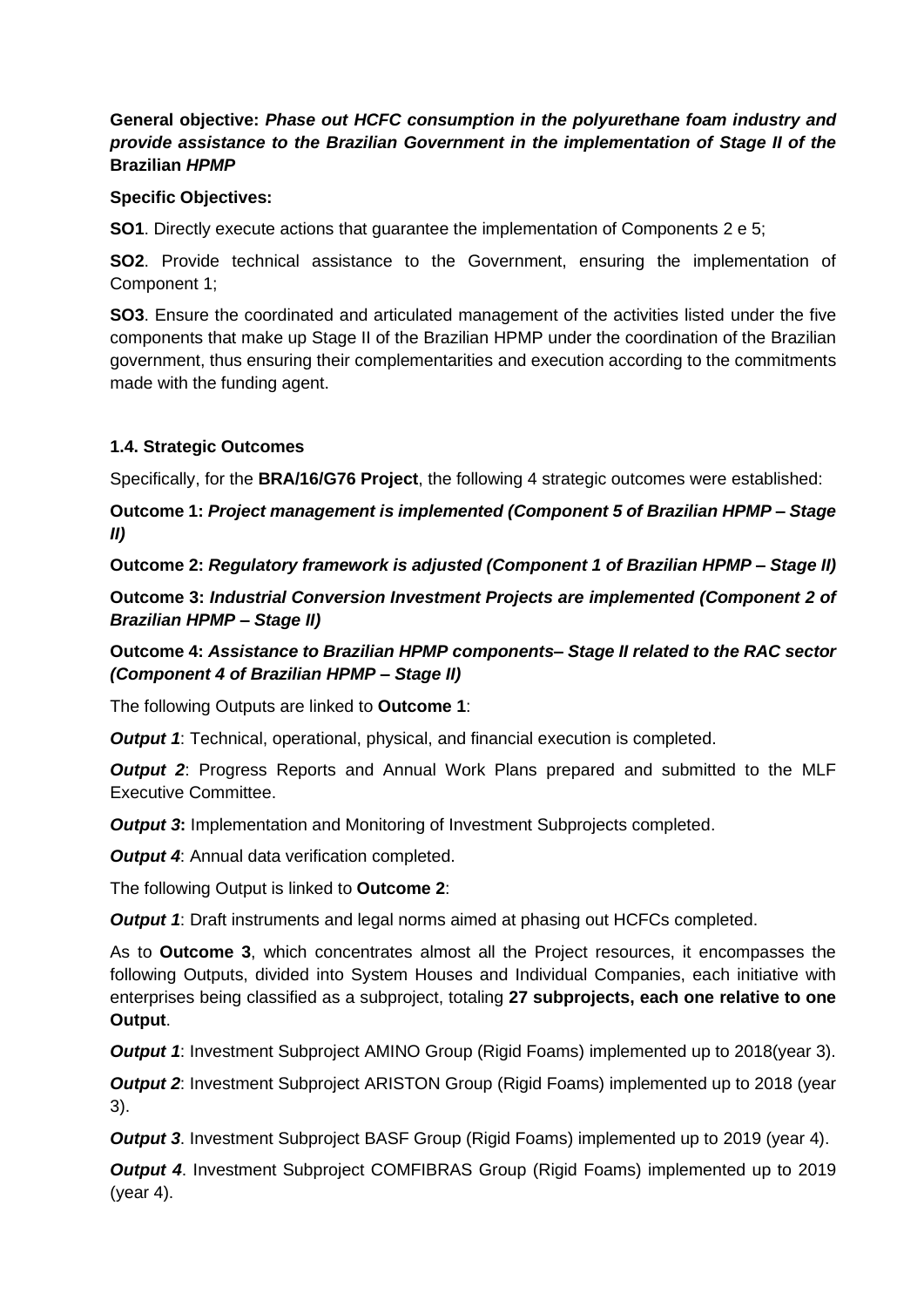**General objective:** ***Phase out HCFC consumption in the polyurethane foam industry and provide assistance to the Brazilian Government in the implementation of Stage II of the*** **Brazilian** ***HPMP***

**Specific Objectives:**

**SO1**. Directly execute actions that guarantee the implementation of Components 2 e 5;

**SO2**. Provide technical assistance to the Government, ensuring the implementation of Component 1;

**SO3**. Ensure the coordinated and articulated management of the activities listed under the five components that make up Stage II of the Brazilian HPMP under the coordination of the Brazilian government, thus ensuring their complementarities and execution according to the commitments made with the funding agent.

**1.4. Strategic Outcomes**

Specifically, for the **BRA/16/G76 Project**, the following 4 strategic outcomes were established:

**Outcome 1:** ***Project management is implemented (Component 5 of Brazilian HPMP – Stage II)***

**Outcome 2:** ***Regulatory framework is adjusted (Component 1 of Brazilian HPMP – Stage II)***

**Outcome 3:** ***Industrial Conversion Investment Projects are implemented (Component 2 of Brazilian HPMP – Stage II)***

**Outcome 4:** ***Assistance to Brazilian HPMP components– Stage II related to the RAC sector (Component 4 of Brazilian HPMP – Stage II)***

The following Outputs are linked to **Outcome 1**:

***Output 1***: Technical, operational, physical, and financial execution is completed.

***Output 2***: Progress Reports and Annual Work Plans prepared and submitted to the MLF Executive Committee.

***Output 3*****:** Implementation and Monitoring of Investment Subprojects completed.

***Output 4***: Annual data verification completed.

The following Output is linked to **Outcome 2**:

***Output 1***: Draft instruments and legal norms aimed at phasing out HCFCs completed.

As to **Outcome 3**, which concentrates almost all the Project resources, it encompasses the following Outputs, divided into System Houses and Individual Companies, each initiative with enterprises being classified as a subproject, totaling **27 subprojects, each one relative to one Output**.

***Output 1***: Investment Subproject AMINO Group (Rigid Foams) implemented up to 2018(year 3).

***Output 2***: Investment Subproject ARISTON Group (Rigid Foams) implemented up to 2018 (year 3).

***Output 3***. Investment Subproject BASF Group (Rigid Foams) implemented up to 2019 (year 4).

***Output 4***. Investment Subproject COMFIBRAS Group (Rigid Foams) implemented up to 2019 (year 4).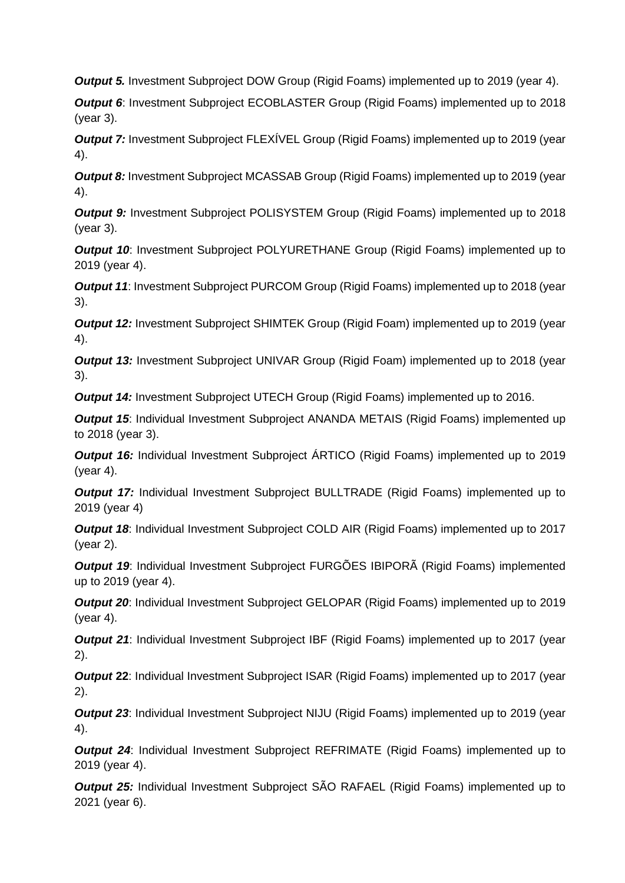***Output 5.*** Investment Subproject DOW Group (Rigid Foams) implemented up to 2019 (year 4).

***Output 6***: Investment Subproject ECOBLASTER Group (Rigid Foams) implemented up to 2018 (year 3).

***Output 7:*** Investment Subproject FLEXÍVEL Group (Rigid Foams) implemented up to 2019 (year 4).

***Output 8:*** Investment Subproject MCASSAB Group (Rigid Foams) implemented up to 2019 (year 4).

***Output 9:*** Investment Subproject POLISYSTEM Group (Rigid Foams) implemented up to 2018 (year 3).

***Output 10***: Investment Subproject POLYURETHANE Group (Rigid Foams) implemented up to 2019 (year 4).

***Output 11***: Investment Subproject PURCOM Group (Rigid Foams) implemented up to 2018 (year 3).

***Output 12:*** Investment Subproject SHIMTEK Group (Rigid Foam) implemented up to 2019 (year 4).

***Output 13:*** Investment Subproject UNIVAR Group (Rigid Foam) implemented up to 2018 (year 3).

***Output 14:*** Investment Subproject UTECH Group (Rigid Foams) implemented up to 2016.

***Output 15***: Individual Investment Subproject ANANDA METAIS (Rigid Foams) implemented up to 2018 (year 3).

***Output 16:*** Individual Investment Subproject ÁRTICO (Rigid Foams) implemented up to 2019 (year 4).

***Output 17:*** Individual Investment Subproject BULLTRADE (Rigid Foams) implemented up to 2019 (year 4)

***Output 18***: Individual Investment Subproject COLD AIR (Rigid Foams) implemented up to 2017 (year 2).

***Output 19***: Individual Investment Subproject FURGÕES IBIPORÃ (Rigid Foams) implemented up to 2019 (year 4).

***Output 20***: Individual Investment Subproject GELOPAR (Rigid Foams) implemented up to 2019 (year 4).

***Output 21***: Individual Investment Subproject IBF (Rigid Foams) implemented up to 2017 (year 2).

***Output* 22**: Individual Investment Subproject ISAR (Rigid Foams) implemented up to 2017 (year 2).

***Output 23***: Individual Investment Subproject NIJU (Rigid Foams) implemented up to 2019 (year 4).

***Output 24***: Individual Investment Subproject REFRIMATE (Rigid Foams) implemented up to 2019 (year 4).

***Output 25:*** Individual Investment Subproject SÃO RAFAEL (Rigid Foams) implemented up to 2021 (year 6).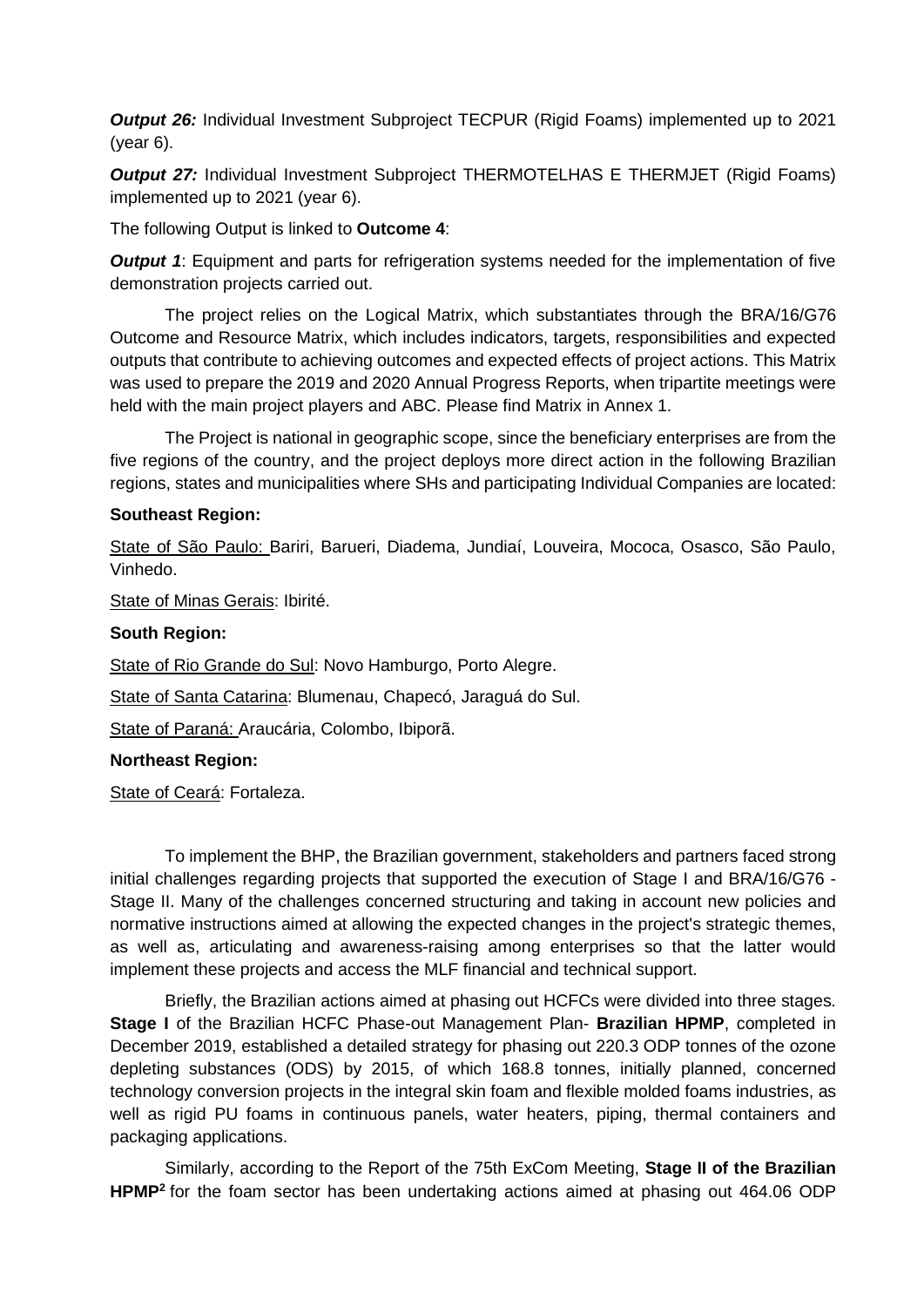***Output 26:*** Individual Investment Subproject TECPUR (Rigid Foams) implemented up to 2021 (year 6).

***Output 27:*** Individual Investment Subproject THERMOTELHAS E THERMJET (Rigid Foams) implemented up to 2021 (year 6).

The following Output is linked to **Outcome 4**:

***Output 1***: Equipment and parts for refrigeration systems needed for the implementation of five demonstration projects carried out.

The project relies on the Logical Matrix, which substantiates through the BRA/16/G76 Outcome and Resource Matrix, which includes indicators, targets, responsibilities and expected outputs that contribute to achieving outcomes and expected effects of project actions. This Matrix was used to prepare the 2019 and 2020 Annual Progress Reports, when tripartite meetings were held with the main project players and ABC. Please find Matrix in Annex 1.

The Project is national in geographic scope, since the beneficiary enterprises are from the five regions of the country, and the project deploys more direct action in the following Brazilian regions, states and municipalities where SHs and participating Individual Companies are located:

**Southeast Region:**

State of São Paulo: Bariri, Barueri, Diadema, Jundiaí, Louveira, Mococa, Osasco, São Paulo, Vinhedo.

State of Minas Gerais: Ibirité.

**South Region:**

State of Rio Grande do Sul: Novo Hamburgo, Porto Alegre.

State of Santa Catarina: Blumenau, Chapecó, Jaraguá do Sul.

State of Paraná: Araucária, Colombo, Ibiporã.

**Northeast Region:**

State of Ceará: Fortaleza.

To implement the BHP, the Brazilian government, stakeholders and partners faced strong initial challenges regarding projects that supported the execution of Stage I and BRA/16/G76 - Stage II. Many of the challenges concerned structuring and taking in account new policies and normative instructions aimed at allowing the expected changes in the project's strategic themes, as well as, articulating and awareness-raising among enterprises so that the latter would implement these projects and access the MLF financial and technical support.

Briefly, the Brazilian actions aimed at phasing out HCFCs were divided into three stages. **Stage I** of the Brazilian HCFC Phase-out Management Plan- **Brazilian HPMP**, completed in December 2019, established a detailed strategy for phasing out 220.3 ODP tonnes of the ozone depleting substances (ODS) by 2015, of which 168.8 tonnes, initially planned, concerned technology conversion projects in the integral skin foam and flexible molded foams industries, as well as rigid PU foams in continuous panels, water heaters, piping, thermal containers and packaging applications.

Similarly, according to the Report of the 75th ExCom Meeting, **Stage II of the Brazilian HPMP**[2] for the foam sector has been undertaking actions aimed at phasing out 464.06 ODP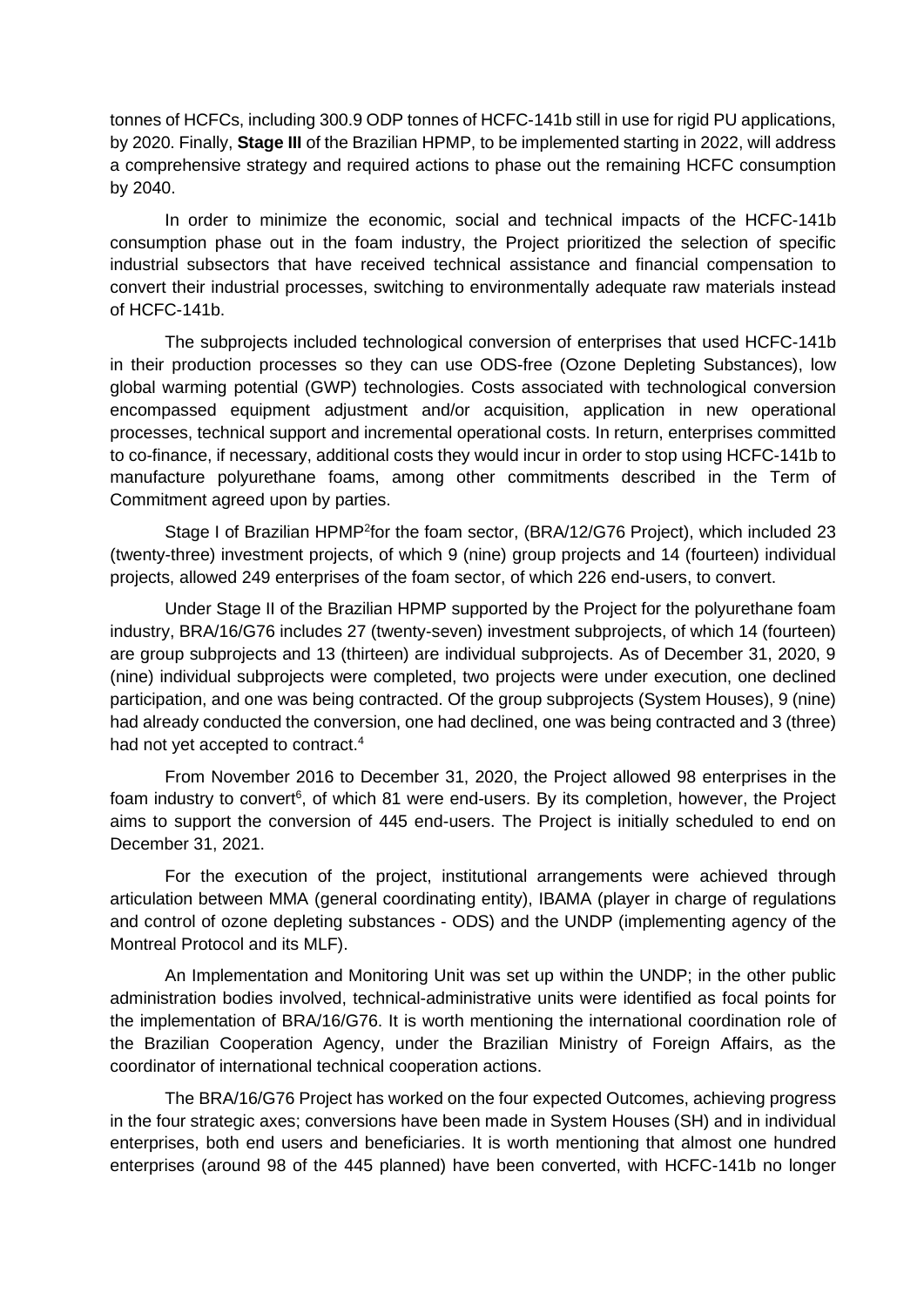tonnes of HCFCs, including 300.9 ODP tonnes of HCFC-141b still in use for rigid PU applications, by 2020. Finally, **Stage III** of the Brazilian HPMP, to be implemented starting in 2022, will address a comprehensive strategy and required actions to phase out the remaining HCFC consumption by 2040.

In order to minimize the economic, social and technical impacts of the HCFC-141b consumption phase out in the foam industry, the Project prioritized the selection of specific industrial subsectors that have received technical assistance and financial compensation to convert their industrial processes, switching to environmentally adequate raw materials instead of HCFC-141b.

The subprojects included technological conversion of enterprises that used HCFC-141b in their production processes so they can use ODS-free (Ozone Depleting Substances), low global warming potential (GWP) technologies. Costs associated with technological conversion encompassed equipment adjustment and/or acquisition, application in new operational processes, technical support and incremental operational costs. In return, enterprises committed to co-finance, if necessary, additional costs they would incur in order to stop using HCFC-141b to manufacture polyurethane foams, among other commitments described in the Term of Commitment agreed upon by parties.

Stage I of Brazilian HPMP[2]for the foam sector, (BRA/12/G76 Project), which included 23 (twenty-three) investment projects, of which 9 (nine) group projects and 14 (fourteen) individual projects, allowed 249 enterprises of the foam sector, of which 226 end-users, to convert.

Under Stage II of the Brazilian HPMP supported by the Project for the polyurethane foam industry, BRA/16/G76 includes 27 (twenty-seven) investment subprojects, of which 14 (fourteen) are group subprojects and 13 (thirteen) are individual subprojects. As of December 31, 2020, 9 (nine) individual subprojects were completed, two projects were under execution, one declined participation, and one was being contracted. Of the group subprojects (System Houses), 9 (nine) had already conducted the conversion, one had declined, one was being contracted and 3 (three) had not yet accepted to contract.[4]

From November 2016 to December 31, 2020, the Project allowed 98 enterprises in the foam industry to convert[6], of which 81 were end-users. By its completion, however, the Project aims to support the conversion of 445 end-users. The Project is initially scheduled to end on December 31, 2021.

For the execution of the project, institutional arrangements were achieved through articulation between MMA (general coordinating entity), IBAMA (player in charge of regulations and control of ozone depleting substances - ODS) and the UNDP (implementing agency of the Montreal Protocol and its MLF).

An Implementation and Monitoring Unit was set up within the UNDP; in the other public administration bodies involved, technical-administrative units were identified as focal points for the implementation of BRA/16/G76. It is worth mentioning the international coordination role of the Brazilian Cooperation Agency, under the Brazilian Ministry of Foreign Affairs, as the coordinator of international technical cooperation actions.

The BRA/16/G76 Project has worked on the four expected Outcomes, achieving progress in the four strategic axes; conversions have been made in System Houses (SH) and in individual enterprises, both end users and beneficiaries. It is worth mentioning that almost one hundred enterprises (around 98 of the 445 planned) have been converted, with HCFC-141b no longer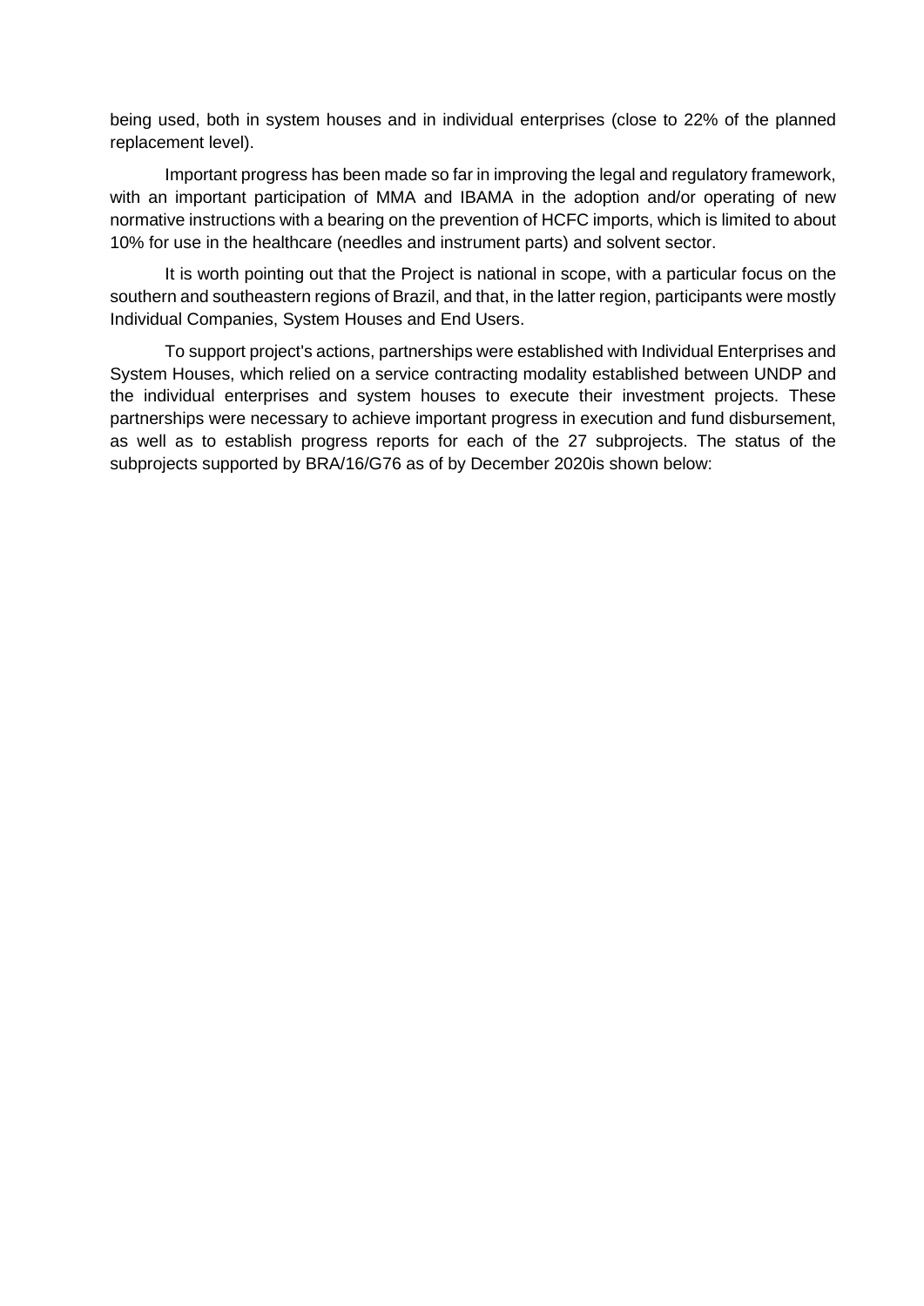being used, both in system houses and in individual enterprises (close to 22% of the planned replacement level).

Important progress has been made so far in improving the legal and regulatory framework, with an important participation of MMA and IBAMA in the adoption and/or operating of new normative instructions with a bearing on the prevention of HCFC imports, which is limited to about 10% for use in the healthcare (needles and instrument parts) and solvent sector.

It is worth pointing out that the Project is national in scope, with a particular focus on the southern and southeastern regions of Brazil, and that, in the latter region, participants were mostly Individual Companies, System Houses and End Users.

To support project's actions, partnerships were established with Individual Enterprises and System Houses, which relied on a service contracting modality established between UNDP and the individual enterprises and system houses to execute their investment projects. These partnerships were necessary to achieve important progress in execution and fund disbursement, as well as to establish progress reports for each of the 27 subprojects. The status of the subprojects supported by BRA/16/G76 as of by December 2020is shown below: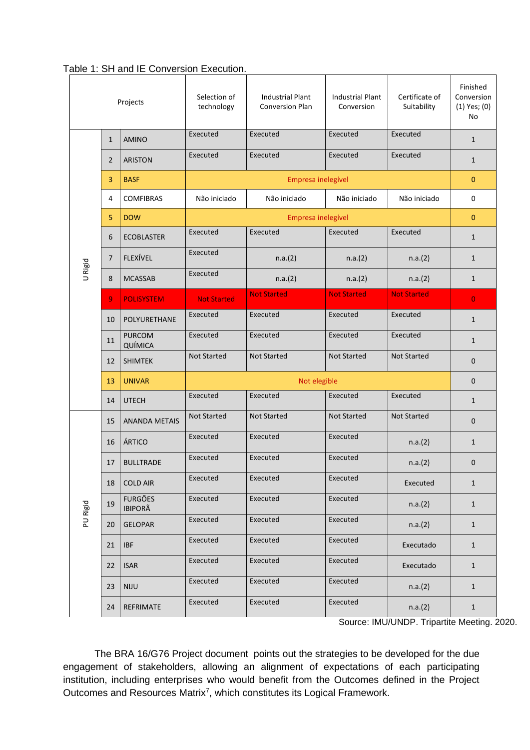Table 1: SH and IE Conversion Execution.

| Projects | | | Selection of technology | Industrial Plant Conversion Plan | Industrial Plant Conversion | Certificate of Suitability | Finished Conversion (1) Yes; (0) No |
|---|---|---|---|---|---|---|---|
| U Rigid | 1 | AMINO | Executed | Executed | Executed | Executed | 1 |
| | 2 | ARISTON | Executed | Executed | Executed | Executed | 1 |
| | 3 | BASF | Empresa inelegível | | | | 0 |
| | 4 | COMFIBRAS | Não iniciado | Não iniciado | Não iniciado | Não iniciado | 0 |
| | 5 | DOW | Empresa inelegível | | | | 0 |
| | 6 | ECOBLASTER | Executed | Executed | Executed | Executed | 1 |
| | 7 | FLEXÍVEL | Executed | n.a.(2) | n.a.(2) | n.a.(2) | 1 |
| | 8 | MCASSAB | Executed | n.a.(2) | n.a.(2) | n.a.(2) | 1 |
| | 9 | POLISYSTEM | Not Started | Not Started | Not Started | Not Started | 0 |
| | 10 | POLYURETHANE | Executed | Executed | Executed | Executed | 1 |
| | 11 | PURCOM QUÍMICA | Executed | Executed | Executed | Executed | 1 |
| | 12 | SHIMTEK | Not Started | Not Started | Not Started | Not Started | 0 |
| | 13 | UNIVAR | Not elegible | | | | 0 |
| | 14 | UTECH | Executed | Executed | Executed | Executed | 1 |
| PU Rigid | 15 | ANANDA METAIS | Not Started | Not Started | Not Started | Not Started | 0 |
| | 16 | ÁRTICO | Executed | Executed | Executed | n.a.(2) | 1 |
| | 17 | BULLTRADE | Executed | Executed | Executed | n.a.(2) | 0 |
| | 18 | COLD AIR | Executed | Executed | Executed | Executed | 1 |
| | 19 | FURGÕES IBIPORÃ | Executed | Executed | Executed | n.a.(2) | 1 |
| | 20 | GELOPAR | Executed | Executed | Executed | n.a.(2) | 1 |
| | 21 | IBF | Executed | Executed | Executed | Executado | 1 |
| | 22 | ISAR | Executed | Executed | Executed | Executado | 1 |
| | 23 | NIJU | Executed | Executed | Executed | n.a.(2) | 1 |
| | 24 | REFRIMATE | Executed | Executed | Executed | n.a.(2) | 1 |

Source: IMU/UNDP. Tripartite Meeting. 2020.

The BRA 16/G76 Project document points out the strategies to be developed for the due engagement of stakeholders, allowing an alignment of expectations of each participating institution, including enterprises who would benefit from the Outcomes defined in the Project Outcomes and Resources Matrix[7], which constitutes its Logical Framework.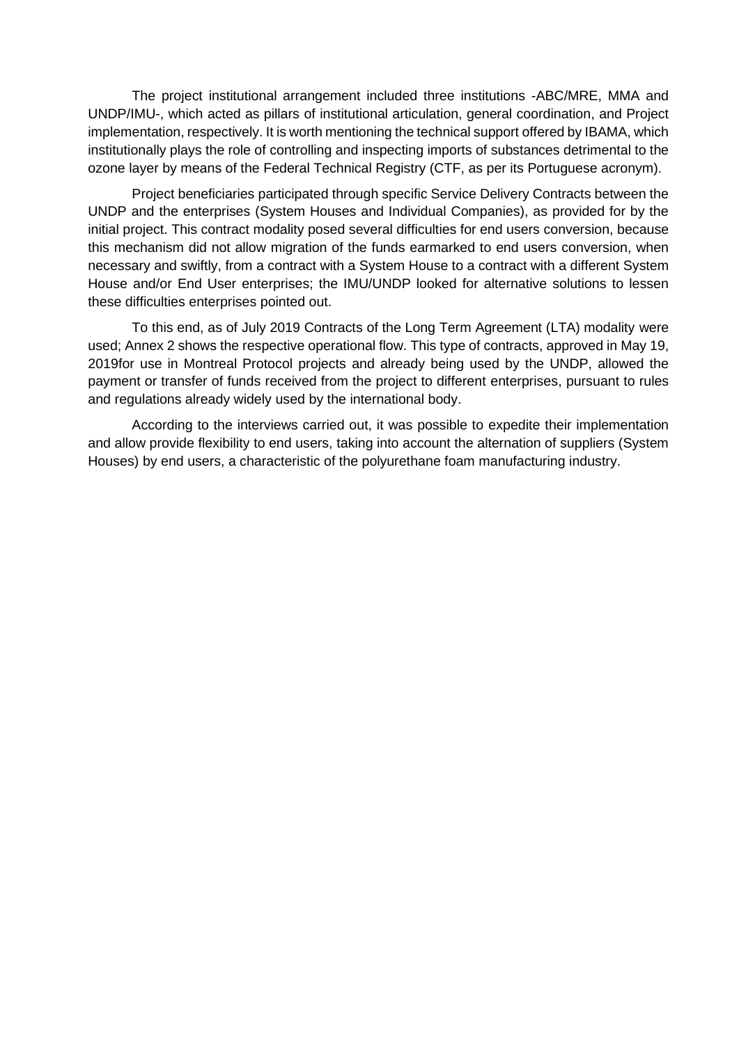The project institutional arrangement included three institutions -ABC/MRE, MMA and UNDP/IMU-, which acted as pillars of institutional articulation, general coordination, and Project implementation, respectively. It is worth mentioning the technical support offered by IBAMA, which institutionally plays the role of controlling and inspecting imports of substances detrimental to the ozone layer by means of the Federal Technical Registry (CTF, as per its Portuguese acronym).

Project beneficiaries participated through specific Service Delivery Contracts between the UNDP and the enterprises (System Houses and Individual Companies), as provided for by the initial project. This contract modality posed several difficulties for end users conversion, because this mechanism did not allow migration of the funds earmarked to end users conversion, when necessary and swiftly, from a contract with a System House to a contract with a different System House and/or End User enterprises; the IMU/UNDP looked for alternative solutions to lessen these difficulties enterprises pointed out.

To this end, as of July 2019 Contracts of the Long Term Agreement (LTA) modality were used; Annex 2 shows the respective operational flow. This type of contracts, approved in May 19, 2019for use in Montreal Protocol projects and already being used by the UNDP, allowed the payment or transfer of funds received from the project to different enterprises, pursuant to rules and regulations already widely used by the international body.

According to the interviews carried out, it was possible to expedite their implementation and allow provide flexibility to end users, taking into account the alternation of suppliers (System Houses) by end users, a characteristic of the polyurethane foam manufacturing industry.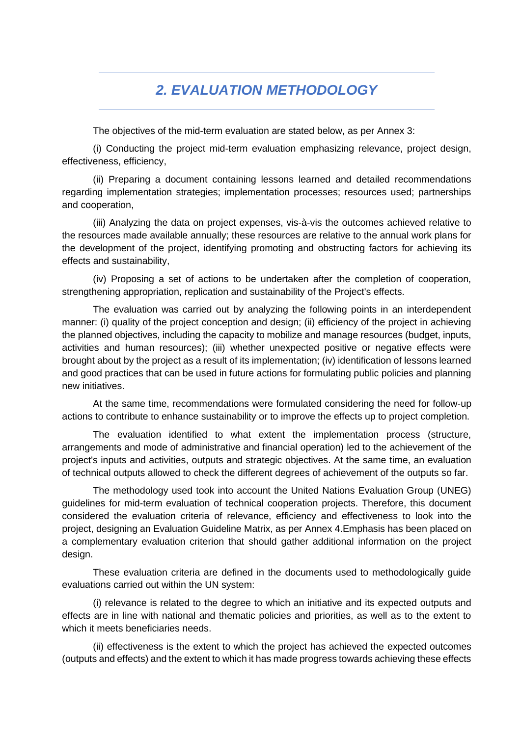## *2. EVALUATION METHODOLOGY*

The objectives of the mid-term evaluation are stated below, as per Annex 3:

(i) Conducting the project mid-term evaluation emphasizing relevance, project design, effectiveness, efficiency,

(ii) Preparing a document containing lessons learned and detailed recommendations regarding implementation strategies; implementation processes; resources used; partnerships and cooperation,

(iii) Analyzing the data on project expenses, vis-à-vis the outcomes achieved relative to the resources made available annually; these resources are relative to the annual work plans for the development of the project, identifying promoting and obstructing factors for achieving its effects and sustainability,

(iv) Proposing a set of actions to be undertaken after the completion of cooperation, strengthening appropriation, replication and sustainability of the Project's effects.

The evaluation was carried out by analyzing the following points in an interdependent manner: (i) quality of the project conception and design; (ii) efficiency of the project in achieving the planned objectives, including the capacity to mobilize and manage resources (budget, inputs, activities and human resources); (iii) whether unexpected positive or negative effects were brought about by the project as a result of its implementation; (iv) identification of lessons learned and good practices that can be used in future actions for formulating public policies and planning new initiatives.

At the same time, recommendations were formulated considering the need for follow-up actions to contribute to enhance sustainability or to improve the effects up to project completion.

The evaluation identified to what extent the implementation process (structure, arrangements and mode of administrative and financial operation) led to the achievement of the project's inputs and activities, outputs and strategic objectives. At the same time, an evaluation of technical outputs allowed to check the different degrees of achievement of the outputs so far.

The methodology used took into account the United Nations Evaluation Group (UNEG) guidelines for mid-term evaluation of technical cooperation projects. Therefore, this document considered the evaluation criteria of relevance, efficiency and effectiveness to look into the project, designing an Evaluation Guideline Matrix, as per Annex 4.Emphasis has been placed on a complementary evaluation criterion that should gather additional information on the project design.

These evaluation criteria are defined in the documents used to methodologically guide evaluations carried out within the UN system:

(i) relevance is related to the degree to which an initiative and its expected outputs and effects are in line with national and thematic policies and priorities, as well as to the extent to which it meets beneficiaries needs.

(ii) effectiveness is the extent to which the project has achieved the expected outcomes (outputs and effects) and the extent to which it has made progress towards achieving these effects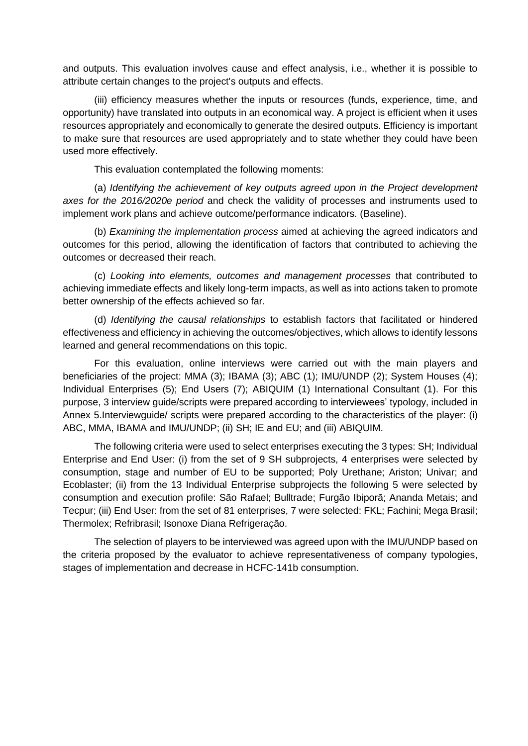and outputs. This evaluation involves cause and effect analysis, i.e., whether it is possible to attribute certain changes to the project's outputs and effects.

(iii) efficiency measures whether the inputs or resources (funds, experience, time, and opportunity) have translated into outputs in an economical way. A project is efficient when it uses resources appropriately and economically to generate the desired outputs. Efficiency is important to make sure that resources are used appropriately and to state whether they could have been used more effectively.

This evaluation contemplated the following moments:

(a) *Identifying the achievement of key outputs agreed upon in the Project development axes for the 2016/2020e period* and check the validity of processes and instruments used to implement work plans and achieve outcome/performance indicators. (Baseline).

(b) *Examining the implementation process* aimed at achieving the agreed indicators and outcomes for this period, allowing the identification of factors that contributed to achieving the outcomes or decreased their reach.

(c) *Looking into elements, outcomes and management processes* that contributed to achieving immediate effects and likely long-term impacts, as well as into actions taken to promote better ownership of the effects achieved so far.

(d) *Identifying the causal relationships* to establish factors that facilitated or hindered effectiveness and efficiency in achieving the outcomes/objectives, which allows to identify lessons learned and general recommendations on this topic.

For this evaluation, online interviews were carried out with the main players and beneficiaries of the project: MMA (3); IBAMA (3); ABC (1); IMU/UNDP (2); System Houses (4); Individual Enterprises (5); End Users (7); ABIQUIM (1) International Consultant (1). For this purpose, 3 interview guide/scripts were prepared according to interviewees' typology, included in Annex 5.Interviewguide/ scripts were prepared according to the characteristics of the player: (i) ABC, MMA, IBAMA and IMU/UNDP; (ii) SH; IE and EU; and (iii) ABIQUIM.

The following criteria were used to select enterprises executing the 3 types: SH; Individual Enterprise and End User: (i) from the set of 9 SH subprojects, 4 enterprises were selected by consumption, stage and number of EU to be supported; Poly Urethane; Ariston; Univar; and Ecoblaster; (ii) from the 13 Individual Enterprise subprojects the following 5 were selected by consumption and execution profile: São Rafael; Bulltrade; Furgão Ibiporã; Ananda Metais; and Tecpur; (iii) End User: from the set of 81 enterprises, 7 were selected: FKL; Fachini; Mega Brasil; Thermolex; Refribrasil; Isonoxe Diana Refrigeração.

The selection of players to be interviewed was agreed upon with the IMU/UNDP based on the criteria proposed by the evaluator to achieve representativeness of company typologies, stages of implementation and decrease in HCFC-141b consumption.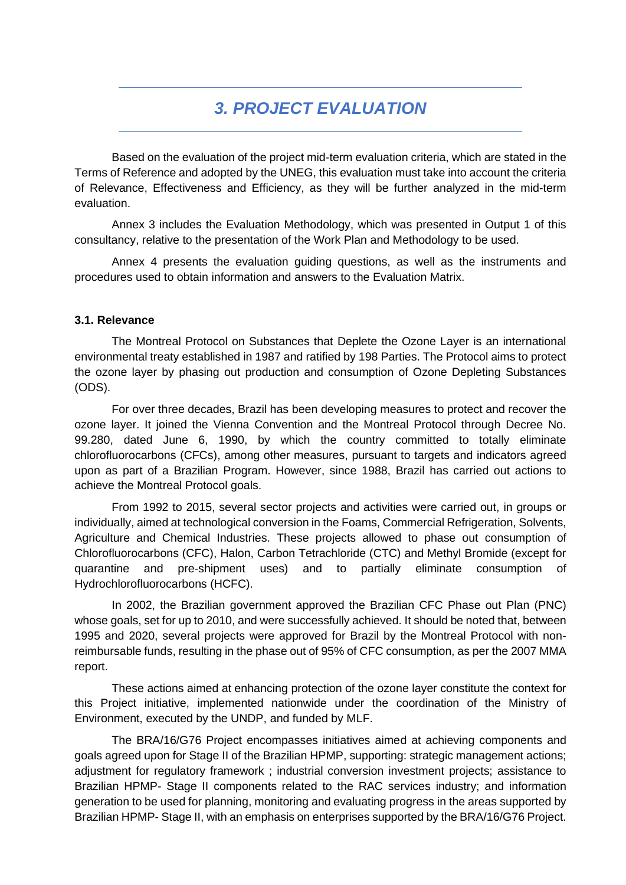# *3. PROJECT EVALUATION*

Based on the evaluation of the project mid-term evaluation criteria, which are stated in the Terms of Reference and adopted by the UNEG, this evaluation must take into account the criteria of Relevance, Effectiveness and Efficiency, as they will be further analyzed in the mid-term evaluation.

Annex 3 includes the Evaluation Methodology, which was presented in Output 1 of this consultancy, relative to the presentation of the Work Plan and Methodology to be used.

Annex 4 presents the evaluation guiding questions, as well as the instruments and procedures used to obtain information and answers to the Evaluation Matrix.

### 3.1. Relevance

The Montreal Protocol on Substances that Deplete the Ozone Layer is an international environmental treaty established in 1987 and ratified by 198 Parties. The Protocol aims to protect the ozone layer by phasing out production and consumption of Ozone Depleting Substances (ODS).

For over three decades, Brazil has been developing measures to protect and recover the ozone layer. It joined the Vienna Convention and the Montreal Protocol through Decree No. 99.280, dated June 6, 1990, by which the country committed to totally eliminate chlorofluorocarbons (CFCs), among other measures, pursuant to targets and indicators agreed upon as part of a Brazilian Program. However, since 1988, Brazil has carried out actions to achieve the Montreal Protocol goals.

From 1992 to 2015, several sector projects and activities were carried out, in groups or individually, aimed at technological conversion in the Foams, Commercial Refrigeration, Solvents, Agriculture and Chemical Industries. These projects allowed to phase out consumption of Chlorofluorocarbons (CFC), Halon, Carbon Tetrachloride (CTC) and Methyl Bromide (except for quarantine and pre-shipment uses) and to partially eliminate consumption of Hydrochlorofluorocarbons (HCFC).

In 2002, the Brazilian government approved the Brazilian CFC Phase out Plan (PNC) whose goals, set for up to 2010, and were successfully achieved. It should be noted that, between 1995 and 2020, several projects were approved for Brazil by the Montreal Protocol with non-reimbursable funds, resulting in the phase out of 95% of CFC consumption, as per the 2007 MMA report.

These actions aimed at enhancing protection of the ozone layer constitute the context for this Project initiative, implemented nationwide under the coordination of the Ministry of Environment, executed by the UNDP, and funded by MLF.

The BRA/16/G76 Project encompasses initiatives aimed at achieving components and goals agreed upon for Stage II of the Brazilian HPMP, supporting: strategic management actions; adjustment for regulatory framework ; industrial conversion investment projects; assistance to Brazilian HPMP- Stage II components related to the RAC services industry; and information generation to be used for planning, monitoring and evaluating progress in the areas supported by Brazilian HPMP- Stage II, with an emphasis on enterprises supported by the BRA/16/G76 Project.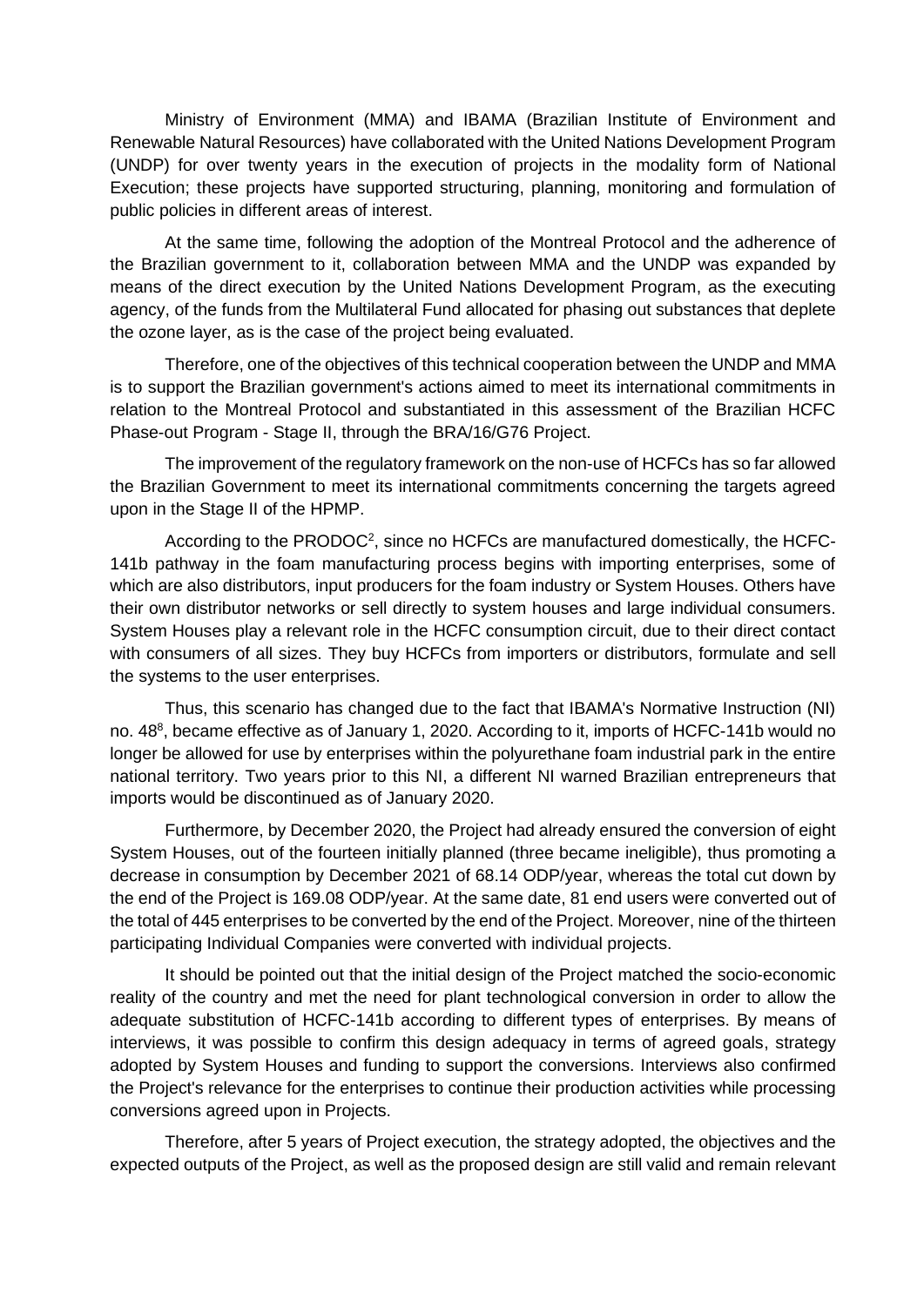Ministry of Environment (MMA) and IBAMA (Brazilian Institute of Environment and Renewable Natural Resources) have collaborated with the United Nations Development Program (UNDP) for over twenty years in the execution of projects in the modality form of National Execution; these projects have supported structuring, planning, monitoring and formulation of public policies in different areas of interest.

At the same time, following the adoption of the Montreal Protocol and the adherence of the Brazilian government to it, collaboration between MMA and the UNDP was expanded by means of the direct execution by the United Nations Development Program, as the executing agency, of the funds from the Multilateral Fund allocated for phasing out substances that deplete the ozone layer, as is the case of the project being evaluated.

Therefore, one of the objectives of this technical cooperation between the UNDP and MMA is to support the Brazilian government's actions aimed to meet its international commitments in relation to the Montreal Protocol and substantiated in this assessment of the Brazilian HCFC Phase-out Program - Stage II, through the BRA/16/G76 Project.

The improvement of the regulatory framework on the non-use of HCFCs has so far allowed the Brazilian Government to meet its international commitments concerning the targets agreed upon in the Stage II of the HPMP.

According to the PRODOC[2], since no HCFCs are manufactured domestically, the HCFC-141b pathway in the foam manufacturing process begins with importing enterprises, some of which are also distributors, input producers for the foam industry or System Houses. Others have their own distributor networks or sell directly to system houses and large individual consumers. System Houses play a relevant role in the HCFC consumption circuit, due to their direct contact with consumers of all sizes. They buy HCFCs from importers or distributors, formulate and sell the systems to the user enterprises.

Thus, this scenario has changed due to the fact that IBAMA's Normative Instruction (NI) no. 48[8], became effective as of January 1, 2020. According to it, imports of HCFC-141b would no longer be allowed for use by enterprises within the polyurethane foam industrial park in the entire national territory. Two years prior to this NI, a different NI warned Brazilian entrepreneurs that imports would be discontinued as of January 2020.

Furthermore, by December 2020, the Project had already ensured the conversion of eight System Houses, out of the fourteen initially planned (three became ineligible), thus promoting a decrease in consumption by December 2021 of 68.14 ODP/year, whereas the total cut down by the end of the Project is 169.08 ODP/year. At the same date, 81 end users were converted out of the total of 445 enterprises to be converted by the end of the Project. Moreover, nine of the thirteen participating Individual Companies were converted with individual projects.

It should be pointed out that the initial design of the Project matched the socio-economic reality of the country and met the need for plant technological conversion in order to allow the adequate substitution of HCFC-141b according to different types of enterprises. By means of interviews, it was possible to confirm this design adequacy in terms of agreed goals, strategy adopted by System Houses and funding to support the conversions. Interviews also confirmed the Project's relevance for the enterprises to continue their production activities while processing conversions agreed upon in Projects.

Therefore, after 5 years of Project execution, the strategy adopted, the objectives and the expected outputs of the Project, as well as the proposed design are still valid and remain relevant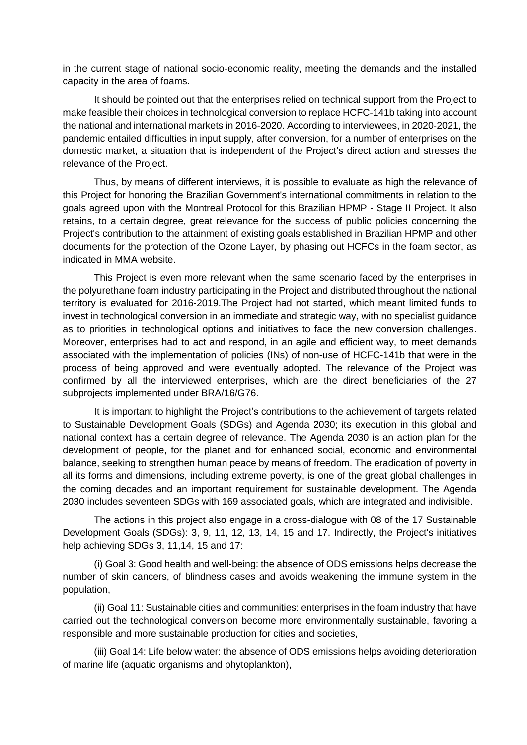in the current stage of national socio-economic reality, meeting the demands and the installed capacity in the area of foams.

It should be pointed out that the enterprises relied on technical support from the Project to make feasible their choices in technological conversion to replace HCFC-141b taking into account the national and international markets in 2016-2020. According to interviewees, in 2020-2021, the pandemic entailed difficulties in input supply, after conversion, for a number of enterprises on the domestic market, a situation that is independent of the Project's direct action and stresses the relevance of the Project.

Thus, by means of different interviews, it is possible to evaluate as high the relevance of this Project for honoring the Brazilian Government's international commitments in relation to the goals agreed upon with the Montreal Protocol for this Brazilian HPMP - Stage II Project. It also retains, to a certain degree, great relevance for the success of public policies concerning the Project's contribution to the attainment of existing goals established in Brazilian HPMP and other documents for the protection of the Ozone Layer, by phasing out HCFCs in the foam sector, as indicated in MMA website.

This Project is even more relevant when the same scenario faced by the enterprises in the polyurethane foam industry participating in the Project and distributed throughout the national territory is evaluated for 2016-2019.The Project had not started, which meant limited funds to invest in technological conversion in an immediate and strategic way, with no specialist guidance as to priorities in technological options and initiatives to face the new conversion challenges. Moreover, enterprises had to act and respond, in an agile and efficient way, to meet demands associated with the implementation of policies (INs) of non-use of HCFC-141b that were in the process of being approved and were eventually adopted. The relevance of the Project was confirmed by all the interviewed enterprises, which are the direct beneficiaries of the 27 subprojects implemented under BRA/16/G76.

It is important to highlight the Project's contributions to the achievement of targets related to Sustainable Development Goals (SDGs) and Agenda 2030; its execution in this global and national context has a certain degree of relevance. The Agenda 2030 is an action plan for the development of people, for the planet and for enhanced social, economic and environmental balance, seeking to strengthen human peace by means of freedom. The eradication of poverty in all its forms and dimensions, including extreme poverty, is one of the great global challenges in the coming decades and an important requirement for sustainable development. The Agenda 2030 includes seventeen SDGs with 169 associated goals, which are integrated and indivisible.

The actions in this project also engage in a cross-dialogue with 08 of the 17 Sustainable Development Goals (SDGs): 3, 9, 11, 12, 13, 14, 15 and 17. Indirectly, the Project's initiatives help achieving SDGs 3, 11,14, 15 and 17:

(i) Goal 3: Good health and well-being: the absence of ODS emissions helps decrease the number of skin cancers, of blindness cases and avoids weakening the immune system in the population,

(ii) Goal 11: Sustainable cities and communities: enterprises in the foam industry that have carried out the technological conversion become more environmentally sustainable, favoring a responsible and more sustainable production for cities and societies,

(iii) Goal 14: Life below water: the absence of ODS emissions helps avoiding deterioration of marine life (aquatic organisms and phytoplankton),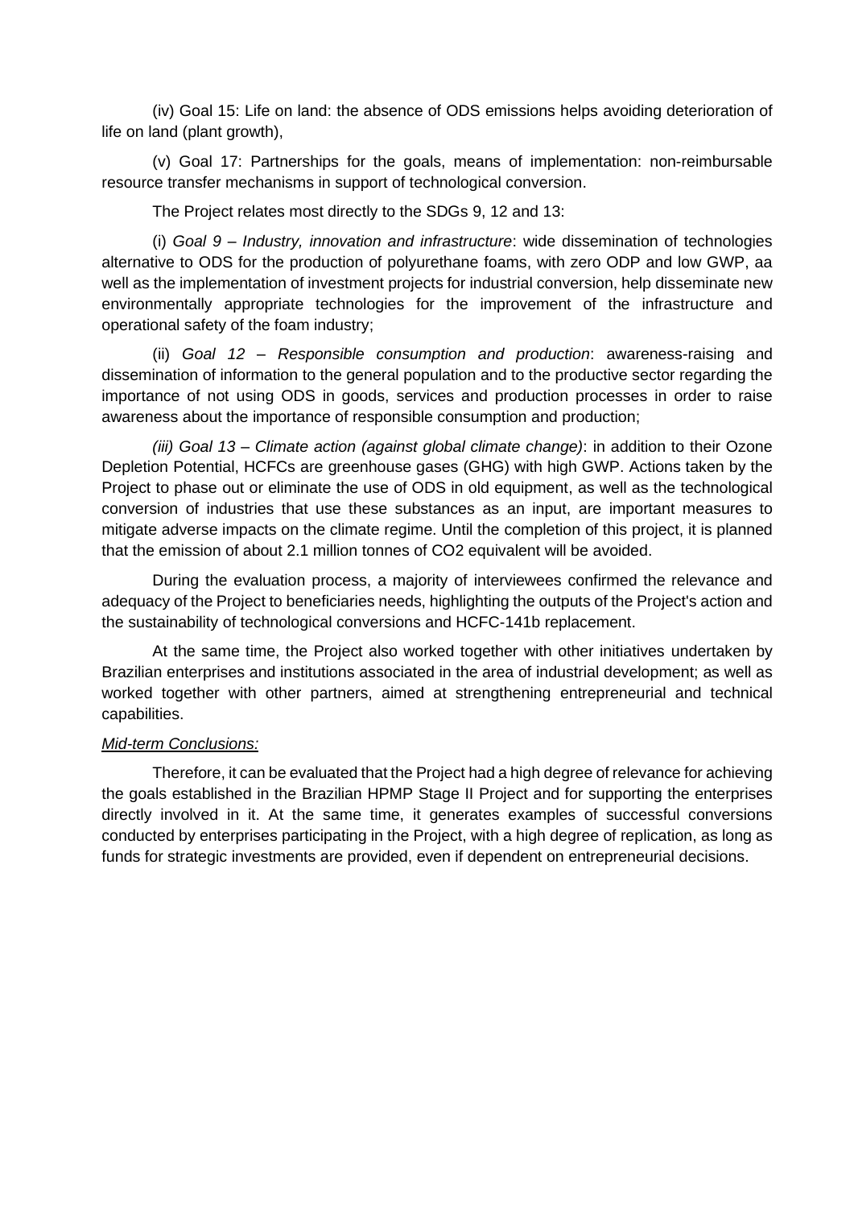(iv) Goal 15: Life on land: the absence of ODS emissions helps avoiding deterioration of life on land (plant growth),

(v) Goal 17: Partnerships for the goals, means of implementation: non-reimbursable resource transfer mechanisms in support of technological conversion.

The Project relates most directly to the SDGs 9, 12 and 13:

(i) *Goal 9 – Industry, innovation and infrastructure*: wide dissemination of technologies alternative to ODS for the production of polyurethane foams, with zero ODP and low GWP, aa well as the implementation of investment projects for industrial conversion, help disseminate new environmentally appropriate technologies for the improvement of the infrastructure and operational safety of the foam industry;

(ii) *Goal 12 – Responsible consumption and production*: awareness-raising and dissemination of information to the general population and to the productive sector regarding the importance of not using ODS in goods, services and production processes in order to raise awareness about the importance of responsible consumption and production;

*(iii) Goal 13 – Climate action (against global climate change)*: in addition to their Ozone Depletion Potential, HCFCs are greenhouse gases (GHG) with high GWP. Actions taken by the Project to phase out or eliminate the use of ODS in old equipment, as well as the technological conversion of industries that use these substances as an input, are important measures to mitigate adverse impacts on the climate regime. Until the completion of this project, it is planned that the emission of about 2.1 million tonnes of $CO_2$ equivalent will be avoided.

During the evaluation process, a majority of interviewees confirmed the relevance and adequacy of the Project to beneficiaries needs, highlighting the outputs of the Project's action and the sustainability of technological conversions and HCFC-141b replacement.

At the same time, the Project also worked together with other initiatives undertaken by Brazilian enterprises and institutions associated in the area of industrial development; as well as worked together with other partners, aimed at strengthening entrepreneurial and technical capabilities.

*Mid-term Conclusions:*

Therefore, it can be evaluated that the Project had a high degree of relevance for achieving the goals established in the Brazilian HPMP Stage II Project and for supporting the enterprises directly involved in it. At the same time, it generates examples of successful conversions conducted by enterprises participating in the Project, with a high degree of replication, as long as funds for strategic investments are provided, even if dependent on entrepreneurial decisions.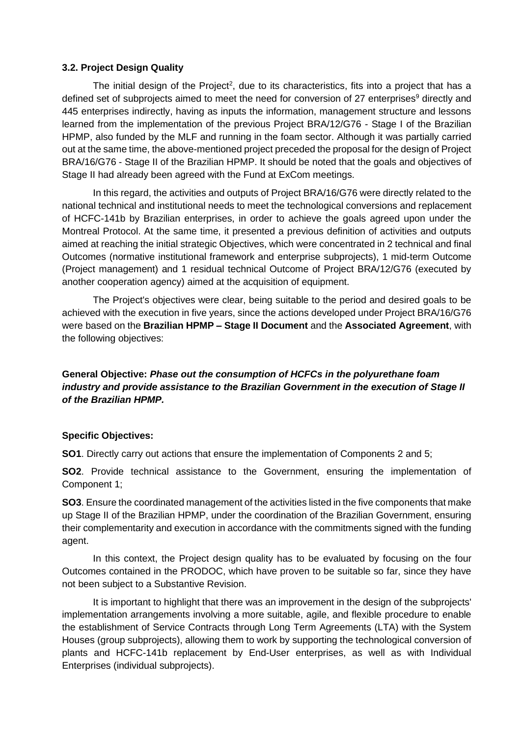### 3.2. Project Design Quality

The initial design of the Project[2], due to its characteristics, fits into a project that has a defined set of subprojects aimed to meet the need for conversion of 27 enterprises[9] directly and 445 enterprises indirectly, having as inputs the information, management structure and lessons learned from the implementation of the previous Project BRA/12/G76 - Stage I of the Brazilian HPMP, also funded by the MLF and running in the foam sector. Although it was partially carried out at the same time, the above-mentioned project preceded the proposal for the design of Project BRA/16/G76 - Stage II of the Brazilian HPMP. It should be noted that the goals and objectives of Stage II had already been agreed with the Fund at ExCom meetings.

In this regard, the activities and outputs of Project BRA/16/G76 were directly related to the national technical and institutional needs to meet the technological conversions and replacement of HCFC-141b by Brazilian enterprises, in order to achieve the goals agreed upon under the Montreal Protocol. At the same time, it presented a previous definition of activities and outputs aimed at reaching the initial strategic Objectives, which were concentrated in 2 technical and final Outcomes (normative institutional framework and enterprise subprojects), 1 mid-term Outcome (Project management) and 1 residual technical Outcome of Project BRA/12/G76 (executed by another cooperation agency) aimed at the acquisition of equipment.

The Project's objectives were clear, being suitable to the period and desired goals to be achieved with the execution in five years, since the actions developed under Project BRA/16/G76 were based on the **Brazilian HPMP – Stage II Document** and the **Associated Agreement**, with the following objectives:

**General Objective:** ***Phase out the consumption of HCFCs in the polyurethane foam industry and provide assistance to the Brazilian Government in the execution of Stage II of the Brazilian HPMP.***

**Specific Objectives:**

**SO1**. Directly carry out actions that ensure the implementation of Components 2 and 5;

**SO2**. Provide technical assistance to the Government, ensuring the implementation of Component 1;

**SO3**. Ensure the coordinated management of the activities listed in the five components that make up Stage II of the Brazilian HPMP, under the coordination of the Brazilian Government, ensuring their complementarity and execution in accordance with the commitments signed with the funding agent.

In this context, the Project design quality has to be evaluated by focusing on the four Outcomes contained in the PRODOC, which have proven to be suitable so far, since they have not been subject to a Substantive Revision.

It is important to highlight that there was an improvement in the design of the subprojects' implementation arrangements involving a more suitable, agile, and flexible procedure to enable the establishment of Service Contracts through Long Term Agreements (LTA) with the System Houses (group subprojects), allowing them to work by supporting the technological conversion of plants and HCFC-141b replacement by End-User enterprises, as well as with Individual Enterprises (individual subprojects).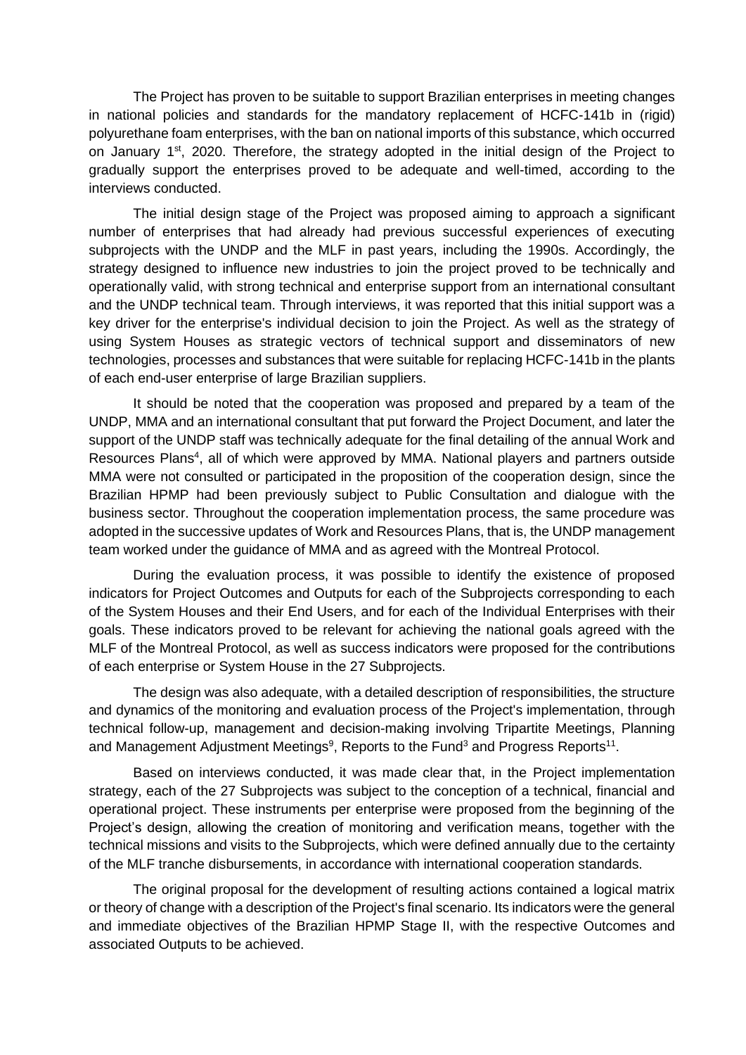The Project has proven to be suitable to support Brazilian enterprises in meeting changes in national policies and standards for the mandatory replacement of HCFC-141b in (rigid) polyurethane foam enterprises, with the ban on national imports of this substance, which occurred on January 1st, 2020. Therefore, the strategy adopted in the initial design of the Project to gradually support the enterprises proved to be adequate and well-timed, according to the interviews conducted.

The initial design stage of the Project was proposed aiming to approach a significant number of enterprises that had already had previous successful experiences of executing subprojects with the UNDP and the MLF in past years, including the 1990s. Accordingly, the strategy designed to influence new industries to join the project proved to be technically and operationally valid, with strong technical and enterprise support from an international consultant and the UNDP technical team. Through interviews, it was reported that this initial support was a key driver for the enterprise's individual decision to join the Project. As well as the strategy of using System Houses as strategic vectors of technical support and disseminators of new technologies, processes and substances that were suitable for replacing HCFC-141b in the plants of each end-user enterprise of large Brazilian suppliers.

It should be noted that the cooperation was proposed and prepared by a team of the UNDP, MMA and an international consultant that put forward the Project Document, and later the support of the UNDP staff was technically adequate for the final detailing of the annual Work and Resources Plans[4], all of which were approved by MMA. National players and partners outside MMA were not consulted or participated in the proposition of the cooperation design, since the Brazilian HPMP had been previously subject to Public Consultation and dialogue with the business sector. Throughout the cooperation implementation process, the same procedure was adopted in the successive updates of Work and Resources Plans, that is, the UNDP management team worked under the guidance of MMA and as agreed with the Montreal Protocol.

During the evaluation process, it was possible to identify the existence of proposed indicators for Project Outcomes and Outputs for each of the Subprojects corresponding to each of the System Houses and their End Users, and for each of the Individual Enterprises with their goals. These indicators proved to be relevant for achieving the national goals agreed with the MLF of the Montreal Protocol, as well as success indicators were proposed for the contributions of each enterprise or System House in the 27 Subprojects.

The design was also adequate, with a detailed description of responsibilities, the structure and dynamics of the monitoring and evaluation process of the Project's implementation, through technical follow-up, management and decision-making involving Tripartite Meetings, Planning and Management Adjustment Meetings[9], Reports to the Fund[3] and Progress Reports[11].

Based on interviews conducted, it was made clear that, in the Project implementation strategy, each of the 27 Subprojects was subject to the conception of a technical, financial and operational project. These instruments per enterprise were proposed from the beginning of the Project's design, allowing the creation of monitoring and verification means, together with the technical missions and visits to the Subprojects, which were defined annually due to the certainty of the MLF tranche disbursements, in accordance with international cooperation standards.

The original proposal for the development of resulting actions contained a logical matrix or theory of change with a description of the Project's final scenario. Its indicators were the general and immediate objectives of the Brazilian HPMP Stage II, with the respective Outcomes and associated Outputs to be achieved.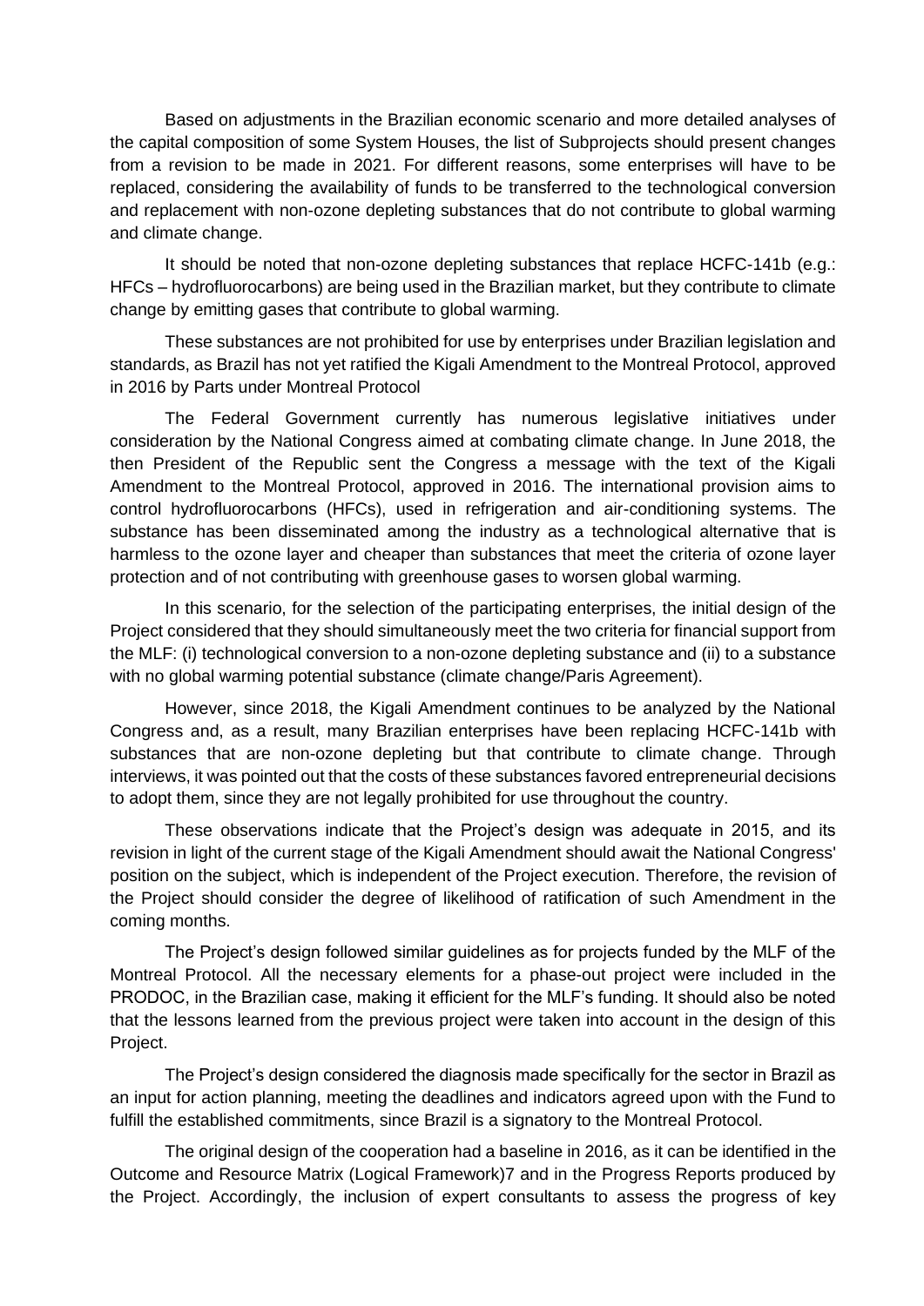Based on adjustments in the Brazilian economic scenario and more detailed analyses of the capital composition of some System Houses, the list of Subprojects should present changes from a revision to be made in 2021. For different reasons, some enterprises will have to be replaced, considering the availability of funds to be transferred to the technological conversion and replacement with non-ozone depleting substances that do not contribute to global warming and climate change.

It should be noted that non-ozone depleting substances that replace HCFC-141b (e.g.: HFCs – hydrofluorocarbons) are being used in the Brazilian market, but they contribute to climate change by emitting gases that contribute to global warming.

These substances are not prohibited for use by enterprises under Brazilian legislation and standards, as Brazil has not yet ratified the Kigali Amendment to the Montreal Protocol, approved in 2016 by Parts under Montreal Protocol

The Federal Government currently has numerous legislative initiatives under consideration by the National Congress aimed at combating climate change. In June 2018, the then President of the Republic sent the Congress a message with the text of the Kigali Amendment to the Montreal Protocol, approved in 2016. The international provision aims to control hydrofluorocarbons (HFCs), used in refrigeration and air-conditioning systems. The substance has been disseminated among the industry as a technological alternative that is harmless to the ozone layer and cheaper than substances that meet the criteria of ozone layer protection and of not contributing with greenhouse gases to worsen global warming.

In this scenario, for the selection of the participating enterprises, the initial design of the Project considered that they should simultaneously meet the two criteria for financial support from the MLF: (i) technological conversion to a non-ozone depleting substance and (ii) to a substance with no global warming potential substance (climate change/Paris Agreement).

However, since 2018, the Kigali Amendment continues to be analyzed by the National Congress and, as a result, many Brazilian enterprises have been replacing HCFC-141b with substances that are non-ozone depleting but that contribute to climate change. Through interviews, it was pointed out that the costs of these substances favored entrepreneurial decisions to adopt them, since they are not legally prohibited for use throughout the country.

These observations indicate that the Project's design was adequate in 2015, and its revision in light of the current stage of the Kigali Amendment should await the National Congress' position on the subject, which is independent of the Project execution. Therefore, the revision of the Project should consider the degree of likelihood of ratification of such Amendment in the coming months.

The Project's design followed similar guidelines as for projects funded by the MLF of the Montreal Protocol. All the necessary elements for a phase-out project were included in the PRODOC, in the Brazilian case, making it efficient for the MLF's funding. It should also be noted that the lessons learned from the previous project were taken into account in the design of this Project.

The Project's design considered the diagnosis made specifically for the sector in Brazil as an input for action planning, meeting the deadlines and indicators agreed upon with the Fund to fulfill the established commitments, since Brazil is a signatory to the Montreal Protocol.

The original design of the cooperation had a baseline in 2016, as it can be identified in the Outcome and Resource Matrix (Logical Framework)[7] and in the Progress Reports produced by the Project. Accordingly, the inclusion of expert consultants to assess the progress of key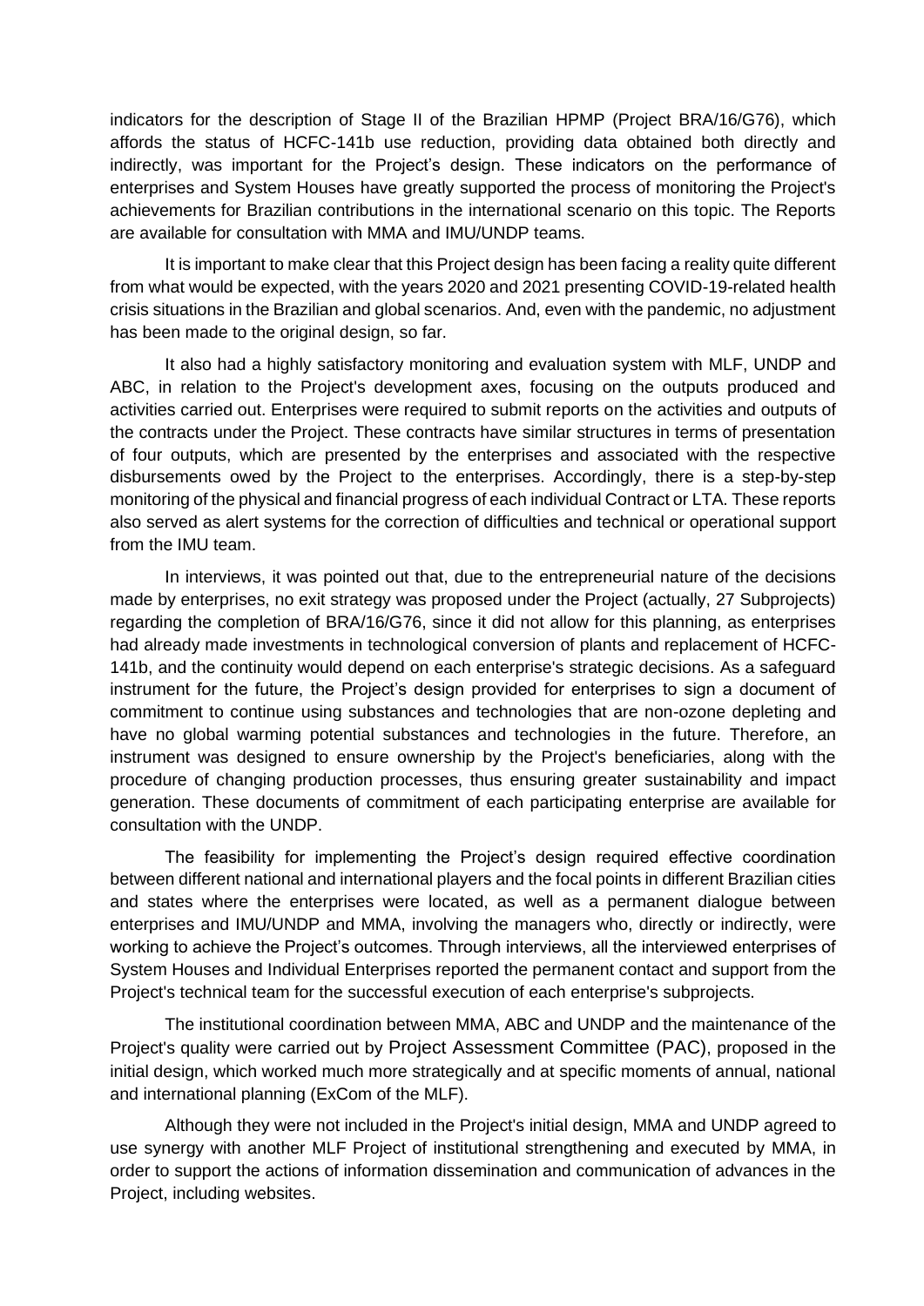indicators for the description of Stage II of the Brazilian HPMP (Project BRA/16/G76), which affords the status of HCFC-141b use reduction, providing data obtained both directly and indirectly, was important for the Project's design. These indicators on the performance of enterprises and System Houses have greatly supported the process of monitoring the Project's achievements for Brazilian contributions in the international scenario on this topic. The Reports are available for consultation with MMA and IMU/UNDP teams.

It is important to make clear that this Project design has been facing a reality quite different from what would be expected, with the years 2020 and 2021 presenting COVID-19-related health crisis situations in the Brazilian and global scenarios. And, even with the pandemic, no adjustment has been made to the original design, so far.

It also had a highly satisfactory monitoring and evaluation system with MLF, UNDP and ABC, in relation to the Project's development axes, focusing on the outputs produced and activities carried out. Enterprises were required to submit reports on the activities and outputs of the contracts under the Project. These contracts have similar structures in terms of presentation of four outputs, which are presented by the enterprises and associated with the respective disbursements owed by the Project to the enterprises. Accordingly, there is a step-by-step monitoring of the physical and financial progress of each individual Contract or LTA. These reports also served as alert systems for the correction of difficulties and technical or operational support from the IMU team.

In interviews, it was pointed out that, due to the entrepreneurial nature of the decisions made by enterprises, no exit strategy was proposed under the Project (actually, 27 Subprojects) regarding the completion of BRA/16/G76, since it did not allow for this planning, as enterprises had already made investments in technological conversion of plants and replacement of HCFC-141b, and the continuity would depend on each enterprise's strategic decisions. As a safeguard instrument for the future, the Project's design provided for enterprises to sign a document of commitment to continue using substances and technologies that are non-ozone depleting and have no global warming potential substances and technologies in the future. Therefore, an instrument was designed to ensure ownership by the Project's beneficiaries, along with the procedure of changing production processes, thus ensuring greater sustainability and impact generation. These documents of commitment of each participating enterprise are available for consultation with the UNDP.

The feasibility for implementing the Project's design required effective coordination between different national and international players and the focal points in different Brazilian cities and states where the enterprises were located, as well as a permanent dialogue between enterprises and IMU/UNDP and MMA, involving the managers who, directly or indirectly, were working to achieve the Project's outcomes. Through interviews, all the interviewed enterprises of System Houses and Individual Enterprises reported the permanent contact and support from the Project's technical team for the successful execution of each enterprise's subprojects.

The institutional coordination between MMA, ABC and UNDP and the maintenance of the Project's quality were carried out by Project Assessment Committee (PAC), proposed in the initial design, which worked much more strategically and at specific moments of annual, national and international planning (ExCom of the MLF).

Although they were not included in the Project's initial design, MMA and UNDP agreed to use synergy with another MLF Project of institutional strengthening and executed by MMA, in order to support the actions of information dissemination and communication of advances in the Project, including websites.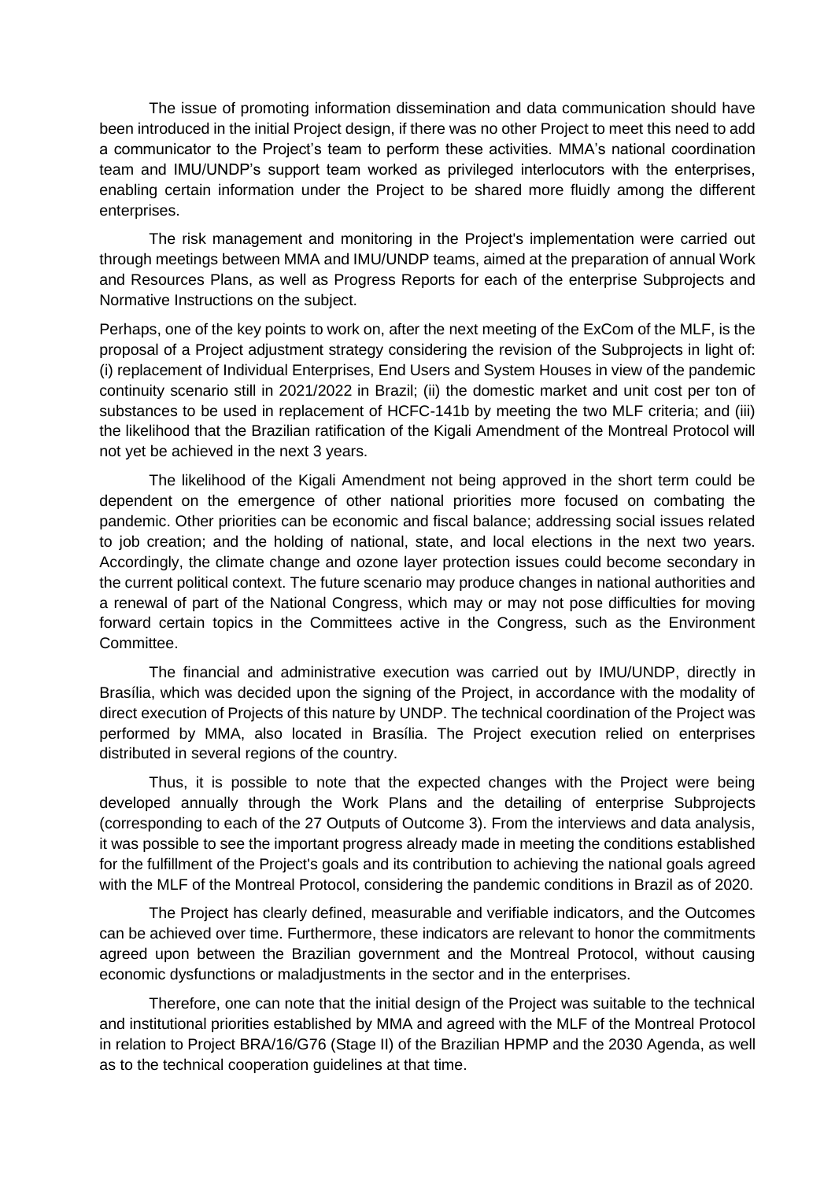The issue of promoting information dissemination and data communication should have been introduced in the initial Project design, if there was no other Project to meet this need to add a communicator to the Project's team to perform these activities. MMA's national coordination team and IMU/UNDP's support team worked as privileged interlocutors with the enterprises, enabling certain information under the Project to be shared more fluidly among the different enterprises.

The risk management and monitoring in the Project's implementation were carried out through meetings between MMA and IMU/UNDP teams, aimed at the preparation of annual Work and Resources Plans, as well as Progress Reports for each of the enterprise Subprojects and Normative Instructions on the subject.

Perhaps, one of the key points to work on, after the next meeting of the ExCom of the MLF, is the proposal of a Project adjustment strategy considering the revision of the Subprojects in light of: (i) replacement of Individual Enterprises, End Users and System Houses in view of the pandemic continuity scenario still in 2021/2022 in Brazil; (ii) the domestic market and unit cost per ton of substances to be used in replacement of HCFC-141b by meeting the two MLF criteria; and (iii) the likelihood that the Brazilian ratification of the Kigali Amendment of the Montreal Protocol will not yet be achieved in the next 3 years.

The likelihood of the Kigali Amendment not being approved in the short term could be dependent on the emergence of other national priorities more focused on combating the pandemic. Other priorities can be economic and fiscal balance; addressing social issues related to job creation; and the holding of national, state, and local elections in the next two years. Accordingly, the climate change and ozone layer protection issues could become secondary in the current political context. The future scenario may produce changes in national authorities and a renewal of part of the National Congress, which may or may not pose difficulties for moving forward certain topics in the Committees active in the Congress, such as the Environment Committee.

The financial and administrative execution was carried out by IMU/UNDP, directly in Brasília, which was decided upon the signing of the Project, in accordance with the modality of direct execution of Projects of this nature by UNDP. The technical coordination of the Project was performed by MMA, also located in Brasília. The Project execution relied on enterprises distributed in several regions of the country.

Thus, it is possible to note that the expected changes with the Project were being developed annually through the Work Plans and the detailing of enterprise Subprojects (corresponding to each of the 27 Outputs of Outcome 3). From the interviews and data analysis, it was possible to see the important progress already made in meeting the conditions established for the fulfillment of the Project's goals and its contribution to achieving the national goals agreed with the MLF of the Montreal Protocol, considering the pandemic conditions in Brazil as of 2020.

The Project has clearly defined, measurable and verifiable indicators, and the Outcomes can be achieved over time. Furthermore, these indicators are relevant to honor the commitments agreed upon between the Brazilian government and the Montreal Protocol, without causing economic dysfunctions or maladjustments in the sector and in the enterprises.

Therefore, one can note that the initial design of the Project was suitable to the technical and institutional priorities established by MMA and agreed with the MLF of the Montreal Protocol in relation to Project BRA/16/G76 (Stage II) of the Brazilian HPMP and the 2030 Agenda, as well as to the technical cooperation guidelines at that time.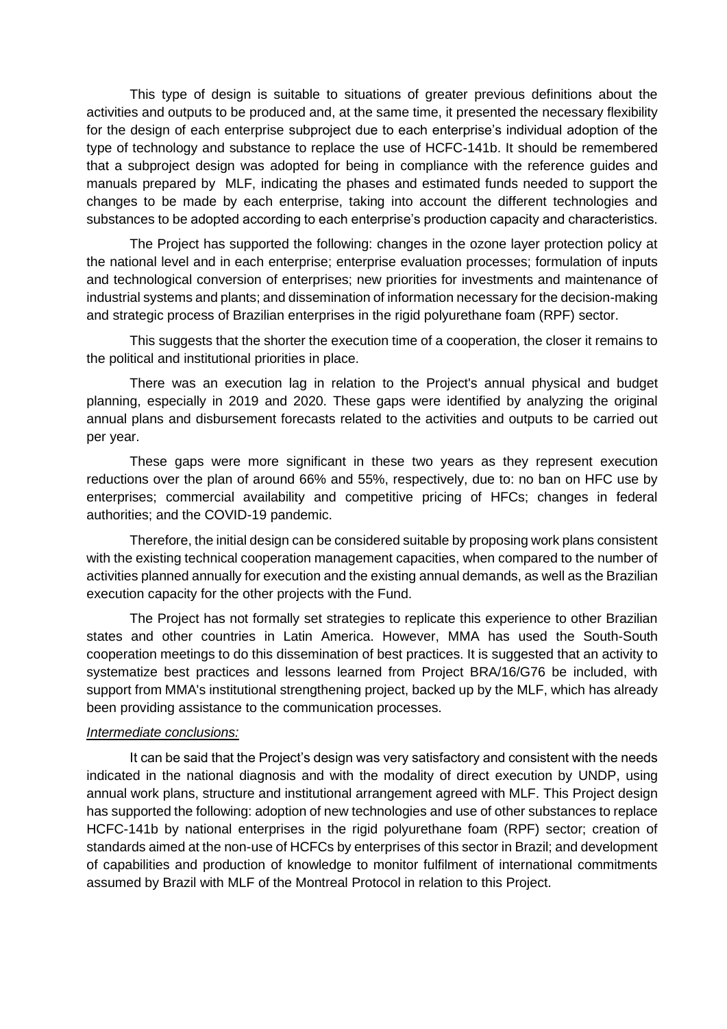This type of design is suitable to situations of greater previous definitions about the activities and outputs to be produced and, at the same time, it presented the necessary flexibility for the design of each enterprise subproject due to each enterprise's individual adoption of the type of technology and substance to replace the use of HCFC-141b. It should be remembered that a subproject design was adopted for being in compliance with the reference guides and manuals prepared by MLF, indicating the phases and estimated funds needed to support the changes to be made by each enterprise, taking into account the different technologies and substances to be adopted according to each enterprise's production capacity and characteristics.

The Project has supported the following: changes in the ozone layer protection policy at the national level and in each enterprise; enterprise evaluation processes; formulation of inputs and technological conversion of enterprises; new priorities for investments and maintenance of industrial systems and plants; and dissemination of information necessary for the decision-making and strategic process of Brazilian enterprises in the rigid polyurethane foam (RPF) sector.

This suggests that the shorter the execution time of a cooperation, the closer it remains to the political and institutional priorities in place.

There was an execution lag in relation to the Project's annual physical and budget planning, especially in 2019 and 2020. These gaps were identified by analyzing the original annual plans and disbursement forecasts related to the activities and outputs to be carried out per year.

These gaps were more significant in these two years as they represent execution reductions over the plan of around 66% and 55%, respectively, due to: no ban on HFC use by enterprises; commercial availability and competitive pricing of HFCs; changes in federal authorities; and the COVID-19 pandemic.

Therefore, the initial design can be considered suitable by proposing work plans consistent with the existing technical cooperation management capacities, when compared to the number of activities planned annually for execution and the existing annual demands, as well as the Brazilian execution capacity for the other projects with the Fund.

The Project has not formally set strategies to replicate this experience to other Brazilian states and other countries in Latin America. However, MMA has used the South-South cooperation meetings to do this dissemination of best practices. It is suggested that an activity to systematize best practices and lessons learned from Project BRA/16/G76 be included, with support from MMA's institutional strengthening project, backed up by the MLF, which has already been providing assistance to the communication processes.

*Intermediate conclusions:*

It can be said that the Project's design was very satisfactory and consistent with the needs indicated in the national diagnosis and with the modality of direct execution by UNDP, using annual work plans, structure and institutional arrangement agreed with MLF. This Project design has supported the following: adoption of new technologies and use of other substances to replace HCFC-141b by national enterprises in the rigid polyurethane foam (RPF) sector; creation of standards aimed at the non-use of HCFCs by enterprises of this sector in Brazil; and development of capabilities and production of knowledge to monitor fulfilment of international commitments assumed by Brazil with MLF of the Montreal Protocol in relation to this Project.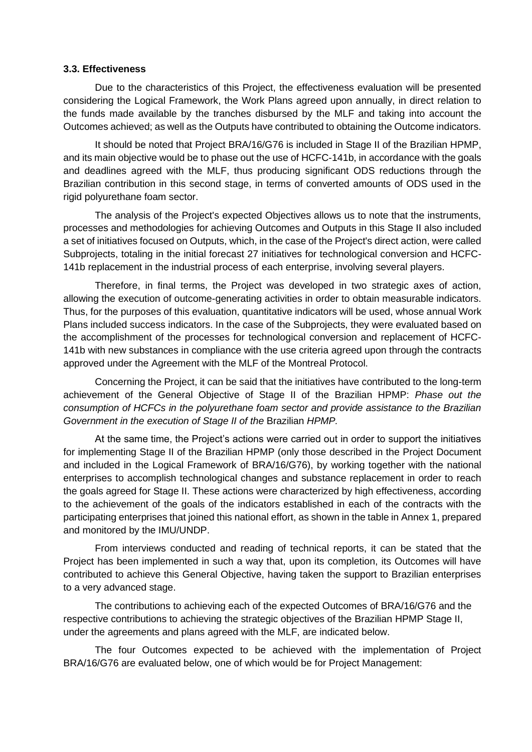### 3.3. Effectiveness

Due to the characteristics of this Project, the effectiveness evaluation will be presented considering the Logical Framework, the Work Plans agreed upon annually, in direct relation to the funds made available by the tranches disbursed by the MLF and taking into account the Outcomes achieved; as well as the Outputs have contributed to obtaining the Outcome indicators.

It should be noted that Project BRA/16/G76 is included in Stage II of the Brazilian HPMP, and its main objective would be to phase out the use of HCFC-141b, in accordance with the goals and deadlines agreed with the MLF, thus producing significant ODS reductions through the Brazilian contribution in this second stage, in terms of converted amounts of ODS used in the rigid polyurethane foam sector.

The analysis of the Project's expected Objectives allows us to note that the instruments, processes and methodologies for achieving Outcomes and Outputs in this Stage II also included a set of initiatives focused on Outputs, which, in the case of the Project's direct action, were called Subprojects, totaling in the initial forecast 27 initiatives for technological conversion and HCFC-141b replacement in the industrial process of each enterprise, involving several players.

Therefore, in final terms, the Project was developed in two strategic axes of action, allowing the execution of outcome-generating activities in order to obtain measurable indicators. Thus, for the purposes of this evaluation, quantitative indicators will be used, whose annual Work Plans included success indicators. In the case of the Subprojects, they were evaluated based on the accomplishment of the processes for technological conversion and replacement of HCFC-141b with new substances in compliance with the use criteria agreed upon through the contracts approved under the Agreement with the MLF of the Montreal Protocol.

Concerning the Project, it can be said that the initiatives have contributed to the long-term achievement of the General Objective of Stage II of the Brazilian HPMP: *Phase out the consumption of HCFCs in the polyurethane foam sector and provide assistance to the Brazilian Government in the execution of Stage II of the* Brazilian *HPMP.*

At the same time, the Project's actions were carried out in order to support the initiatives for implementing Stage II of the Brazilian HPMP (only those described in the Project Document and included in the Logical Framework of BRA/16/G76), by working together with the national enterprises to accomplish technological changes and substance replacement in order to reach the goals agreed for Stage II. These actions were characterized by high effectiveness, according to the achievement of the goals of the indicators established in each of the contracts with the participating enterprises that joined this national effort, as shown in the table in Annex 1, prepared and monitored by the IMU/UNDP.

From interviews conducted and reading of technical reports, it can be stated that the Project has been implemented in such a way that, upon its completion, its Outcomes will have contributed to achieve this General Objective, having taken the support to Brazilian enterprises to a very advanced stage.

The contributions to achieving each of the expected Outcomes of BRA/16/G76 and the respective contributions to achieving the strategic objectives of the Brazilian HPMP Stage II, under the agreements and plans agreed with the MLF, are indicated below.

The four Outcomes expected to be achieved with the implementation of Project BRA/16/G76 are evaluated below, one of which would be for Project Management: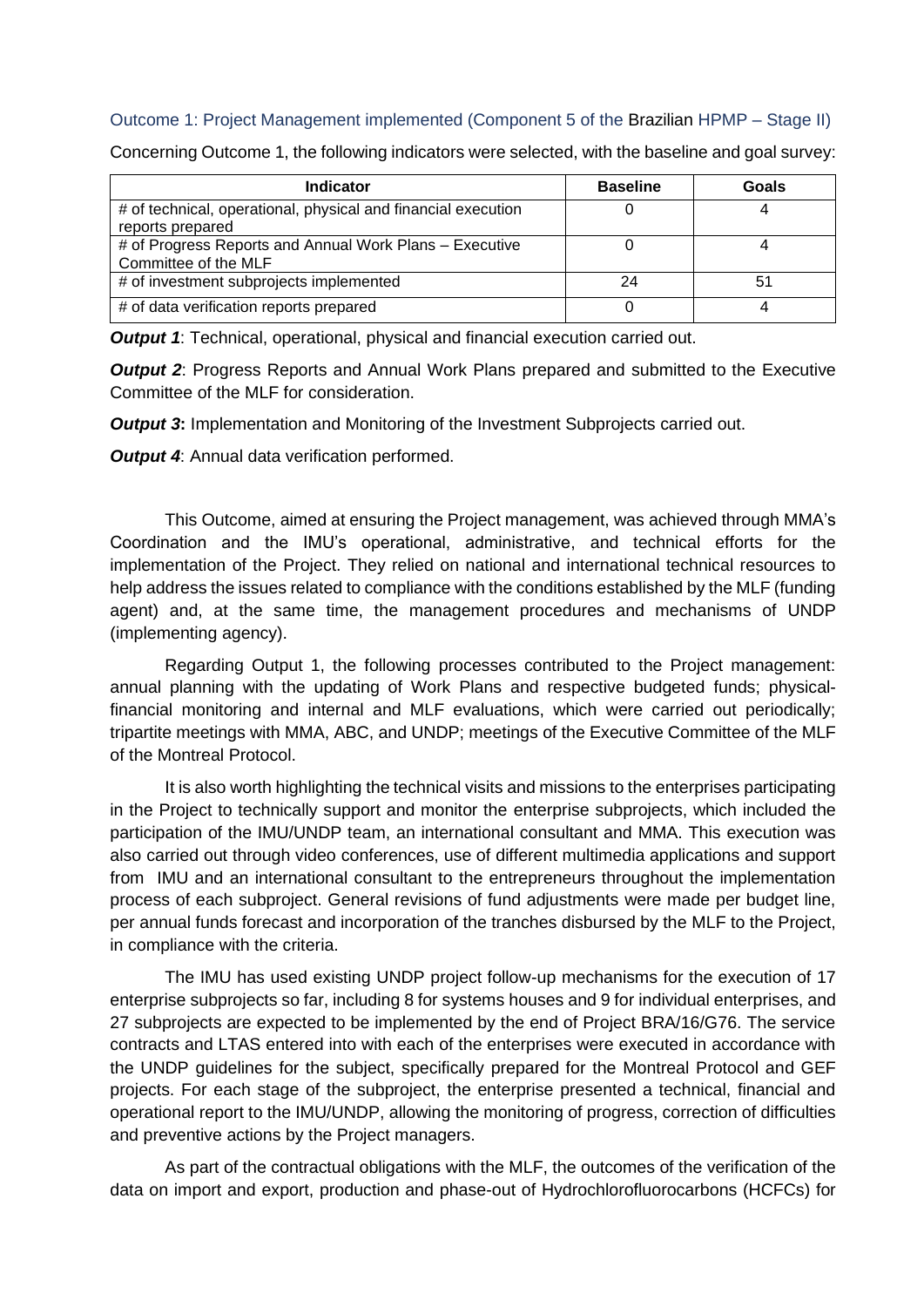### Outcome 1: Project Management implemented (Component 5 of the Brazilian HPMP – Stage II)

Concerning Outcome 1, the following indicators were selected, with the baseline and goal survey:

| Indicator | Baseline | Goals |
|---|---|---|
| # of technical, operational, physical and financial execution reports prepared | 0 | 4 |
| # of Progress Reports and Annual Work Plans – Executive Committee of the MLF | 0 | 4 |
| # of investment subprojects implemented | 24 | 51 |
| # of data verification reports prepared | 0 | 4 |

***Output 1***: Technical, operational, physical and financial execution carried out.

***Output 2***: Progress Reports and Annual Work Plans prepared and submitted to the Executive Committee of the MLF for consideration.

***Output 3*****:** Implementation and Monitoring of the Investment Subprojects carried out.

***Output 4***: Annual data verification performed.

This Outcome, aimed at ensuring the Project management, was achieved through MMA's Coordination and the IMU's operational, administrative, and technical efforts for the implementation of the Project. They relied on national and international technical resources to help address the issues related to compliance with the conditions established by the MLF (funding agent) and, at the same time, the management procedures and mechanisms of UNDP (implementing agency).

Regarding Output 1, the following processes contributed to the Project management: annual planning with the updating of Work Plans and respective budgeted funds; physical-financial monitoring and internal and MLF evaluations, which were carried out periodically; tripartite meetings with MMA, ABC, and UNDP; meetings of the Executive Committee of the MLF of the Montreal Protocol.

It is also worth highlighting the technical visits and missions to the enterprises participating in the Project to technically support and monitor the enterprise subprojects, which included the participation of the IMU/UNDP team, an international consultant and MMA. This execution was also carried out through video conferences, use of different multimedia applications and support from IMU and an international consultant to the entrepreneurs throughout the implementation process of each subproject. General revisions of fund adjustments were made per budget line, per annual funds forecast and incorporation of the tranches disbursed by the MLF to the Project, in compliance with the criteria.

The IMU has used existing UNDP project follow-up mechanisms for the execution of 17 enterprise subprojects so far, including 8 for systems houses and 9 for individual enterprises, and 27 subprojects are expected to be implemented by the end of Project BRA/16/G76. The service contracts and LTAS entered into with each of the enterprises were executed in accordance with the UNDP guidelines for the subject, specifically prepared for the Montreal Protocol and GEF projects. For each stage of the subproject, the enterprise presented a technical, financial and operational report to the IMU/UNDP, allowing the monitoring of progress, correction of difficulties and preventive actions by the Project managers.

As part of the contractual obligations with the MLF, the outcomes of the verification of the data on import and export, production and phase-out of Hydrochlorofluorocarbons (HCFCs) for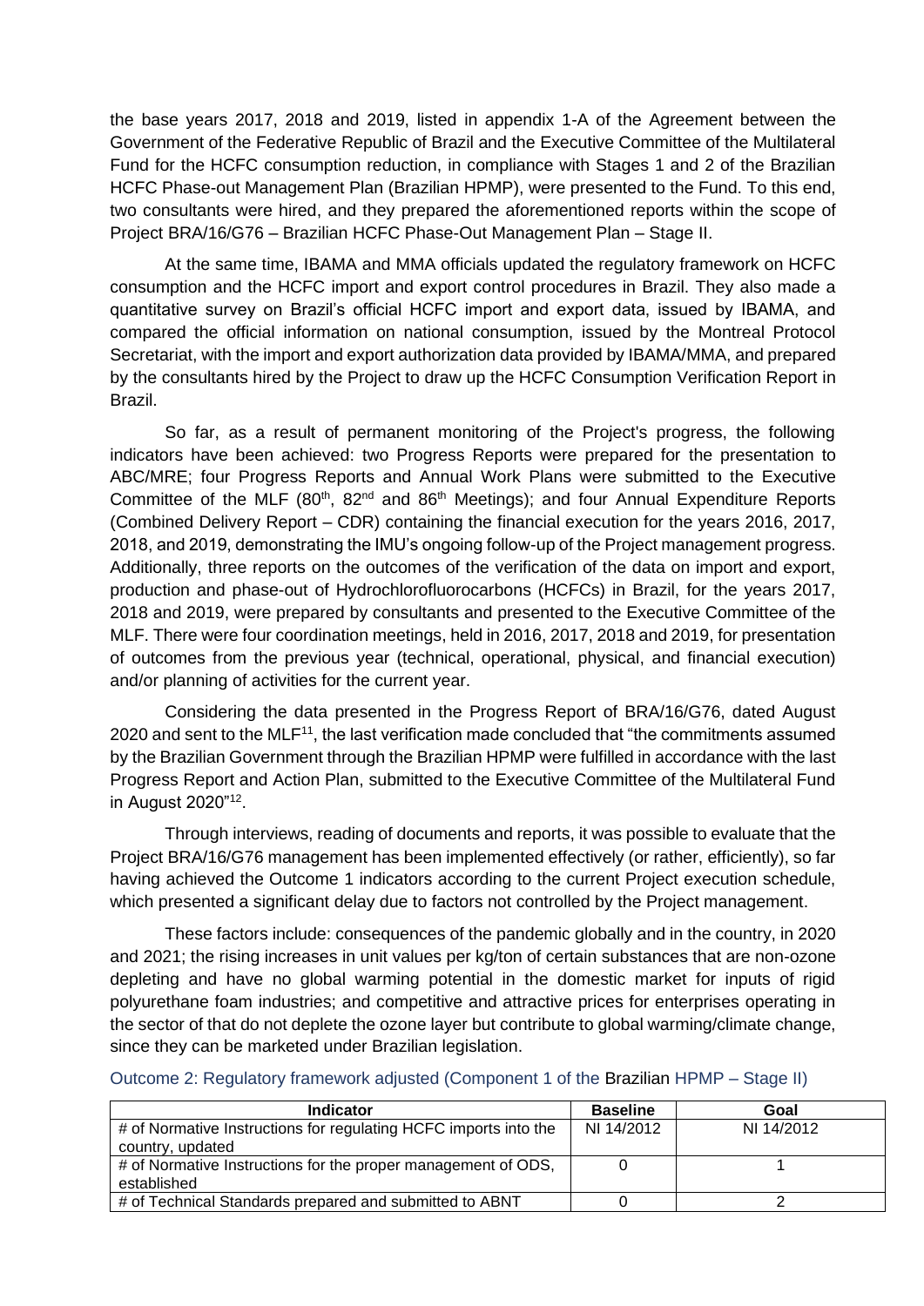the base years 2017, 2018 and 2019, listed in appendix 1-A of the Agreement between the Government of the Federative Republic of Brazil and the Executive Committee of the Multilateral Fund for the HCFC consumption reduction, in compliance with Stages 1 and 2 of the Brazilian HCFC Phase-out Management Plan (Brazilian HPMP), were presented to the Fund. To this end, two consultants were hired, and they prepared the aforementioned reports within the scope of Project BRA/16/G76 – Brazilian HCFC Phase-Out Management Plan – Stage II.

At the same time, IBAMA and MMA officials updated the regulatory framework on HCFC consumption and the HCFC import and export control procedures in Brazil. They also made a quantitative survey on Brazil's official HCFC import and export data, issued by IBAMA, and compared the official information on national consumption, issued by the Montreal Protocol Secretariat, with the import and export authorization data provided by IBAMA/MMA, and prepared by the consultants hired by the Project to draw up the HCFC Consumption Verification Report in Brazil.

So far, as a result of permanent monitoring of the Project's progress, the following indicators have been achieved: two Progress Reports were prepared for the presentation to ABC/MRE; four Progress Reports and Annual Work Plans were submitted to the Executive Committee of the MLF (80th, 82nd and 86th Meetings); and four Annual Expenditure Reports (Combined Delivery Report – CDR) containing the financial execution for the years 2016, 2017, 2018, and 2019, demonstrating the IMU's ongoing follow-up of the Project management progress. Additionally, three reports on the outcomes of the verification of the data on import and export, production and phase-out of Hydrochlorofluorocarbons (HCFCs) in Brazil, for the years 2017, 2018 and 2019, were prepared by consultants and presented to the Executive Committee of the MLF. There were four coordination meetings, held in 2016, 2017, 2018 and 2019, for presentation of outcomes from the previous year (technical, operational, physical, and financial execution) and/or planning of activities for the current year.

Considering the data presented in the Progress Report of BRA/16/G76, dated August 2020 and sent to the MLF[11], the last verification made concluded that "the commitments assumed by the Brazilian Government through the Brazilian HPMP were fulfilled in accordance with the last Progress Report and Action Plan, submitted to the Executive Committee of the Multilateral Fund in August 2020"[12].

Through interviews, reading of documents and reports, it was possible to evaluate that the Project BRA/16/G76 management has been implemented effectively (or rather, efficiently), so far having achieved the Outcome 1 indicators according to the current Project execution schedule, which presented a significant delay due to factors not controlled by the Project management.

These factors include: consequences of the pandemic globally and in the country, in 2020 and 2021; the rising increases in unit values per kg/ton of certain substances that are non-ozone depleting and have no global warming potential in the domestic market for inputs of rigid polyurethane foam industries; and competitive and attractive prices for enterprises operating in the sector of that do not deplete the ozone layer but contribute to global warming/climate change, since they can be marketed under Brazilian legislation.

### Outcome 2: Regulatory framework adjusted (Component 1 of the Brazilian HPMP – Stage II)

| Indicator | Baseline | Goal |
|---|---|---|
| # of Normative Instructions for regulating HCFC imports into the country, updated | NI 14/2012 | NI 14/2012 |
| # of Normative Instructions for the proper management of ODS, established | 0 | 1 |
| # of Technical Standards prepared and submitted to ABNT | 0 | 2 |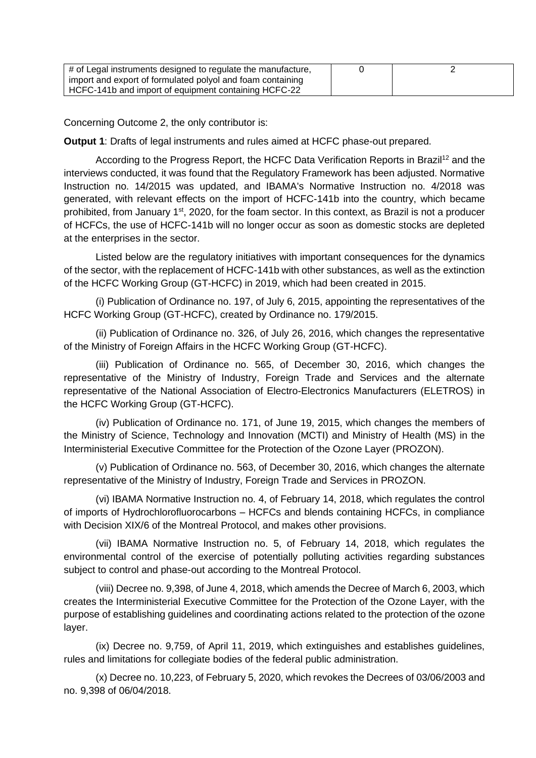| # of Legal instruments designed to regulate the manufacture, import and export of formulated polyol and foam containing HCFC-141b and import of equipment containing HCFC-22 | 0 | 2 |
|---|---|---|

Concerning Outcome 2, the only contributor is:

**Output 1**: Drafts of legal instruments and rules aimed at HCFC phase-out prepared.

According to the Progress Report, the HCFC Data Verification Reports in Brazil[12] and the interviews conducted, it was found that the Regulatory Framework has been adjusted. Normative Instruction no. 14/2015 was updated, and IBAMA's Normative Instruction no. 4/2018 was generated, with relevant effects on the import of HCFC-141b into the country, which became prohibited, from January 1st, 2020, for the foam sector. In this context, as Brazil is not a producer of HCFCs, the use of HCFC-141b will no longer occur as soon as domestic stocks are depleted at the enterprises in the sector.

Listed below are the regulatory initiatives with important consequences for the dynamics of the sector, with the replacement of HCFC-141b with other substances, as well as the extinction of the HCFC Working Group (GT-HCFC) in 2019, which had been created in 2015.

(i) Publication of Ordinance no. 197, of July 6, 2015, appointing the representatives of the HCFC Working Group (GT-HCFC), created by Ordinance no. 179/2015.

(ii) Publication of Ordinance no. 326, of July 26, 2016, which changes the representative of the Ministry of Foreign Affairs in the HCFC Working Group (GT-HCFC).

(iii) Publication of Ordinance no. 565, of December 30, 2016, which changes the representative of the Ministry of Industry, Foreign Trade and Services and the alternate representative of the National Association of Electro-Electronics Manufacturers (ELETROS) in the HCFC Working Group (GT-HCFC).

(iv) Publication of Ordinance no. 171, of June 19, 2015, which changes the members of the Ministry of Science, Technology and Innovation (MCTI) and Ministry of Health (MS) in the Interministerial Executive Committee for the Protection of the Ozone Layer (PROZON).

(v) Publication of Ordinance no. 563, of December 30, 2016, which changes the alternate representative of the Ministry of Industry, Foreign Trade and Services in PROZON.

(vi) IBAMA Normative Instruction no. 4, of February 14, 2018, which regulates the control of imports of Hydrochlorofluorocarbons – HCFCs and blends containing HCFCs, in compliance with Decision XIX/6 of the Montreal Protocol, and makes other provisions.

(vii) IBAMA Normative Instruction no. 5, of February 14, 2018, which regulates the environmental control of the exercise of potentially polluting activities regarding substances subject to control and phase-out according to the Montreal Protocol.

(viii) Decree no. 9,398, of June 4, 2018, which amends the Decree of March 6, 2003, which creates the Interministerial Executive Committee for the Protection of the Ozone Layer, with the purpose of establishing guidelines and coordinating actions related to the protection of the ozone layer.

(ix) Decree no. 9,759, of April 11, 2019, which extinguishes and establishes guidelines, rules and limitations for collegiate bodies of the federal public administration.

(x) Decree no. 10,223, of February 5, 2020, which revokes the Decrees of 03/06/2003 and no. 9,398 of 06/04/2018.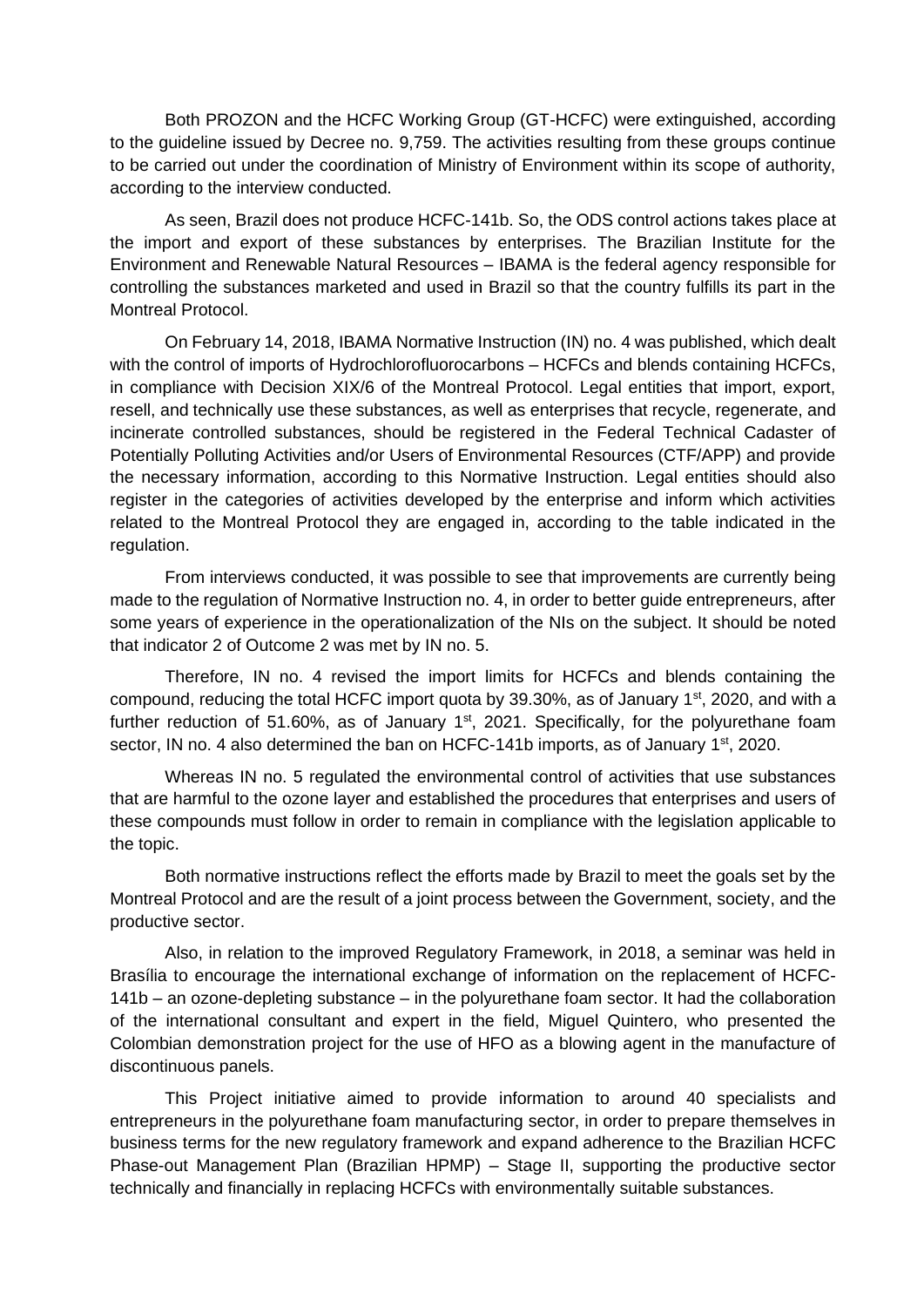Both PROZON and the HCFC Working Group (GT-HCFC) were extinguished, according to the guideline issued by Decree no. 9,759. The activities resulting from these groups continue to be carried out under the coordination of Ministry of Environment within its scope of authority, according to the interview conducted.

As seen, Brazil does not produce HCFC-141b. So, the ODS control actions takes place at the import and export of these substances by enterprises. The Brazilian Institute for the Environment and Renewable Natural Resources – IBAMA is the federal agency responsible for controlling the substances marketed and used in Brazil so that the country fulfills its part in the Montreal Protocol.

On February 14, 2018, IBAMA Normative Instruction (IN) no. 4 was published, which dealt with the control of imports of Hydrochlorofluorocarbons – HCFCs and blends containing HCFCs, in compliance with Decision XIX/6 of the Montreal Protocol. Legal entities that import, export, resell, and technically use these substances, as well as enterprises that recycle, regenerate, and incinerate controlled substances, should be registered in the Federal Technical Cadaster of Potentially Polluting Activities and/or Users of Environmental Resources (CTF/APP) and provide the necessary information, according to this Normative Instruction. Legal entities should also register in the categories of activities developed by the enterprise and inform which activities related to the Montreal Protocol they are engaged in, according to the table indicated in the regulation.

From interviews conducted, it was possible to see that improvements are currently being made to the regulation of Normative Instruction no. 4, in order to better guide entrepreneurs, after some years of experience in the operationalization of the NIs on the subject. It should be noted that indicator 2 of Outcome 2 was met by IN no. 5.

Therefore, IN no. 4 revised the import limits for HCFCs and blends containing the compound, reducing the total HCFC import quota by 39.30%, as of January 1st, 2020, and with a further reduction of 51.60%, as of January 1st, 2021. Specifically, for the polyurethane foam sector, IN no. 4 also determined the ban on HCFC-141b imports, as of January 1st, 2020.

Whereas IN no. 5 regulated the environmental control of activities that use substances that are harmful to the ozone layer and established the procedures that enterprises and users of these compounds must follow in order to remain in compliance with the legislation applicable to the topic.

Both normative instructions reflect the efforts made by Brazil to meet the goals set by the Montreal Protocol and are the result of a joint process between the Government, society, and the productive sector.

Also, in relation to the improved Regulatory Framework, in 2018, a seminar was held in Brasília to encourage the international exchange of information on the replacement of HCFC-141b – an ozone-depleting substance – in the polyurethane foam sector. It had the collaboration of the international consultant and expert in the field, Miguel Quintero, who presented the Colombian demonstration project for the use of HFO as a blowing agent in the manufacture of discontinuous panels.

This Project initiative aimed to provide information to around 40 specialists and entrepreneurs in the polyurethane foam manufacturing sector, in order to prepare themselves in business terms for the new regulatory framework and expand adherence to the Brazilian HCFC Phase-out Management Plan (Brazilian HPMP) – Stage II, supporting the productive sector technically and financially in replacing HCFCs with environmentally suitable substances.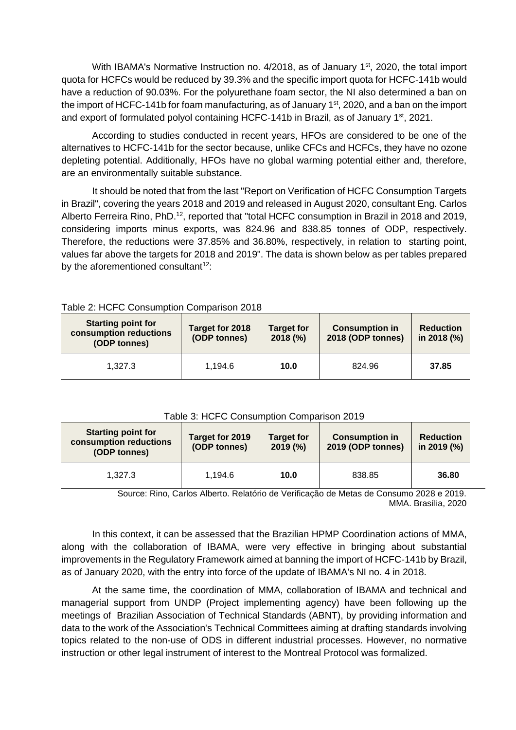With IBAMA's Normative Instruction no. 4/2018, as of January 1st, 2020, the total import quota for HCFCs would be reduced by 39.3% and the specific import quota for HCFC-141b would have a reduction of 90.03%. For the polyurethane foam sector, the NI also determined a ban on the import of HCFC-141b for foam manufacturing, as of January 1st, 2020, and a ban on the import and export of formulated polyol containing HCFC-141b in Brazil, as of January 1st, 2021.

According to studies conducted in recent years, HFOs are considered to be one of the alternatives to HCFC-141b for the sector because, unlike CFCs and HCFCs, they have no ozone depleting potential. Additionally, HFOs have no global warming potential either and, therefore, are an environmentally suitable substance.

It should be noted that from the last "Report on Verification of HCFC Consumption Targets in Brazil", covering the years 2018 and 2019 and released in August 2020, consultant Eng. Carlos Alberto Ferreira Rino, PhD.[12], reported that "total HCFC consumption in Brazil in 2018 and 2019, considering imports minus exports, was 824.96 and 838.85 tonnes of ODP, respectively. Therefore, the reductions were 37.85% and 36.80%, respectively, in relation to starting point, values far above the targets for 2018 and 2019". The data is shown below as per tables prepared by the aforementioned consultant[12]:

Table 2: HCFC Consumption Comparison 2018

| Starting point for consumption reductions (ODP tonnes) | Target for 2018 (ODP tonnes) | Target for 2018 (%) | Consumption in 2018 (ODP tonnes) | Reduction in 2018 (%) |
|---|---|---|---|---|
| 1,327.3 | 1,194.6 | **10.0** | 824.96 | **37.85** |

Table 3: HCFC Consumption Comparison 2019

| Starting point for consumption reductions (ODP tonnes) | Target for 2019 (ODP tonnes) | Target for 2019 (%) | Consumption in 2019 (ODP tonnes) | Reduction in 2019 (%) |
|---|---|---|---|---|
| 1,327.3 | 1,194.6 | **10.0** | 838.85 | **36.80** |

Source: Rino, Carlos Alberto. Relatório de Verificação de Metas de Consumo 2028 e 2019. MMA. Brasília, 2020

In this context, it can be assessed that the Brazilian HPMP Coordination actions of MMA, along with the collaboration of IBAMA, were very effective in bringing about substantial improvements in the Regulatory Framework aimed at banning the import of HCFC-141b by Brazil, as of January 2020, with the entry into force of the update of IBAMA's NI no. 4 in 2018.

At the same time, the coordination of MMA, collaboration of IBAMA and technical and managerial support from UNDP (Project implementing agency) have been following up the meetings of Brazilian Association of Technical Standards (ABNT), by providing information and data to the work of the Association's Technical Committees aiming at drafting standards involving topics related to the non-use of ODS in different industrial processes. However, no normative instruction or other legal instrument of interest to the Montreal Protocol was formalized.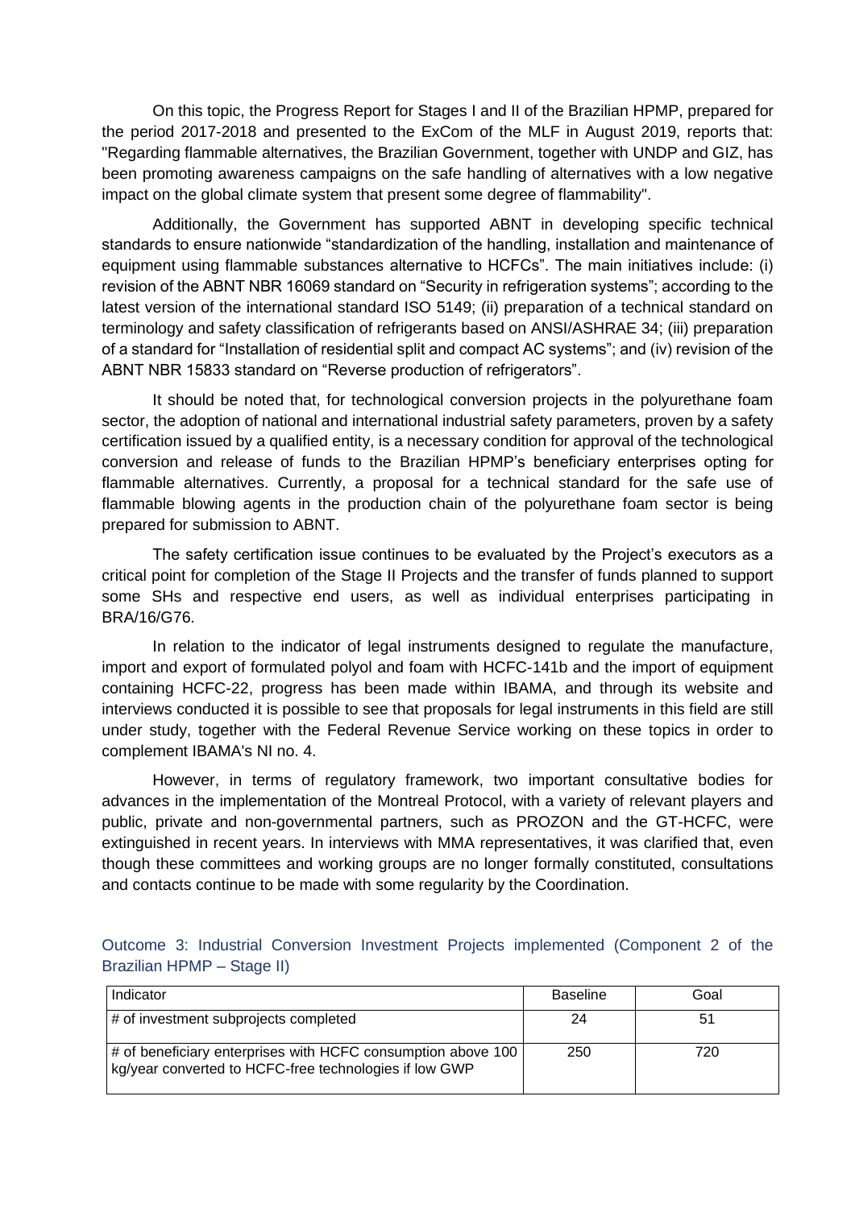On this topic, the Progress Report for Stages I and II of the Brazilian HPMP, prepared for the period 2017-2018 and presented to the ExCom of the MLF in August 2019, reports that: "Regarding flammable alternatives, the Brazilian Government, together with UNDP and GIZ, has been promoting awareness campaigns on the safe handling of alternatives with a low negative impact on the global climate system that present some degree of flammability".

Additionally, the Government has supported ABNT in developing specific technical standards to ensure nationwide "standardization of the handling, installation and maintenance of equipment using flammable substances alternative to HCFCs". The main initiatives include: (i) revision of the ABNT NBR 16069 standard on "Security in refrigeration systems"; according to the latest version of the international standard ISO 5149; (ii) preparation of a technical standard on terminology and safety classification of refrigerants based on ANSI/ASHRAE 34; (iii) preparation of a standard for "Installation of residential split and compact AC systems"; and (iv) revision of the ABNT NBR 15833 standard on "Reverse production of refrigerators".

It should be noted that, for technological conversion projects in the polyurethane foam sector, the adoption of national and international industrial safety parameters, proven by a safety certification issued by a qualified entity, is a necessary condition for approval of the technological conversion and release of funds to the Brazilian HPMP's beneficiary enterprises opting for flammable alternatives. Currently, a proposal for a technical standard for the safe use of flammable blowing agents in the production chain of the polyurethane foam sector is being prepared for submission to ABNT.

The safety certification issue continues to be evaluated by the Project's executors as a critical point for completion of the Stage II Projects and the transfer of funds planned to support some SHs and respective end users, as well as individual enterprises participating in BRA/16/G76.

In relation to the indicator of legal instruments designed to regulate the manufacture, import and export of formulated polyol and foam with HCFC-141b and the import of equipment containing HCFC-22, progress has been made within IBAMA, and through its website and interviews conducted it is possible to see that proposals for legal instruments in this field are still under study, together with the Federal Revenue Service working on these topics in order to complement IBAMA's NI no. 4.

However, in terms of regulatory framework, two important consultative bodies for advances in the implementation of the Montreal Protocol, with a variety of relevant players and public, private and non-governmental partners, such as PROZON and the GT-HCFC, were extinguished in recent years. In interviews with MMA representatives, it was clarified that, even though these committees and working groups are no longer formally constituted, consultations and contacts continue to be made with some regularity by the Coordination.

### Outcome 3: Industrial Conversion Investment Projects implemented (Component 2 of the Brazilian HPMP – Stage II)

| Indicator | Baseline | Goal |
|---|---|---|
| # of investment subprojects completed | 24 | 51 |
| # of beneficiary enterprises with HCFC consumption above 100 kg/year converted to HCFC-free technologies if low GWP | 250 | 720 |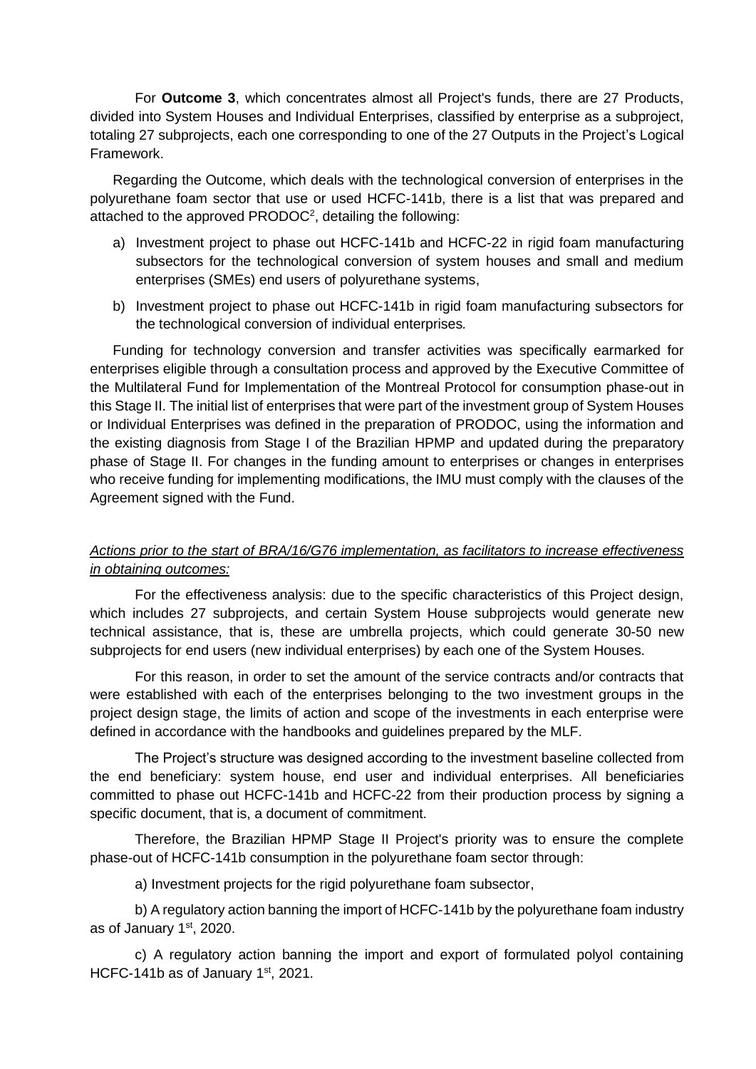For **Outcome 3**, which concentrates almost all Project's funds, there are 27 Products, divided into System Houses and Individual Enterprises, classified by enterprise as a subproject, totaling 27 subprojects, each one corresponding to one of the 27 Outputs in the Project's Logical Framework.

Regarding the Outcome, which deals with the technological conversion of enterprises in the polyurethane foam sector that use or used HCFC-141b, there is a list that was prepared and attached to the approved PRODOC[2], detailing the following:

a) Investment project to phase out HCFC-141b and HCFC-22 in rigid foam manufacturing subsectors for the technological conversion of system houses and small and medium enterprises (SMEs) end users of polyurethane systems,

b) Investment project to phase out HCFC-141b in rigid foam manufacturing subsectors for the technological conversion of individual enterprises.

Funding for technology conversion and transfer activities was specifically earmarked for enterprises eligible through a consultation process and approved by the Executive Committee of the Multilateral Fund for Implementation of the Montreal Protocol for consumption phase-out in this Stage II. The initial list of enterprises that were part of the investment group of System Houses or Individual Enterprises was defined in the preparation of PRODOC, using the information and the existing diagnosis from Stage I of the Brazilian HPMP and updated during the preparatory phase of Stage II. For changes in the funding amount to enterprises or changes in enterprises who receive funding for implementing modifications, the IMU must comply with the clauses of the Agreement signed with the Fund.

*Actions prior to the start of BRA/16/G76 implementation, as facilitators to increase effectiveness in obtaining outcomes:*

For the effectiveness analysis: due to the specific characteristics of this Project design, which includes 27 subprojects, and certain System House subprojects would generate new technical assistance, that is, these are umbrella projects, which could generate 30-50 new subprojects for end users (new individual enterprises) by each one of the System Houses.

For this reason, in order to set the amount of the service contracts and/or contracts that were established with each of the enterprises belonging to the two investment groups in the project design stage, the limits of action and scope of the investments in each enterprise were defined in accordance with the handbooks and guidelines prepared by the MLF.

The Project's structure was designed according to the investment baseline collected from the end beneficiary: system house, end user and individual enterprises. All beneficiaries committed to phase out HCFC-141b and HCFC-22 from their production process by signing a specific document, that is, a document of commitment.

Therefore, the Brazilian HPMP Stage II Project's priority was to ensure the complete phase-out of HCFC-141b consumption in the polyurethane foam sector through:

a) Investment projects for the rigid polyurethane foam subsector,

b) A regulatory action banning the import of HCFC-141b by the polyurethane foam industry as of January 1st, 2020.

c) A regulatory action banning the import and export of formulated polyol containing HCFC-141b as of January 1st, 2021.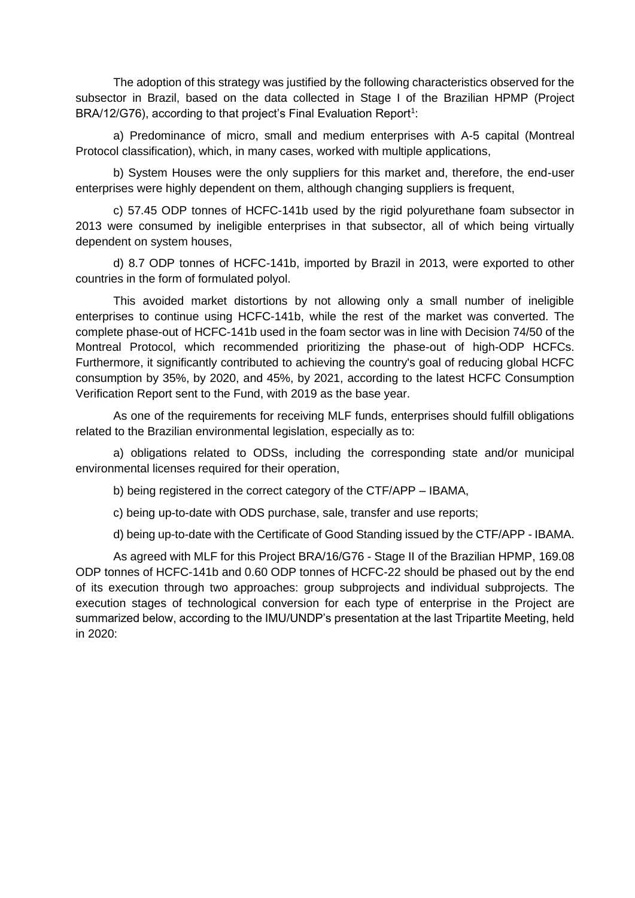The adoption of this strategy was justified by the following characteristics observed for the subsector in Brazil, based on the data collected in Stage I of the Brazilian HPMP (Project BRA/12/G76), according to that project's Final Evaluation Report[1]:

a) Predominance of micro, small and medium enterprises with A-5 capital (Montreal Protocol classification), which, in many cases, worked with multiple applications,

b) System Houses were the only suppliers for this market and, therefore, the end-user enterprises were highly dependent on them, although changing suppliers is frequent,

c) 57.45 ODP tonnes of HCFC-141b used by the rigid polyurethane foam subsector in 2013 were consumed by ineligible enterprises in that subsector, all of which being virtually dependent on system houses,

d) 8.7 ODP tonnes of HCFC-141b, imported by Brazil in 2013, were exported to other countries in the form of formulated polyol.

This avoided market distortions by not allowing only a small number of ineligible enterprises to continue using HCFC-141b, while the rest of the market was converted. The complete phase-out of HCFC-141b used in the foam sector was in line with Decision 74/50 of the Montreal Protocol, which recommended prioritizing the phase-out of high-ODP HCFCs. Furthermore, it significantly contributed to achieving the country's goal of reducing global HCFC consumption by 35%, by 2020, and 45%, by 2021, according to the latest HCFC Consumption Verification Report sent to the Fund, with 2019 as the base year.

As one of the requirements for receiving MLF funds, enterprises should fulfill obligations related to the Brazilian environmental legislation, especially as to:

a) obligations related to ODSs, including the corresponding state and/or municipal environmental licenses required for their operation,

b) being registered in the correct category of the CTF/APP – IBAMA,

c) being up-to-date with ODS purchase, sale, transfer and use reports;

d) being up-to-date with the Certificate of Good Standing issued by the CTF/APP - IBAMA.

As agreed with MLF for this Project BRA/16/G76 - Stage II of the Brazilian HPMP, 169.08 ODP tonnes of HCFC-141b and 0.60 ODP tonnes of HCFC-22 should be phased out by the end of its execution through two approaches: group subprojects and individual subprojects. The execution stages of technological conversion for each type of enterprise in the Project are summarized below, according to the IMU/UNDP's presentation at the last Tripartite Meeting, held in 2020: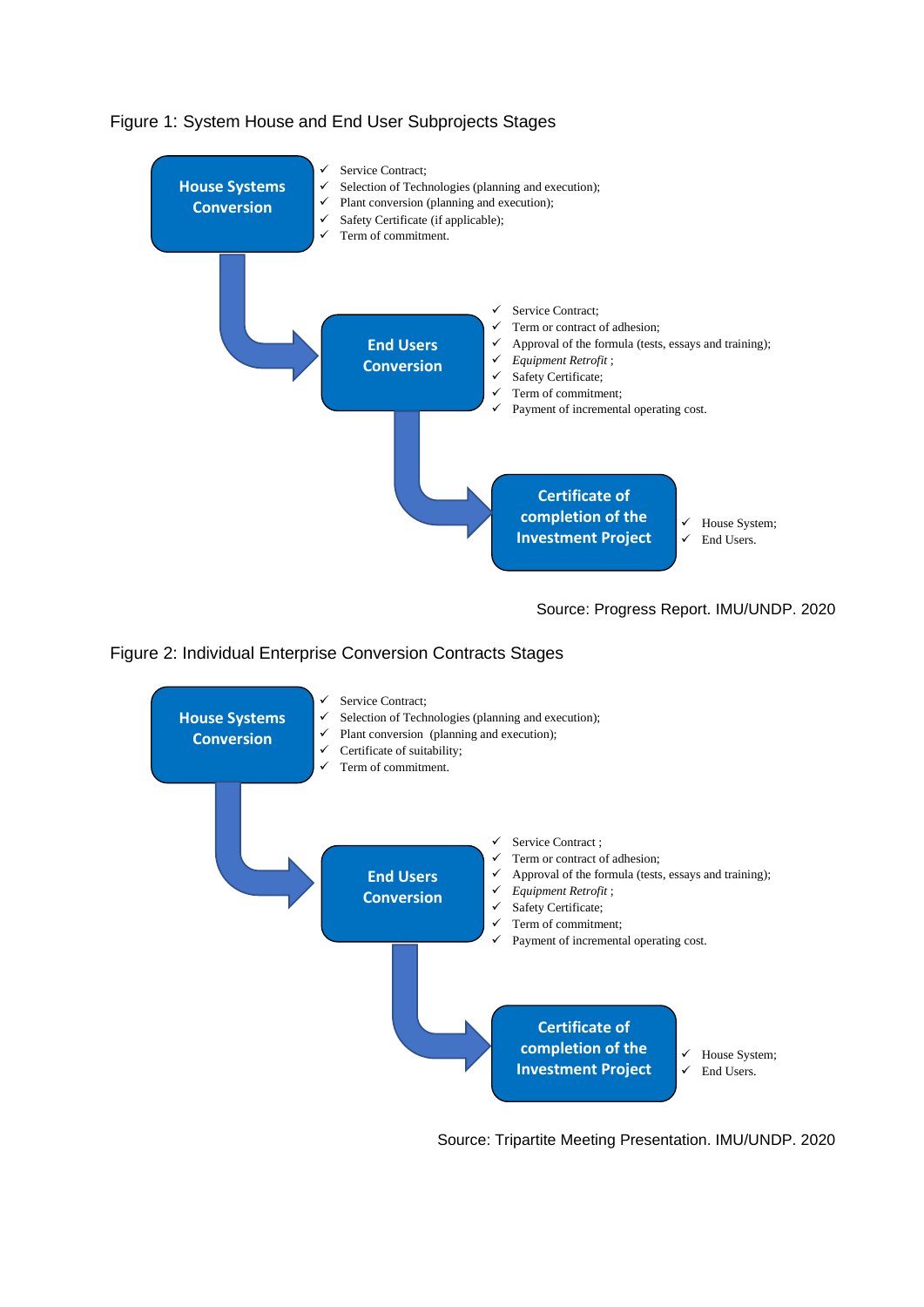Figure 1: System House and End User Subprojects Stages

**House Systems Conversion**

- ✓ Service Contract;
- ✓ Selection of Technologies (planning and execution);
- ✓ Plant conversion (planning and execution);
- ✓ Safety Certificate (if applicable);
- ✓ Term of commitment.

**End Users Conversion**

- ✓ Service Contract;
- ✓ Term or contract of adhesion;
- ✓ Approval of the formula (tests, essays and training);
- ✓ *Equipment Retrofit* ;
- ✓ Safety Certificate;
- ✓ Term of commitment;
- ✓ Payment of incremental operating cost.

**Certificate of completion of the Investment Project**

- ✓ House System;
- ✓ End Users.

Source: Progress Report. IMU/UNDP. 2020

Figure 2: Individual Enterprise Conversion Contracts Stages

**House Systems Conversion**

- ✓ Service Contract;
- ✓ Selection of Technologies (planning and execution);
- ✓ Plant conversion (planning and execution);
- ✓ Certificate of suitability;
- ✓ Term of commitment.

**End Users Conversion**

- ✓ Service Contract ;
- ✓ Term or contract of adhesion;
- ✓ Approval of the formula (tests, essays and training);
- ✓ *Equipment Retrofit* ;
- ✓ Safety Certificate;
- ✓ Term of commitment;
- ✓ Payment of incremental operating cost.

**Certificate of completion of the Investment Project**

- ✓ House System;
- ✓ End Users.

Source: Tripartite Meeting Presentation. IMU/UNDP. 2020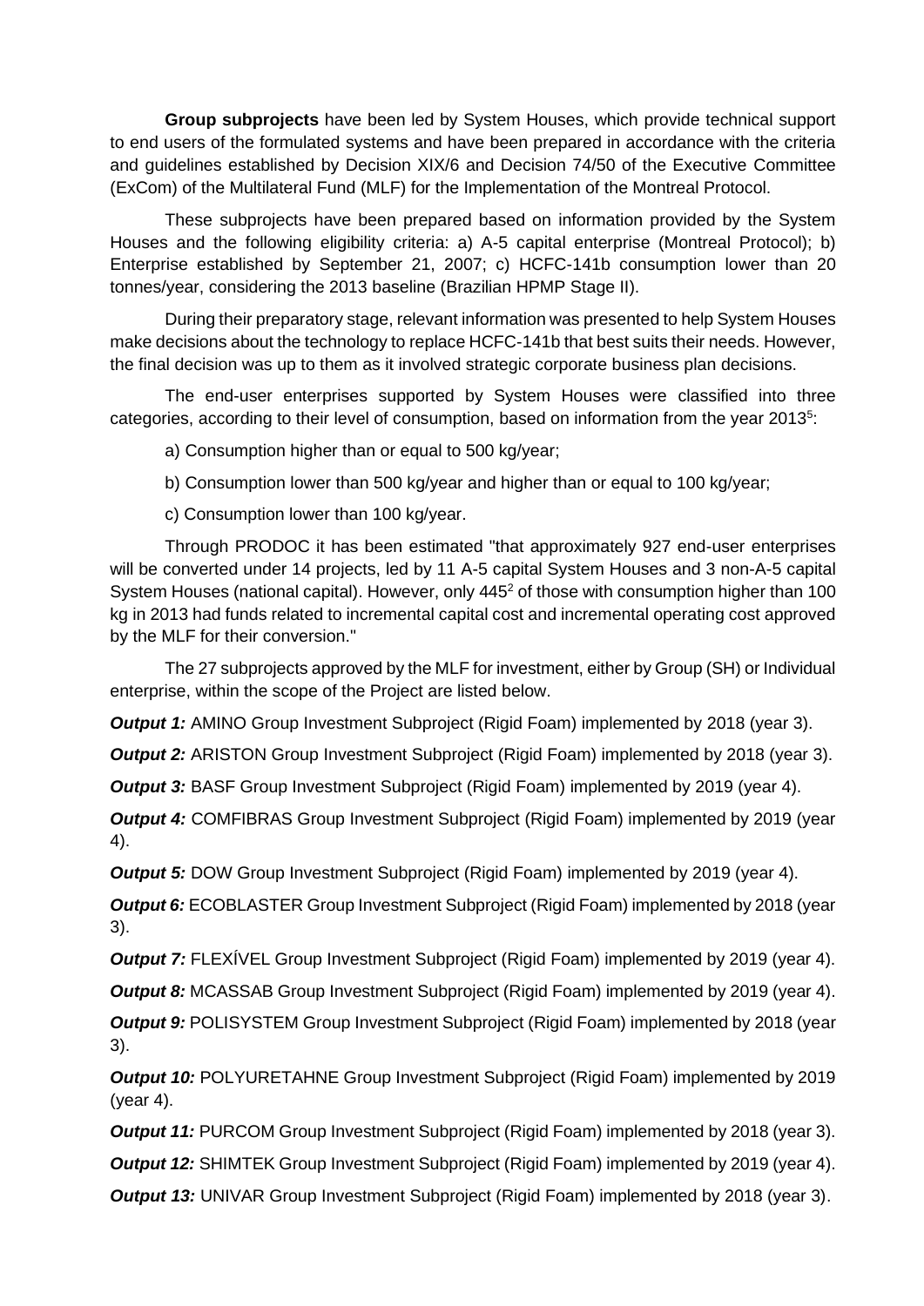**Group subprojects** have been led by System Houses, which provide technical support to end users of the formulated systems and have been prepared in accordance with the criteria and guidelines established by Decision XIX/6 and Decision 74/50 of the Executive Committee (ExCom) of the Multilateral Fund (MLF) for the Implementation of the Montreal Protocol.

These subprojects have been prepared based on information provided by the System Houses and the following eligibility criteria: a) A-5 capital enterprise (Montreal Protocol); b) Enterprise established by September 21, 2007; c) HCFC-141b consumption lower than 20 tonnes/year, considering the 2013 baseline (Brazilian HPMP Stage II).

During their preparatory stage, relevant information was presented to help System Houses make decisions about the technology to replace HCFC-141b that best suits their needs. However, the final decision was up to them as it involved strategic corporate business plan decisions.

The end-user enterprises supported by System Houses were classified into three categories, according to their level of consumption, based on information from the year 2013[5]:

a) Consumption higher than or equal to 500 kg/year;

b) Consumption lower than 500 kg/year and higher than or equal to 100 kg/year;

c) Consumption lower than 100 kg/year.

Through PRODOC it has been estimated "that approximately 927 end-user enterprises will be converted under 14 projects, led by 11 A-5 capital System Houses and 3 non-A-5 capital System Houses (national capital). However, only 445[2] of those with consumption higher than 100 kg in 2013 had funds related to incremental capital cost and incremental operating cost approved by the MLF for their conversion."

The 27 subprojects approved by the MLF for investment, either by Group (SH) or Individual enterprise, within the scope of the Project are listed below.

***Output 1:*** AMINO Group Investment Subproject (Rigid Foam) implemented by 2018 (year 3).

***Output 2:*** ARISTON Group Investment Subproject (Rigid Foam) implemented by 2018 (year 3).

***Output 3:*** BASF Group Investment Subproject (Rigid Foam) implemented by 2019 (year 4).

***Output 4:*** COMFIBRAS Group Investment Subproject (Rigid Foam) implemented by 2019 (year 4).

***Output 5:*** DOW Group Investment Subproject (Rigid Foam) implemented by 2019 (year 4).

***Output 6:*** ECOBLASTER Group Investment Subproject (Rigid Foam) implemented by 2018 (year 3).

***Output 7:*** FLEXÍVEL Group Investment Subproject (Rigid Foam) implemented by 2019 (year 4).

***Output 8:*** MCASSAB Group Investment Subproject (Rigid Foam) implemented by 2019 (year 4).

***Output 9:*** POLISYSTEM Group Investment Subproject (Rigid Foam) implemented by 2018 (year 3).

***Output 10:*** POLYURETAHNE Group Investment Subproject (Rigid Foam) implemented by 2019 (year 4).

***Output 11:*** PURCOM Group Investment Subproject (Rigid Foam) implemented by 2018 (year 3).

***Output 12:*** SHIMTEK Group Investment Subproject (Rigid Foam) implemented by 2019 (year 4).

***Output 13:*** UNIVAR Group Investment Subproject (Rigid Foam) implemented by 2018 (year 3).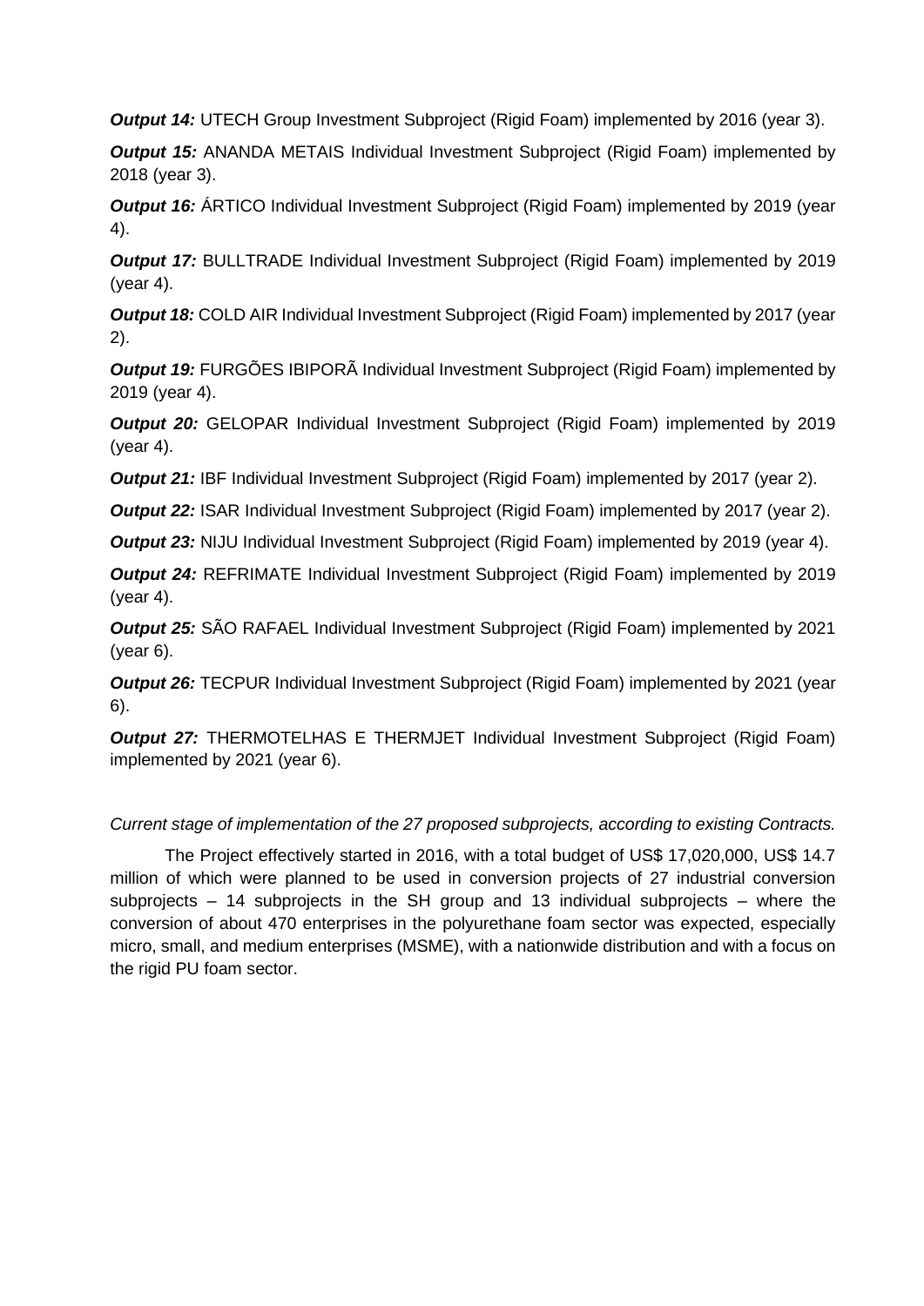***Output 14:*** UTECH Group Investment Subproject (Rigid Foam) implemented by 2016 (year 3).

***Output 15:*** ANANDA METAIS Individual Investment Subproject (Rigid Foam) implemented by 2018 (year 3).

***Output 16:*** ÁRTICO Individual Investment Subproject (Rigid Foam) implemented by 2019 (year 4).

***Output 17:*** BULLTRADE Individual Investment Subproject (Rigid Foam) implemented by 2019 (year 4).

***Output 18:*** COLD AIR Individual Investment Subproject (Rigid Foam) implemented by 2017 (year 2).

***Output 19:*** FURGÕES IBIPORÃ Individual Investment Subproject (Rigid Foam) implemented by 2019 (year 4).

***Output 20:*** GELOPAR Individual Investment Subproject (Rigid Foam) implemented by 2019 (year 4).

***Output 21:*** IBF Individual Investment Subproject (Rigid Foam) implemented by 2017 (year 2).

***Output 22:*** ISAR Individual Investment Subproject (Rigid Foam) implemented by 2017 (year 2).

***Output 23:*** NIJU Individual Investment Subproject (Rigid Foam) implemented by 2019 (year 4).

***Output 24:*** REFRIMATE Individual Investment Subproject (Rigid Foam) implemented by 2019 (year 4).

***Output 25:*** SÃO RAFAEL Individual Investment Subproject (Rigid Foam) implemented by 2021 (year 6).

***Output 26:*** TECPUR Individual Investment Subproject (Rigid Foam) implemented by 2021 (year 6).

***Output 27:*** THERMOTELHAS E THERMJET Individual Investment Subproject (Rigid Foam) implemented by 2021 (year 6).

*Current stage of implementation of the 27 proposed subprojects, according to existing Contracts.*

The Project effectively started in 2016, with a total budget of US$ 17,020,000, US$ 14.7 million of which were planned to be used in conversion projects of 27 industrial conversion subprojects – 14 subprojects in the SH group and 13 individual subprojects – where the conversion of about 470 enterprises in the polyurethane foam sector was expected, especially micro, small, and medium enterprises (MSME), with a nationwide distribution and with a focus on the rigid PU foam sector.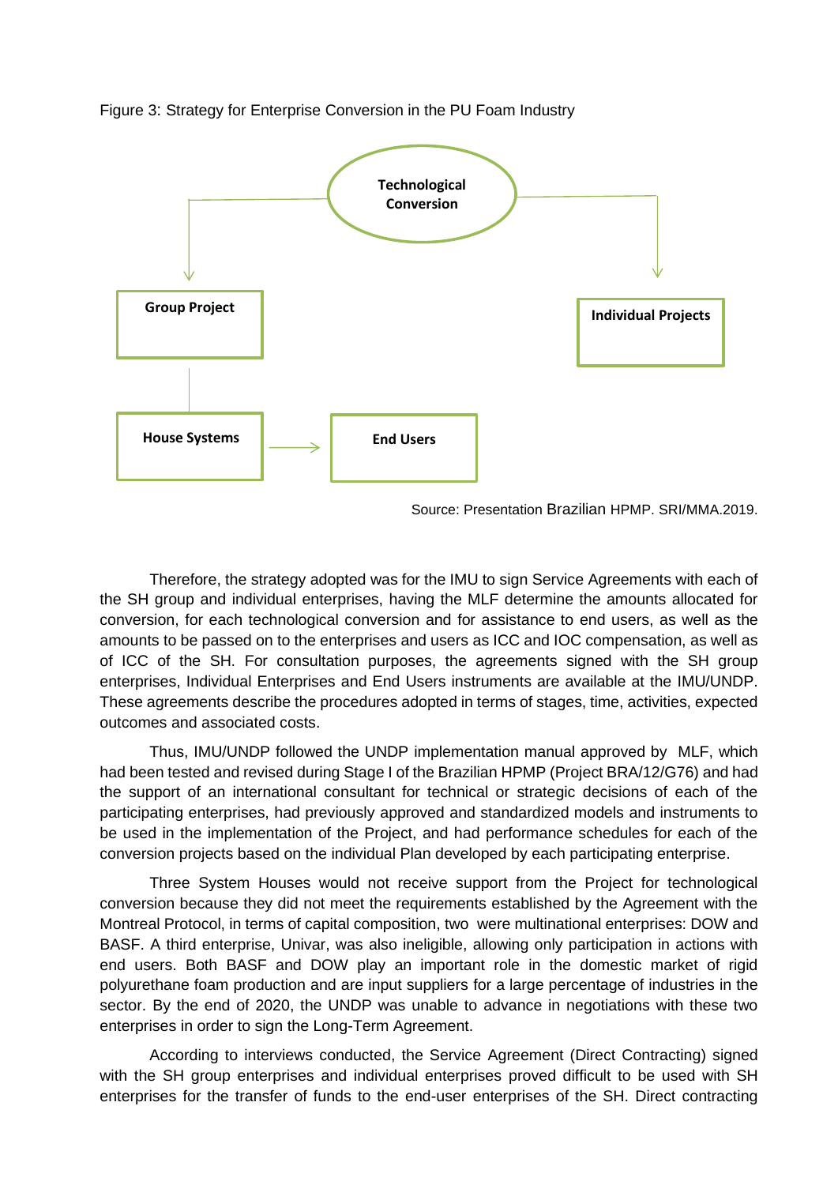Figure 3: Strategy for Enterprise Conversion in the PU Foam Industry

Technological Conversion

Group Project

Individual Projects

House Systems

End Users

Source: Presentation Brazilian HPMP. SRI/MMA.2019.

Therefore, the strategy adopted was for the IMU to sign Service Agreements with each of the SH group and individual enterprises, having the MLF determine the amounts allocated for conversion, for each technological conversion and for assistance to end users, as well as the amounts to be passed on to the enterprises and users as ICC and IOC compensation, as well as of ICC of the SH. For consultation purposes, the agreements signed with the SH group enterprises, Individual Enterprises and End Users instruments are available at the IMU/UNDP. These agreements describe the procedures adopted in terms of stages, time, activities, expected outcomes and associated costs.

Thus, IMU/UNDP followed the UNDP implementation manual approved by MLF, which had been tested and revised during Stage I of the Brazilian HPMP (Project BRA/12/G76) and had the support of an international consultant for technical or strategic decisions of each of the participating enterprises, had previously approved and standardized models and instruments to be used in the implementation of the Project, and had performance schedules for each of the conversion projects based on the individual Plan developed by each participating enterprise.

Three System Houses would not receive support from the Project for technological conversion because they did not meet the requirements established by the Agreement with the Montreal Protocol, in terms of capital composition, two were multinational enterprises: DOW and BASF. A third enterprise, Univar, was also ineligible, allowing only participation in actions with end users. Both BASF and DOW play an important role in the domestic market of rigid polyurethane foam production and are input suppliers for a large percentage of industries in the sector. By the end of 2020, the UNDP was unable to advance in negotiations with these two enterprises in order to sign the Long-Term Agreement.

According to interviews conducted, the Service Agreement (Direct Contracting) signed with the SH group enterprises and individual enterprises proved difficult to be used with SH enterprises for the transfer of funds to the end-user enterprises of the SH. Direct contracting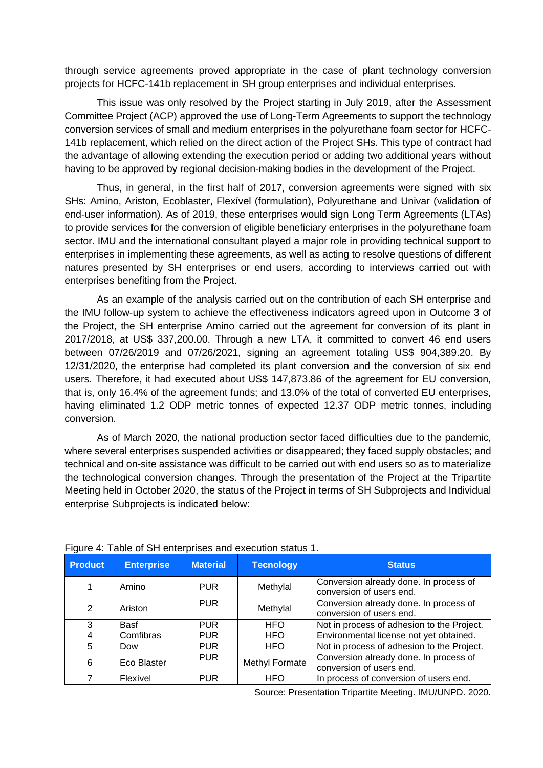through service agreements proved appropriate in the case of plant technology conversion projects for HCFC-141b replacement in SH group enterprises and individual enterprises.

This issue was only resolved by the Project starting in July 2019, after the Assessment Committee Project (ACP) approved the use of Long-Term Agreements to support the technology conversion services of small and medium enterprises in the polyurethane foam sector for HCFC-141b replacement, which relied on the direct action of the Project SHs. This type of contract had the advantage of allowing extending the execution period or adding two additional years without having to be approved by regional decision-making bodies in the development of the Project.

Thus, in general, in the first half of 2017, conversion agreements were signed with six SHs: Amino, Ariston, Ecoblaster, Flexível (formulation), Polyurethane and Univar (validation of end-user information). As of 2019, these enterprises would sign Long Term Agreements (LTAs) to provide services for the conversion of eligible beneficiary enterprises in the polyurethane foam sector. IMU and the international consultant played a major role in providing technical support to enterprises in implementing these agreements, as well as acting to resolve questions of different natures presented by SH enterprises or end users, according to interviews carried out with enterprises benefiting from the Project.

As an example of the analysis carried out on the contribution of each SH enterprise and the IMU follow-up system to achieve the effectiveness indicators agreed upon in Outcome 3 of the Project, the SH enterprise Amino carried out the agreement for conversion of its plant in 2017/2018, at US$ 337,200.00. Through a new LTA, it committed to convert 46 end users between 07/26/2019 and 07/26/2021, signing an agreement totaling US$ 904,389.20. By 12/31/2020, the enterprise had completed its plant conversion and the conversion of six end users. Therefore, it had executed about US$ 147,873.86 of the agreement for EU conversion, that is, only 16.4% of the agreement funds; and 13.0% of the total of converted EU enterprises, having eliminated 1.2 ODP metric tonnes of expected 12.37 ODP metric tonnes, including conversion.

As of March 2020, the national production sector faced difficulties due to the pandemic, where several enterprises suspended activities or disappeared; they faced supply obstacles; and technical and on-site assistance was difficult to be carried out with end users so as to materialize the technological conversion changes. Through the presentation of the Project at the Tripartite Meeting held in October 2020, the status of the Project in terms of SH Subprojects and Individual enterprise Subprojects is indicated below:

Figure 4: Table of SH enterprises and execution status 1.

| Product | Enterprise | Material | Tecnology | Status |
|---|---|---|---|---|
| 1 | Amino | PUR | Methylal | Conversion already done. In process of conversion of users end. |
| 2 | Ariston | PUR | Methylal | Conversion already done. In process of conversion of users end. |
| 3 | Basf | PUR | HFO | Not in process of adhesion to the Project. |
| 4 | Comfibras | PUR | HFO | Environmental license not yet obtained. |
| 5 | Dow | PUR | HFO | Not in process of adhesion to the Project. |
| 6 | Eco Blaster | PUR | Methyl Formate | Conversion already done. In process of conversion of users end. |
| 7 | Flexível | PUR | HFO | In process of conversion of users end. |

Source: Presentation Tripartite Meeting. IMU/UNPD. 2020.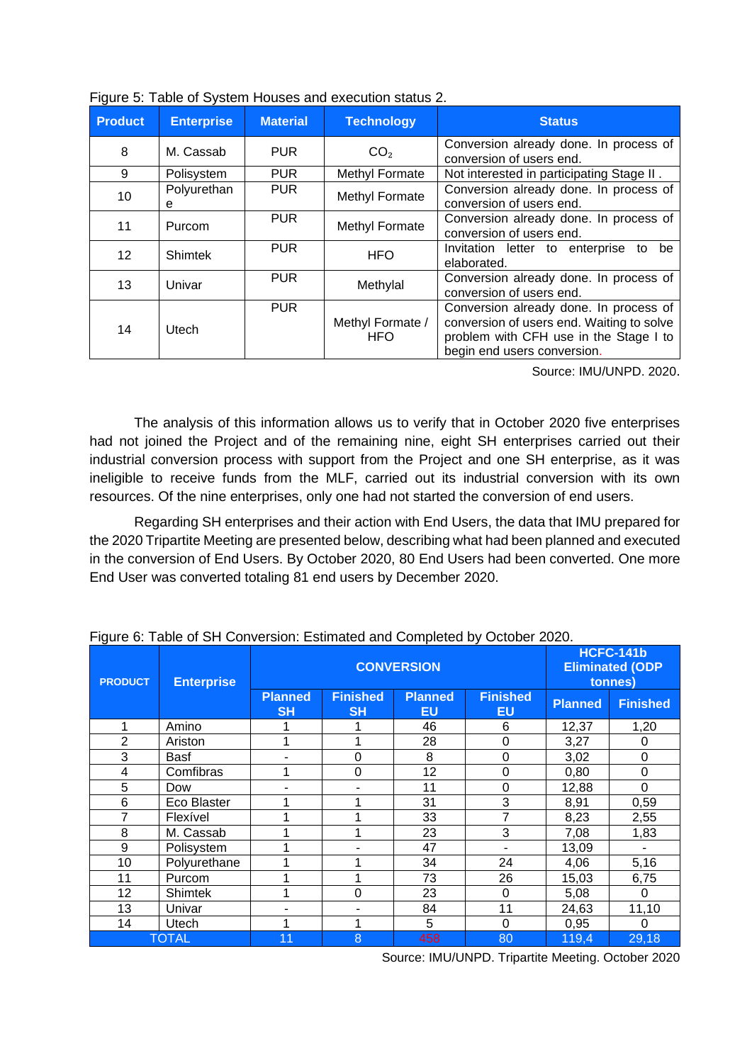Figure 5: Table of System Houses and execution status 2.

| Product | Enterprise | Material | Technology | Status |
|---|---|---|---|---|
| 8 | M. Cassab | PUR | $CO_2$ | Conversion already done. In process of conversion of users end. |
| 9 | Polisystem | PUR | Methyl Formate | Not interested in participating Stage II . |
| 10 | Polyurethane | PUR | Methyl Formate | Conversion already done. In process of conversion of users end. |
| 11 | Purcom | PUR | Methyl Formate | Conversion already done. In process of conversion of users end. |
| 12 | Shimtek | PUR | HFO | Invitation letter to enterprise to be elaborated. |
| 13 | Univar | PUR | Methylal | Conversion already done. In process of conversion of users end. |
| 14 | Utech | PUR | Methyl Formate / HFO | Conversion already done. In process of conversion of users end. Waiting to solve problem with CFH use in the Stage I to begin end users conversion. |

Source: IMU/UNPD. 2020.

The analysis of this information allows us to verify that in October 2020 five enterprises had not joined the Project and of the remaining nine, eight SH enterprises carried out their industrial conversion process with support from the Project and one SH enterprise, as it was ineligible to receive funds from the MLF, carried out its industrial conversion with its own resources. Of the nine enterprises, only one had not started the conversion of end users.

Regarding SH enterprises and their action with End Users, the data that IMU prepared for the 2020 Tripartite Meeting are presented below, describing what had been planned and executed in the conversion of End Users. By October 2020, 80 End Users had been converted. One more End User was converted totaling 81 end users by December 2020.

Figure 6: Table of SH Conversion: Estimated and Completed by October 2020.

| PRODUCT | Enterprise | CONVERSION | | | | HCFC-141b Eliminated (ODP tonnes) | |
|---|---|---|---|---|---|---|---|
| | | Planned SH | Finished SH | Planned EU | Finished EU | Planned | Finished |
| 1 | Amino | 1 | 1 | 46 | 6 | 12,37 | 1,20 |
| 2 | Ariston | 1 | 1 | 28 | 0 | 3,27 | 0 |
| 3 | Basf | - | 0 | 8 | 0 | 3,02 | 0 |
| 4 | Comfibras | 1 | 0 | 12 | 0 | 0,80 | 0 |
| 5 | Dow | - | - | 11 | 0 | 12,88 | 0 |
| 6 | Eco Blaster | 1 | 1 | 31 | 3 | 8,91 | 0,59 |
| 7 | Flexível | 1 | 1 | 33 | 7 | 8,23 | 2,55 |
| 8 | M. Cassab | 1 | 1 | 23 | 3 | 7,08 | 1,83 |
| 9 | Polisystem | 1 | - | 47 | - | 13,09 | - |
| 10 | Polyurethane | 1 | 1 | 34 | 24 | 4,06 | 5,16 |
| 11 | Purcom | 1 | 1 | 73 | 26 | 15,03 | 6,75 |
| 12 | Shimtek | 1 | 0 | 23 | 0 | 5,08 | 0 |
| 13 | Univar | - | - | 84 | 11 | 24,63 | 11,10 |
| 14 | Utech | 1 | 1 | 5 | 0 | 0,95 | 0 |
| TOTAL | | 11 | 8 | 458 | 80 | 119,4 | 29,18 |

Source: IMU/UNPD. Tripartite Meeting. October 2020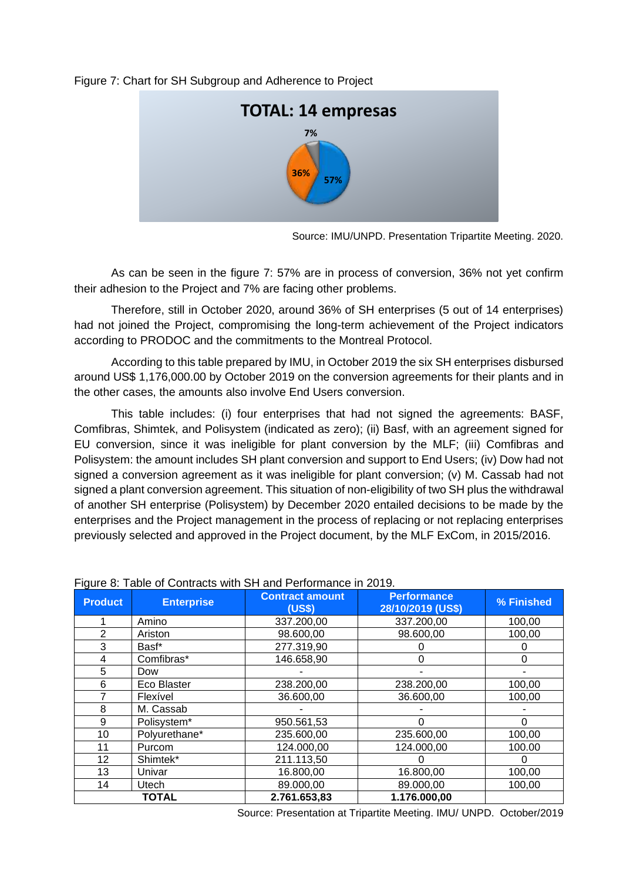Figure 7: Chart for SH Subgroup and Adherence to Project

TOTAL: 14 empresas

7%

36%

57%

Source: IMU/UNPD. Presentation Tripartite Meeting. 2020.

As can be seen in the figure 7: 57% are in process of conversion, 36% not yet confirm their adhesion to the Project and 7% are facing other problems.

Therefore, still in October 2020, around 36% of SH enterprises (5 out of 14 enterprises) had not joined the Project, compromising the long-term achievement of the Project indicators according to PRODOC and the commitments to the Montreal Protocol.

According to this table prepared by IMU, in October 2019 the six SH enterprises disbursed around US$ 1,176,000.00 by October 2019 on the conversion agreements for their plants and in the other cases, the amounts also involve End Users conversion.

This table includes: (i) four enterprises that had not signed the agreements: BASF, Comfibras, Shimtek, and Polisystem (indicated as zero); (ii) Basf, with an agreement signed for EU conversion, since it was ineligible for plant conversion by the MLF; (iii) Comfibras and Polisystem: the amount includes SH plant conversion and support to End Users; (iv) Dow had not signed a conversion agreement as it was ineligible for plant conversion; (v) M. Cassab had not signed a plant conversion agreement. This situation of non-eligibility of two SH plus the withdrawal of another SH enterprise (Polisystem) by December 2020 entailed decisions to be made by the enterprises and the Project management in the process of replacing or not replacing enterprises previously selected and approved in the Project document, by the MLF ExCom, in 2015/2016.

Figure 8: Table of Contracts with SH and Performance in 2019.

| Product | Enterprise | Contract amount (US$) | Performance 28/10/2019 (US$) | % Finished |
|---|---|---|---|---|
| 1 | Amino | 337.200,00 | 337.200,00 | 100,00 |
| 2 | Ariston | 98.600,00 | 98.600,00 | 100,00 |
| 3 | Basf* | 277.319,90 | 0 | 0 |
| 4 | Comfibras* | 146.658,90 | 0 | 0 |
| 5 | Dow | - | - | - |
| 6 | Eco Blaster | 238.200,00 | 238.200,00 | 100,00 |
| 7 | Flexível | 36.600,00 | 36.600,00 | 100,00 |
| 8 | M. Cassab | - | - | - |
| 9 | Polisystem* | 950.561,53 | 0 | 0 |
| 10 | Polyurethane* | 235.600,00 | 235.600,00 | 100,00 |
| 11 | Purcom | 124.000,00 | 124.000,00 | 100.00 |
| 12 | Shimtek* | 211.113,50 | 0 | 0 |
| 13 | Univar | 16.800,00 | 16.800,00 | 100,00 |
| 14 | Utech | 89.000,00 | 89.000,00 | 100,00 |
| **TOTAL** | | **2.761.653,83** | **1.176.000,00** | |

Source: Presentation at Tripartite Meeting. IMU/ UNPD. October/2019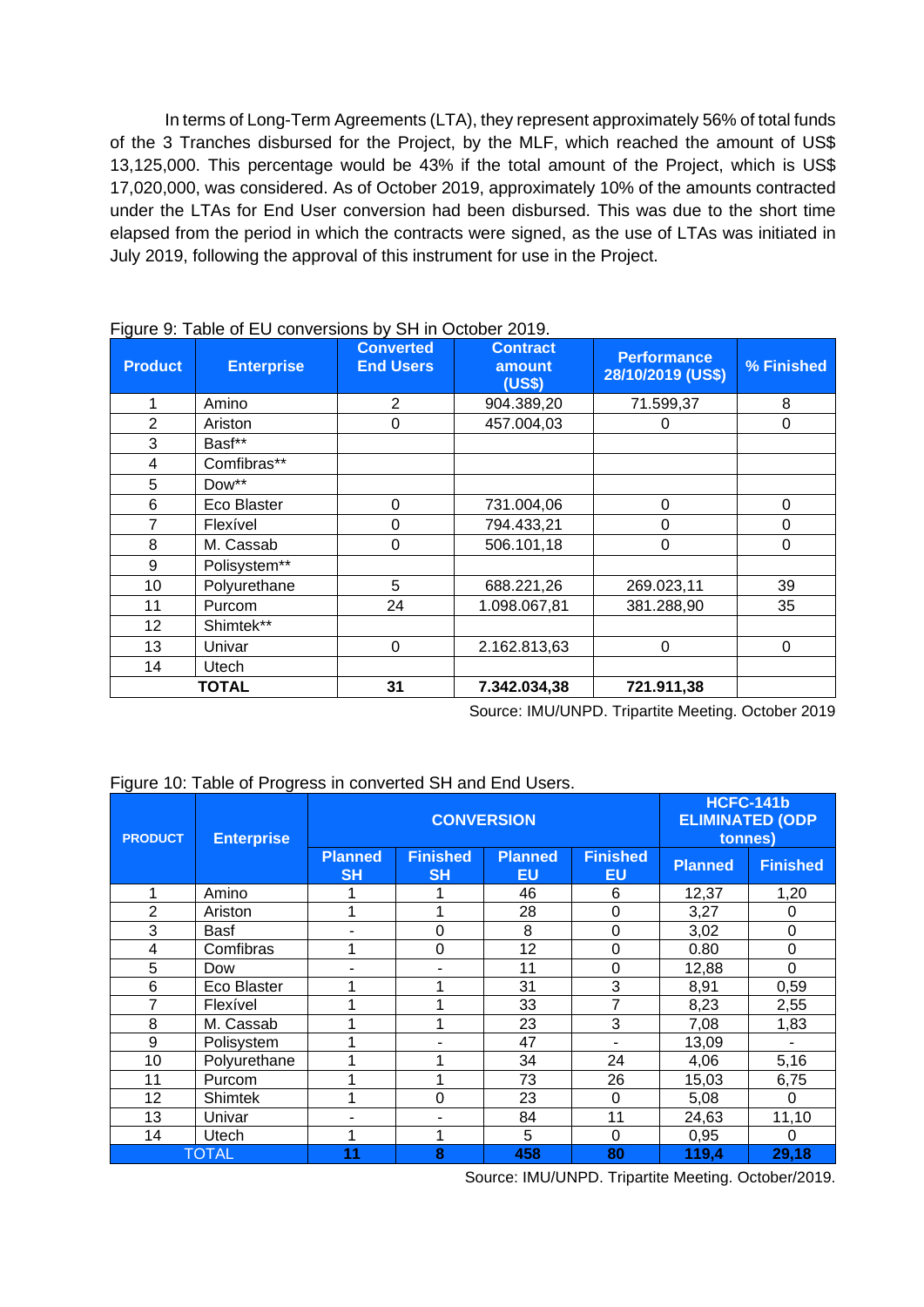In terms of Long-Term Agreements (LTA), they represent approximately 56% of total funds of the 3 Tranches disbursed for the Project, by the MLF, which reached the amount of US$ 13,125,000. This percentage would be 43% if the total amount of the Project, which is US$ 17,020,000, was considered. As of October 2019, approximately 10% of the amounts contracted under the LTAs for End User conversion had been disbursed. This was due to the short time elapsed from the period in which the contracts were signed, as the use of LTAs was initiated in July 2019, following the approval of this instrument for use in the Project.

Figure 9: Table of EU conversions by SH in October 2019.

| Product | Enterprise | Converted End Users | Contract amount (US$) | Performance 28/10/2019 (US$) | % Finished |
|---|---|---|---|---|---|
| 1 | Amino | 2 | 904.389,20 | 71.599,37 | 8 |
| 2 | Ariston | 0 | 457.004,03 | 0 | 0 |
| 3 | Basf** | | | | |
| 4 | Comfibras** | | | | |
| 5 | Dow** | | | | |
| 6 | Eco Blaster | 0 | 731.004,06 | 0 | 0 |
| 7 | Flexível | 0 | 794.433,21 | 0 | 0 |
| 8 | M. Cassab | 0 | 506.101,18 | 0 | 0 |
| 9 | Polisystem** | | | | |
| 10 | Polyurethane | 5 | 688.221,26 | 269.023,11 | 39 |
| 11 | Purcom | 24 | 1.098.067,81 | 381.288,90 | 35 |
| 12 | Shimtek** | | | | |
| 13 | Univar | 0 | 2.162.813,63 | 0 | 0 |
| 14 | Utech | | | | |
| **TOTAL** | | **31** | **7.342.034,38** | **721.911,38** | |

Source: IMU/UNPD. Tripartite Meeting. October 2019

Figure 10: Table of Progress in converted SH and End Users.

| PRODUCT | Enterprise | CONVERSION | | | | HCFC-141b ELIMINATED (ODP tonnes) | |
|---|---|---|---|---|---|---|---|
| | | Planned SH | Finished SH | Planned EU | Finished EU | Planned | Finished |
| 1 | Amino | 1 | 1 | 46 | 6 | 12,37 | 1,20 |
| 2 | Ariston | 1 | 1 | 28 | 0 | 3,27 | 0 |
| 3 | Basf | - | 0 | 8 | 0 | 3,02 | 0 |
| 4 | Comfibras | 1 | 0 | 12 | 0 | 0.80 | 0 |
| 5 | Dow | - | - | 11 | 0 | 12,88 | 0 |
| 6 | Eco Blaster | 1 | 1 | 31 | 3 | 8,91 | 0,59 |
| 7 | Flexível | 1 | 1 | 33 | 7 | 8,23 | 2,55 |
| 8 | M. Cassab | 1 | 1 | 23 | 3 | 7,08 | 1,83 |
| 9 | Polisystem | 1 | - | 47 | - | 13,09 | - |
| 10 | Polyurethane | 1 | 1 | 34 | 24 | 4,06 | 5,16 |
| 11 | Purcom | 1 | 1 | 73 | 26 | 15,03 | 6,75 |
| 12 | Shimtek | 1 | 0 | 23 | 0 | 5,08 | 0 |
| 13 | Univar | - | - | 84 | 11 | 24,63 | 11,10 |
| 14 | Utech | 1 | 1 | 5 | 0 | 0,95 | 0 |
| TOTAL | | **11** | **8** | **458** | **80** | **119,4** | **29,18** |

Source: IMU/UNPD. Tripartite Meeting. October/2019.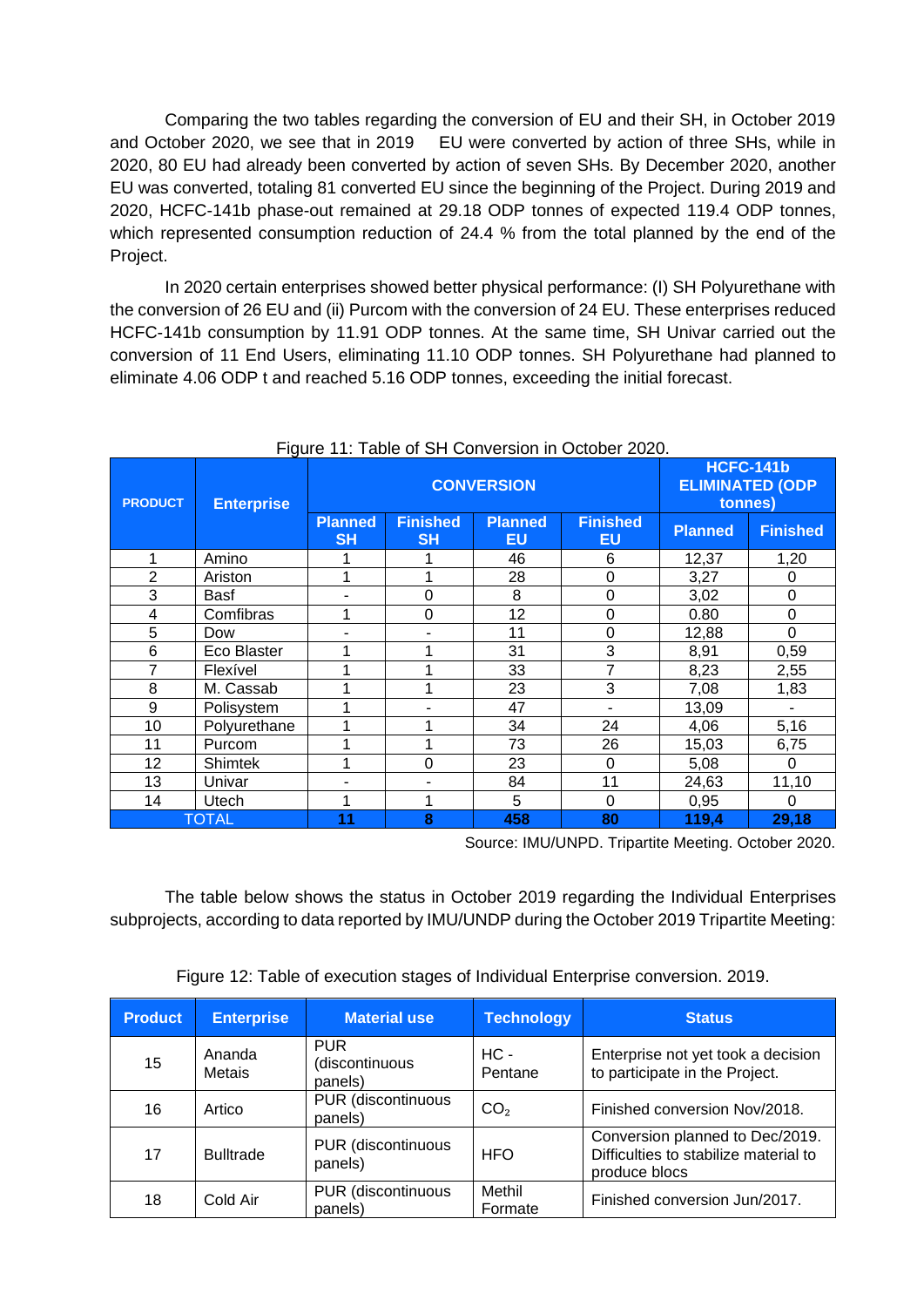Comparing the two tables regarding the conversion of EU and their SH, in October 2019 and October 2020, we see that in 2019 EU were converted by action of three SHs, while in 2020, 80 EU had already been converted by action of seven SHs. By December 2020, another EU was converted, totaling 81 converted EU since the beginning of the Project. During 2019 and 2020, HCFC-141b phase-out remained at 29.18 ODP tonnes of expected 119.4 ODP tonnes, which represented consumption reduction of 24.4 % from the total planned by the end of the Project.

In 2020 certain enterprises showed better physical performance: (I) SH Polyurethane with the conversion of 26 EU and (ii) Purcom with the conversion of 24 EU. These enterprises reduced HCFC-141b consumption by 11.91 ODP tonnes. At the same time, SH Univar carried out the conversion of 11 End Users, eliminating 11.10 ODP tonnes. SH Polyurethane had planned to eliminate 4.06 ODP t and reached 5.16 ODP tonnes, exceeding the initial forecast.

Figure 11: Table of SH Conversion in October 2020.

| PRODUCT | Enterprise | CONVERSION | | | | HCFC-141b ELIMINATED (ODP tonnes) | |
|---|---|---|---|---|---|---|---|
| | | Planned SH | Finished SH | Planned EU | Finished EU | Planned | Finished |
| 1 | Amino | 1 | 1 | 46 | 6 | 12,37 | 1,20 |
| 2 | Ariston | 1 | 1 | 28 | 0 | 3,27 | 0 |
| 3 | Basf | - | 0 | 8 | 0 | 3,02 | 0 |
| 4 | Comfibras | 1 | 0 | 12 | 0 | 0.80 | 0 |
| 5 | Dow | - | - | 11 | 0 | 12,88 | 0 |
| 6 | Eco Blaster | 1 | 1 | 31 | 3 | 8,91 | 0,59 |
| 7 | Flexível | 1 | 1 | 33 | 7 | 8,23 | 2,55 |
| 8 | M. Cassab | 1 | 1 | 23 | 3 | 7,08 | 1,83 |
| 9 | Polisystem | 1 | - | 47 | - | 13,09 | - |
| 10 | Polyurethane | 1 | 1 | 34 | 24 | 4,06 | 5,16 |
| 11 | Purcom | 1 | 1 | 73 | 26 | 15,03 | 6,75 |
| 12 | Shimtek | 1 | 0 | 23 | 0 | 5,08 | 0 |
| 13 | Univar | - | - | 84 | 11 | 24,63 | 11,10 |
| 14 | Utech | 1 | 1 | 5 | 0 | 0,95 | 0 |
| TOTAL | | 11 | 8 | 458 | 80 | 119,4 | 29,18 |

Source: IMU/UNPD. Tripartite Meeting. October 2020.

The table below shows the status in October 2019 regarding the Individual Enterprises subprojects, according to data reported by IMU/UNDP during the October 2019 Tripartite Meeting:

Figure 12: Table of execution stages of Individual Enterprise conversion. 2019.

| Product | Enterprise | Material use | Technology | Status |
|---|---|---|---|---|
| 15 | Ananda Metais | PUR (discontinuous panels) | HC - Pentane | Enterprise not yet took a decision to participate in the Project. |
| 16 | Artico | PUR (discontinuous panels) | $CO_2$ | Finished conversion Nov/2018. |
| 17 | Bulltrade | PUR (discontinuous panels) | HFO | Conversion planned to Dec/2019. Difficulties to stabilize material to produce blocs |
| 18 | Cold Air | PUR (discontinuous panels) | Methil Formate | Finished conversion Jun/2017. |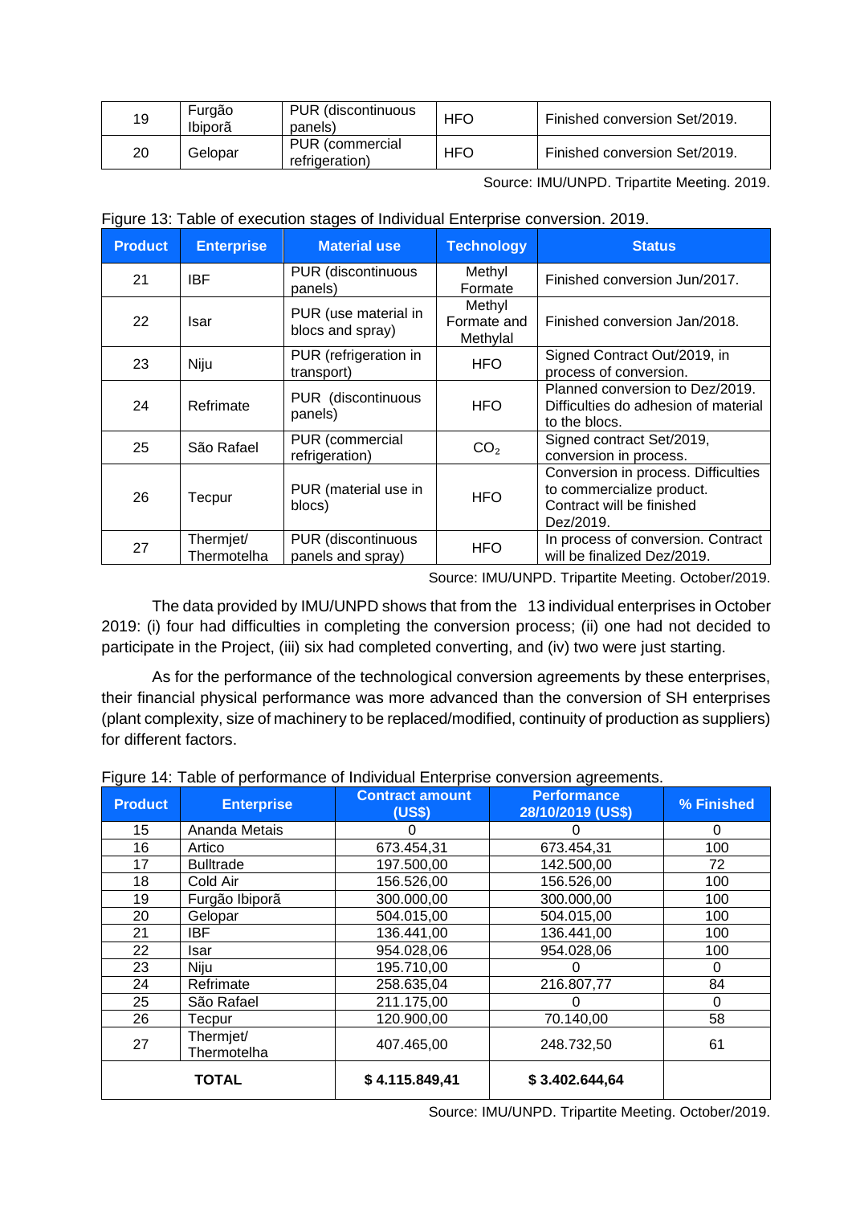| 19 | Furgão Ibiporã | PUR (discontinuous panels) | HFO | Finished conversion Set/2019. |
|---|---|---|---|---|
| 20 | Gelopar | PUR (commercial refrigeration) | HFO | Finished conversion Set/2019. |

Source: IMU/UNPD. Tripartite Meeting. 2019.

Figure 13: Table of execution stages of Individual Enterprise conversion. 2019.

| Product | Enterprise | Material use | Technology | Status |
|---|---|---|---|---|
| 21 | IBF | PUR (discontinuous panels) | Methyl Formate | Finished conversion Jun/2017. |
| 22 | Isar | PUR (use material in blocs and spray) | Methyl Formate and Methylal | Finished conversion Jan/2018. |
| 23 | Niju | PUR (refrigeration in transport) | HFO | Signed Contract Out/2019, in process of conversion. |
| 24 | Refrimate | PUR (discontinuous panels) | HFO | Planned conversion to Dez/2019. Difficulties do adhesion of material to the blocs. |
| 25 | São Rafael | PUR (commercial refrigeration) | $CO_2$ | Signed contract Set/2019, conversion in process. |
| 26 | Tecpur | PUR (material use in blocs) | HFO | Conversion in process. Difficulties to commercialize product. Contract will be finished Dez/2019. |
| 27 | Thermjet/ Thermotelha | PUR (discontinuous panels and spray) | HFO | In process of conversion. Contract will be finalized Dez/2019. |

Source: IMU/UNPD. Tripartite Meeting. October/2019.

The data provided by IMU/UNPD shows that from the 13 individual enterprises in October 2019: (i) four had difficulties in completing the conversion process; (ii) one had not decided to participate in the Project, (iii) six had completed converting, and (iv) two were just starting.

As for the performance of the technological conversion agreements by these enterprises, their financial physical performance was more advanced than the conversion of SH enterprises (plant complexity, size of machinery to be replaced/modified, continuity of production as suppliers) for different factors.

Figure 14: Table of performance of Individual Enterprise conversion agreements.

| Product | Enterprise | Contract amount (US$) | Performance 28/10/2019 (US$) | % Finished |
|---|---|---|---|---|
| 15 | Ananda Metais | 0 | 0 | 0 |
| 16 | Artico | 673.454,31 | 673.454,31 | 100 |
| 17 | Bulltrade | 197.500,00 | 142.500,00 | 72 |
| 18 | Cold Air | 156.526,00 | 156.526,00 | 100 |
| 19 | Furgão Ibiporã | 300.000,00 | 300.000,00 | 100 |
| 20 | Gelopar | 504.015,00 | 504.015,00 | 100 |
| 21 | IBF | 136.441,00 | 136.441,00 | 100 |
| 22 | Isar | 954.028,06 | 954.028,06 | 100 |
| 23 | Niju | 195.710,00 | 0 | 0 |
| 24 | Refrimate | 258.635,04 | 216.807,77 | 84 |
| 25 | São Rafael | 211.175,00 | 0 | 0 |
| 26 | Tecpur | 120.900,00 | 70.140,00 | 58 |
| 27 | Thermjet/ Thermotelha | 407.465,00 | 248.732,50 | 61 |
| **TOTAL** | | **$ 4.115.849,41** | **$ 3.402.644,64** | |

Source: IMU/UNPD. Tripartite Meeting. October/2019.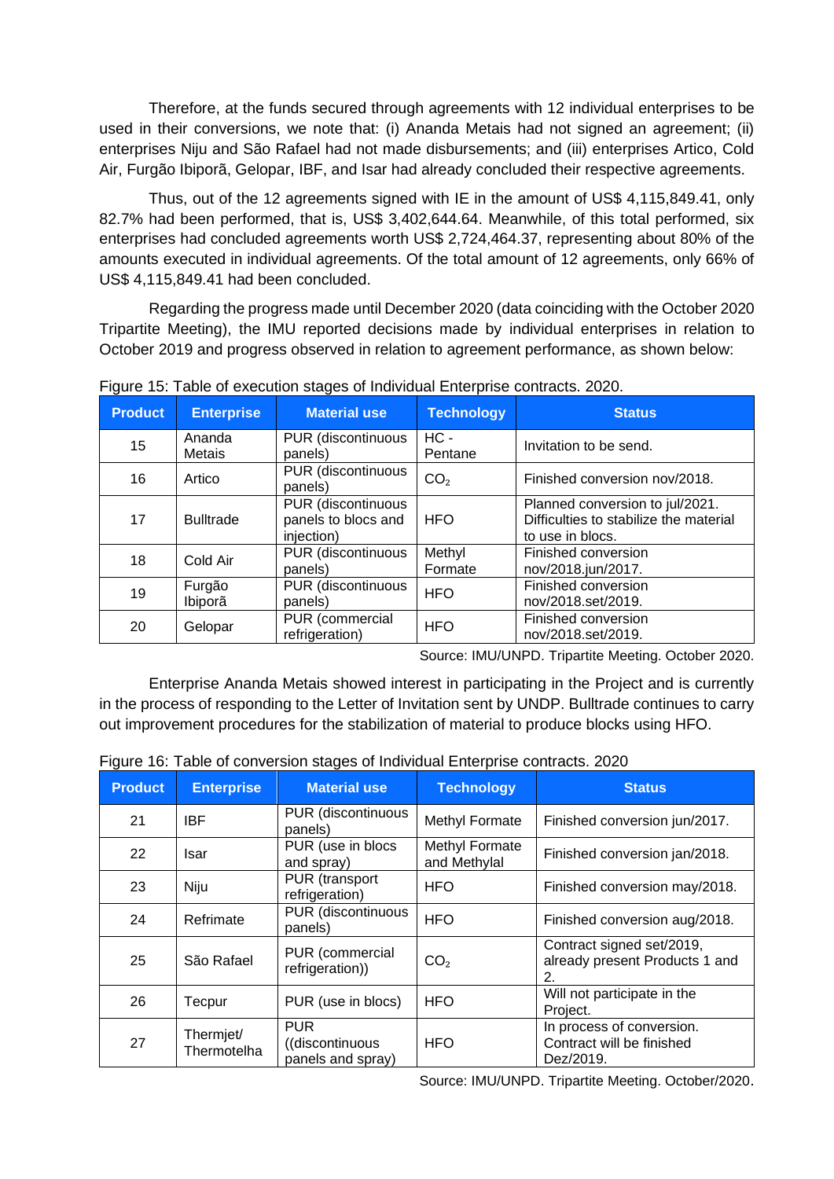Therefore, at the funds secured through agreements with 12 individual enterprises to be used in their conversions, we note that: (i) Ananda Metais had not signed an agreement; (ii) enterprises Niju and São Rafael had not made disbursements; and (iii) enterprises Artico, Cold Air, Furgão Ibiporã, Gelopar, IBF, and Isar had already concluded their respective agreements.

Thus, out of the 12 agreements signed with IE in the amount of US$ 4,115,849.41, only 82.7% had been performed, that is, US$ 3,402,644.64. Meanwhile, of this total performed, six enterprises had concluded agreements worth US$ 2,724,464.37, representing about 80% of the amounts executed in individual agreements. Of the total amount of 12 agreements, only 66% of US$ 4,115,849.41 had been concluded.

Regarding the progress made until December 2020 (data coinciding with the October 2020 Tripartite Meeting), the IMU reported decisions made by individual enterprises in relation to October 2019 and progress observed in relation to agreement performance, as shown below:

Figure 15: Table of execution stages of Individual Enterprise contracts. 2020.

| Product | Enterprise | Material use | Technology | Status |
|---|---|---|---|---|
| 15 | Ananda Metais | PUR (discontinuous panels) | HC - Pentane | Invitation to be send. |
| 16 | Artico | PUR (discontinuous panels) | $CO_2$ | Finished conversion nov/2018. |
| 17 | Bulltrade | PUR (discontinuous panels to blocs and injection) | HFO | Planned conversion to jul/2021. Difficulties to stabilize the material to use in blocs. |
| 18 | Cold Air | PUR (discontinuous panels) | Methyl Formate | Finished conversion nov/2018.jun/2017. |
| 19 | Furgão Ibiporã | PUR (discontinuous panels) | HFO | Finished conversion nov/2018.set/2019. |
| 20 | Gelopar | PUR (commercial refrigeration) | HFO | Finished conversion nov/2018.set/2019. |

Source: IMU/UNPD. Tripartite Meeting. October 2020.

Enterprise Ananda Metais showed interest in participating in the Project and is currently in the process of responding to the Letter of Invitation sent by UNDP. Bulltrade continues to carry out improvement procedures for the stabilization of material to produce blocks using HFO.

Figure 16: Table of conversion stages of Individual Enterprise contracts. 2020

| Product | Enterprise | Material use | Technology | Status |
|---|---|---|---|---|
| 21 | IBF | PUR (discontinuous panels) | Methyl Formate | Finished conversion jun/2017. |
| 22 | Isar | PUR (use in blocs and spray) | Methyl Formate and Methylal | Finished conversion jan/2018. |
| 23 | Niju | PUR (transport refrigeration) | HFO | Finished conversion may/2018. |
| 24 | Refrimate | PUR (discontinuous panels) | HFO | Finished conversion aug/2018. |
| 25 | São Rafael | PUR (commercial refrigeration)) | $CO_2$ | Contract signed set/2019, already present Products 1 and 2. |
| 26 | Tecpur | PUR (use in blocs) | HFO | Will not participate in the Project. |
| 27 | Thermjet/ Thermotelha | PUR ((discontinuous panels and spray) | HFO | In process of conversion. Contract will be finished Dez/2019. |

Source: IMU/UNPD. Tripartite Meeting. October/2020.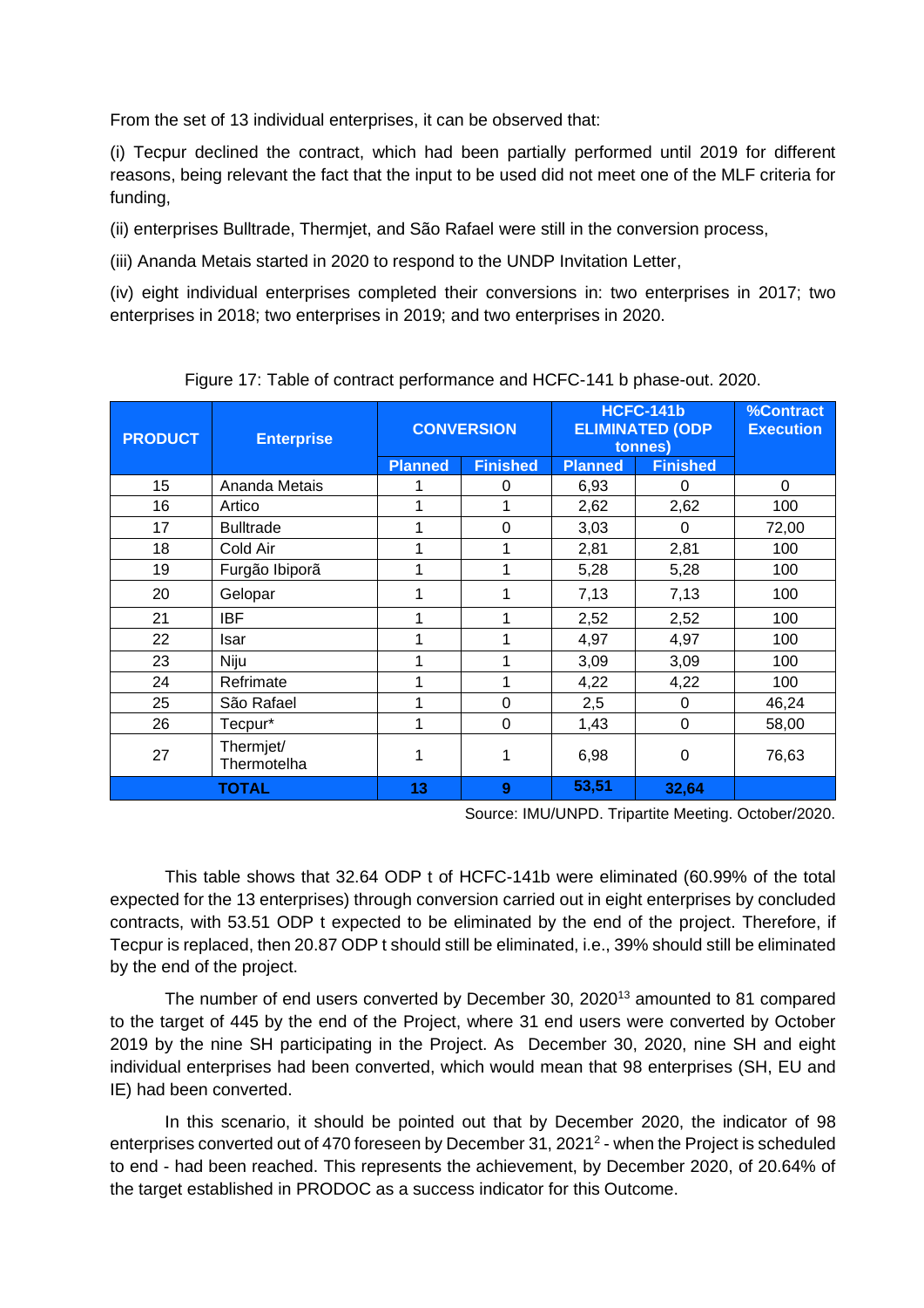From the set of 13 individual enterprises, it can be observed that:

(i) Tecpur declined the contract, which had been partially performed until 2019 for different reasons, being relevant the fact that the input to be used did not meet one of the MLF criteria for funding,

(ii) enterprises Bulltrade, Thermjet, and São Rafael were still in the conversion process,

(iii) Ananda Metais started in 2020 to respond to the UNDP Invitation Letter,

(iv) eight individual enterprises completed their conversions in: two enterprises in 2017; two enterprises in 2018; two enterprises in 2019; and two enterprises in 2020.

Figure 17: Table of contract performance and HCFC-141 b phase-out. 2020.

| PRODUCT | Enterprise | CONVERSION | | HCFC-141b ELIMINATED (ODP tonnes) | | %Contract Execution |
|---|---|---|---|---|---|---|
| | | Planned | Finished | Planned | Finished | |
| 15 | Ananda Metais | 1 | 0 | 6,93 | 0 | 0 |
| 16 | Artico | 1 | 1 | 2,62 | 2,62 | 100 |
| 17 | Bulltrade | 1 | 0 | 3,03 | 0 | 72,00 |
| 18 | Cold Air | 1 | 1 | 2,81 | 2,81 | 100 |
| 19 | Furgão Ibiporã | 1 | 1 | 5,28 | 5,28 | 100 |
| 20 | Gelopar | 1 | 1 | 7,13 | 7,13 | 100 |
| 21 | IBF | 1 | 1 | 2,52 | 2,52 | 100 |
| 22 | Isar | 1 | 1 | 4,97 | 4,97 | 100 |
| 23 | Niju | 1 | 1 | 3,09 | 3,09 | 100 |
| 24 | Refrimate | 1 | 1 | 4,22 | 4,22 | 100 |
| 25 | São Rafael | 1 | 0 | 2,5 | 0 | 46,24 |
| 26 | Tecpur* | 1 | 0 | 1,43 | 0 | 58,00 |
| 27 | Thermjet/ Thermotelha | 1 | 1 | 6,98 | 0 | 76,63 |
| **TOTAL** | | **13** | **9** | **53,51** | **32,64** | |

Source: IMU/UNPD. Tripartite Meeting. October/2020.

This table shows that 32.64 ODP t of HCFC-141b were eliminated (60.99% of the total expected for the 13 enterprises) through conversion carried out in eight enterprises by concluded contracts, with 53.51 ODP t expected to be eliminated by the end of the project. Therefore, if Tecpur is replaced, then 20.87 ODP t should still be eliminated, i.e., 39% should still be eliminated by the end of the project.

The number of end users converted by December 30, 2020[13] amounted to 81 compared to the target of 445 by the end of the Project, where 31 end users were converted by October 2019 by the nine SH participating in the Project. As December 30, 2020, nine SH and eight individual enterprises had been converted, which would mean that 98 enterprises (SH, EU and IE) had been converted.

In this scenario, it should be pointed out that by December 2020, the indicator of 98 enterprises converted out of 470 foreseen by December 31, 2021[2] - when the Project is scheduled to end - had been reached. This represents the achievement, by December 2020, of 20.64% of the target established in PRODOC as a success indicator for this Outcome.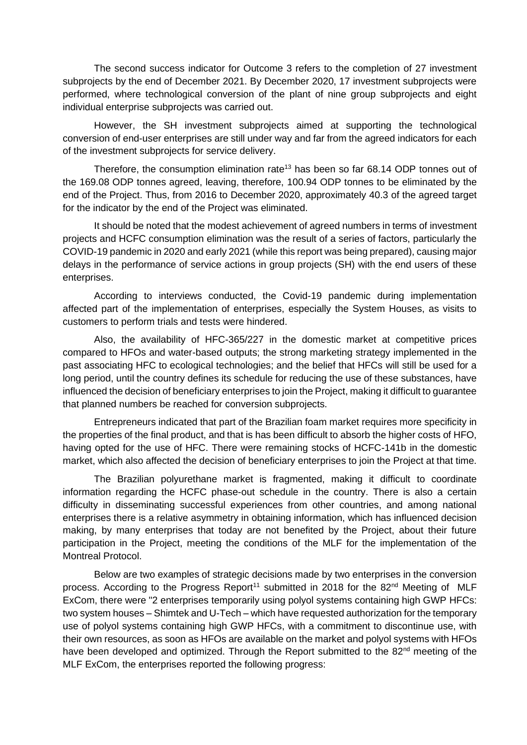The second success indicator for Outcome 3 refers to the completion of 27 investment subprojects by the end of December 2021. By December 2020, 17 investment subprojects were performed, where technological conversion of the plant of nine group subprojects and eight individual enterprise subprojects was carried out.

However, the SH investment subprojects aimed at supporting the technological conversion of end-user enterprises are still under way and far from the agreed indicators for each of the investment subprojects for service delivery.

Therefore, the consumption elimination rate[13] has been so far 68.14 ODP tonnes out of the 169.08 ODP tonnes agreed, leaving, therefore, 100.94 ODP tonnes to be eliminated by the end of the Project. Thus, from 2016 to December 2020, approximately 40.3 of the agreed target for the indicator by the end of the Project was eliminated.

It should be noted that the modest achievement of agreed numbers in terms of investment projects and HCFC consumption elimination was the result of a series of factors, particularly the COVID-19 pandemic in 2020 and early 2021 (while this report was being prepared), causing major delays in the performance of service actions in group projects (SH) with the end users of these enterprises.

According to interviews conducted, the Covid-19 pandemic during implementation affected part of the implementation of enterprises, especially the System Houses, as visits to customers to perform trials and tests were hindered.

Also, the availability of HFC-365/227 in the domestic market at competitive prices compared to HFOs and water-based outputs; the strong marketing strategy implemented in the past associating HFC to ecological technologies; and the belief that HFCs will still be used for a long period, until the country defines its schedule for reducing the use of these substances, have influenced the decision of beneficiary enterprises to join the Project, making it difficult to guarantee that planned numbers be reached for conversion subprojects.

Entrepreneurs indicated that part of the Brazilian foam market requires more specificity in the properties of the final product, and that is has been difficult to absorb the higher costs of HFO, having opted for the use of HFC. There were remaining stocks of HCFC-141b in the domestic market, which also affected the decision of beneficiary enterprises to join the Project at that time.

The Brazilian polyurethane market is fragmented, making it difficult to coordinate information regarding the HCFC phase-out schedule in the country. There is also a certain difficulty in disseminating successful experiences from other countries, and among national enterprises there is a relative asymmetry in obtaining information, which has influenced decision making, by many enterprises that today are not benefited by the Project, about their future participation in the Project, meeting the conditions of the MLF for the implementation of the Montreal Protocol.

Below are two examples of strategic decisions made by two enterprises in the conversion process. According to the Progress Report[11] submitted in 2018 for the 82nd Meeting of MLF ExCom, there were "2 enterprises temporarily using polyol systems containing high GWP HFCs: two system houses – Shimtek and U-Tech – which have requested authorization for the temporary use of polyol systems containing high GWP HFCs, with a commitment to discontinue use, with their own resources, as soon as HFOs are available on the market and polyol systems with HFOs have been developed and optimized. Through the Report submitted to the 82nd meeting of the MLF ExCom, the enterprises reported the following progress: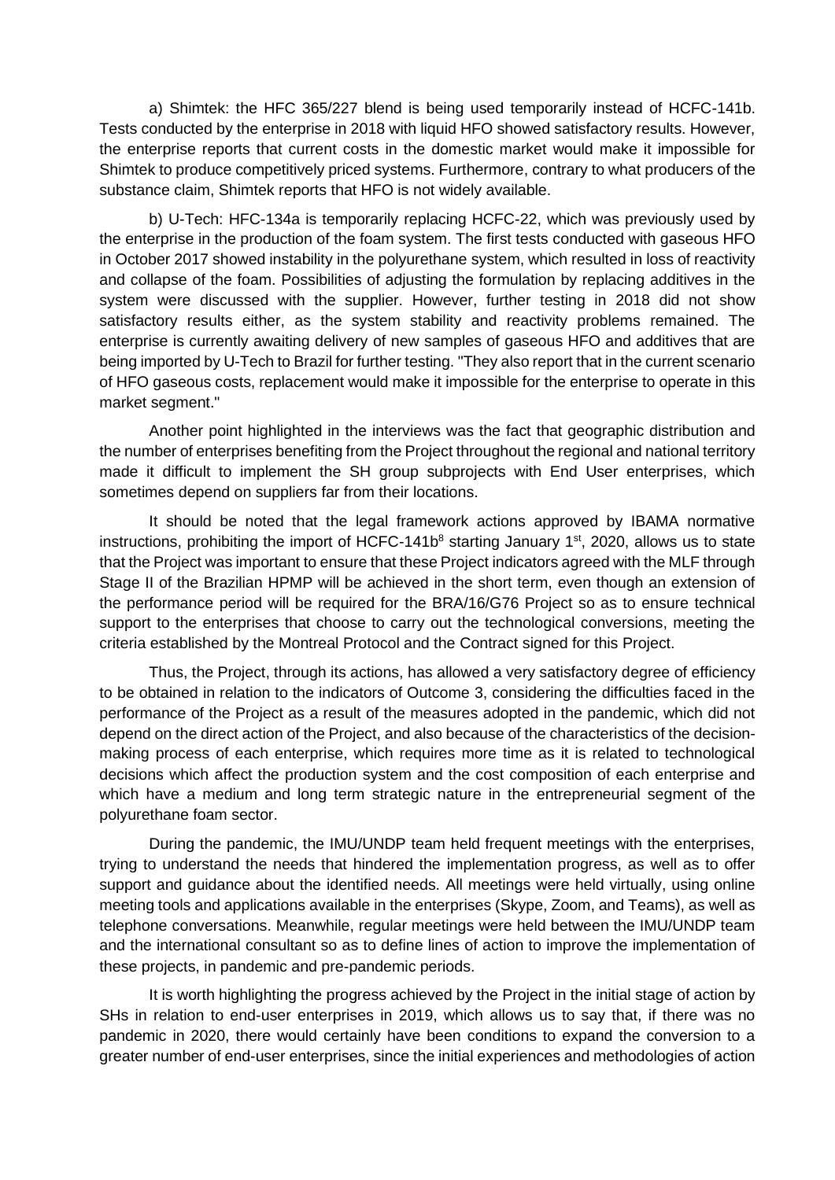a) Shimtek: the HFC 365/227 blend is being used temporarily instead of HCFC-141b. Tests conducted by the enterprise in 2018 with liquid HFO showed satisfactory results. However, the enterprise reports that current costs in the domestic market would make it impossible for Shimtek to produce competitively priced systems. Furthermore, contrary to what producers of the substance claim, Shimtek reports that HFO is not widely available.

b) U-Tech: HFC-134a is temporarily replacing HCFC-22, which was previously used by the enterprise in the production of the foam system. The first tests conducted with gaseous HFO in October 2017 showed instability in the polyurethane system, which resulted in loss of reactivity and collapse of the foam. Possibilities of adjusting the formulation by replacing additives in the system were discussed with the supplier. However, further testing in 2018 did not show satisfactory results either, as the system stability and reactivity problems remained. The enterprise is currently awaiting delivery of new samples of gaseous HFO and additives that are being imported by U-Tech to Brazil for further testing. "They also report that in the current scenario of HFO gaseous costs, replacement would make it impossible for the enterprise to operate in this market segment."

Another point highlighted in the interviews was the fact that geographic distribution and the number of enterprises benefiting from the Project throughout the regional and national territory made it difficult to implement the SH group subprojects with End User enterprises, which sometimes depend on suppliers far from their locations.

It should be noted that the legal framework actions approved by IBAMA normative instructions, prohibiting the import of HCFC-141b[8] starting January 1st, 2020, allows us to state that the Project was important to ensure that these Project indicators agreed with the MLF through Stage II of the Brazilian HPMP will be achieved in the short term, even though an extension of the performance period will be required for the BRA/16/G76 Project so as to ensure technical support to the enterprises that choose to carry out the technological conversions, meeting the criteria established by the Montreal Protocol and the Contract signed for this Project.

Thus, the Project, through its actions, has allowed a very satisfactory degree of efficiency to be obtained in relation to the indicators of Outcome 3, considering the difficulties faced in the performance of the Project as a result of the measures adopted in the pandemic, which did not depend on the direct action of the Project, and also because of the characteristics of the decision-making process of each enterprise, which requires more time as it is related to technological decisions which affect the production system and the cost composition of each enterprise and which have a medium and long term strategic nature in the entrepreneurial segment of the polyurethane foam sector.

During the pandemic, the IMU/UNDP team held frequent meetings with the enterprises, trying to understand the needs that hindered the implementation progress, as well as to offer support and guidance about the identified needs. All meetings were held virtually, using online meeting tools and applications available in the enterprises (Skype, Zoom, and Teams), as well as telephone conversations. Meanwhile, regular meetings were held between the IMU/UNDP team and the international consultant so as to define lines of action to improve the implementation of these projects, in pandemic and pre-pandemic periods.

It is worth highlighting the progress achieved by the Project in the initial stage of action by SHs in relation to end-user enterprises in 2019, which allows us to say that, if there was no pandemic in 2020, there would certainly have been conditions to expand the conversion to a greater number of end-user enterprises, since the initial experiences and methodologies of action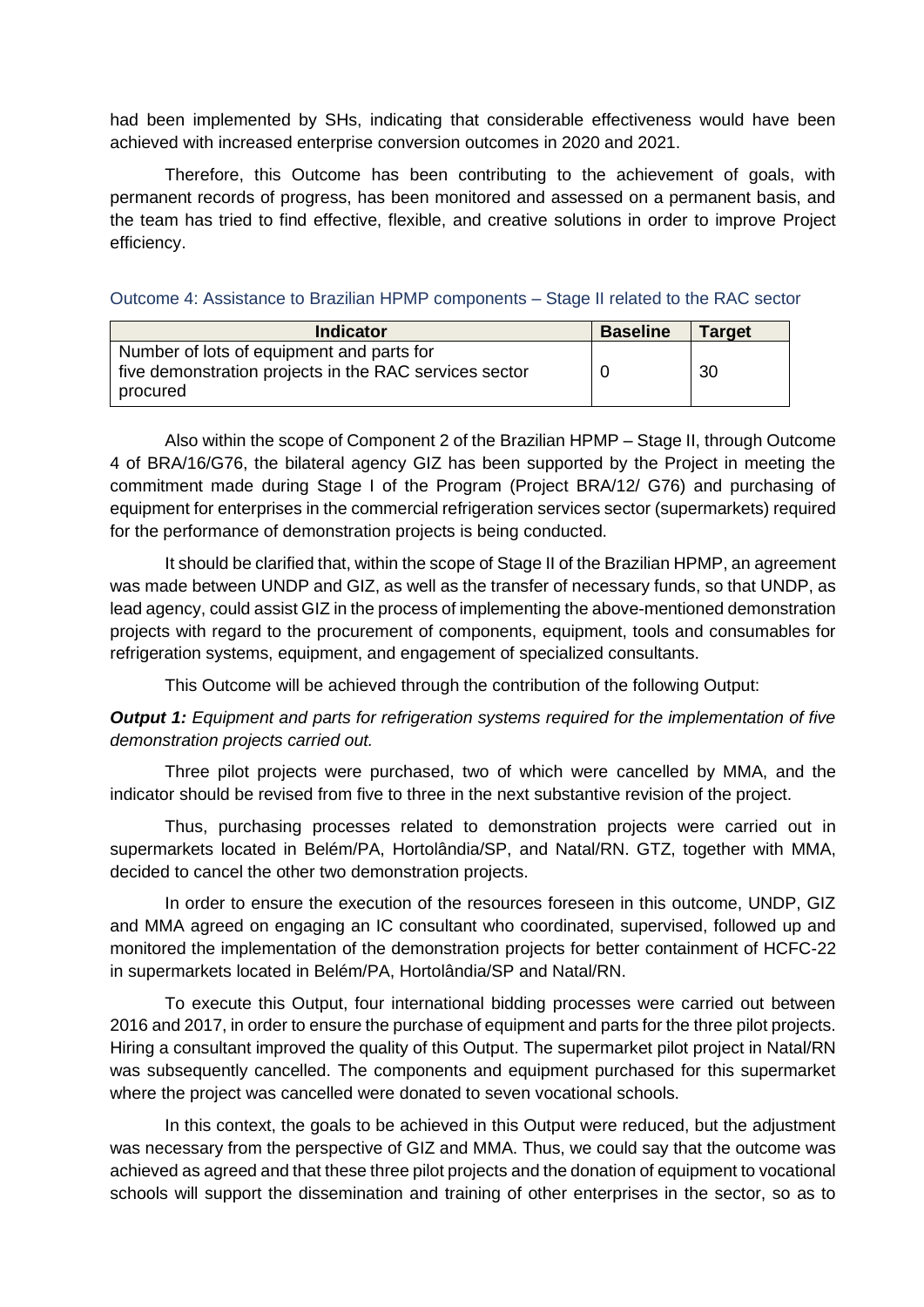had been implemented by SHs, indicating that considerable effectiveness would have been achieved with increased enterprise conversion outcomes in 2020 and 2021.

Therefore, this Outcome has been contributing to the achievement of goals, with permanent records of progress, has been monitored and assessed on a permanent basis, and the team has tried to find effective, flexible, and creative solutions in order to improve Project efficiency.

### Outcome 4: Assistance to Brazilian HPMP components – Stage II related to the RAC sector

| Indicator | Baseline | Target |
|---|---|---|
| Number of lots of equipment and parts for five demonstration projects in the RAC services sector procured | 0 | 30 |

Also within the scope of Component 2 of the Brazilian HPMP – Stage II, through Outcome 4 of BRA/16/G76, the bilateral agency GIZ has been supported by the Project in meeting the commitment made during Stage I of the Program (Project BRA/12/ G76) and purchasing of equipment for enterprises in the commercial refrigeration services sector (supermarkets) required for the performance of demonstration projects is being conducted.

It should be clarified that, within the scope of Stage II of the Brazilian HPMP, an agreement was made between UNDP and GIZ, as well as the transfer of necessary funds, so that UNDP, as lead agency, could assist GIZ in the process of implementing the above-mentioned demonstration projects with regard to the procurement of components, equipment, tools and consumables for refrigeration systems, equipment, and engagement of specialized consultants.

This Outcome will be achieved through the contribution of the following Output:

***Output 1:*** *Equipment and parts for refrigeration systems required for the implementation of five demonstration projects carried out.*

Three pilot projects were purchased, two of which were cancelled by MMA, and the indicator should be revised from five to three in the next substantive revision of the project.

Thus, purchasing processes related to demonstration projects were carried out in supermarkets located in Belém/PA, Hortolândia/SP, and Natal/RN. GTZ, together with MMA, decided to cancel the other two demonstration projects.

In order to ensure the execution of the resources foreseen in this outcome, UNDP, GIZ and MMA agreed on engaging an IC consultant who coordinated, supervised, followed up and monitored the implementation of the demonstration projects for better containment of HCFC-22 in supermarkets located in Belém/PA, Hortolândia/SP and Natal/RN.

To execute this Output, four international bidding processes were carried out between 2016 and 2017, in order to ensure the purchase of equipment and parts for the three pilot projects. Hiring a consultant improved the quality of this Output. The supermarket pilot project in Natal/RN was subsequently cancelled. The components and equipment purchased for this supermarket where the project was cancelled were donated to seven vocational schools.

In this context, the goals to be achieved in this Output were reduced, but the adjustment was necessary from the perspective of GIZ and MMA. Thus, we could say that the outcome was achieved as agreed and that these three pilot projects and the donation of equipment to vocational schools will support the dissemination and training of other enterprises in the sector, so as to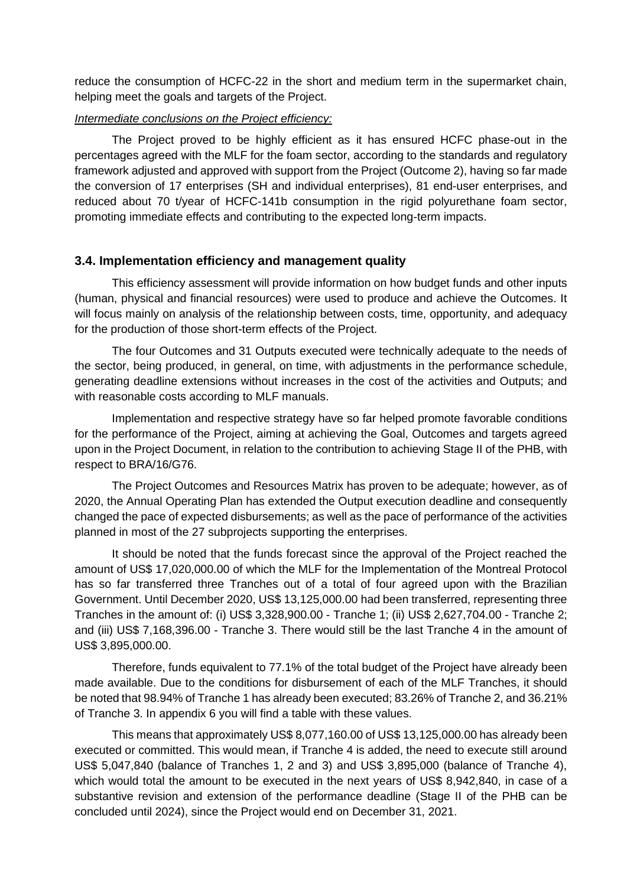reduce the consumption of HCFC-22 in the short and medium term in the supermarket chain, helping meet the goals and targets of the Project.

*Intermediate conclusions on the Project efficiency:*

The Project proved to be highly efficient as it has ensured HCFC phase-out in the percentages agreed with the MLF for the foam sector, according to the standards and regulatory framework adjusted and approved with support from the Project (Outcome 2), having so far made the conversion of 17 enterprises (SH and individual enterprises), 81 end-user enterprises, and reduced about 70 t/year of HCFC-141b consumption in the rigid polyurethane foam sector, promoting immediate effects and contributing to the expected long-term impacts.

### 3.4. Implementation efficiency and management quality

This efficiency assessment will provide information on how budget funds and other inputs (human, physical and financial resources) were used to produce and achieve the Outcomes. It will focus mainly on analysis of the relationship between costs, time, opportunity, and adequacy for the production of those short-term effects of the Project.

The four Outcomes and 31 Outputs executed were technically adequate to the needs of the sector, being produced, in general, on time, with adjustments in the performance schedule, generating deadline extensions without increases in the cost of the activities and Outputs; and with reasonable costs according to MLF manuals.

Implementation and respective strategy have so far helped promote favorable conditions for the performance of the Project, aiming at achieving the Goal, Outcomes and targets agreed upon in the Project Document, in relation to the contribution to achieving Stage II of the PHB, with respect to BRA/16/G76.

The Project Outcomes and Resources Matrix has proven to be adequate; however, as of 2020, the Annual Operating Plan has extended the Output execution deadline and consequently changed the pace of expected disbursements; as well as the pace of performance of the activities planned in most of the 27 subprojects supporting the enterprises.

It should be noted that the funds forecast since the approval of the Project reached the amount of US$ 17,020,000.00 of which the MLF for the Implementation of the Montreal Protocol has so far transferred three Tranches out of a total of four agreed upon with the Brazilian Government. Until December 2020, US$ 13,125,000.00 had been transferred, representing three Tranches in the amount of: (i) US$ 3,328,900.00 - Tranche 1; (ii) US$ 2,627,704.00 - Tranche 2; and (iii) US$ 7,168,396.00 - Tranche 3. There would still be the last Tranche 4 in the amount of US$ 3,895,000.00.

Therefore, funds equivalent to 77.1% of the total budget of the Project have already been made available. Due to the conditions for disbursement of each of the MLF Tranches, it should be noted that 98.94% of Tranche 1 has already been executed; 83.26% of Tranche 2, and 36.21% of Tranche 3. In appendix 6 you will find a table with these values.

This means that approximately US$ 8,077,160.00 of US$ 13,125,000.00 has already been executed or committed. This would mean, if Tranche 4 is added, the need to execute still around US$ 5,047,840 (balance of Tranches 1, 2 and 3) and US$ 3,895,000 (balance of Tranche 4), which would total the amount to be executed in the next years of US$ 8,942,840, in case of a substantive revision and extension of the performance deadline (Stage II of the PHB can be concluded until 2024), since the Project would end on December 31, 2021.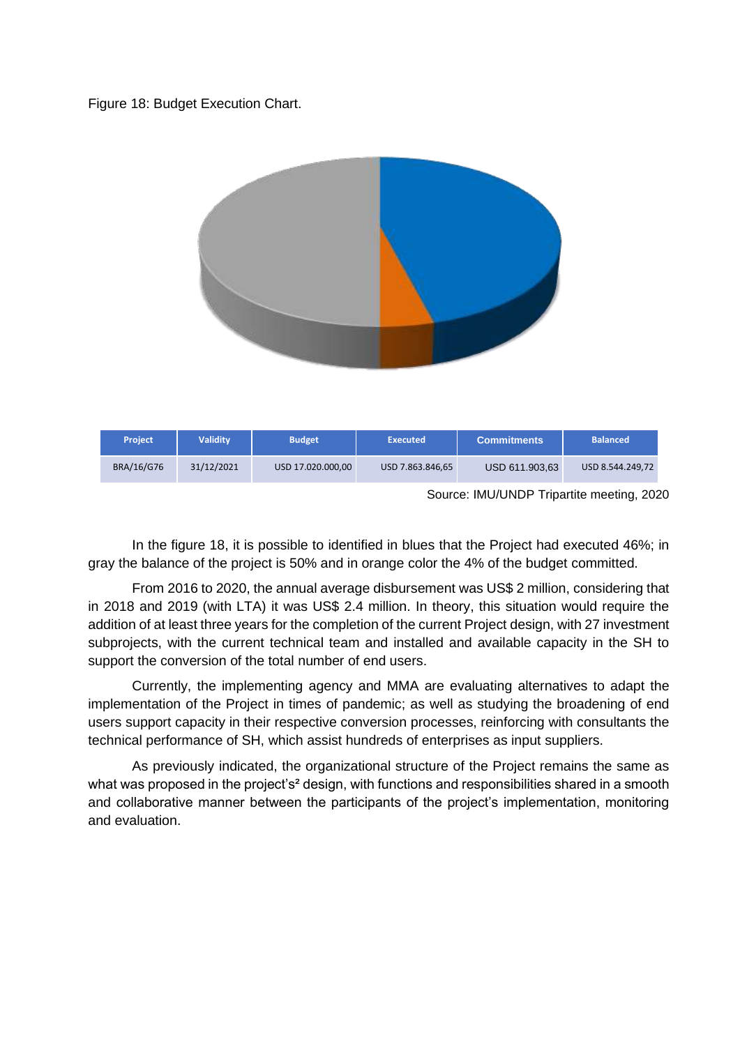Figure 18: Budget Execution Chart.

| Project | Validity | Budget | Executed | Commitments | Balanced |
| --- | --- | --- | --- | --- | --- |
| BRA/16/G76 | 31/12/2021 | USD 17.020.000,00 | USD 7.863.846,65 | USD 611.903,63 | USD 8.544.249,72 |

Source: IMU/UNDP Tripartite meeting, 2020

In the figure 18, it is possible to identified in blues that the Project had executed 46%; in gray the balance of the project is 50% and in orange color the 4% of the budget committed.

From 2016 to 2020, the annual average disbursement was US$ 2 million, considering that in 2018 and 2019 (with LTA) it was US$ 2.4 million. In theory, this situation would require the addition of at least three years for the completion of the current Project design, with 27 investment subprojects, with the current technical team and installed and available capacity in the SH to support the conversion of the total number of end users.

Currently, the implementing agency and MMA are evaluating alternatives to adapt the implementation of the Project in times of pandemic; as well as studying the broadening of end users support capacity in their respective conversion processes, reinforcing with consultants the technical performance of SH, which assist hundreds of enterprises as input suppliers.

As previously indicated, the organizational structure of the Project remains the same as what was proposed in the project's[2] design, with functions and responsibilities shared in a smooth and collaborative manner between the participants of the project's implementation, monitoring and evaluation.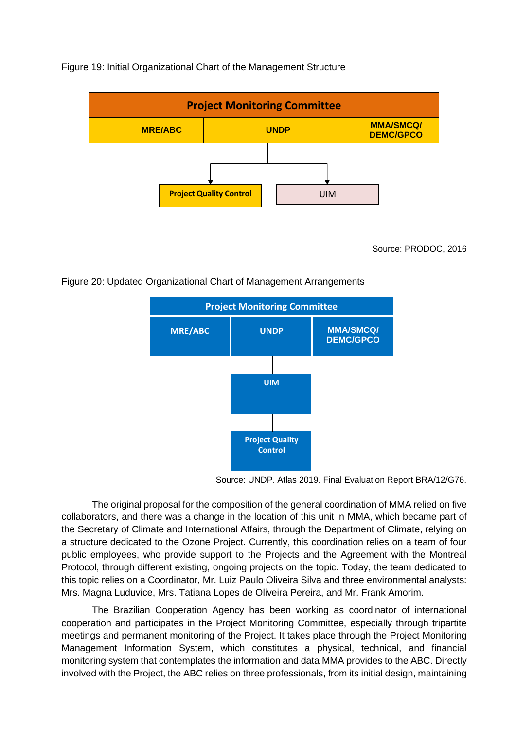Figure 19: Initial Organizational Chart of the Management Structure

| Project Monitoring Committee | | |
|---|---|---|
| MRE/ABC | UNDP | MMA/SMCQ/ DEMC/GPCO |

Project Quality Control

UIM

Source: PRODOC, 2016

Figure 20: Updated Organizational Chart of Management Arrangements

| Project Monitoring Committee | | |
|---|---|---|
| MRE/ABC | UNDP | MMA/SMCQ/ DEMC/GPCO |

UIM

Project Quality Control

Source: UNDP. Atlas 2019. Final Evaluation Report BRA/12/G76.

The original proposal for the composition of the general coordination of MMA relied on five collaborators, and there was a change in the location of this unit in MMA, which became part of the Secretary of Climate and International Affairs, through the Department of Climate, relying on a structure dedicated to the Ozone Project. Currently, this coordination relies on a team of four public employees, who provide support to the Projects and the Agreement with the Montreal Protocol, through different existing, ongoing projects on the topic. Today, the team dedicated to this topic relies on a Coordinator, Mr. Luiz Paulo Oliveira Silva and three environmental analysts: Mrs. Magna Luduvice, Mrs. Tatiana Lopes de Oliveira Pereira, and Mr. Frank Amorim.

The Brazilian Cooperation Agency has been working as coordinator of international cooperation and participates in the Project Monitoring Committee, especially through tripartite meetings and permanent monitoring of the Project. It takes place through the Project Monitoring Management Information System, which constitutes a physical, technical, and financial monitoring system that contemplates the information and data MMA provides to the ABC. Directly involved with the Project, the ABC relies on three professionals, from its initial design, maintaining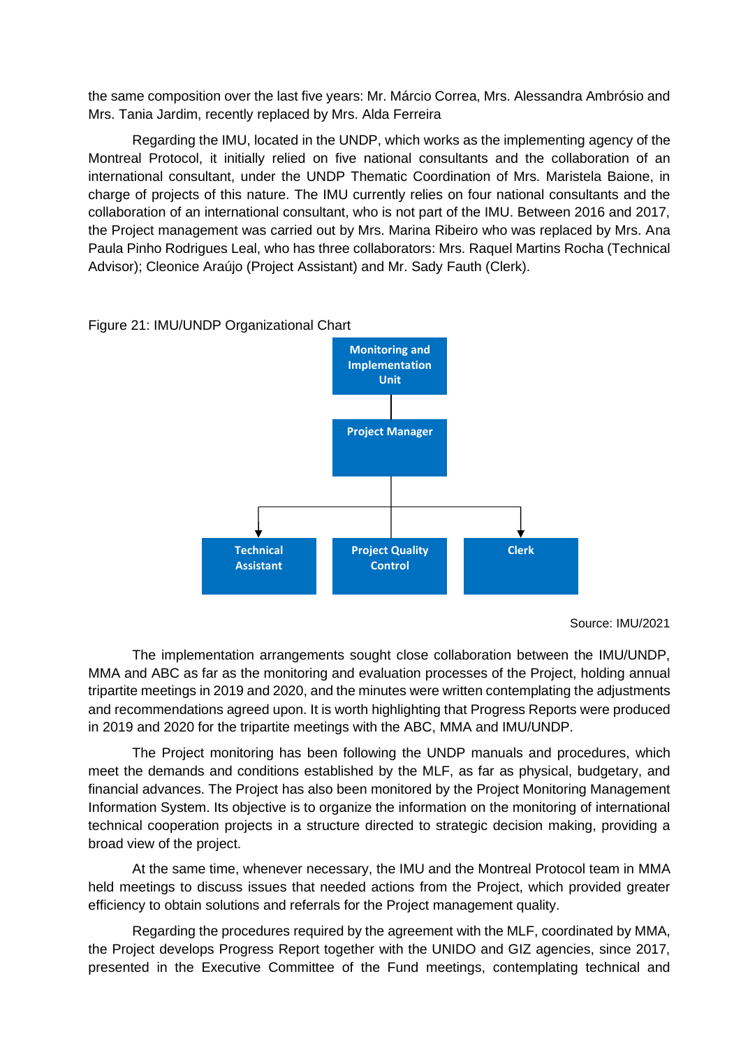the same composition over the last five years: Mr. Márcio Correa, Mrs. Alessandra Ambrósio and Mrs. Tania Jardim, recently replaced by Mrs. Alda Ferreira

Regarding the IMU, located in the UNDP, which works as the implementing agency of the Montreal Protocol, it initially relied on five national consultants and the collaboration of an international consultant, under the UNDP Thematic Coordination of Mrs. Maristela Baione, in charge of projects of this nature. The IMU currently relies on four national consultants and the collaboration of an international consultant, who is not part of the IMU. Between 2016 and 2017, the Project management was carried out by Mrs. Marina Ribeiro who was replaced by Mrs. Ana Paula Pinho Rodrigues Leal, who has three collaborators: Mrs. Raquel Martins Rocha (Technical Advisor); Cleonice Araújo (Project Assistant) and Mr. Sady Fauth (Clerk).

Figure 21: IMU/UNDP Organizational Chart

- Monitoring and Implementation Unit
  - Project Manager
    - Technical Assistant
    - Project Quality Control
    - Clerk

Source: IMU/2021

The implementation arrangements sought close collaboration between the IMU/UNDP, MMA and ABC as far as the monitoring and evaluation processes of the Project, holding annual tripartite meetings in 2019 and 2020, and the minutes were written contemplating the adjustments and recommendations agreed upon. It is worth highlighting that Progress Reports were produced in 2019 and 2020 for the tripartite meetings with the ABC, MMA and IMU/UNDP.

The Project monitoring has been following the UNDP manuals and procedures, which meet the demands and conditions established by the MLF, as far as physical, budgetary, and financial advances. The Project has also been monitored by the Project Monitoring Management Information System. Its objective is to organize the information on the monitoring of international technical cooperation projects in a structure directed to strategic decision making, providing a broad view of the project.

At the same time, whenever necessary, the IMU and the Montreal Protocol team in MMA held meetings to discuss issues that needed actions from the Project, which provided greater efficiency to obtain solutions and referrals for the Project management quality.

Regarding the procedures required by the agreement with the MLF, coordinated by MMA, the Project develops Progress Report together with the UNIDO and GIZ agencies, since 2017, presented in the Executive Committee of the Fund meetings, contemplating technical and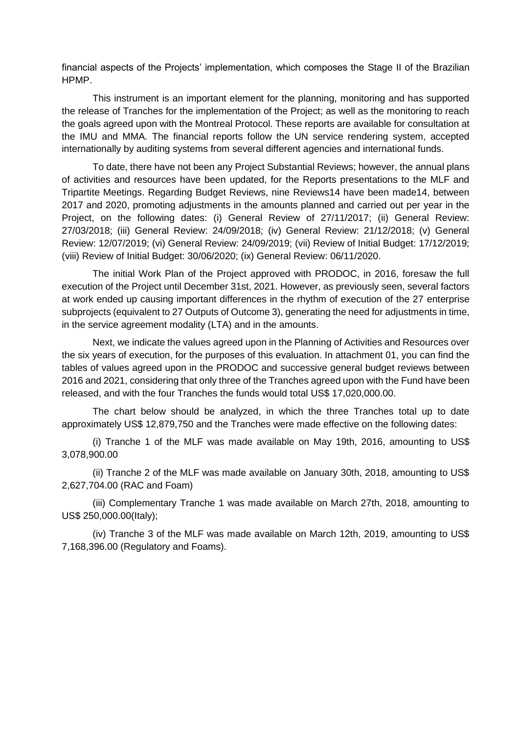financial aspects of the Projects' implementation, which composes the Stage II of the Brazilian HPMP.

This instrument is an important element for the planning, monitoring and has supported the release of Tranches for the implementation of the Project; as well as the monitoring to reach the goals agreed upon with the Montreal Protocol. These reports are available for consultation at the IMU and MMA. The financial reports follow the UN service rendering system, accepted internationally by auditing systems from several different agencies and international funds.

To date, there have not been any Project Substantial Reviews; however, the annual plans of activities and resources have been updated, for the Reports presentations to the MLF and Tripartite Meetings. Regarding Budget Reviews, nine Reviews14 have been made14, between 2017 and 2020, promoting adjustments in the amounts planned and carried out per year in the Project, on the following dates: (i) General Review of 27/11/2017; (ii) General Review: 27/03/2018; (iii) General Review: 24/09/2018; (iv) General Review: 21/12/2018; (v) General Review: 12/07/2019; (vi) General Review: 24/09/2019; (vii) Review of Initial Budget: 17/12/2019; (viii) Review of Initial Budget: 30/06/2020; (ix) General Review: 06/11/2020.

The initial Work Plan of the Project approved with PRODOC, in 2016, foresaw the full execution of the Project until December 31st, 2021. However, as previously seen, several factors at work ended up causing important differences in the rhythm of execution of the 27 enterprise subprojects (equivalent to 27 Outputs of Outcome 3), generating the need for adjustments in time, in the service agreement modality (LTA) and in the amounts.

Next, we indicate the values agreed upon in the Planning of Activities and Resources over the six years of execution, for the purposes of this evaluation. In attachment 01, you can find the tables of values agreed upon in the PRODOC and successive general budget reviews between 2016 and 2021, considering that only three of the Tranches agreed upon with the Fund have been released, and with the four Tranches the funds would total US$ 17,020,000.00.

The chart below should be analyzed, in which the three Tranches total up to date approximately US$ 12,879,750 and the Tranches were made effective on the following dates:

(i) Tranche 1 of the MLF was made available on May 19th, 2016, amounting to US$ 3,078,900.00

(ii) Tranche 2 of the MLF was made available on January 30th, 2018, amounting to US$ 2,627,704.00 (RAC and Foam)

(iii) Complementary Tranche 1 was made available on March 27th, 2018, amounting to US$ 250,000.00(Italy);

(iv) Tranche 3 of the MLF was made available on March 12th, 2019, amounting to US$ 7,168,396.00 (Regulatory and Foams).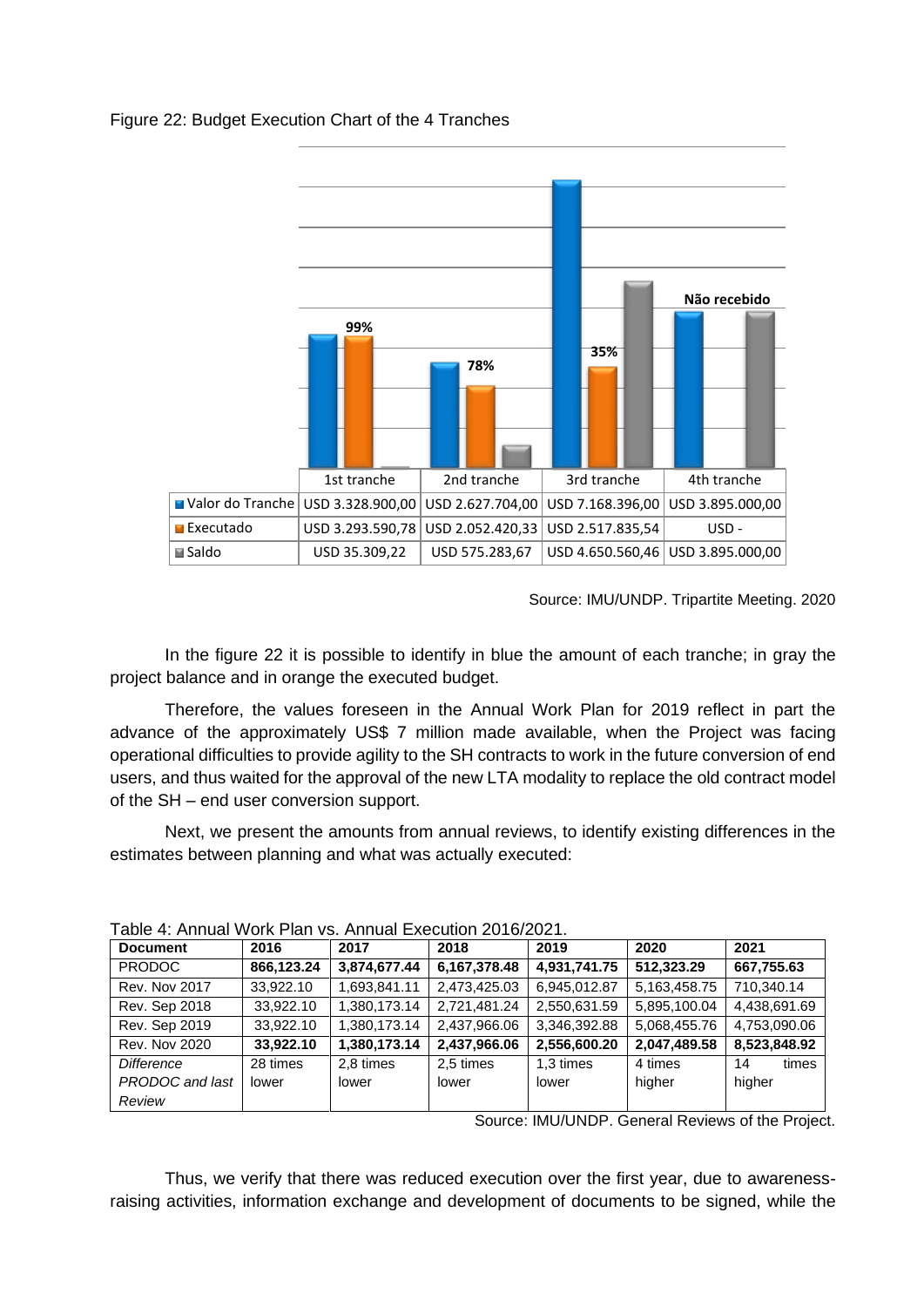Figure 22: Budget Execution Chart of the 4 Tranches

|  | 1st tranche | 2nd tranche | 3rd tranche | 4th tranche |
|---|---|---|---|---|
| Valor do Tranche | USD 3.328.900,00 | USD 2.627.704,00 | USD 7.168.396,00 | USD 3.895.000,00 |
| Executado | USD 3.293.590,78 | USD 2.052.420,33 | USD 2.517.835,54 | USD - |
| Saldo | USD 35.309,22 | USD 575.283,67 | USD 4.650.560,46 | USD 3.895.000,00 |

99% | 78% | 35% | Não recebido

Source: IMU/UNDP. Tripartite Meeting. 2020

In the figure 22 it is possible to identify in blue the amount of each tranche; in gray the project balance and in orange the executed budget.

Therefore, the values foreseen in the Annual Work Plan for 2019 reflect in part the advance of the approximately US$ 7 million made available, when the Project was facing operational difficulties to provide agility to the SH contracts to work in the future conversion of end users, and thus waited for the approval of the new LTA modality to replace the old contract model of the SH – end user conversion support.

Next, we present the amounts from annual reviews, to identify existing differences in the estimates between planning and what was actually executed:

Table 4: Annual Work Plan vs. Annual Execution 2016/2021.

| Document | 2016 | 2017 | 2018 | 2019 | 2020 | 2021 |
|---|---|---|---|---|---|---|
| PRODOC | **866,123.24** | **3,874,677.44** | **6,167,378.48** | **4,931,741.75** | **512,323.29** | **667,755.63** |
| Rev. Nov 2017 | 33,922.10 | 1,693,841.11 | 2,473,425.03 | 6,945,012.87 | 5,163,458.75 | 710,340.14 |
| Rev. Sep 2018 | 33,922.10 | 1,380,173.14 | 2,721,481.24 | 2,550,631.59 | 5,895,100.04 | 4,438,691.69 |
| Rev. Sep 2019 | 33,922.10 | 1,380,173.14 | 2,437,966.06 | 3,346,392.88 | 5,068,455.76 | 4,753,090.06 |
| Rev. Nov 2020 | **33,922.10** | **1,380,173.14** | **2,437,966.06** | **2,556,600.20** | **2,047,489.58** | **8,523,848.92** |
| *Difference PRODOC and last Review* | 28 times lower | 2,8 times lower | 2,5 times lower | 1,3 times lower | 4 times higher | 14 times higher |

Source: IMU/UNDP. General Reviews of the Project.

Thus, we verify there was reduced execution over the first year, due to awareness-raising activities, information exchange and development of documents to be signed, while the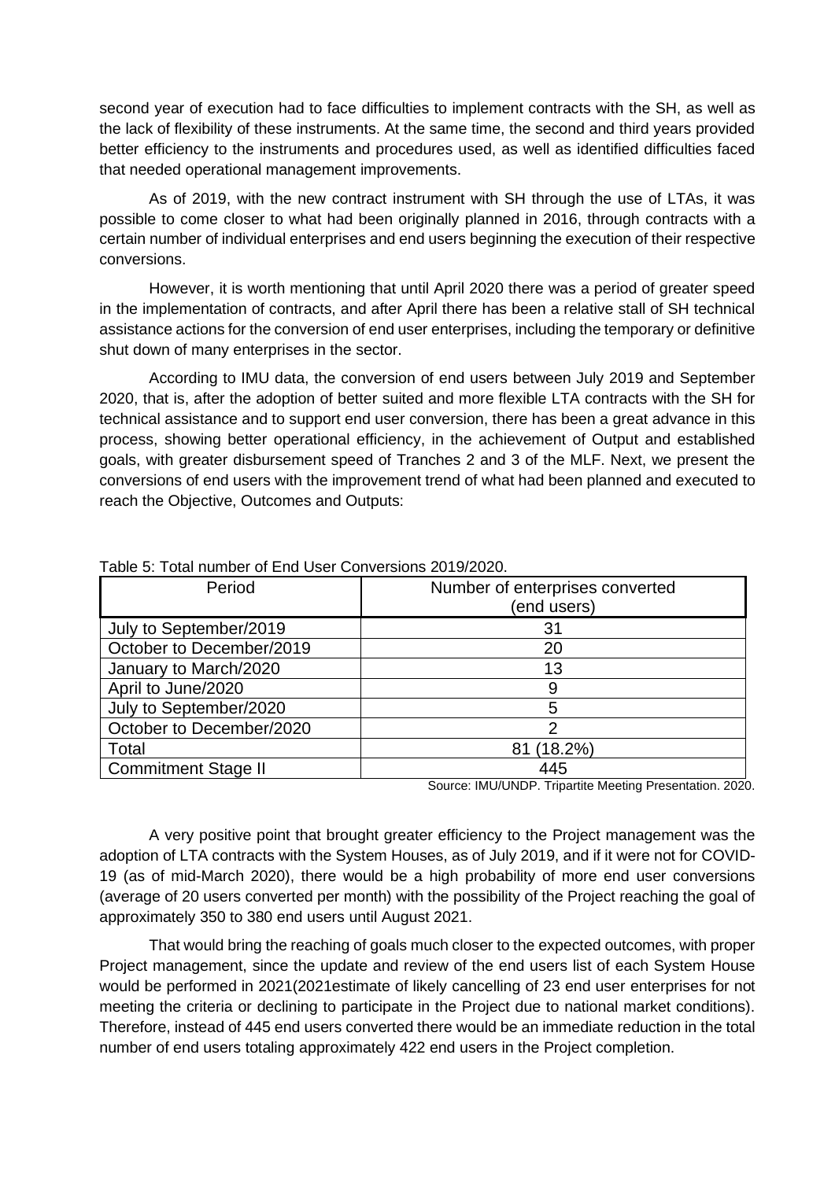second year of execution had to face difficulties to implement contracts with the SH, as well as the lack of flexibility of these instruments. At the same time, the second and third years provided better efficiency to the instruments and procedures used, as well as identified difficulties faced that needed operational management improvements.

As of 2019, with the new contract instrument with SH through the use of LTAs, it was possible to come closer to what had been originally planned in 2016, through contracts with a certain number of individual enterprises and end users beginning the execution of their respective conversions.

However, it is worth mentioning that until April 2020 there was a period of greater speed in the implementation of contracts, and after April there has been a relative stall of SH technical assistance actions for the conversion of end user enterprises, including the temporary or definitive shut down of many enterprises in the sector.

According to IMU data, the conversion of end users between July 2019 and September 2020, that is, after the adoption of better suited and more flexible LTA contracts with the SH for technical assistance and to support end user conversion, there has been a great advance in this process, showing better operational efficiency, in the achievement of Output and established goals, with greater disbursement speed of Tranches 2 and 3 of the MLF. Next, we present the conversions of end users with the improvement trend of what had been planned and executed to reach the Objective, Outcomes and Outputs:

Table 5: Total number of End User Conversions 2019/2020.

| Period | Number of enterprises converted (end users) |
|---|---|
| July to September/2019 | 31 |
| October to December/2019 | 20 |
| January to March/2020 | 13 |
| April to June/2020 | 9 |
| July to September/2020 | 5 |
| October to December/2020 | 2 |
| Total | 81 (18.2%) |
| Commitment Stage II | 445 |

Source: IMU/UNDP. Tripartite Meeting Presentation. 2020.

A very positive point that brought greater efficiency to the Project management was the adoption of LTA contracts with the System Houses, as of July 2019, and if it were not for COVID-19 (as of mid-March 2020), there would be a high probability of more end user conversions (average of 20 users converted per month) with the possibility of the Project reaching the goal of approximately 350 to 380 end users until August 2021.

That would bring the reaching of goals much closer to the expected outcomes, with proper Project management, since the update and review of the end users list of each System House would be performed in 2021(2021estimate of likely cancelling of 23 end user enterprises for not meeting the criteria or declining to participate in the Project due to national market conditions). Therefore, instead of 445 end users converted there would be an immediate reduction in the total number of end users totaling approximately 422 end users in the Project completion.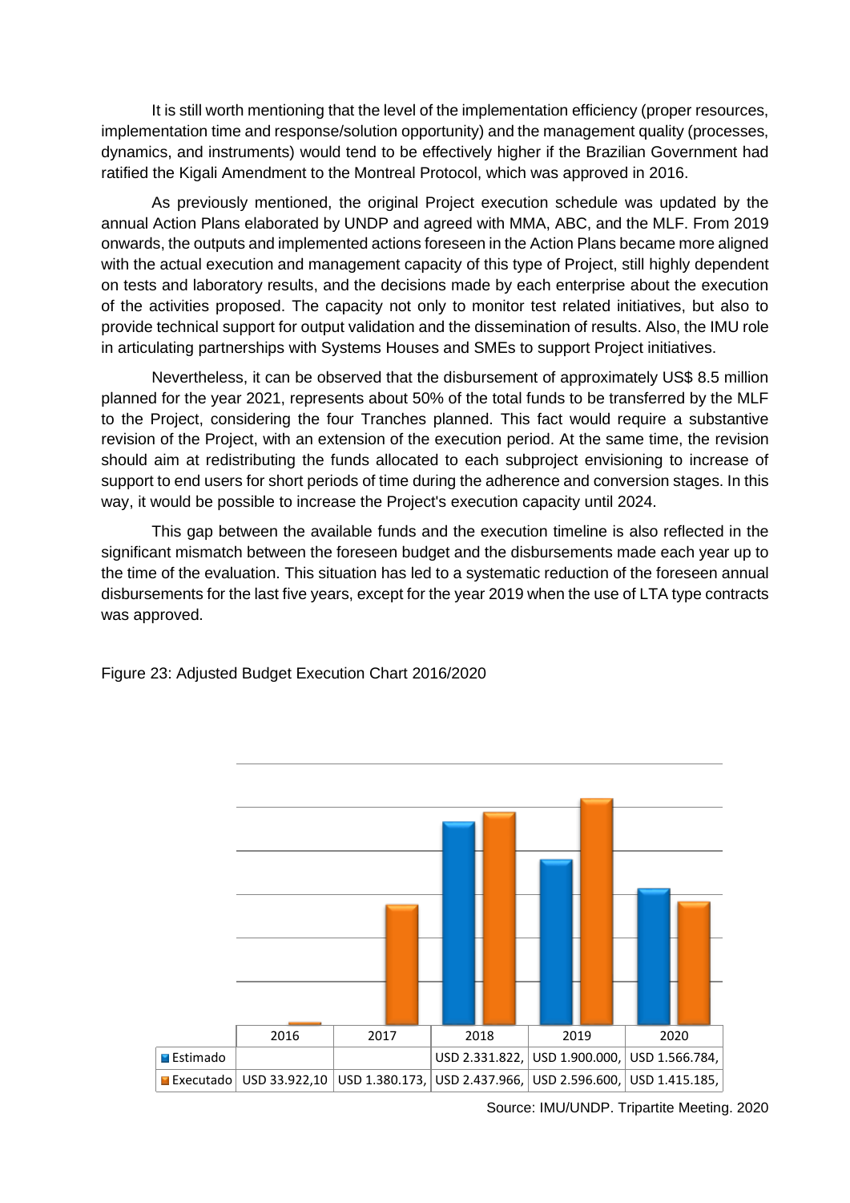It is still worth mentioning that the level of the implementation efficiency (proper resources, implementation time and response/solution opportunity) and the management quality (processes, dynamics, and instruments) would tend to be effectively higher if the Brazilian Government had ratified the Kigali Amendment to the Montreal Protocol, which was approved in 2016.

As previously mentioned, the original Project execution schedule was updated by the annual Action Plans elaborated by UNDP and agreed with MMA, ABC, and the MLF. From 2019 onwards, the outputs and implemented actions foreseen in the Action Plans became more aligned with the actual execution and management capacity of this type of Project, still highly dependent on tests and laboratory results, and the decisions made by each enterprise about the execution of the activities proposed. The capacity not only to monitor test related initiatives, but also to provide technical support for output validation and the dissemination of results. Also, the IMU role in articulating partnerships with Systems Houses and SMEs to support Project initiatives.

Nevertheless, it can be observed that the disbursement of approximately US$ 8.5 million planned for the year 2021, represents about 50% of the total funds to be transferred by the MLF to the Project, considering the four Tranches planned. This fact would require a substantive revision of the Project, with an extension of the execution period. At the same time, the revision should aim at redistributing the funds allocated to each subproject envisioning to increase of support to end users for short periods of time during the adherence and conversion stages. In this way, it would be possible to increase the Project's execution capacity until 2024.

This gap between the available funds and the execution timeline is also reflected in the significant mismatch between the foreseen budget and the disbursements made each year up to the time of the evaluation. This situation has led to a systematic reduction of the foreseen annual disbursements for the last five years, except for the year 2019 when the use of LTA type contracts was approved.

Figure 23: Adjusted Budget Execution Chart 2016/2020

| | 2016 | 2017 | 2018 | 2019 | 2020 |
|---|---|---|---|---|---|
| Estimado | | | USD 2.331.822, | USD 1.900.000, | USD 1.566.784, |
| Executado | USD 33.922,10 | USD 1.380.173, | USD 2.437.966, | USD 2.596.600, | USD 1.415.185, |

Source: IMU/UNDP. Tripartite Meeting. 2020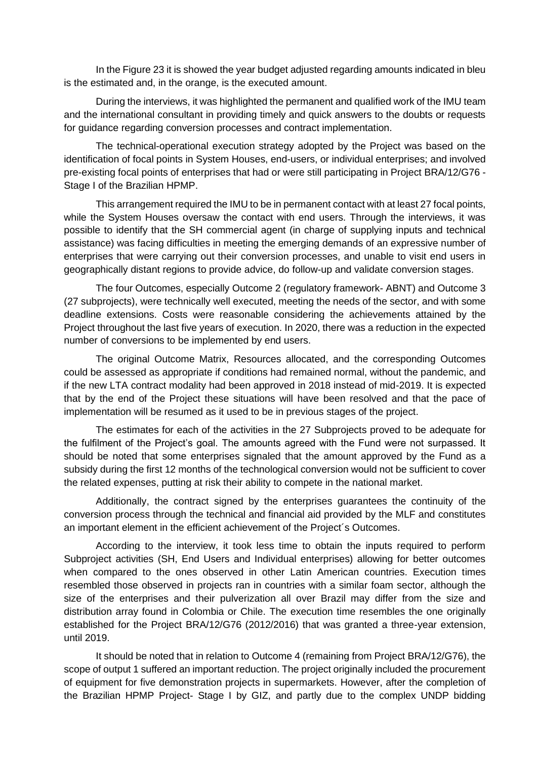In the Figure 23 it is showed the year budget adjusted regarding amounts indicated in bleu is the estimated and, in the orange, is the executed amount.

During the interviews, it was highlighted the permanent and qualified work of the IMU team and the international consultant in providing timely and quick answers to the doubts or requests for guidance regarding conversion processes and contract implementation.

The technical-operational execution strategy adopted by the Project was based on the identification of focal points in System Houses, end-users, or individual enterprises; and involved pre-existing focal points of enterprises that had or were still participating in Project BRA/12/G76 - Stage I of the Brazilian HPMP.

This arrangement required the IMU to be in permanent contact with at least 27 focal points, while the System Houses oversaw the contact with end users. Through the interviews, it was possible to identify that the SH commercial agent (in charge of supplying inputs and technical assistance) was facing difficulties in meeting the emerging demands of an expressive number of enterprises that were carrying out their conversion processes, and unable to visit end users in geographically distant regions to provide advice, do follow-up and validate conversion stages.

The four Outcomes, especially Outcome 2 (regulatory framework- ABNT) and Outcome 3 (27 subprojects), were technically well executed, meeting the needs of the sector, and with some deadline extensions. Costs were reasonable considering the achievements attained by the Project throughout the last five years of execution. In 2020, there was a reduction in the expected number of conversions to be implemented by end users.

The original Outcome Matrix, Resources allocated, and the corresponding Outcomes could be assessed as appropriate if conditions had remained normal, without the pandemic, and if the new LTA contract modality had been approved in 2018 instead of mid-2019. It is expected that by the end of the Project these situations will have been resolved and that the pace of implementation will be resumed as it used to be in previous stages of the project.

The estimates for each of the activities in the 27 Subprojects proved to be adequate for the fulfilment of the Project's goal. The amounts agreed with the Fund were not surpassed. It should be noted that some enterprises signaled that the amount approved by the Fund as a subsidy during the first 12 months of the technological conversion would not be sufficient to cover the related expenses, putting at risk their ability to compete in the national market.

Additionally, the contract signed by the enterprises guarantees the continuity of the conversion process through the technical and financial aid provided by the MLF and constitutes an important element in the efficient achievement of the Project´s Outcomes.

According to the interview, it took less time to obtain the inputs required to perform Subproject activities (SH, End Users and Individual enterprises) allowing for better outcomes when compared to the ones observed in other Latin American countries. Execution times resembled those observed in projects ran in countries with a similar foam sector, although the size of the enterprises and their pulverization all over Brazil may differ from the size and distribution array found in Colombia or Chile. The execution time resembles the one originally established for the Project BRA/12/G76 (2012/2016) that was granted a three-year extension, until 2019.

It should be noted that in relation to Outcome 4 (remaining from Project BRA/12/G76), the scope of output 1 suffered an important reduction. The project originally included the procurement of equipment for five demonstration projects in supermarkets. However, after the completion of the Brazilian HPMP Project- Stage I by GIZ, and partly due to the complex UNDP bidding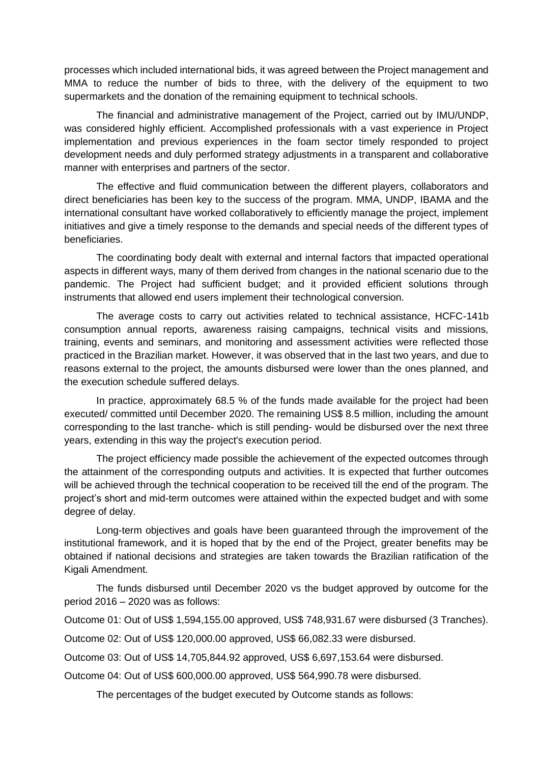processes which included international bids, it was agreed between the Project management and MMA to reduce the number of bids to three, with the delivery of the equipment to two supermarkets and the donation of the remaining equipment to technical schools.

The financial and administrative management of the Project, carried out by IMU/UNDP, was considered highly efficient. Accomplished professionals with a vast experience in Project implementation and previous experiences in the foam sector timely responded to project development needs and duly performed strategy adjustments in a transparent and collaborative manner with enterprises and partners of the sector.

The effective and fluid communication between the different players, collaborators and direct beneficiaries has been key to the success of the program. MMA, UNDP, IBAMA and the international consultant have worked collaboratively to efficiently manage the project, implement initiatives and give a timely response to the demands and special needs of the different types of beneficiaries.

The coordinating body dealt with external and internal factors that impacted operational aspects in different ways, many of them derived from changes in the national scenario due to the pandemic. The Project had sufficient budget; and it provided efficient solutions through instruments that allowed end users implement their technological conversion.

The average costs to carry out activities related to technical assistance, HCFC-141b consumption annual reports, awareness raising campaigns, technical visits and missions, training, events and seminars, and monitoring and assessment activities were reflected those practiced in the Brazilian market. However, it was observed that in the last two years, and due to reasons external to the project, the amounts disbursed were lower than the ones planned, and the execution schedule suffered delays.

In practice, approximately 68.5 % of the funds made available for the project had been executed/ committed until December 2020. The remaining US$ 8.5 million, including the amount corresponding to the last tranche- which is still pending- would be disbursed over the next three years, extending in this way the project's execution period.

The project efficiency made possible the achievement of the expected outcomes through the attainment of the corresponding outputs and activities. It is expected that further outcomes will be achieved through the technical cooperation to be received till the end of the program. The project's short and mid-term outcomes were attained within the expected budget and with some degree of delay.

Long-term objectives and goals have been guaranteed through the improvement of the institutional framework, and it is hoped that by the end of the Project, greater benefits may be obtained if national decisions and strategies are taken towards the Brazilian ratification of the Kigali Amendment.

The funds disbursed until December 2020 vs the budget approved by outcome for the period 2016 – 2020 was as follows:

Outcome 01: Out of US$ 1,594,155.00 approved, US$ 748,931.67 were disbursed (3 Tranches).

Outcome 02: Out of US$ 120,000.00 approved, US$ 66,082.33 were disbursed.

Outcome 03: Out of US$ 14,705,844.92 approved, US$ 6,697,153.64 were disbursed.

Outcome 04: Out of US$ 600,000.00 approved, US$ 564,990.78 were disbursed.

The percentages of the budget executed by Outcome stands as follows: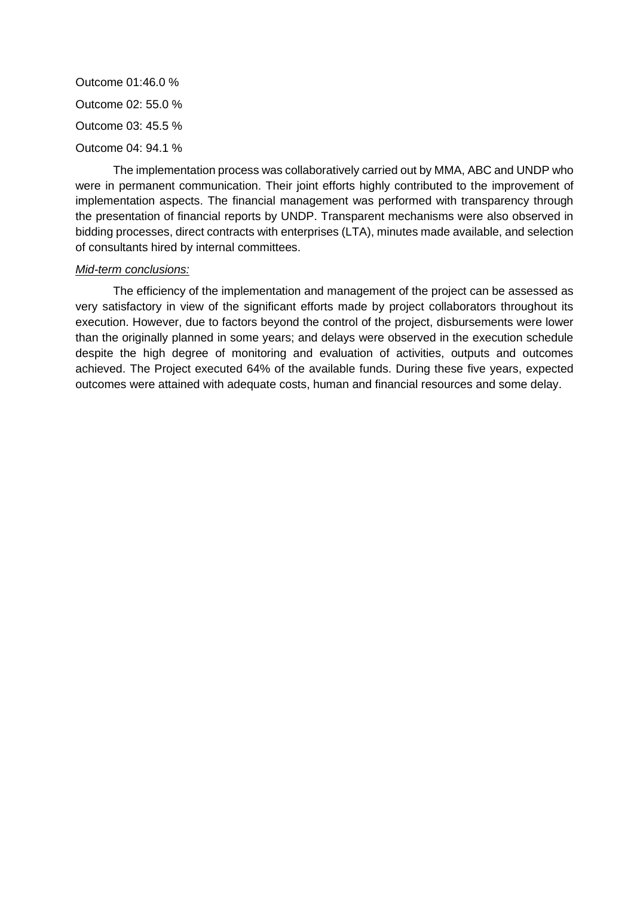Outcome 01:46.0 %

Outcome 02: 55.0 %

Outcome 03: 45.5 %

Outcome 04: 94.1 %

The implementation process was collaboratively carried out by MMA, ABC and UNDP who were in permanent communication. Their joint efforts highly contributed to the improvement of implementation aspects. The financial management was performed with transparency through the presentation of financial reports by UNDP. Transparent mechanisms were also observed in bidding processes, direct contracts with enterprises (LTA), minutes made available, and selection of consultants hired by internal committees.

*Mid-term conclusions:*

The efficiency of the implementation and management of the project can be assessed as very satisfactory in view of the significant efforts made by project collaborators throughout its execution. However, due to factors beyond the control of the project, disbursements were lower than the originally planned in some years; and delays were observed in the execution schedule despite the high degree of monitoring and evaluation of activities, outputs and outcomes achieved. The Project executed 64% of the available funds. During these five years, expected outcomes were attained with adequate costs, human and financial resources and some delay.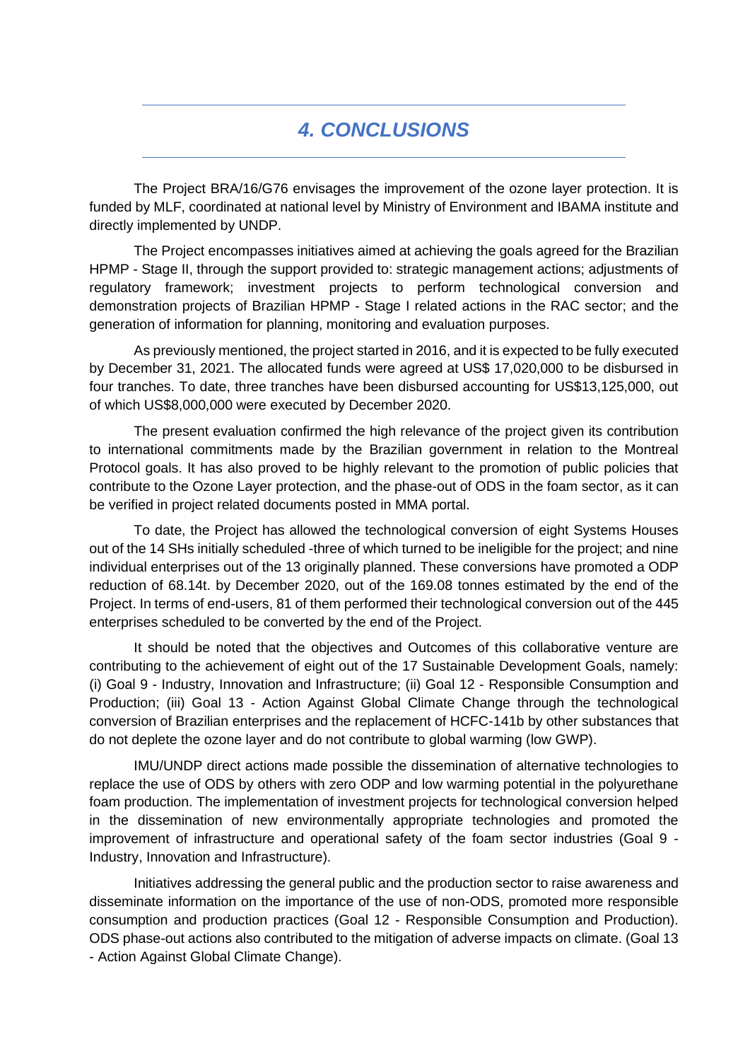# *4. CONCLUSIONS*

The Project BRA/16/G76 envisages the improvement of the ozone layer protection. It is funded by MLF, coordinated at national level by Ministry of Environment and IBAMA institute and directly implemented by UNDP.

The Project encompasses initiatives aimed at achieving the goals agreed for the Brazilian HPMP - Stage II, through the support provided to: strategic management actions; adjustments of regulatory framework; investment projects to perform technological conversion and demonstration projects of Brazilian HPMP - Stage I related actions in the RAC sector; and the generation of information for planning, monitoring and evaluation purposes.

As previously mentioned, the project started in 2016, and it is expected to be fully executed by December 31, 2021. The allocated funds were agreed at US$ 17,020,000 to be disbursed in four tranches. To date, three tranches have been disbursed accounting for US$13,125,000, out of which US$8,000,000 were executed by December 2020.

The present evaluation confirmed the high relevance of the project given its contribution to international commitments made by the Brazilian government in relation to the Montreal Protocol goals. It has also proved to be highly relevant to the promotion of public policies that contribute to the Ozone Layer protection, and the phase-out of ODS in the foam sector, as it can be verified in project related documents posted in MMA portal.

To date, the Project has allowed the technological conversion of eight Systems Houses out of the 14 SHs initially scheduled -three of which turned to be ineligible for the project; and nine individual enterprises out of the 13 originally planned. These conversions have promoted a ODP reduction of 68.14t. by December 2020, out of the 169.08 tonnes estimated by the end of the Project. In terms of end-users, 81 of them performed their technological conversion out of the 445 enterprises scheduled to be converted by the end of the Project.

It should be noted that the objectives and Outcomes of this collaborative venture are contributing to the achievement of eight out of the 17 Sustainable Development Goals, namely: (i) Goal 9 - Industry, Innovation and Infrastructure; (ii) Goal 12 - Responsible Consumption and Production; (iii) Goal 13 - Action Against Global Climate Change through the technological conversion of Brazilian enterprises and the replacement of HCFC-141b by other substances that do not deplete the ozone layer and do not contribute to global warming (low GWP).

IMU/UNDP direct actions made possible the dissemination of alternative technologies to replace the use of ODS by others with zero ODP and low warming potential in the polyurethane foam production. The implementation of investment projects for technological conversion helped in the dissemination of new environmentally appropriate technologies and promoted the improvement of infrastructure and operational safety of the foam sector industries (Goal 9 - Industry, Innovation and Infrastructure).

Initiatives addressing the general public and the production sector to raise awareness and disseminate information on the importance of the use of non-ODS, promoted more responsible consumption and production practices (Goal 12 - Responsible Consumption and Production). ODS phase-out actions also contributed to the mitigation of adverse impacts on climate. (Goal 13 - Action Against Global Climate Change).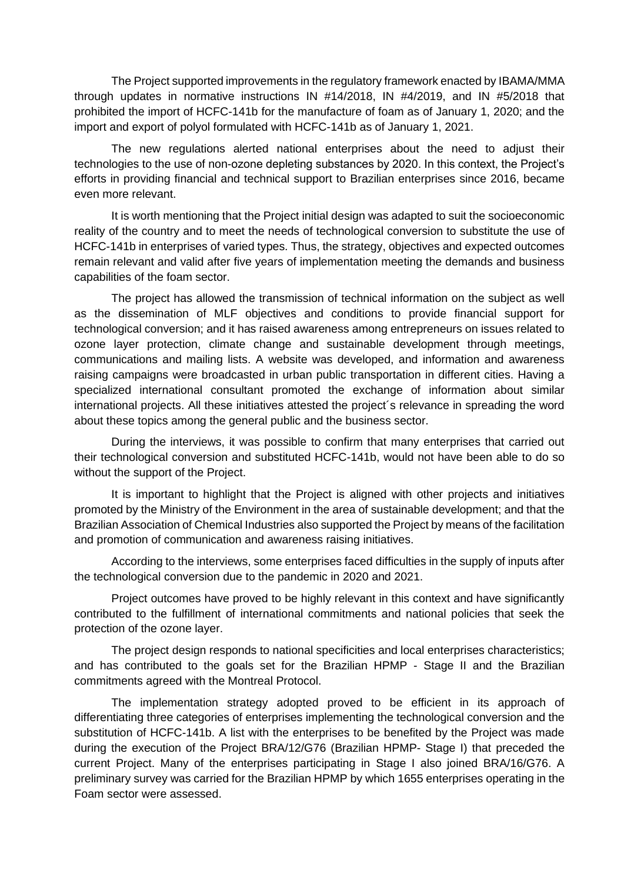The Project supported improvements in the regulatory framework enacted by IBAMA/MMA through updates in normative instructions IN #14/2018, IN #4/2019, and IN #5/2018 that prohibited the import of HCFC-141b for the manufacture of foam as of January 1, 2020; and the import and export of polyol formulated with HCFC-141b as of January 1, 2021.

The new regulations alerted national enterprises about the need to adjust their technologies to the use of non-ozone depleting substances by 2020. In this context, the Project's efforts in providing financial and technical support to Brazilian enterprises since 2016, became even more relevant.

It is worth mentioning that the Project initial design was adapted to suit the socioeconomic reality of the country and to meet the needs of technological conversion to substitute the use of HCFC-141b in enterprises of varied types. Thus, the strategy, objectives and expected outcomes remain relevant and valid after five years of implementation meeting the demands and business capabilities of the foam sector.

The project has allowed the transmission of technical information on the subject as well as the dissemination of MLF objectives and conditions to provide financial support for technological conversion; and it has raised awareness among entrepreneurs on issues related to ozone layer protection, climate change and sustainable development through meetings, communications and mailing lists. A website was developed, and information and awareness raising campaigns were broadcasted in urban public transportation in different cities. Having a specialized international consultant promoted the exchange of information about similar international projects. All these initiatives attested the project´s relevance in spreading the word about these topics among the general public and the business sector.

During the interviews, it was possible to confirm that many enterprises that carried out their technological conversion and substituted HCFC-141b, would not have been able to do so without the support of the Project.

It is important to highlight that the Project is aligned with other projects and initiatives promoted by the Ministry of the Environment in the area of sustainable development; and that the Brazilian Association of Chemical Industries also supported the Project by means of the facilitation and promotion of communication and awareness raising initiatives.

According to the interviews, some enterprises faced difficulties in the supply of inputs after the technological conversion due to the pandemic in 2020 and 2021.

Project outcomes have proved to be highly relevant in this context and have significantly contributed to the fulfillment of international commitments and national policies that seek the protection of the ozone layer.

The project design responds to national specificities and local enterprises characteristics; and has contributed to the goals set for the Brazilian HPMP - Stage II and the Brazilian commitments agreed with the Montreal Protocol.

The implementation strategy adopted proved to be efficient in its approach of differentiating three categories of enterprises implementing the technological conversion and the substitution of HCFC-141b. A list with the enterprises to be benefited by the Project was made during the execution of the Project BRA/12/G76 (Brazilian HPMP- Stage I) that preceded the current Project. Many of the enterprises participating in Stage I also joined BRA/16/G76. A preliminary survey was carried for the Brazilian HPMP by which 1655 enterprises operating in the Foam sector were assessed.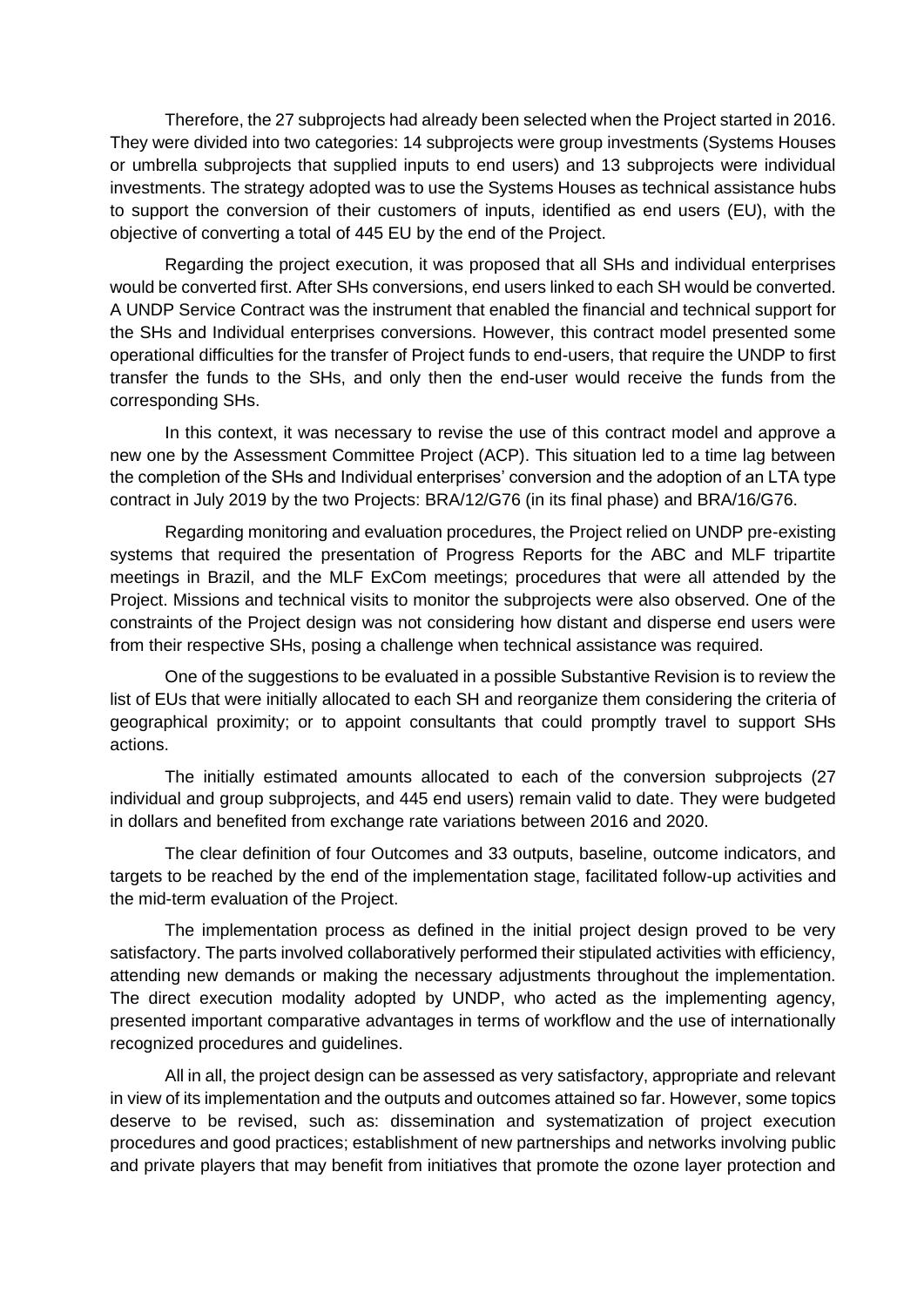Therefore, the 27 subprojects had already been selected when the Project started in 2016. They were divided into two categories: 14 subprojects were group investments (Systems Houses or umbrella subprojects that supplied inputs to end users) and 13 subprojects were individual investments. The strategy adopted was to use the Systems Houses as technical assistance hubs to support the conversion of their customers of inputs, identified as end users (EU), with the objective of converting a total of 445 EU by the end of the Project.

Regarding the project execution, it was proposed that all SHs and individual enterprises would be converted first. After SHs conversions, end users linked to each SH would be converted. A UNDP Service Contract was the instrument that enabled the financial and technical support for the SHs and Individual enterprises conversions. However, this contract model presented some operational difficulties for the transfer of Project funds to end-users, that require the UNDP to first transfer the funds to the SHs, and only then the end-user would receive the funds from the corresponding SHs.

In this context, it was necessary to revise the use of this contract model and approve a new one by the Assessment Committee Project (ACP). This situation led to a time lag between the completion of the SHs and Individual enterprises' conversion and the adoption of an LTA type contract in July 2019 by the two Projects: BRA/12/G76 (in its final phase) and BRA/16/G76.

Regarding monitoring and evaluation procedures, the Project relied on UNDP pre-existing systems that required the presentation of Progress Reports for the ABC and MLF tripartite meetings in Brazil, and the MLF ExCom meetings; procedures that were all attended by the Project. Missions and technical visits to monitor the subprojects were also observed. One of the constraints of the Project design was not considering how distant and disperse end users were from their respective SHs, posing a challenge when technical assistance was required.

One of the suggestions to be evaluated in a possible Substantive Revision is to review the list of EUs that were initially allocated to each SH and reorganize them considering the criteria of geographical proximity; or to appoint consultants that could promptly travel to support SHs actions.

The initially estimated amounts allocated to each of the conversion subprojects (27 individual and group subprojects, and 445 end users) remain valid to date. They were budgeted in dollars and benefited from exchange rate variations between 2016 and 2020.

The clear definition of four Outcomes and 33 outputs, baseline, outcome indicators, and targets to be reached by the end of the implementation stage, facilitated follow-up activities and the mid-term evaluation of the Project.

The implementation process as defined in the initial project design proved to be very satisfactory. The parts involved collaboratively performed their stipulated activities with efficiency, attending new demands or making the necessary adjustments throughout the implementation. The direct execution modality adopted by UNDP, who acted as the implementing agency, presented important comparative advantages in terms of workflow and the use of internationally recognized procedures and guidelines.

All in all, the project design can be assessed as very satisfactory, appropriate and relevant in view of its implementation and the outputs and outcomes attained so far. However, some topics deserve to be revised, such as: dissemination and systematization of project execution procedures and good practices; establishment of new partnerships and networks involving public and private players that may benefit from initiatives that promote the ozone layer protection and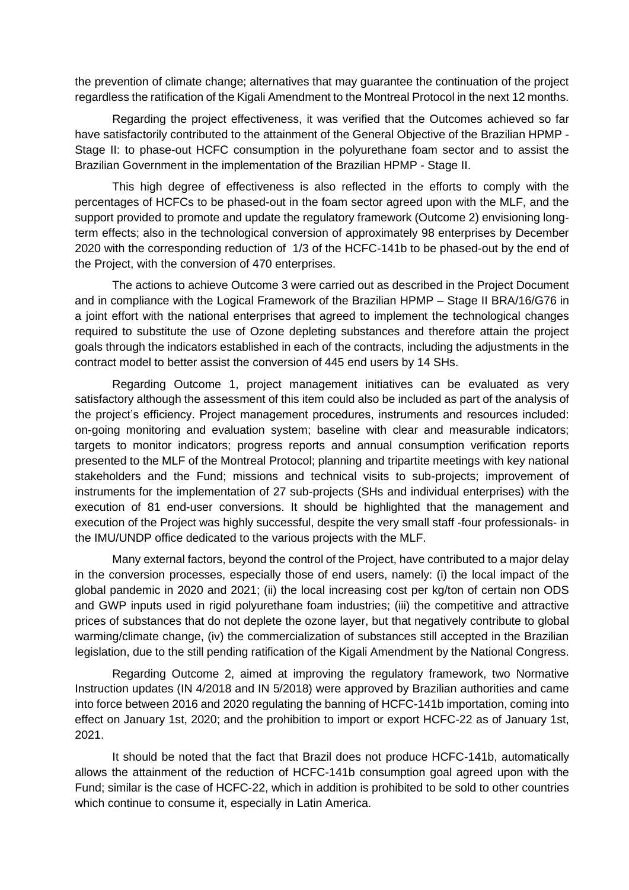the prevention of climate change; alternatives that may guarantee the continuation of the project regardless the ratification of the Kigali Amendment to the Montreal Protocol in the next 12 months.

Regarding the project effectiveness, it was verified that the Outcomes achieved so far have satisfactorily contributed to the attainment of the General Objective of the Brazilian HPMP - Stage II: to phase-out HCFC consumption in the polyurethane foam sector and to assist the Brazilian Government in the implementation of the Brazilian HPMP - Stage II.

This high degree of effectiveness is also reflected in the efforts to comply with the percentages of HCFCs to be phased-out in the foam sector agreed upon with the MLF, and the support provided to promote and update the regulatory framework (Outcome 2) envisioning long-term effects; also in the technological conversion of approximately 98 enterprises by December 2020 with the corresponding reduction of 1/3 of the HCFC-141b to be phased-out by the end of the Project, with the conversion of 470 enterprises.

The actions to achieve Outcome 3 were carried out as described in the Project Document and in compliance with the Logical Framework of the Brazilian HPMP – Stage II BRA/16/G76 in a joint effort with the national enterprises that agreed to implement the technological changes required to substitute the use of Ozone depleting substances and therefore attain the project goals through the indicators established in each of the contracts, including the adjustments in the contract model to better assist the conversion of 445 end users by 14 SHs.

Regarding Outcome 1, project management initiatives can be evaluated as very satisfactory although the assessment of this item could also be included as part of the analysis of the project's efficiency. Project management procedures, instruments and resources included: on-going monitoring and evaluation system; baseline with clear and measurable indicators; targets to monitor indicators; progress reports and annual consumption verification reports presented to the MLF of the Montreal Protocol; planning and tripartite meetings with key national stakeholders and the Fund; missions and technical visits to sub-projects; improvement of instruments for the implementation of 27 sub-projects (SHs and individual enterprises) with the execution of 81 end-user conversions. It should be highlighted that the management and execution of the Project was highly successful, despite the very small staff -four professionals- in the IMU/UNDP office dedicated to the various projects with the MLF.

Many external factors, beyond the control of the Project, have contributed to a major delay in the conversion processes, especially those of end users, namely: (i) the local impact of the global pandemic in 2020 and 2021; (ii) the local increasing cost per kg/ton of certain non ODS and GWP inputs used in rigid polyurethane foam industries; (iii) the competitive and attractive prices of substances that do not deplete the ozone layer, but that negatively contribute to global warming/climate change, (iv) the commercialization of substances still accepted in the Brazilian legislation, due to the still pending ratification of the Kigali Amendment by the National Congress.

Regarding Outcome 2, aimed at improving the regulatory framework, two Normative Instruction updates (IN 4/2018 and IN 5/2018) were approved by Brazilian authorities and came into force between 2016 and 2020 regulating the banning of HCFC-141b importation, coming into effect on January 1st, 2020; and the prohibition to import or export HCFC-22 as of January 1st, 2021.

It should be noted that the fact that Brazil does not produce HCFC-141b, automatically allows the attainment of the reduction of HCFC-141b consumption goal agreed upon with the Fund; similar is the case of HCFC-22, which in addition is prohibited to be sold to other countries which continue to consume it, especially in Latin America.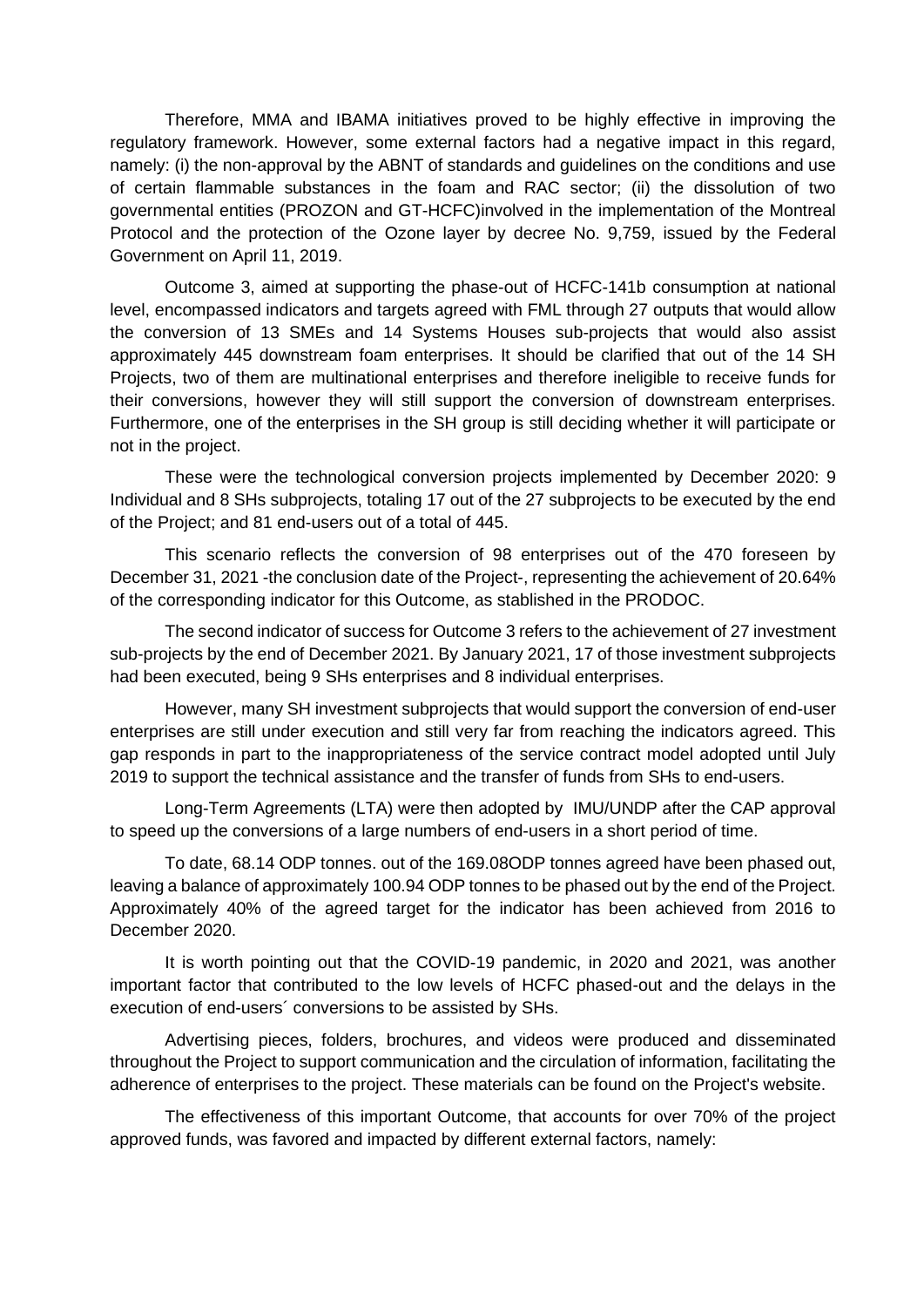Therefore, MMA and IBAMA initiatives proved to be highly effective in improving the regulatory framework. However, some external factors had a negative impact in this regard, namely: (i) the non-approval by the ABNT of standards and guidelines on the conditions and use of certain flammable substances in the foam and RAC sector; (ii) the dissolution of two governmental entities (PROZON and GT-HCFC)involved in the implementation of the Montreal Protocol and the protection of the Ozone layer by decree No. 9,759, issued by the Federal Government on April 11, 2019.

Outcome 3, aimed at supporting the phase-out of HCFC-141b consumption at national level, encompassed indicators and targets agreed with FML through 27 outputs that would allow the conversion of 13 SMEs and 14 Systems Houses sub-projects that would also assist approximately 445 downstream foam enterprises. It should be clarified that out of the 14 SH Projects, two of them are multinational enterprises and therefore ineligible to receive funds for their conversions, however they will still support the conversion of downstream enterprises. Furthermore, one of the enterprises in the SH group is still deciding whether it will participate or not in the project.

These were the technological conversion projects implemented by December 2020: 9 Individual and 8 SHs subprojects, totaling 17 out of the 27 subprojects to be executed by the end of the Project; and 81 end-users out of a total of 445.

This scenario reflects the conversion of 98 enterprises out of the 470 foreseen by December 31, 2021 -the conclusion date of the Project-, representing the achievement of 20.64% of the corresponding indicator for this Outcome, as stablished in the PRODOC.

The second indicator of success for Outcome 3 refers to the achievement of 27 investment sub-projects by the end of December 2021. By January 2021, 17 of those investment subprojects had been executed, being 9 SHs enterprises and 8 individual enterprises.

However, many SH investment subprojects that would support the conversion of end-user enterprises are still under execution and still very far from reaching the indicators agreed. This gap responds in part to the inappropriateness of the service contract model adopted until July 2019 to support the technical assistance and the transfer of funds from SHs to end-users.

Long-Term Agreements (LTA) were then adopted by IMU/UNDP after the CAP approval to speed up the conversions of a large numbers of end-users in a short period of time.

To date, 68.14 ODP tonnes. out of the 169.08ODP tonnes agreed have been phased out, leaving a balance of approximately 100.94 ODP tonnes to be phased out by the end of the Project. Approximately 40% of the agreed target for the indicator has been achieved from 2016 to December 2020.

It is worth pointing out that the COVID-19 pandemic, in 2020 and 2021, was another important factor that contributed to the low levels of HCFC phased-out and the delays in the execution of end-users´ conversions to be assisted by SHs.

Advertising pieces, folders, brochures, and videos were produced and disseminated throughout the Project to support communication and the circulation of information, facilitating the adherence of enterprises to the project. These materials can be found on the Project's website.

The effectiveness of this important Outcome, that accounts for over 70% of the project approved funds, was favored and impacted by different external factors, namely: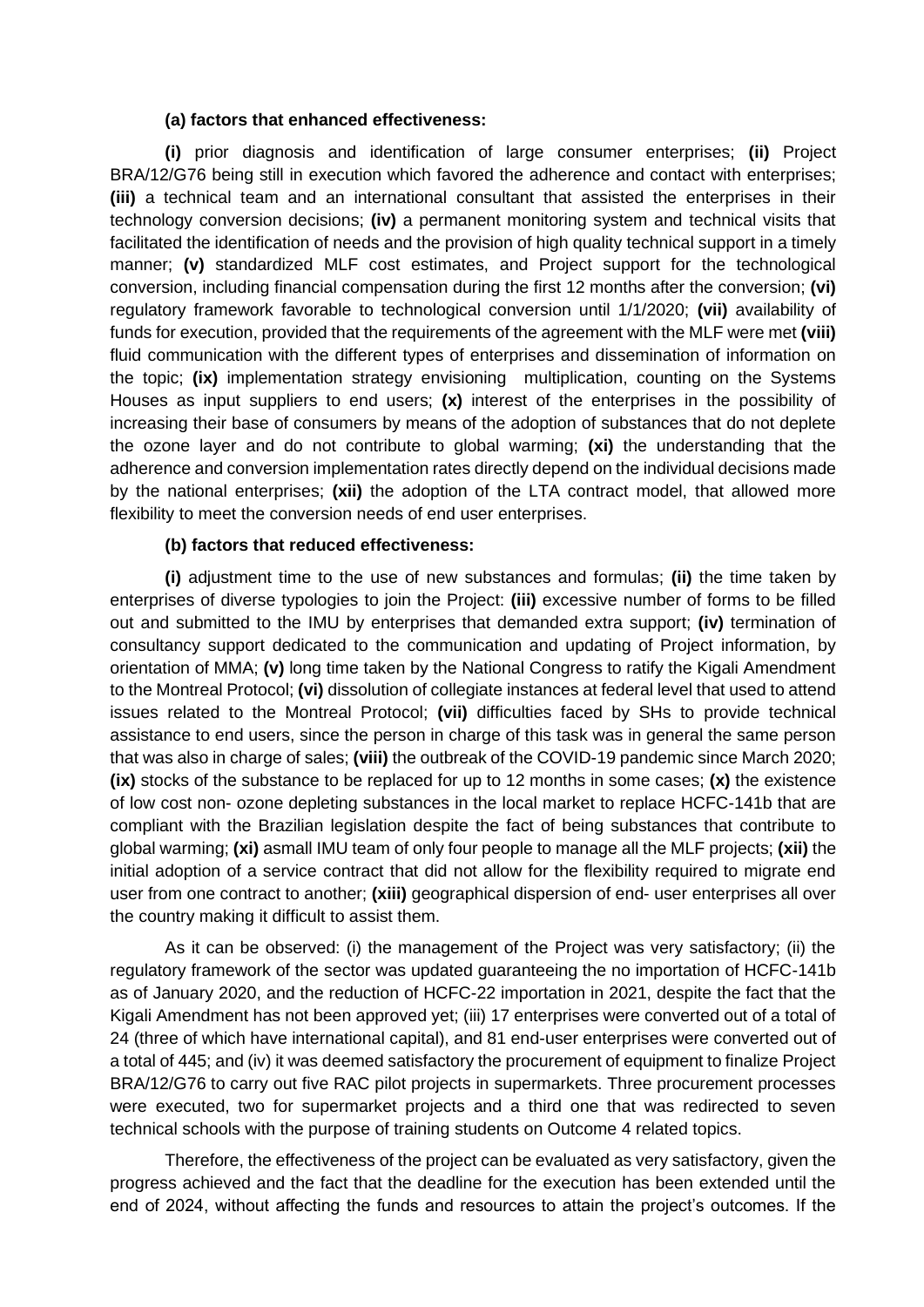**(a) factors that enhanced effectiveness:**

**(i)** prior diagnosis and identification of large consumer enterprises; **(ii)** Project BRA/12/G76 being still in execution which favored the adherence and contact with enterprises; **(iii)** a technical team and an international consultant that assisted the enterprises in their technology conversion decisions; **(iv)** a permanent monitoring system and technical visits that facilitated the identification of needs and the provision of high quality technical support in a timely manner; **(v)** standardized MLF cost estimates, and Project support for the technological conversion, including financial compensation during the first 12 months after the conversion; **(vi)** regulatory framework favorable to technological conversion until 1/1/2020; **(vii)** availability of funds for execution, provided that the requirements of the agreement with the MLF were met **(viii)** fluid communication with the different types of enterprises and dissemination of information on the topic; **(ix)** implementation strategy envisioning multiplication, counting on the Systems Houses as input suppliers to end users; **(x)** interest of the enterprises in the possibility of increasing their base of consumers by means of the adoption of substances that do not deplete the ozone layer and do not contribute to global warming; **(xi)** the understanding that the adherence and conversion implementation rates directly depend on the individual decisions made by the national enterprises; **(xii)** the adoption of the LTA contract model, that allowed more flexibility to meet the conversion needs of end user enterprises.

**(b) factors that reduced effectiveness:**

**(i)** adjustment time to the use of new substances and formulas; **(ii)** the time taken by enterprises of diverse typologies to join the Project: **(iii)** excessive number of forms to be filled out and submitted to the IMU by enterprises that demanded extra support; **(iv)** termination of consultancy support dedicated to the communication and updating of Project information, by orientation of MMA; **(v)** long time taken by the National Congress to ratify the Kigali Amendment to the Montreal Protocol; **(vi)** dissolution of collegiate instances at federal level that used to attend issues related to the Montreal Protocol; **(vii)** difficulties faced by SHs to provide technical assistance to end users, since the person in charge of this task was in general the same person that was also in charge of sales; **(viii)** the outbreak of the COVID-19 pandemic since March 2020; **(ix)** stocks of the substance to be replaced for up to 12 months in some cases; **(x)** the existence of low cost non- ozone depleting substances in the local market to replace HCFC-141b that are compliant with the Brazilian legislation despite the fact of being substances that contribute to global warming; **(xi)** asmall IMU team of only four people to manage all the MLF projects; **(xii)** the initial adoption of a service contract that did not allow for the flexibility required to migrate end user from one contract to another; **(xiii)** geographical dispersion of end- user enterprises all over the country making it difficult to assist them.

As it can be observed: (i) the management of the Project was very satisfactory; (ii) the regulatory framework of the sector was updated guaranteeing the no importation of HCFC-141b as of January 2020, and the reduction of HCFC-22 importation in 2021, despite the fact that the Kigali Amendment has not been approved yet; (iii) 17 enterprises were converted out of a total of 24 (three of which have international capital), and 81 end-user enterprises were converted out of a total of 445; and (iv) it was deemed satisfactory the procurement of equipment to finalize Project BRA/12/G76 to carry out five RAC pilot projects in supermarkets. Three procurement processes were executed, two for supermarket projects and a third one that was redirected to seven technical schools with the purpose of training students on Outcome 4 related topics.

Therefore, the effectiveness of the project can be evaluated as very satisfactory, given the progress achieved and the fact that the deadline for the execution has been extended until the end of 2024, without affecting the funds and resources to attain the project's outcomes. If the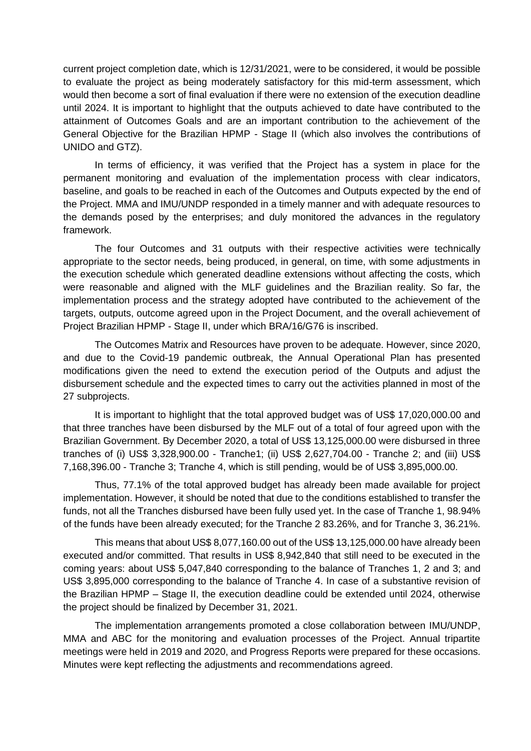current project completion date, which is 12/31/2021, were to be considered, it would be possible to evaluate the project as being moderately satisfactory for this mid-term assessment, which would then become a sort of final evaluation if there were no extension of the execution deadline until 2024. It is important to highlight that the outputs achieved to date have contributed to the attainment of Outcomes Goals and are an important contribution to the achievement of the General Objective for the Brazilian HPMP - Stage II (which also involves the contributions of UNIDO and GTZ).

In terms of efficiency, it was verified that the Project has a system in place for the permanent monitoring and evaluation of the implementation process with clear indicators, baseline, and goals to be reached in each of the Outcomes and Outputs expected by the end of the Project. MMA and IMU/UNDP responded in a timely manner and with adequate resources to the demands posed by the enterprises; and duly monitored the advances in the regulatory framework.

The four Outcomes and 31 outputs with their respective activities were technically appropriate to the sector needs, being produced, in general, on time, with some adjustments in the execution schedule which generated deadline extensions without affecting the costs, which were reasonable and aligned with the MLF guidelines and the Brazilian reality. So far, the implementation process and the strategy adopted have contributed to the achievement of the targets, outputs, outcome agreed upon in the Project Document, and the overall achievement of Project Brazilian HPMP - Stage II, under which BRA/16/G76 is inscribed.

The Outcomes Matrix and Resources have proven to be adequate. However, since 2020, and due to the Covid-19 pandemic outbreak, the Annual Operational Plan has presented modifications given the need to extend the execution period of the Outputs and adjust the disbursement schedule and the expected times to carry out the activities planned in most of the 27 subprojects.

It is important to highlight that the total approved budget was of US$ 17,020,000.00 and that three tranches have been disbursed by the MLF out of a total of four agreed upon with the Brazilian Government. By December 2020, a total of US$ 13,125,000.00 were disbursed in three tranches of (i) US$ 3,328,900.00 - Tranche1; (ii) US$ 2,627,704.00 - Tranche 2; and (iii) US$ 7,168,396.00 - Tranche 3; Tranche 4, which is still pending, would be of US$ 3,895,000.00.

Thus, 77.1% of the total approved budget has already been made available for project implementation. However, it should be noted that due to the conditions established to transfer the funds, not all the Tranches disbursed have been fully used yet. In the case of Tranche 1, 98.94% of the funds have been already executed; for the Tranche 2 83.26%, and for Tranche 3, 36.21%.

This means that about US$ 8,077,160.00 out of the US$ 13,125,000.00 have already been executed and/or committed. That results in US$ 8,942,840 that still need to be executed in the coming years: about US$ 5,047,840 corresponding to the balance of Tranches 1, 2 and 3; and US$ 3,895,000 corresponding to the balance of Tranche 4. In case of a substantive revision of the Brazilian HPMP – Stage II, the execution deadline could be extended until 2024, otherwise the project should be finalized by December 31, 2021.

The implementation arrangements promoted a close collaboration between IMU/UNDP, MMA and ABC for the monitoring and evaluation processes of the Project. Annual tripartite meetings were held in 2019 and 2020, and Progress Reports were prepared for these occasions. Minutes were kept reflecting the adjustments and recommendations agreed.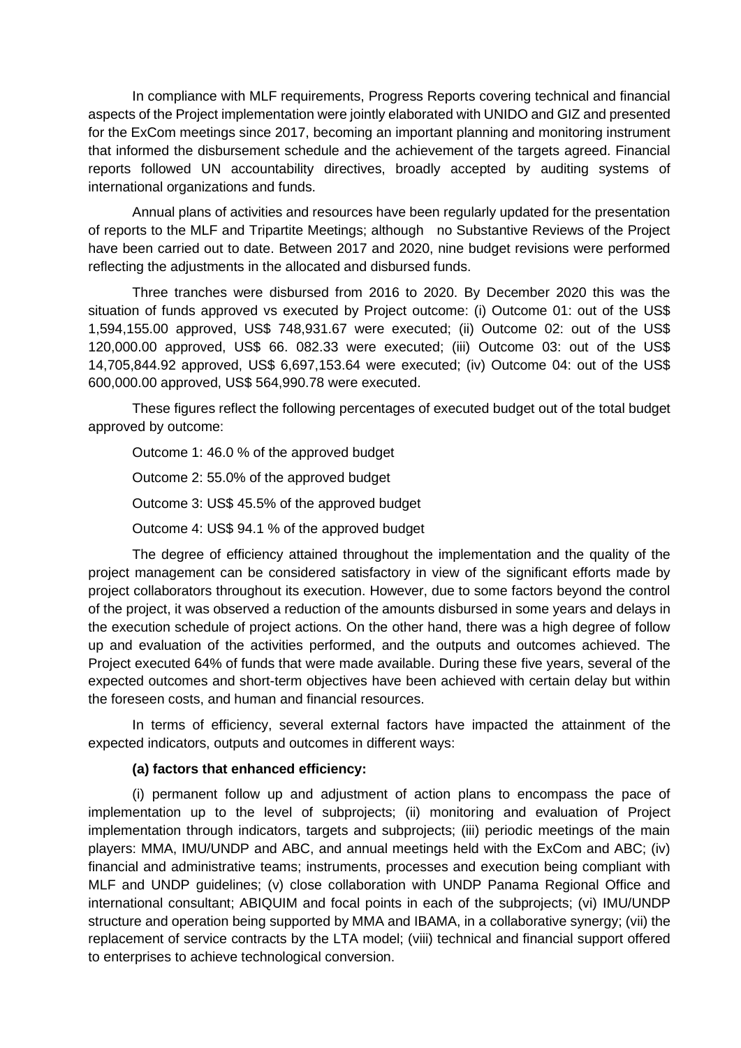In compliance with MLF requirements, Progress Reports covering technical and financial aspects of the Project implementation were jointly elaborated with UNIDO and GIZ and presented for the ExCom meetings since 2017, becoming an important planning and monitoring instrument that informed the disbursement schedule and the achievement of the targets agreed. Financial reports followed UN accountability directives, broadly accepted by auditing systems of international organizations and funds.

Annual plans of activities and resources have been regularly updated for the presentation of reports to the MLF and Tripartite Meetings; although no Substantive Reviews of the Project have been carried out to date. Between 2017 and 2020, nine budget revisions were performed reflecting the adjustments in the allocated and disbursed funds.

Three tranches were disbursed from 2016 to 2020. By December 2020 this was the situation of funds approved vs executed by Project outcome: (i) Outcome 01: out of the US$ 1,594,155.00 approved, US$ 748,931.67 were executed; (ii) Outcome 02: out of the US$ 120,000.00 approved, US$ 66. 082.33 were executed; (iii) Outcome 03: out of the US$ 14,705,844.92 approved, US$ 6,697,153.64 were executed; (iv) Outcome 04: out of the US$ 600,000.00 approved, US$ 564,990.78 were executed.

These figures reflect the following percentages of executed budget out of the total budget approved by outcome:

Outcome 1: 46.0 % of the approved budget

Outcome 2: 55.0% of the approved budget

Outcome 3: US$ 45.5% of the approved budget

Outcome 4: US$ 94.1 % of the approved budget

The degree of efficiency attained throughout the implementation and the quality of the project management can be considered satisfactory in view of the significant efforts made by project collaborators throughout its execution. However, due to some factors beyond the control of the project, it was observed a reduction of the amounts disbursed in some years and delays in the execution schedule of project actions. On the other hand, there was a high degree of follow up and evaluation of the activities performed, and the outputs and outcomes achieved. The Project executed 64% of funds that were made available. During these five years, several of the expected outcomes and short-term objectives have been achieved with certain delay but within the foreseen costs, and human and financial resources.

In terms of efficiency, several external factors have impacted the attainment of the expected indicators, outputs and outcomes in different ways:

**(a) factors that enhanced efficiency:**

(i) permanent follow up and adjustment of action plans to encompass the pace of implementation up to the level of subprojects; (ii) monitoring and evaluation of Project implementation through indicators, targets and subprojects; (iii) periodic meetings of the main players: MMA, IMU/UNDP and ABC, and annual meetings held with the ExCom and ABC; (iv) financial and administrative teams; instruments, processes and execution being compliant with MLF and UNDP guidelines; (v) close collaboration with UNDP Panama Regional Office and international consultant; ABIQUIM and focal points in each of the subprojects; (vi) IMU/UNDP structure and operation being supported by MMA and IBAMA, in a collaborative synergy; (vii) the replacement of service contracts by the LTA model; (viii) technical and financial support offered to enterprises to achieve technological conversion.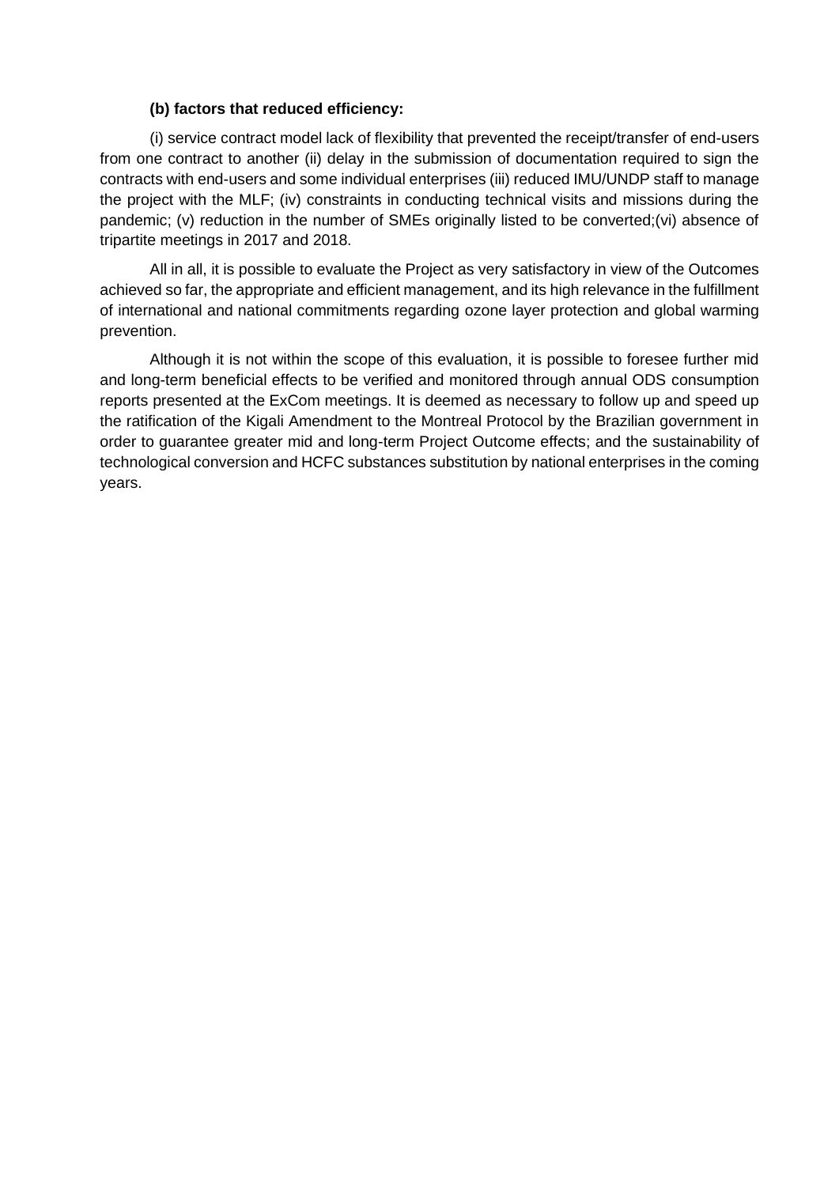**(b) factors that reduced efficiency:**

(i) service contract model lack of flexibility that prevented the receipt/transfer of end-users from one contract to another (ii) delay in the submission of documentation required to sign the contracts with end-users and some individual enterprises (iii) reduced IMU/UNDP staff to manage the project with the MLF; (iv) constraints in conducting technical visits and missions during the pandemic; (v) reduction in the number of SMEs originally listed to be converted;(vi) absence of tripartite meetings in 2017 and 2018.

All in all, it is possible to evaluate the Project as very satisfactory in view of the Outcomes achieved so far, the appropriate and efficient management, and its high relevance in the fulfillment of international and national commitments regarding ozone layer protection and global warming prevention.

Although it is not within the scope of this evaluation, it is possible to foresee further mid and long-term beneficial effects to be verified and monitored through annual ODS consumption reports presented at the ExCom meetings. It is deemed as necessary to follow up and speed up the ratification of the Kigali Amendment to the Montreal Protocol by the Brazilian government in order to guarantee greater mid and long-term Project Outcome effects; and the sustainability of technological conversion and HCFC substances substitution by national enterprises in the coming years.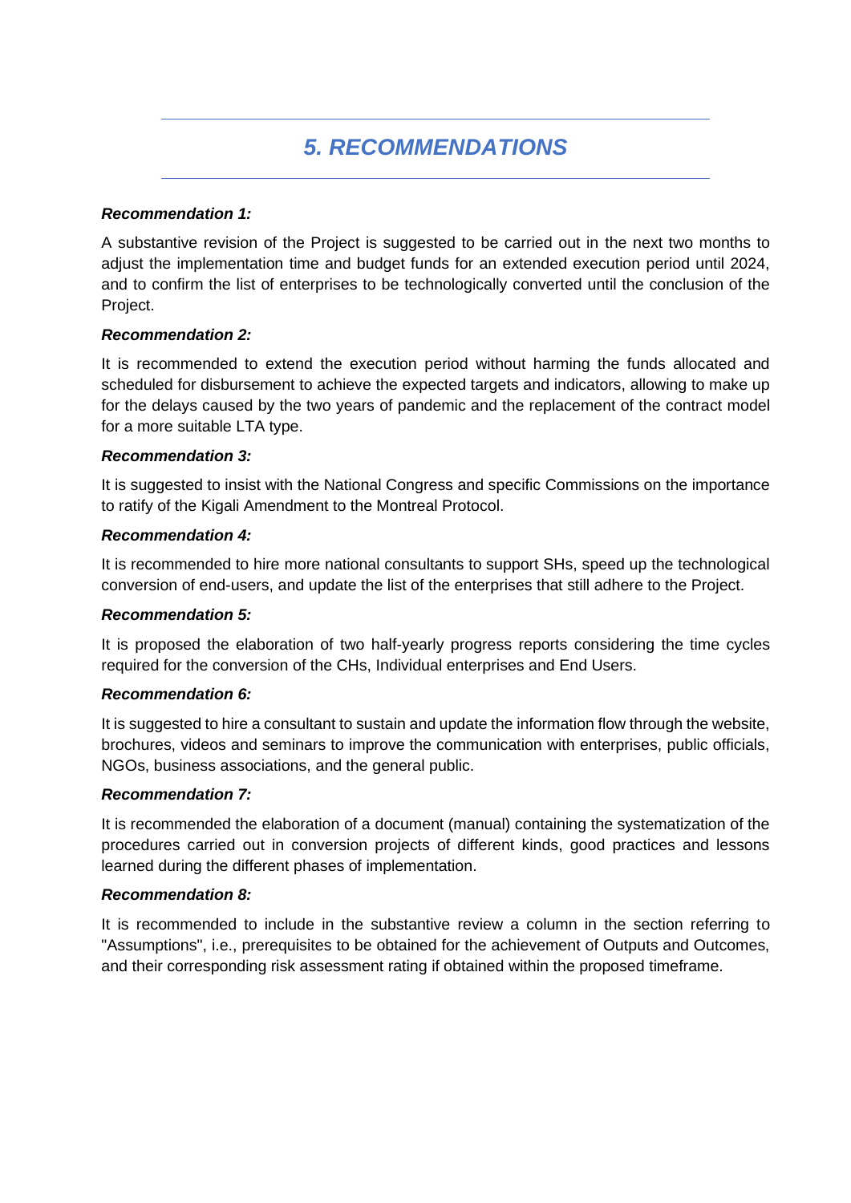# *5. RECOMMENDATIONS*

***Recommendation 1:***

A substantive revision of the Project is suggested to be carried out in the next two months to adjust the implementation time and budget funds for an extended execution period until 2024, and to confirm the list of enterprises to be technologically converted until the conclusion of the Project.

***Recommendation 2:***

It is recommended to extend the execution period without harming the funds allocated and scheduled for disbursement to achieve the expected targets and indicators, allowing to make up for the delays caused by the two years of pandemic and the replacement of the contract model for a more suitable LTA type.

***Recommendation 3:***

It is suggested to insist with the National Congress and specific Commissions on the importance to ratify of the Kigali Amendment to the Montreal Protocol.

***Recommendation 4:***

It is recommended to hire more national consultants to support SHs, speed up the technological conversion of end-users, and update the list of the enterprises that still adhere to the Project.

***Recommendation 5:***

It is proposed the elaboration of two half-yearly progress reports considering the time cycles required for the conversion of the CHs, Individual enterprises and End Users.

***Recommendation 6:***

It is suggested to hire a consultant to sustain and update the information flow through the website, brochures, videos and seminars to improve the communication with enterprises, public officials, NGOs, business associations, and the general public.

***Recommendation 7:***

It is recommended the elaboration of a document (manual) containing the systematization of the procedures carried out in conversion projects of different kinds, good practices and lessons learned during the different phases of implementation.

***Recommendation 8:***

It is recommended to include in the substantive review a column in the section referring to "Assumptions", i.e., prerequisites to be obtained for the achievement of Outputs and Outcomes, and their corresponding risk assessment rating if obtained within the proposed timeframe.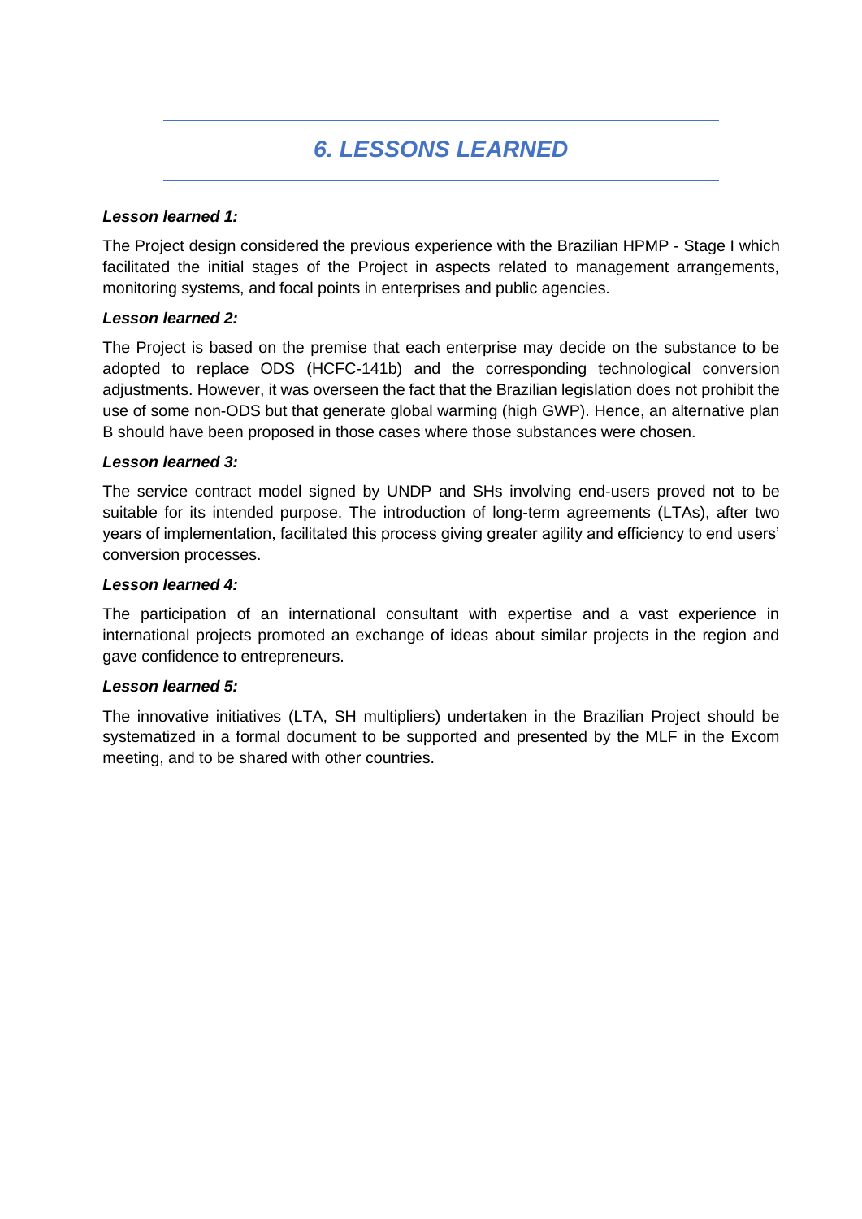# 6. LESSONS LEARNED

***Lesson learned 1:***

The Project design considered the previous experience with the Brazilian HPMP - Stage I which facilitated the initial stages of the Project in aspects related to management arrangements, monitoring systems, and focal points in enterprises and public agencies.

***Lesson learned 2:***

The Project is based on the premise that each enterprise may decide on the substance to be adopted to replace ODS (HCFC-141b) and the corresponding technological conversion adjustments. However, it was overseen the fact that the Brazilian legislation does not prohibit the use of some non-ODS but that generate global warming (high GWP). Hence, an alternative plan B should have been proposed in those cases where those substances were chosen.

***Lesson learned 3:***

The service contract model signed by UNDP and SHs involving end-users proved not to be suitable for its intended purpose. The introduction of long-term agreements (LTAs), after two years of implementation, facilitated this process giving greater agility and efficiency to end users' conversion processes.

***Lesson learned 4:***

The participation of an international consultant with expertise and a vast experience in international projects promoted an exchange of ideas about similar projects in the region and gave confidence to entrepreneurs.

***Lesson learned 5:***

The innovative initiatives (LTA, SH multipliers) undertaken in the Brazilian Project should be systematized in a formal document to be supported and presented by the MLF in the Excom meeting, and to be shared with other countries.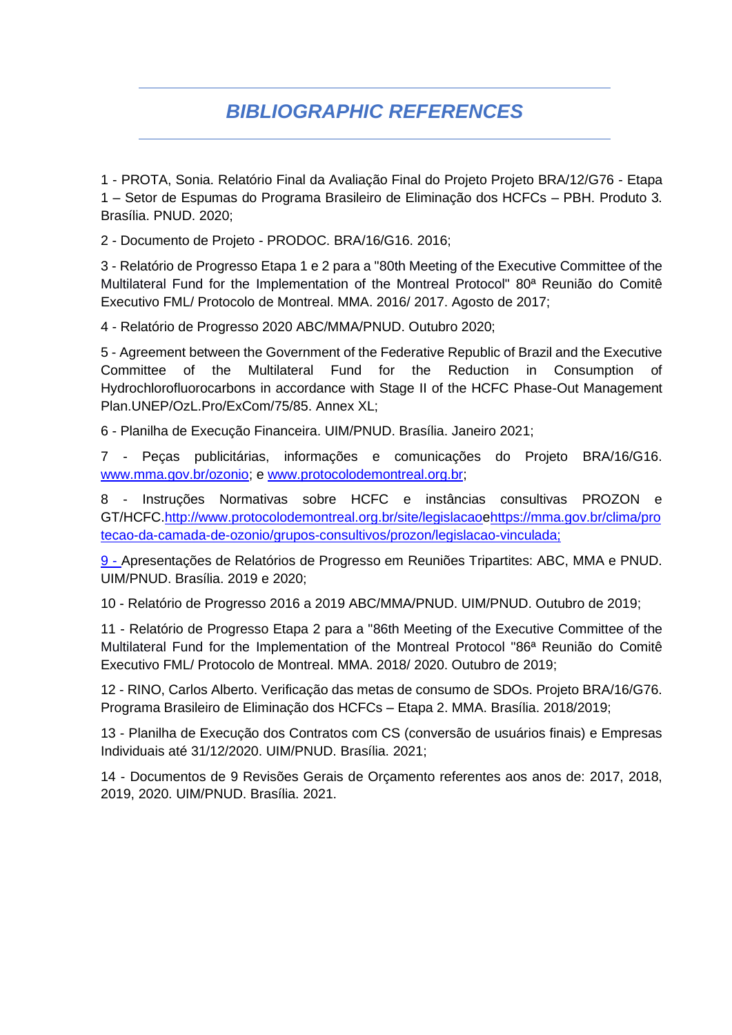# *BIBLIOGRAPHIC REFERENCES*

1 - PROTA, Sonia. Relatório Final da Avaliação Final do Projeto Projeto BRA/12/G76 - Etapa 1 – Setor de Espumas do Programa Brasileiro de Eliminação dos HCFCs – PBH. Produto 3. Brasília. PNUD. 2020;

2 - Documento de Projeto - PRODOC. BRA/16/G16. 2016;

3 - Relatório de Progresso Etapa 1 e 2 para a "80th Meeting of the Executive Committee of the Multilateral Fund for the Implementation of the Montreal Protocol" 80ª Reunião do Comitê Executivo FML/ Protocolo de Montreal. MMA. 2016/ 2017. Agosto de 2017;

4 - Relatório de Progresso 2020 ABC/MMA/PNUD. Outubro 2020;

5 - Agreement between the Government of the Federative Republic of Brazil and the Executive Committee of the Multilateral Fund for the Reduction in Consumption of Hydrochlorofluorocarbons in accordance with Stage II of the HCFC Phase-Out Management Plan.UNEP/OzL.Pro/ExCom/75/85. Annex XL;

6 - Planilha de Execução Financeira. UIM/PNUD. Brasília. Janeiro 2021;

7 - Peças publicitárias, informações e comunicações do Projeto BRA/16/G16. www.mma.gov.br/ozonio; e www.protocolodemontreal.org.br;

8 - Instruções Normativas sobre HCFC e instâncias consultivas PROZON e GT/HCFC.http://www.protocolodemontreal.org.br/site/legislacaoehttps://mma.gov.br/clima/protecao-da-camada-de-ozonio/grupos-consultivos/prozon/legislacao-vinculada;

9 - Apresentações de Relatórios de Progresso em Reuniões Tripartites: ABC, MMA e PNUD. UIM/PNUD. Brasília. 2019 e 2020;

10 - Relatório de Progresso 2016 a 2019 ABC/MMA/PNUD. UIM/PNUD. Outubro de 2019;

11 - Relatório de Progresso Etapa 2 para a "86th Meeting of the Executive Committee of the Multilateral Fund for the Implementation of the Montreal Protocol "86ª Reunião do Comitê Executivo FML/ Protocolo de Montreal. MMA. 2018/ 2020. Outubro de 2019;

12 - RINO, Carlos Alberto. Verificação das metas de consumo de SDOs. Projeto BRA/16/G76. Programa Brasileiro de Eliminação dos HCFCs – Etapa 2. MMA. Brasília. 2018/2019;

13 - Planilha de Execução dos Contratos com CS (conversão de usuários finais) e Empresas Individuais até 31/12/2020. UIM/PNUD. Brasília. 2021;

14 - Documentos de 9 Revisões Gerais de Orçamento referentes aos anos de: 2017, 2018, 2019, 2020. UIM/PNUD. Brasília. 2021.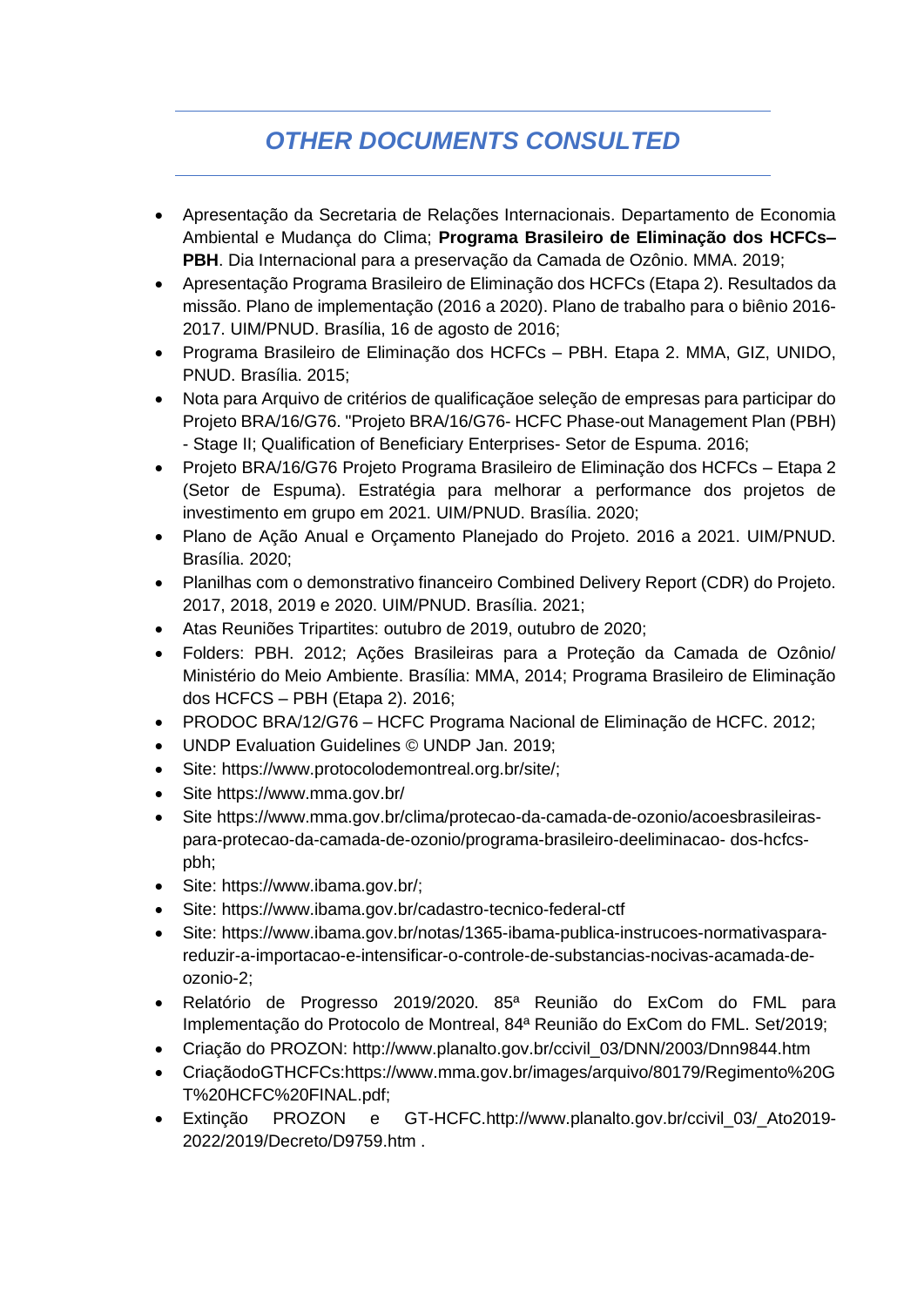# *OTHER DOCUMENTS CONSULTED*

- Apresentação da Secretaria de Relações Internacionais. Departamento de Economia Ambiental e Mudança do Clima; **Programa Brasileiro de Eliminação dos HCFCs– PBH**. Dia Internacional para a preservação da Camada de Ozônio. MMA. 2019;
- Apresentação Programa Brasileiro de Eliminação dos HCFCs (Etapa 2). Resultados da missão. Plano de implementação (2016 a 2020). Plano de trabalho para o biênio 2016-2017. UIM/PNUD. Brasília, 16 de agosto de 2016;
- Programa Brasileiro de Eliminação dos HCFCs – PBH. Etapa 2. MMA, GIZ, UNIDO, PNUD. Brasília. 2015;
- Nota para Arquivo de critérios de qualificaçãoe seleção de empresas para participar do Projeto BRA/16/G76. "Projeto BRA/16/G76- HCFC Phase-out Management Plan (PBH) - Stage II; Qualification of Beneficiary Enterprises- Setor de Espuma. 2016;
- Projeto BRA/16/G76 Projeto Programa Brasileiro de Eliminação dos HCFCs – Etapa 2 (Setor de Espuma). Estratégia para melhorar a performance dos projetos de investimento em grupo em 2021. UIM/PNUD. Brasília. 2020;
- Plano de Ação Anual e Orçamento Planejado do Projeto. 2016 a 2021. UIM/PNUD. Brasília. 2020;
- Planilhas com o demonstrativo financeiro Combined Delivery Report (CDR) do Projeto. 2017, 2018, 2019 e 2020. UIM/PNUD. Brasília. 2021;
- Atas Reuniões Tripartites: outubro de 2019, outubro de 2020;
- Folders: PBH. 2012; Ações Brasileiras para a Proteção da Camada de Ozônio/ Ministério do Meio Ambiente. Brasília: MMA, 2014; Programa Brasileiro de Eliminação dos HCFCS – PBH (Etapa 2). 2016;
- PRODOC BRA/12/G76 – HCFC Programa Nacional de Eliminação de HCFC. 2012;
- UNDP Evaluation Guidelines © UNDP Jan. 2019;
- Site: https://www.protocolodemontreal.org.br/site/;
- Site https://www.mma.gov.br/
- Site https://www.mma.gov.br/clima/protecao-da-camada-de-ozonio/acoesbrasileiras-para-protecao-da-camada-de-ozonio/programa-brasileiro-deeliminacao- dos-hcfcs-pbh;
- Site: https://www.ibama.gov.br/;
- Site: https://www.ibama.gov.br/cadastro-tecnico-federal-ctf
- Site: https://www.ibama.gov.br/notas/1365-ibama-publica-instrucoes-normativaspara-reduzir-a-importacao-e-intensificar-o-controle-de-substancias-nocivas-acamada-de-ozonio-2;
- Relatório de Progresso 2019/2020. 85ª Reunião do ExCom do FML para Implementação do Protocolo de Montreal, 84ª Reunião do ExCom do FML. Set/2019;
- Criação do PROZON: http://www.planalto.gov.br/ccivil_03/DNN/2003/Dnn9844.htm
- CriaçãodoGTHCFCs:https://www.mma.gov.br/images/arquivo/80179/Regimento%20GT%20HCFC%20FINAL.pdf;
- Extinção PROZON e GT-HCFC.http://www.planalto.gov.br/ccivil_03/_Ato2019-2022/2019/Decreto/D9759.htm .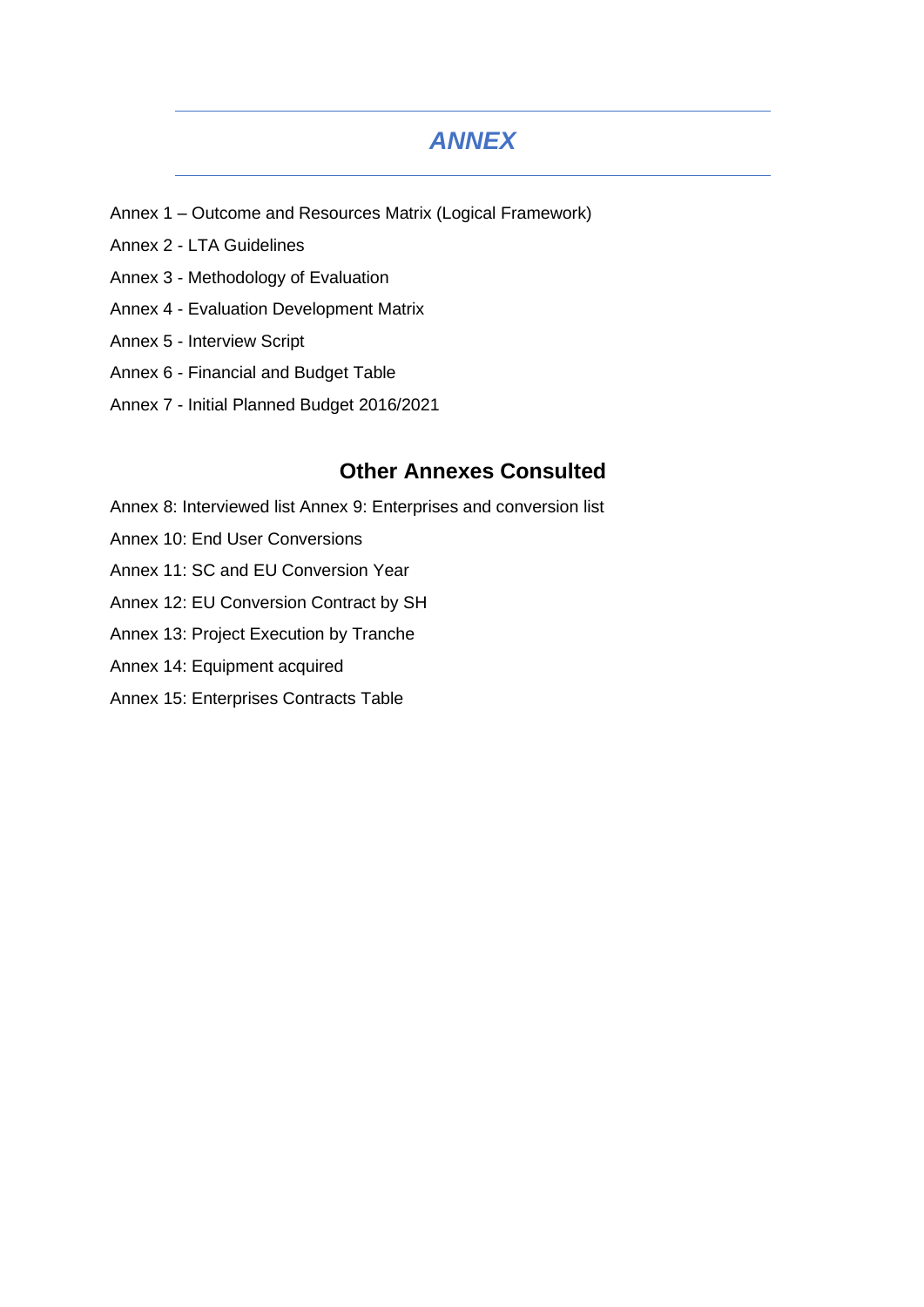# *ANNEX*

Annex 1 – Outcome and Resources Matrix (Logical Framework)

Annex 2 - LTA Guidelines

Annex 3 - Methodology of Evaluation

Annex 4 - Evaluation Development Matrix

Annex 5 - Interview Script

Annex 6 - Financial and Budget Table

Annex 7 - Initial Planned Budget 2016/2021

## Other Annexes Consulted

Annex 8: Interviewed list Annex 9: Enterprises and conversion list

Annex 10: End User Conversions

Annex 11: SC and EU Conversion Year

Annex 12: EU Conversion Contract by SH

Annex 13: Project Execution by Tranche

Annex 14: Equipment acquired

Annex 15: Enterprises Contracts Table